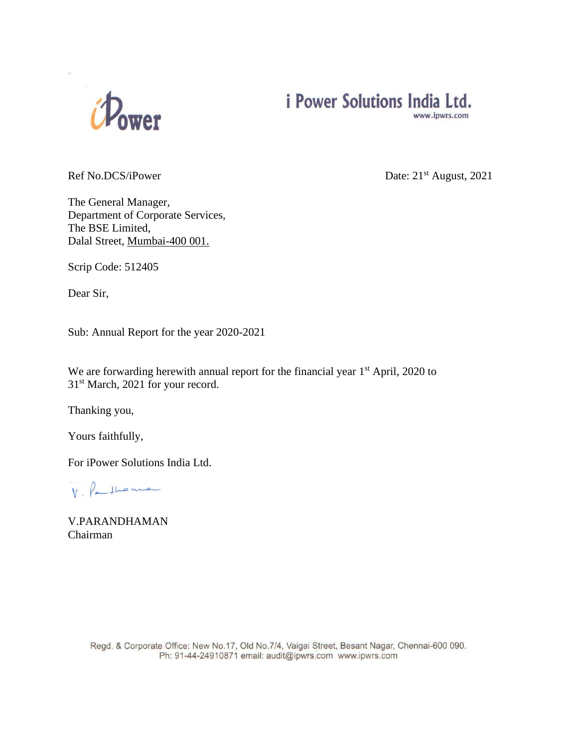# i Power Solutions India Ltd.

www.ipwrs.com

Ref No.DCS/iPower

Date: 21st August, 2021

The General Manager,
Department of Corporate Services,
The BSE Limited,
Dalal Street, Mumbai-400 001.

Scrip Code: 512405

Dear Sir,

Sub: Annual Report for the year 2020-2021

We are forwarding herewith annual report for the financial year 1st April, 2020 to 31st March, 2021 for your record.

Thanking you,

Yours faithfully,

For iPower Solutions India Ltd.

V.PARANDHAMAN
Chairman

Regd. & Corporate Office: New No.17, Old No.7/4, Vaigai Street, Besant Nagar, Chennai-600 090.
Ph: 91-44-24910871 email: audit@ipwrs.com www.ipwrs.com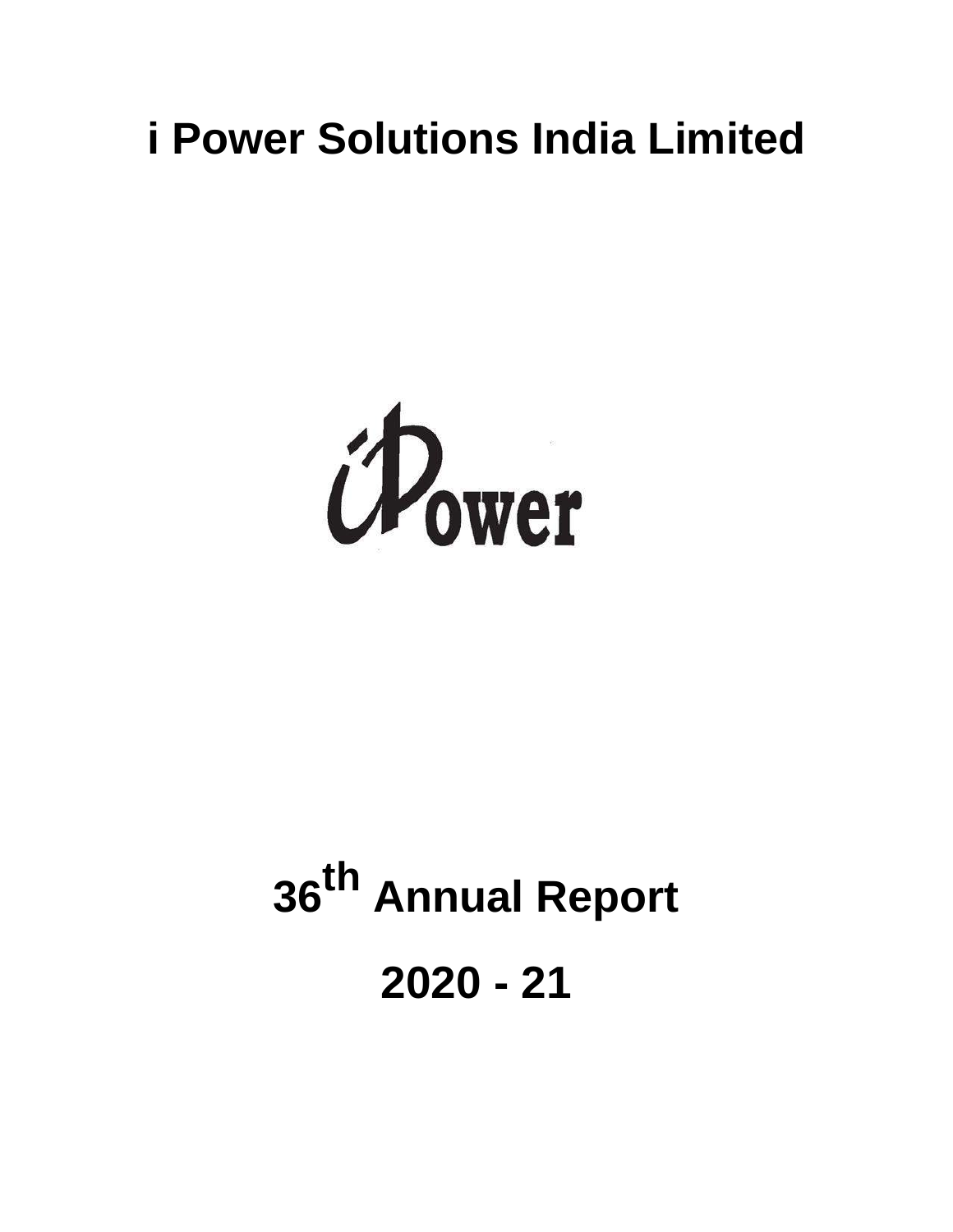# i Power Solutions India Limited

iPower

# 36th Annual Report

# 2020 - 21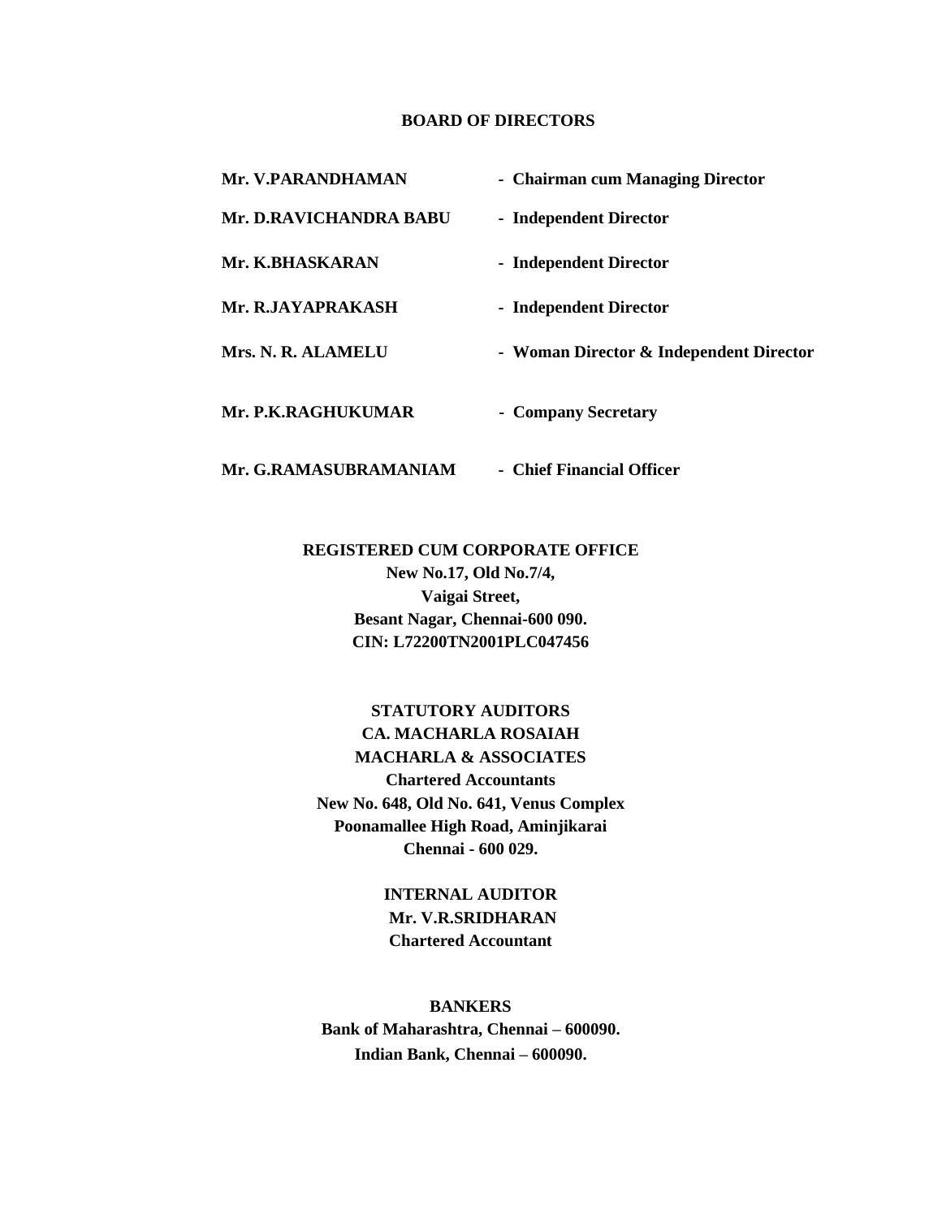## BOARD OF DIRECTORS

| | |
|---|---|
| **Mr. V.PARANDHAMAN** | **- Chairman cum Managing Director** |
| **Mr. D.RAVICHANDRA BABU** | **- Independent Director** |
| **Mr. K.BHASKARAN** | **- Independent Director** |
| **Mr. R.JAYAPRAKASH** | **- Independent Director** |
| **Mrs. N. R. ALAMELU** | **- Woman Director & Independent Director** |
| **Mr. P.K.RAGHUKUMAR** | **- Company Secretary** |
| **Mr. G.RAMASUBRAMANIAM** | **- Chief Financial Officer** |

**REGISTERED CUM CORPORATE OFFICE**
**New No.17, Old No.7/4,**
**Vaigai Street,**
**Besant Nagar, Chennai-600 090.**
**CIN: L72200TN2001PLC047456**

**STATUTORY AUDITORS**
**CA. MACHARLA ROSAIAH**
**MACHARLA & ASSOCIATES**
**Chartered Accountants**
**New No. 648, Old No. 641, Venus Complex**
**Poonamallee High Road, Aminjikarai**
**Chennai - 600 029.**

**INTERNAL AUDITOR**
**Mr. V.R.SRIDHARAN**
**Chartered Accountant**

**BANKERS**
**Bank of Maharashtra, Chennai – 600090.**
**Indian Bank, Chennai – 600090.**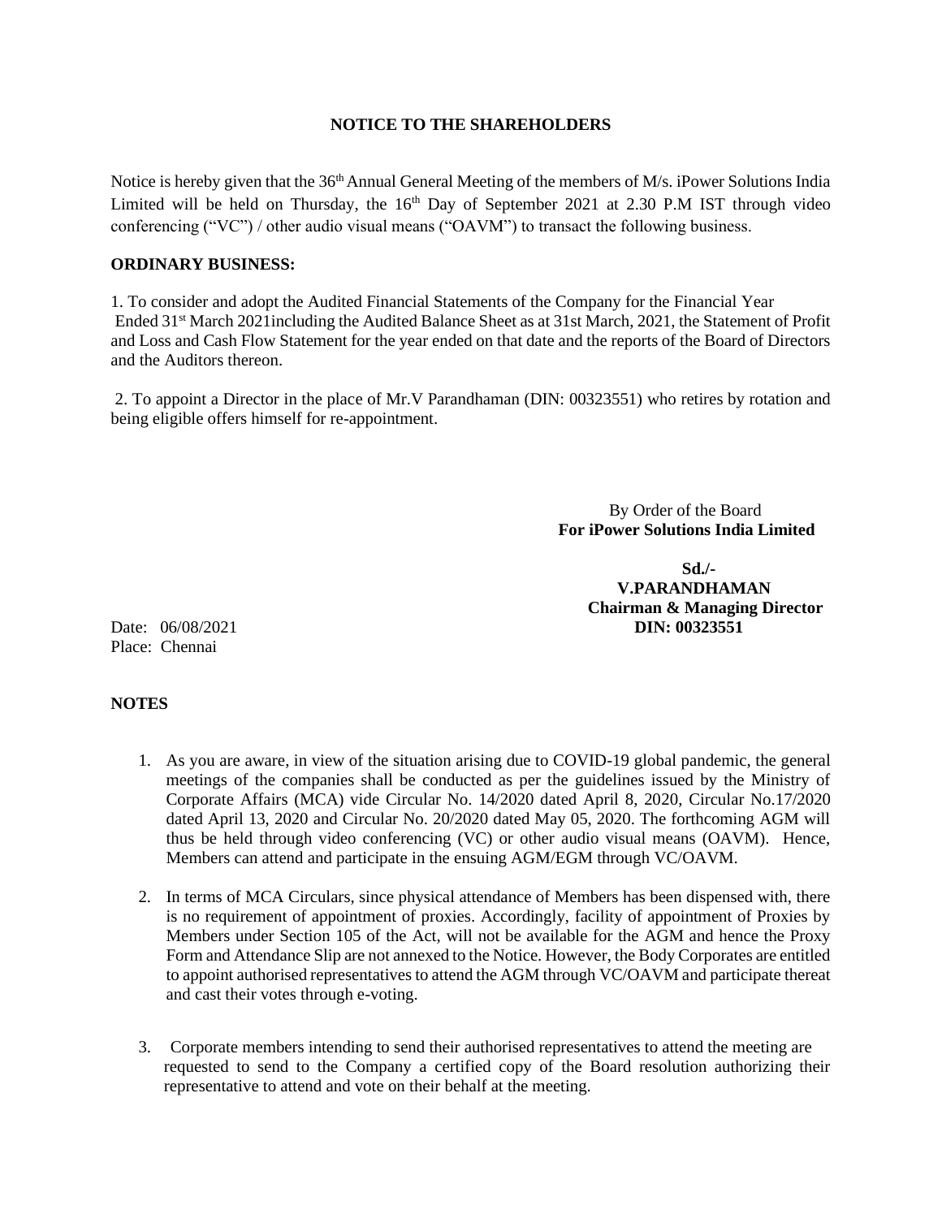## NOTICE TO THE SHAREHOLDERS

Notice is hereby given that the 36th Annual General Meeting of the members of M/s. iPower Solutions India Limited will be held on Thursday, the 16th Day of September 2021 at 2.30 P.M IST through video conferencing ("VC") / other audio visual means ("OAVM") to transact the following business.

**ORDINARY BUSINESS:**

1. To consider and adopt the Audited Financial Statements of the Company for the Financial Year Ended 31st March 2021including the Audited Balance Sheet as at 31st March, 2021, the Statement of Profit and Loss and Cash Flow Statement for the year ended on that date and the reports of the Board of Directors and the Auditors thereon.

2. To appoint a Director in the place of Mr.V Parandhaman (DIN: 00323551) who retires by rotation and being eligible offers himself for re-appointment.

By Order of the Board
**For iPower Solutions India Limited**

**Sd./-**
**V.PARANDHAMAN**
**Chairman & Managing Director**
**DIN: 00323551**

Date: 06/08/2021
Place: Chennai

**NOTES**

1. As you are aware, in view of the situation arising due to COVID-19 global pandemic, the general meetings of the companies shall be conducted as per the guidelines issued by the Ministry of Corporate Affairs (MCA) vide Circular No. 14/2020 dated April 8, 2020, Circular No.17/2020 dated April 13, 2020 and Circular No. 20/2020 dated May 05, 2020. The forthcoming AGM will thus be held through video conferencing (VC) or other audio visual means (OAVM). Hence, Members can attend and participate in the ensuing AGM/EGM through VC/OAVM.

2. In terms of MCA Circulars, since physical attendance of Members has been dispensed with, there is no requirement of appointment of proxies. Accordingly, facility of appointment of Proxies by Members under Section 105 of the Act, will not be available for the AGM and hence the Proxy Form and Attendance Slip are not annexed to the Notice. However, the Body Corporates are entitled to appoint authorised representatives to attend the AGM through VC/OAVM and participate thereat and cast their votes through e-voting.

3. Corporate members intending to send their authorised representatives to attend the meeting are requested to send to the Company a certified copy of the Board resolution authorizing their representative to attend and vote on their behalf at the meeting.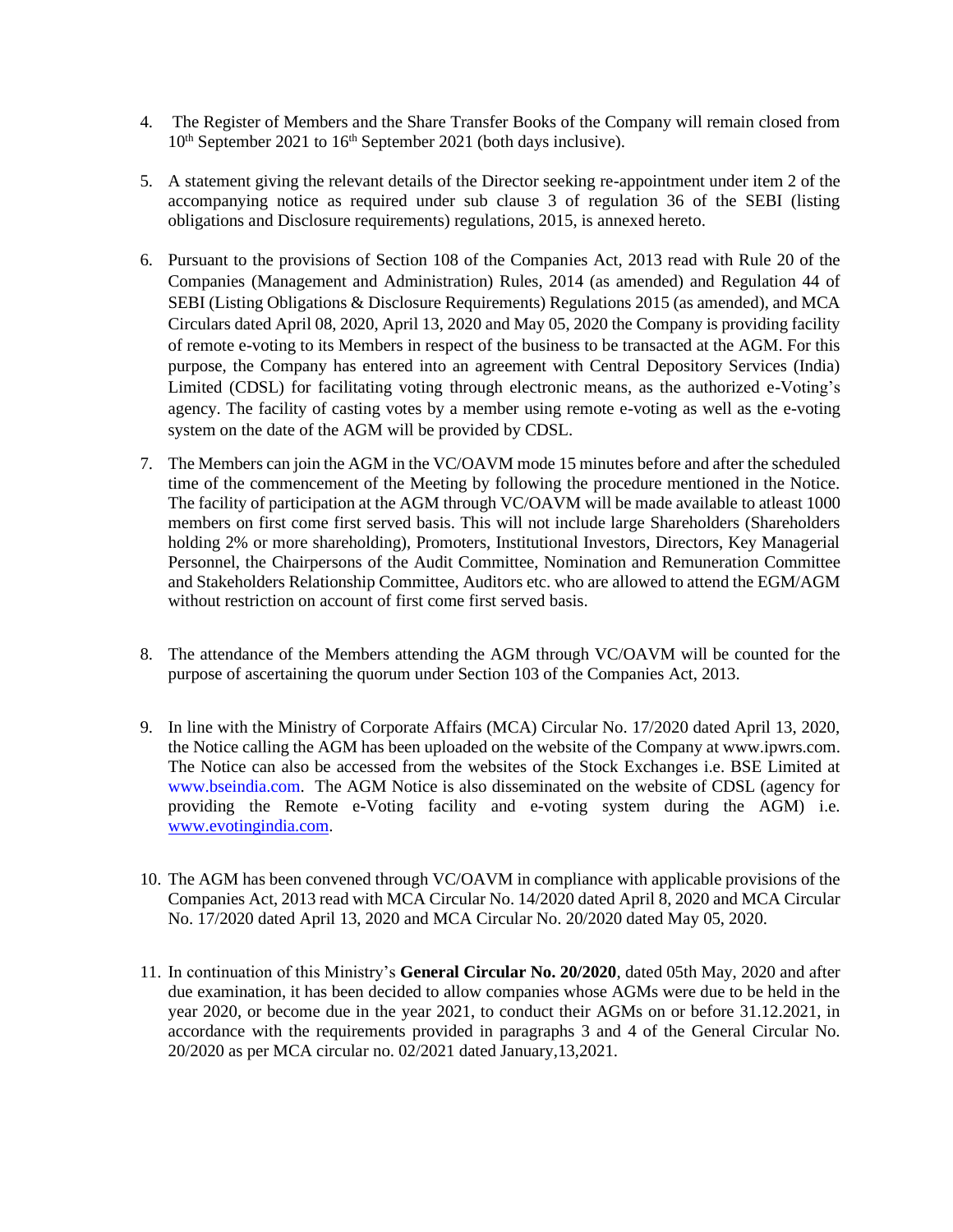4. The Register of Members and the Share Transfer Books of the Company will remain closed from 10th September 2021 to 16th September 2021 (both days inclusive).

5. A statement giving the relevant details of the Director seeking re-appointment under item 2 of the accompanying notice as required under sub clause 3 of regulation 36 of the SEBI (listing obligations and Disclosure requirements) regulations, 2015, is annexed hereto.

6. Pursuant to the provisions of Section 108 of the Companies Act, 2013 read with Rule 20 of the Companies (Management and Administration) Rules, 2014 (as amended) and Regulation 44 of SEBI (Listing Obligations & Disclosure Requirements) Regulations 2015 (as amended), and MCA Circulars dated April 08, 2020, April 13, 2020 and May 05, 2020 the Company is providing facility of remote e-voting to its Members in respect of the business to be transacted at the AGM. For this purpose, the Company has entered into an agreement with Central Depository Services (India) Limited (CDSL) for facilitating voting through electronic means, as the authorized e-Voting's agency. The facility of casting votes by a member using remote e-voting as well as the e-voting system on the date of the AGM will be provided by CDSL.

7. The Members can join the AGM in the VC/OAVM mode 15 minutes before and after the scheduled time of the commencement of the Meeting by following the procedure mentioned in the Notice. The facility of participation at the AGM through VC/OAVM will be made available to atleast 1000 members on first come first served basis. This will not include large Shareholders (Shareholders holding 2% or more shareholding), Promoters, Institutional Investors, Directors, Key Managerial Personnel, the Chairpersons of the Audit Committee, Nomination and Remuneration Committee and Stakeholders Relationship Committee, Auditors etc. who are allowed to attend the EGM/AGM without restriction on account of first come first served basis.

8. The attendance of the Members attending the AGM through VC/OAVM will be counted for the purpose of ascertaining the quorum under Section 103 of the Companies Act, 2013.

9. In line with the Ministry of Corporate Affairs (MCA) Circular No. 17/2020 dated April 13, 2020, the Notice calling the AGM has been uploaded on the website of the Company at www.ipwrs.com. The Notice can also be accessed from the websites of the Stock Exchanges i.e. BSE Limited at www.bseindia.com. The AGM Notice is also disseminated on the website of CDSL (agency for providing the Remote e-Voting facility and e-voting system during the AGM) i.e. www.evotingindia.com.

10. The AGM has been convened through VC/OAVM in compliance with applicable provisions of the Companies Act, 2013 read with MCA Circular No. 14/2020 dated April 8, 2020 and MCA Circular No. 17/2020 dated April 13, 2020 and MCA Circular No. 20/2020 dated May 05, 2020.

11. In continuation of this Ministry's **General Circular No. 20/2020**, dated 05th May, 2020 and after due examination, it has been decided to allow companies whose AGMs were due to be held in the year 2020, or become due in the year 2021, to conduct their AGMs on or before 31.12.2021, in accordance with the requirements provided in paragraphs 3 and 4 of the General Circular No. 20/2020 as per MCA circular no. 02/2021 dated January,13,2021.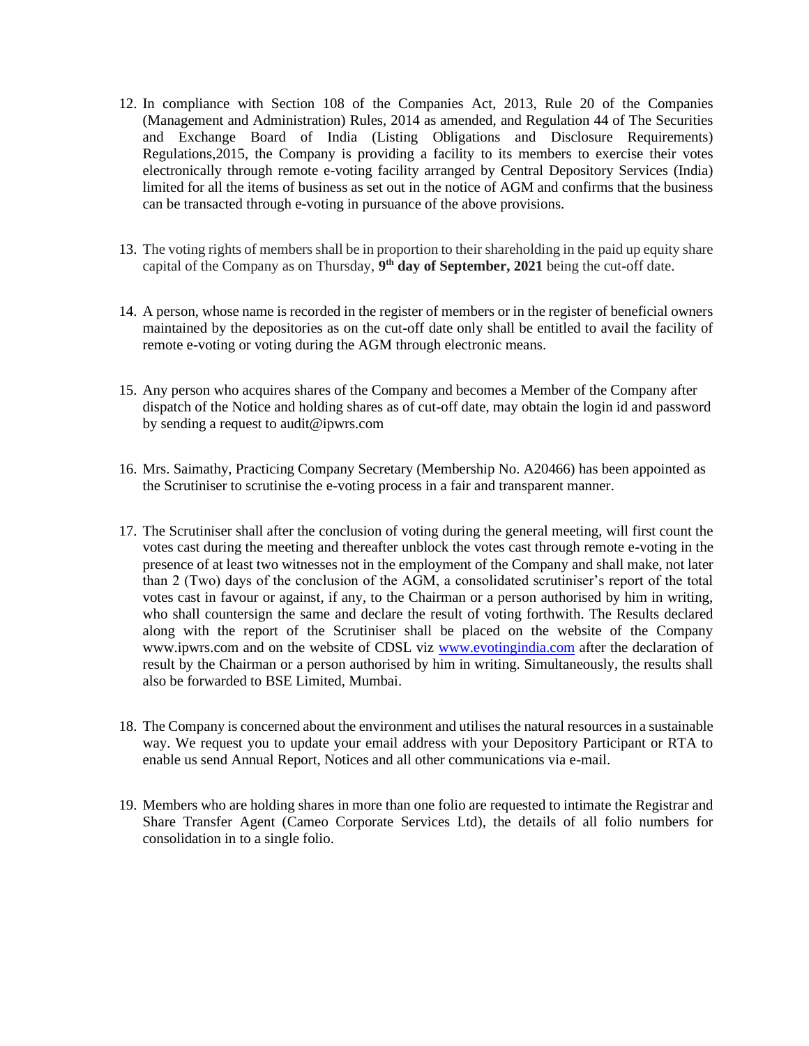12. In compliance with Section 108 of the Companies Act, 2013, Rule 20 of the Companies (Management and Administration) Rules, 2014 as amended, and Regulation 44 of The Securities and Exchange Board of India (Listing Obligations and Disclosure Requirements) Regulations,2015, the Company is providing a facility to its members to exercise their votes electronically through remote e-voting facility arranged by Central Depository Services (India) limited for all the items of business as set out in the notice of AGM and confirms that the business can be transacted through e-voting in pursuance of the above provisions.

13. The voting rights of members shall be in proportion to their shareholding in the paid up equity share capital of the Company as on Thursday, **9th day of September, 2021** being the cut-off date.

14. A person, whose name is recorded in the register of members or in the register of beneficial owners maintained by the depositories as on the cut-off date only shall be entitled to avail the facility of remote e-voting or voting during the AGM through electronic means.

15. Any person who acquires shares of the Company and becomes a Member of the Company after dispatch of the Notice and holding shares as of cut-off date, may obtain the login id and password by sending a request to audit@ipwrs.com

16. Mrs. Saimathy, Practicing Company Secretary (Membership No. A20466) has been appointed as the Scrutiniser to scrutinise the e-voting process in a fair and transparent manner.

17. The Scrutiniser shall after the conclusion of voting during the general meeting, will first count the votes cast during the meeting and thereafter unblock the votes cast through remote e-voting in the presence of at least two witnesses not in the employment of the Company and shall make, not later than 2 (Two) days of the conclusion of the AGM, a consolidated scrutiniser's report of the total votes cast in favour or against, if any, to the Chairman or a person authorised by him in writing, who shall countersign the same and declare the result of voting forthwith. The Results declared along with the report of the Scrutiniser shall be placed on the website of the Company www.ipwrs.com and on the website of CDSL viz www.evotingindia.com after the declaration of result by the Chairman or a person authorised by him in writing. Simultaneously, the results shall also be forwarded to BSE Limited, Mumbai.

18. The Company is concerned about the environment and utilises the natural resources in a sustainable way. We request you to update your email address with your Depository Participant or RTA to enable us send Annual Report, Notices and all other communications via e-mail.

19. Members who are holding shares in more than one folio are requested to intimate the Registrar and Share Transfer Agent (Cameo Corporate Services Ltd), the details of all folio numbers for consolidation in to a single folio.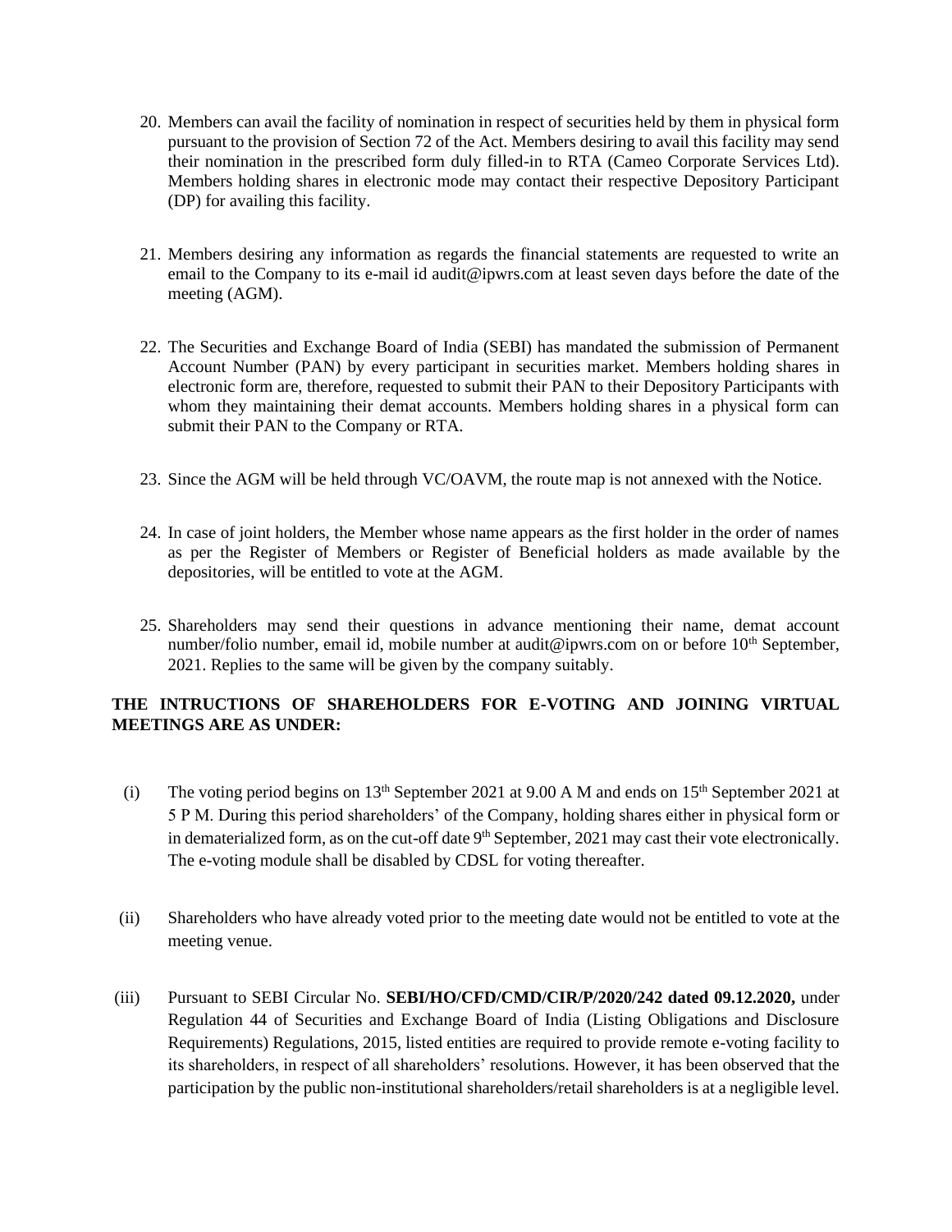20. Members can avail the facility of nomination in respect of securities held by them in physical form pursuant to the provision of Section 72 of the Act. Members desiring to avail this facility may send their nomination in the prescribed form duly filled-in to RTA (Cameo Corporate Services Ltd). Members holding shares in electronic mode may contact their respective Depository Participant (DP) for availing this facility.

21. Members desiring any information as regards the financial statements are requested to write an email to the Company to its e-mail id audit@ipwrs.com at least seven days before the date of the meeting (AGM).

22. The Securities and Exchange Board of India (SEBI) has mandated the submission of Permanent Account Number (PAN) by every participant in securities market. Members holding shares in electronic form are, therefore, requested to submit their PAN to their Depository Participants with whom they maintaining their demat accounts. Members holding shares in a physical form can submit their PAN to the Company or RTA.

23. Since the AGM will be held through VC/OAVM, the route map is not annexed with the Notice.

24. In case of joint holders, the Member whose name appears as the first holder in the order of names as per the Register of Members or Register of Beneficial holders as made available by the depositories, will be entitled to vote at the AGM.

25. Shareholders may send their questions in advance mentioning their name, demat account number/folio number, email id, mobile number at audit@ipwrs.com on or before 10th September, 2021. Replies to the same will be given by the company suitably.

**THE INTRUCTIONS OF SHAREHOLDERS FOR E-VOTING AND JOINING VIRTUAL MEETINGS ARE AS UNDER:**

(i) The voting period begins on 13th September 2021 at 9.00 A M and ends on 15th September 2021 at 5 P M. During this period shareholders' of the Company, holding shares either in physical form or in dematerialized form, as on the cut-off date 9th September, 2021 may cast their vote electronically. The e-voting module shall be disabled by CDSL for voting thereafter.

(ii) Shareholders who have already voted prior to the meeting date would not be entitled to vote at the meeting venue.

(iii) Pursuant to SEBI Circular No. **SEBI/HO/CFD/CMD/CIR/P/2020/242 dated 09.12.2020,** under Regulation 44 of Securities and Exchange Board of India (Listing Obligations and Disclosure Requirements) Regulations, 2015, listed entities are required to provide remote e-voting facility to its shareholders, in respect of all shareholders' resolutions. However, it has been observed that the participation by the public non-institutional shareholders/retail shareholders is at a negligible level.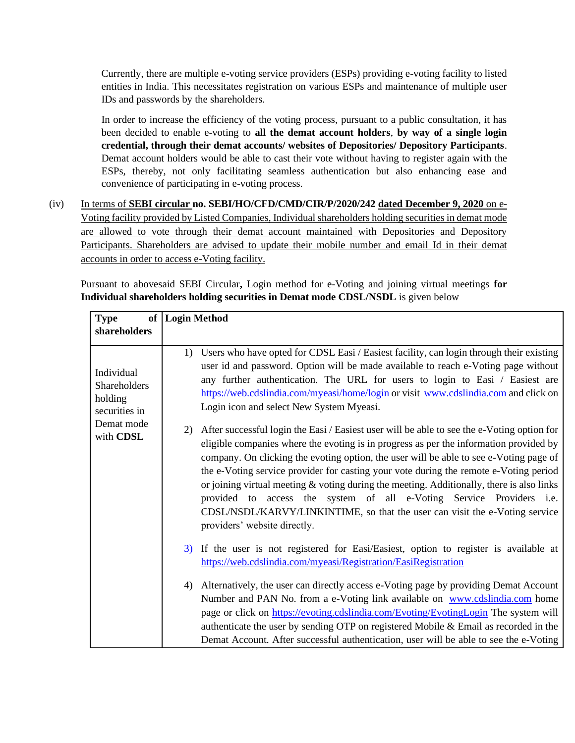Currently, there are multiple e-voting service providers (ESPs) providing e-voting facility to listed entities in India. This necessitates registration on various ESPs and maintenance of multiple user IDs and passwords by the shareholders.

In order to increase the efficiency of the voting process, pursuant to a public consultation, it has been decided to enable e-voting to **all the demat account holders**, **by way of a single login credential, through their demat accounts/ websites of Depositories/ Depository Participants**. Demat account holders would be able to cast their vote without having to register again with the ESPs, thereby, not only facilitating seamless authentication but also enhancing ease and convenience of participating in e-voting process.

(iv) In terms of **SEBI circular no. SEBI/HO/CFD/CMD/CIR/P/2020/242** dated **December 9, 2020** on e-Voting facility provided by Listed Companies, Individual shareholders holding securities in demat mode are allowed to vote through their demat account maintained with Depositories and Depository Participants. Shareholders are advised to update their mobile number and email Id in their demat accounts in order to access e-Voting facility.

Pursuant to abovesaid SEBI Circular**,** Login method for e-Voting and joining virtual meetings **for Individual shareholders holding securities in Demat mode CDSL/NSDL** is given below

| **Type of shareholders** | **Login Method** |
|---|---|
| Individual Shareholders holding securities in Demat mode with **CDSL** | 1) Users who have opted for CDSL Easi / Easiest facility, can login through their existing user id and password. Option will be made available to reach e-Voting page without any further authentication. The URL for users to login to Easi / Easiest are https://web.cdslindia.com/myeasi/home/login or visit www.cdslindia.com and click on Login icon and select New System Myeasi.<br><br>2) After successful login the Easi / Easiest user will be able to see the e-Voting option for eligible companies where the evoting is in progress as per the information provided by company. On clicking the evoting option, the user will be able to see e-Voting page of the e-Voting service provider for casting your vote during the remote e-Voting period or joining virtual meeting & voting during the meeting. Additionally, there is also links provided to access the system of all e-Voting Service Providers i.e. CDSL/NSDL/KARVY/LINKINTIME, so that the user can visit the e-Voting service providers' website directly.<br><br>3) If the user is not registered for Easi/Easiest, option to register is available at https://web.cdslindia.com/myeasi/Registration/EasiRegistration<br><br>4) Alternatively, the user can directly access e-Voting page by providing Demat Account Number and PAN No. from a e-Voting link available on www.cdslindia.com home page or click on https://evoting.cdslindia.com/Evoting/EvotingLogin The system will authenticate the user by sending OTP on registered Mobile & Email as recorded in the Demat Account. After successful authentication, user will be able to see the e-Voting |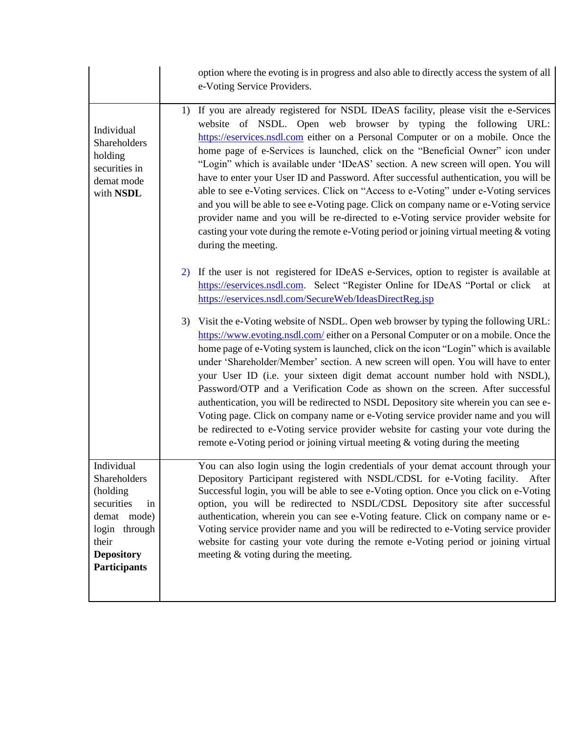| | |
|---|---|
| | option where the evoting is in progress and also able to directly access the system of all e-Voting Service Providers. |
| Individual Shareholders holding securities in demat mode with **NSDL** | 1) If you are already registered for NSDL IDeAS facility, please visit the e-Services website of NSDL. Open web browser by typing the following URL: https://eservices.nsdl.com either on a Personal Computer or on a mobile. Once the home page of e-Services is launched, click on the "Beneficial Owner" icon under "Login" which is available under 'IDeAS' section. A new screen will open. You will have to enter your User ID and Password. After successful authentication, you will be able to see e-Voting services. Click on "Access to e-Voting" under e-Voting services and you will be able to see e-Voting page. Click on company name or e-Voting service provider name and you will be re-directed to e-Voting service provider website for casting your vote during the remote e-Voting period or joining virtual meeting & voting during the meeting.<br><br>2) If the user is not registered for IDeAS e-Services, option to register is available at https://eservices.nsdl.com. Select "Register Online for IDeAS "Portal or click at https://eservices.nsdl.com/SecureWeb/IdeasDirectReg.jsp<br><br>3) Visit the e-Voting website of NSDL. Open web browser by typing the following URL: https://www.evoting.nsdl.com/ either on a Personal Computer or on a mobile. Once the home page of e-Voting system is launched, click on the icon "Login" which is available under 'Shareholder/Member' section. A new screen will open. You will have to enter your User ID (i.e. your sixteen digit demat account number hold with NSDL), Password/OTP and a Verification Code as shown on the screen. After successful authentication, you will be redirected to NSDL Depository site wherein you can see e-Voting page. Click on company name or e-Voting service provider name and you will be redirected to e-Voting service provider website for casting your vote during the remote e-Voting period or joining virtual meeting & voting during the meeting |
| Individual Shareholders (holding securities in demat mode) login through their **Depository Participants** | You can also login using the login credentials of your demat account through your Depository Participant registered with NSDL/CDSL for e-Voting facility. After Successful login, you will be able to see e-Voting option. Once you click on e-Voting option, you will be redirected to NSDL/CDSL Depository site after successful authentication, wherein you can see e-Voting feature. Click on company name or e-Voting service provider name and you will be redirected to e-Voting service provider website for casting your vote during the remote e-Voting period or joining virtual meeting & voting during the meeting. |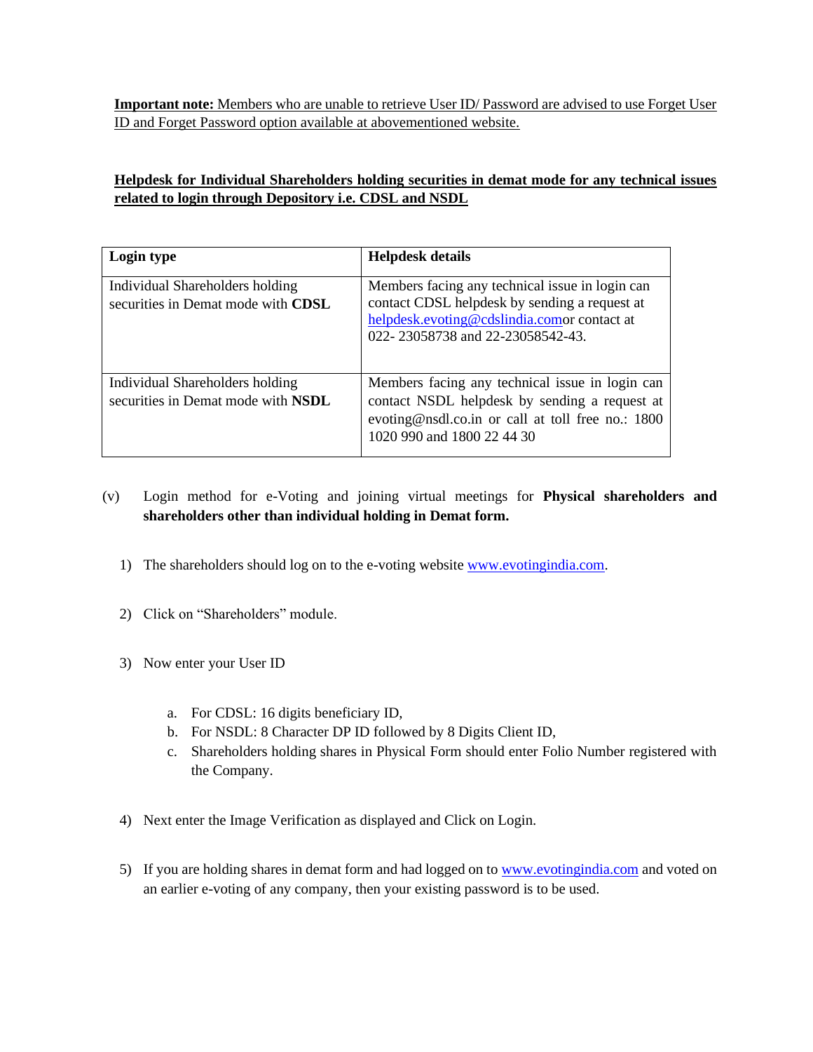**Important note:** Members who are unable to retrieve User ID/ Password are advised to use Forget User ID and Forget Password option available at abovementioned website.

**Helpdesk for Individual Shareholders holding securities in demat mode for any technical issues related to login through Depository i.e. CDSL and NSDL**

| **Login type** | **Helpdesk details** |
| --- | --- |
| Individual Shareholders holding securities in Demat mode with **CDSL** | Members facing any technical issue in login can contact CDSL helpdesk by sending a request at helpdesk.evoting@cdslindia.comor contact at 022- 23058738 and 22-23058542-43. |
| Individual Shareholders holding securities in Demat mode with **NSDL** | Members facing any technical issue in login can contact NSDL helpdesk by sending a request at evoting@nsdl.co.in or call at toll free no.: 1800 1020 990 and 1800 22 44 30 |

(v) Login method for e-Voting and joining virtual meetings for **Physical shareholders and shareholders other than individual holding in Demat form.**

1) The shareholders should log on to the e-voting website www.evotingindia.com.

2) Click on “Shareholders” module.

3) Now enter your User ID

   a. For CDSL: 16 digits beneficiary ID,
   b. For NSDL: 8 Character DP ID followed by 8 Digits Client ID,
   c. Shareholders holding shares in Physical Form should enter Folio Number registered with the Company.

4) Next enter the Image Verification as displayed and Click on Login.

5) If you are holding shares in demat form and had logged on to www.evotingindia.com and voted on an earlier e-voting of any company, then your existing password is to be used.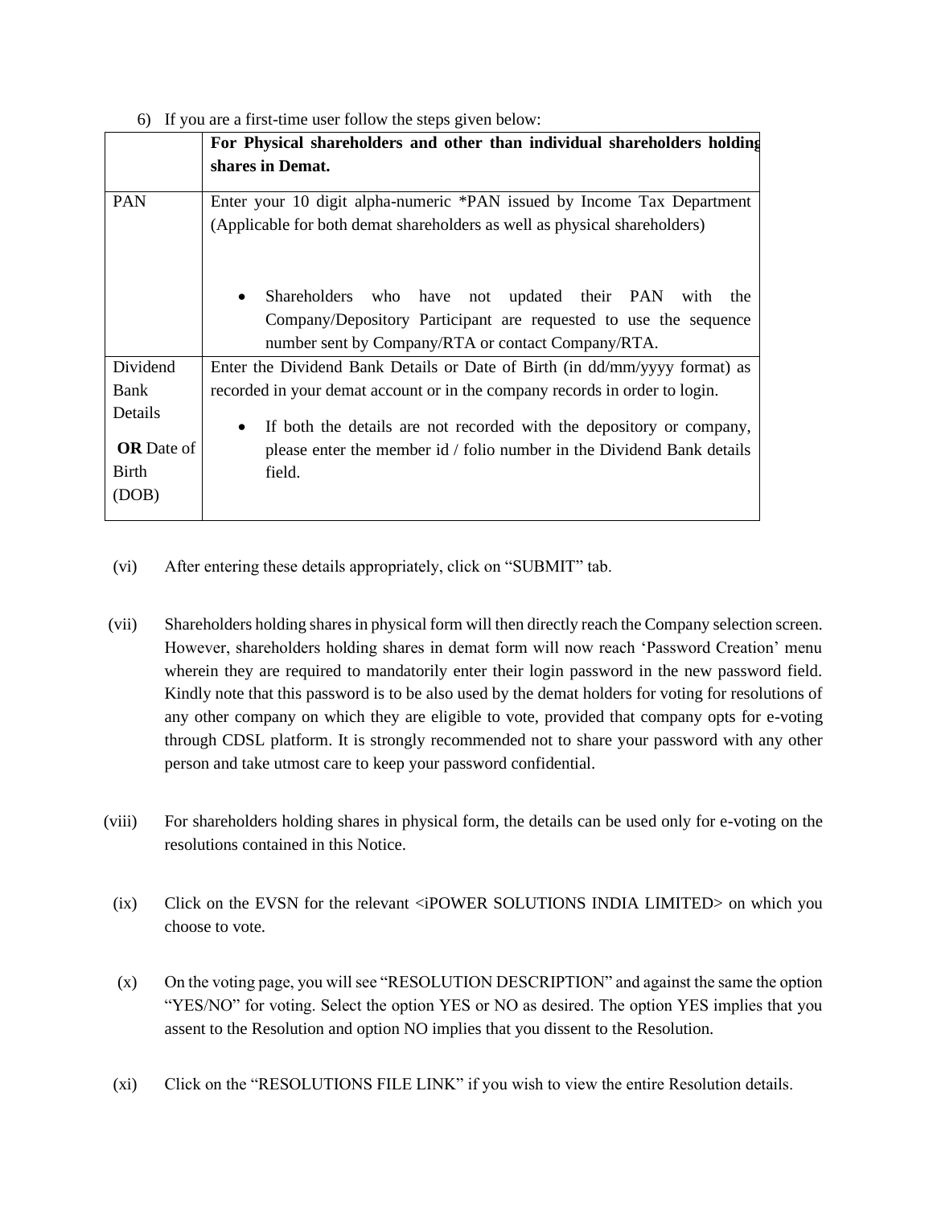6) If you are a first-time user follow the steps given below:

| | **For Physical shareholders and other than individual shareholders holding shares in Demat.** |
|---|---|
| PAN | Enter your 10 digit alpha-numeric *PAN issued by Income Tax Department (Applicable for both demat shareholders as well as physical shareholders)<br><br>• Shareholders who have not updated their PAN with the Company/Depository Participant are requested to use the sequence number sent by Company/RTA or contact Company/RTA. |
| Dividend Bank Details **OR** Date of Birth (DOB) | Enter the Dividend Bank Details or Date of Birth (in dd/mm/yyyy format) as recorded in your demat account or in the company records in order to login.<br><br>• If both the details are not recorded with the depository or company, please enter the member id / folio number in the Dividend Bank details field. |

(vi) After entering these details appropriately, click on "SUBMIT" tab.

(vii) Shareholders holding shares in physical form will then directly reach the Company selection screen. However, shareholders holding shares in demat form will now reach 'Password Creation' menu wherein they are required to mandatorily enter their login password in the new password field. Kindly note that this password is to be also used by the demat holders for voting for resolutions of any other company on which they are eligible to vote, provided that company opts for e-voting through CDSL platform. It is strongly recommended not to share your password with any other person and take utmost care to keep your password confidential.

(viii) For shareholders holding shares in physical form, the details can be used only for e-voting on the resolutions contained in this Notice.

(ix) Click on the EVSN for the relevant <iPOWER SOLUTIONS INDIA LIMITED> on which you choose to vote.

(x) On the voting page, you will see "RESOLUTION DESCRIPTION" and against the same the option "YES/NO" for voting. Select the option YES or NO as desired. The option YES implies that you assent to the Resolution and option NO implies that you dissent to the Resolution.

(xi) Click on the "RESOLUTIONS FILE LINK" if you wish to view the entire Resolution details.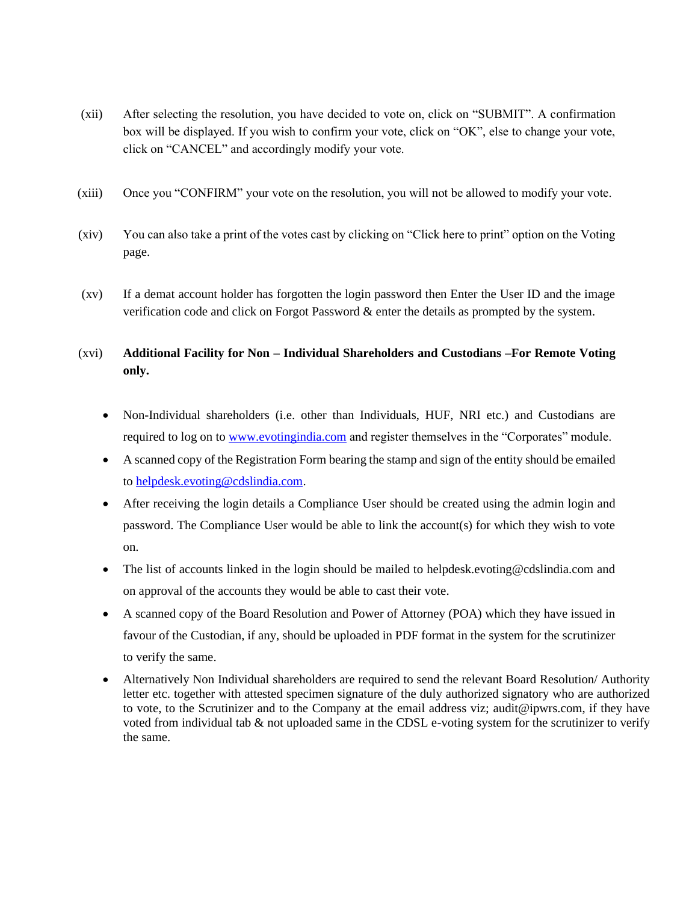(xii) After selecting the resolution, you have decided to vote on, click on "SUBMIT". A confirmation box will be displayed. If you wish to confirm your vote, click on "OK", else to change your vote, click on "CANCEL" and accordingly modify your vote.

(xiii) Once you "CONFIRM" your vote on the resolution, you will not be allowed to modify your vote.

(xiv) You can also take a print of the votes cast by clicking on "Click here to print" option on the Voting page.

(xv) If a demat account holder has forgotten the login password then Enter the User ID and the image verification code and click on Forgot Password & enter the details as prompted by the system.

(xvi) **Additional Facility for Non – Individual Shareholders and Custodians –For Remote Voting only.**

- Non-Individual shareholders (i.e. other than Individuals, HUF, NRI etc.) and Custodians are required to log on to www.evotingindia.com and register themselves in the "Corporates" module.
- A scanned copy of the Registration Form bearing the stamp and sign of the entity should be emailed to helpdesk.evoting@cdslindia.com.
- After receiving the login details a Compliance User should be created using the admin login and password. The Compliance User would be able to link the account(s) for which they wish to vote on.
- The list of accounts linked in the login should be mailed to helpdesk.evoting@cdslindia.com and on approval of the accounts they would be able to cast their vote.
- A scanned copy of the Board Resolution and Power of Attorney (POA) which they have issued in favour of the Custodian, if any, should be uploaded in PDF format in the system for the scrutinizer to verify the same.
- Alternatively Non Individual shareholders are required to send the relevant Board Resolution/ Authority letter etc. together with attested specimen signature of the duly authorized signatory who are authorized to vote, to the Scrutinizer and to the Company at the email address viz; audit@ipwrs.com, if they have voted from individual tab & not uploaded same in the CDSL e-voting system for the scrutinizer to verify the same.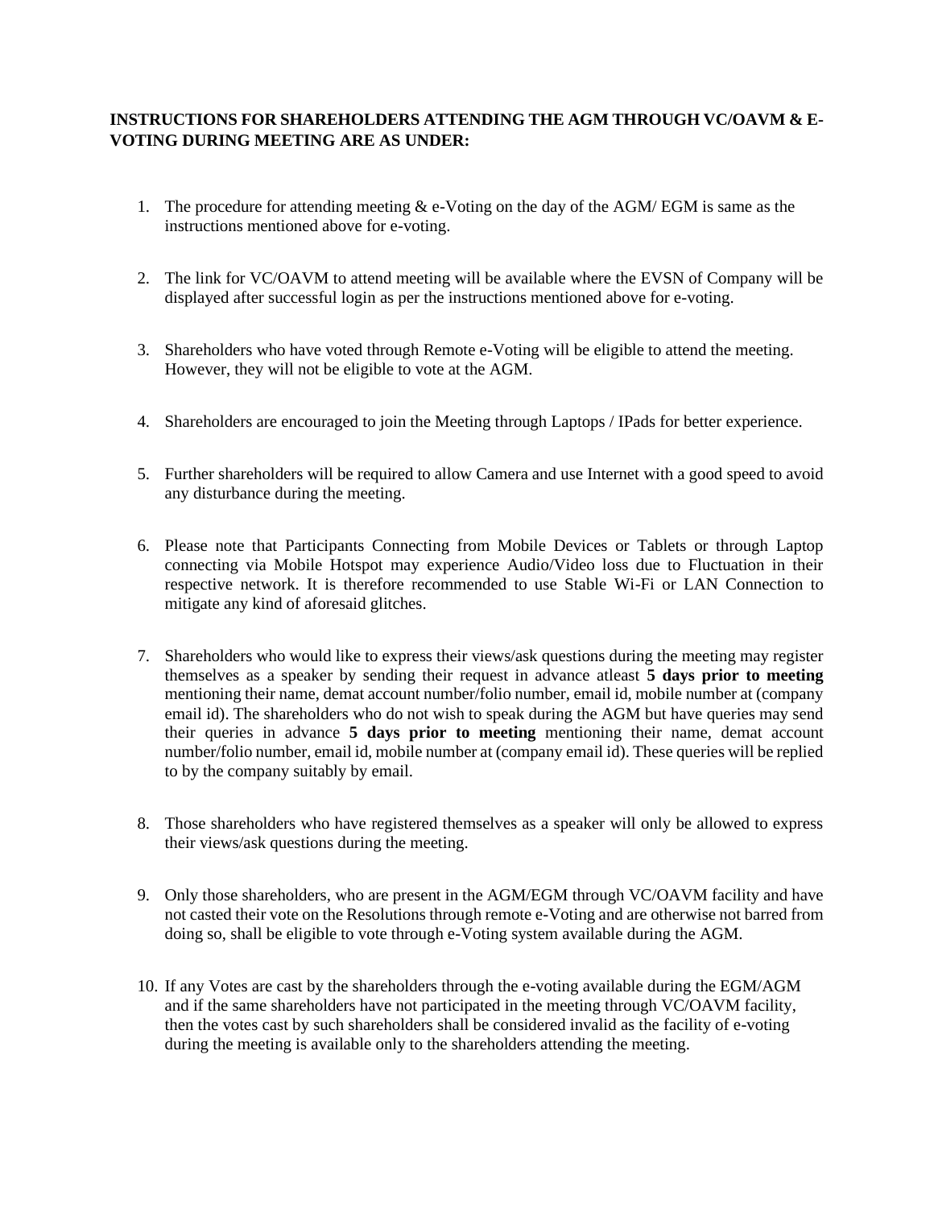**INSTRUCTIONS FOR SHAREHOLDERS ATTENDING THE AGM THROUGH VC/OAVM & E-VOTING DURING MEETING ARE AS UNDER:**

1. The procedure for attending meeting & e-Voting on the day of the AGM/ EGM is same as the instructions mentioned above for e-voting.

2. The link for VC/OAVM to attend meeting will be available where the EVSN of Company will be displayed after successful login as per the instructions mentioned above for e-voting.

3. Shareholders who have voted through Remote e-Voting will be eligible to attend the meeting. However, they will not be eligible to vote at the AGM.

4. Shareholders are encouraged to join the Meeting through Laptops / IPads for better experience.

5. Further shareholders will be required to allow Camera and use Internet with a good speed to avoid any disturbance during the meeting.

6. Please note that Participants Connecting from Mobile Devices or Tablets or through Laptop connecting via Mobile Hotspot may experience Audio/Video loss due to Fluctuation in their respective network. It is therefore recommended to use Stable Wi-Fi or LAN Connection to mitigate any kind of aforesaid glitches.

7. Shareholders who would like to express their views/ask questions during the meeting may register themselves as a speaker by sending their request in advance atleast **5 days prior to meeting** mentioning their name, demat account number/folio number, email id, mobile number at (company email id). The shareholders who do not wish to speak during the AGM but have queries may send their queries in advance **5 days prior to meeting** mentioning their name, demat account number/folio number, email id, mobile number at (company email id). These queries will be replied to by the company suitably by email.

8. Those shareholders who have registered themselves as a speaker will only be allowed to express their views/ask questions during the meeting.

9. Only those shareholders, who are present in the AGM/EGM through VC/OAVM facility and have not casted their vote on the Resolutions through remote e-Voting and are otherwise not barred from doing so, shall be eligible to vote through e-Voting system available during the AGM.

10. If any Votes are cast by the shareholders through the e-voting available during the EGM/AGM and if the same shareholders have not participated in the meeting through VC/OAVM facility, then the votes cast by such shareholders shall be considered invalid as the facility of e-voting during the meeting is available only to the shareholders attending the meeting.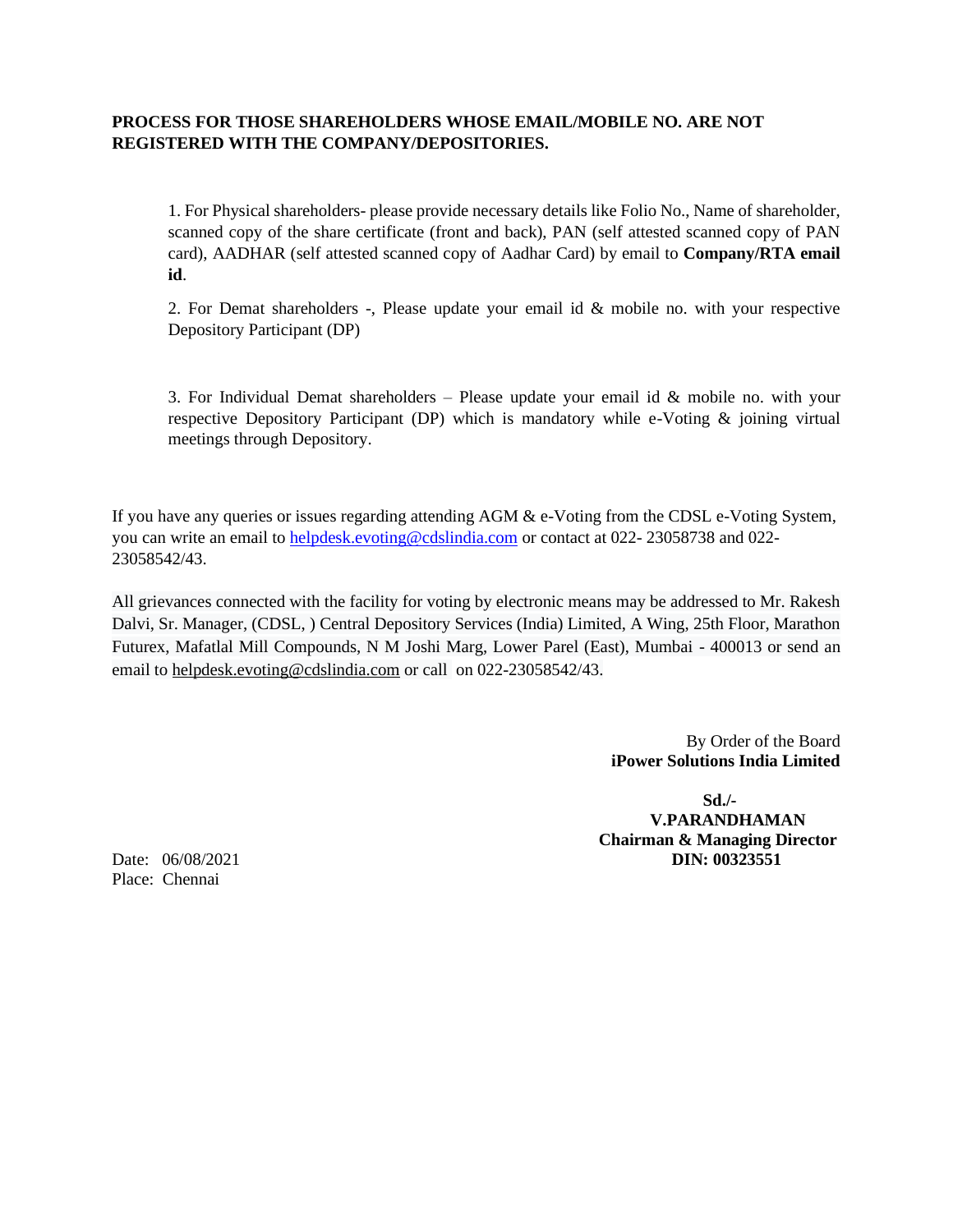**PROCESS FOR THOSE SHAREHOLDERS WHOSE EMAIL/MOBILE NO. ARE NOT REGISTERED WITH THE COMPANY/DEPOSITORIES.**

1. For Physical shareholders- please provide necessary details like Folio No., Name of shareholder, scanned copy of the share certificate (front and back), PAN (self attested scanned copy of PAN card), AADHAR (self attested scanned copy of Aadhar Card) by email to **Company/RTA email id**.

2. For Demat shareholders -, Please update your email id & mobile no. with your respective Depository Participant (DP)

3. For Individual Demat shareholders – Please update your email id & mobile no. with your respective Depository Participant (DP) which is mandatory while e-Voting & joining virtual meetings through Depository.

If you have any queries or issues regarding attending AGM & e-Voting from the CDSL e-Voting System, you can write an email to helpdesk.evoting@cdslindia.com or contact at 022- 23058738 and 022-23058542/43.

All grievances connected with the facility for voting by electronic means may be addressed to Mr. Rakesh Dalvi, Sr. Manager, (CDSL, ) Central Depository Services (India) Limited, A Wing, 25th Floor, Marathon Futurex, Mafatlal Mill Compounds, N M Joshi Marg, Lower Parel (East), Mumbai - 400013 or send an email to helpdesk.evoting@cdslindia.com or call on 022-23058542/43.

By Order of the Board
**iPower Solutions India Limited**

**Sd./-**
**V.PARANDHAMAN**
**Chairman & Managing Director**
**DIN: 00323551**

Date: 06/08/2021
Place: Chennai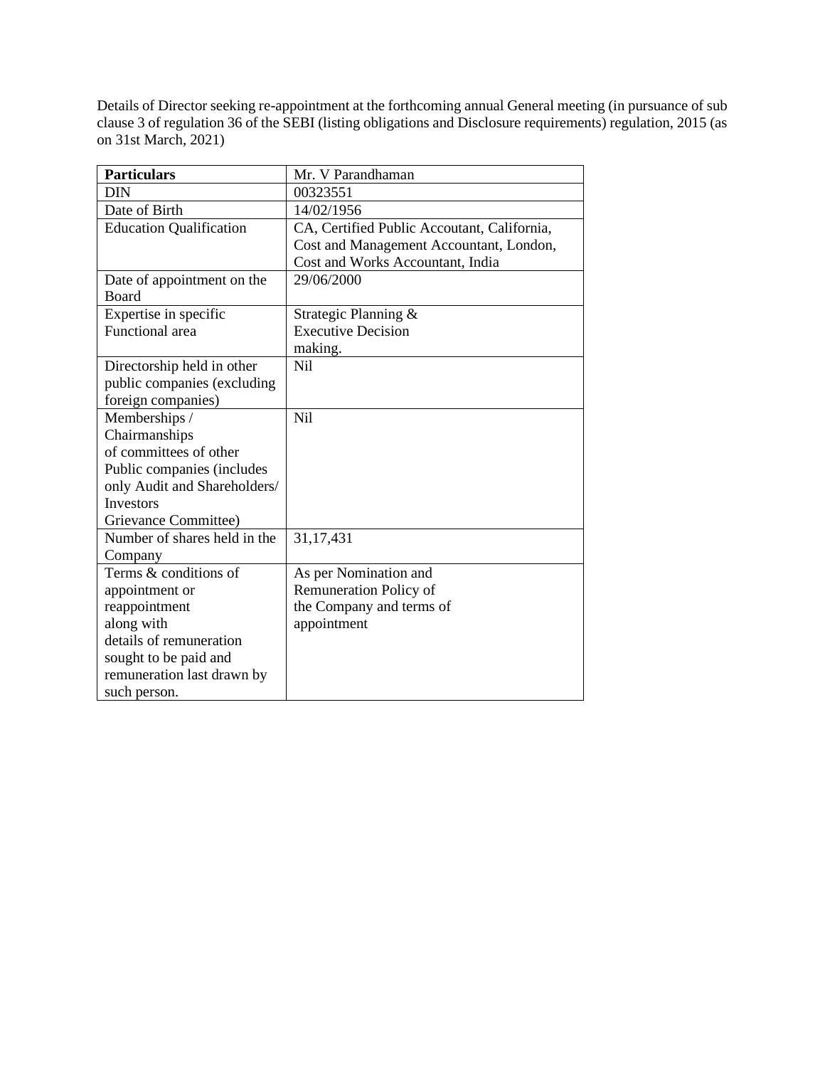Details of Director seeking re-appointment at the forthcoming annual General meeting (in pursuance of sub clause 3 of regulation 36 of the SEBI (listing obligations and Disclosure requirements) regulation, 2015 (as on 31st March, 2021)

| **Particulars** | Mr. V Parandhaman |
|---|---|
| DIN | 00323551 |
| Date of Birth | 14/02/1956 |
| Education Qualification | CA, Certified Public Accoutant, California, Cost and Management Accountant, London, Cost and Works Accountant, India |
| Date of appointment on the Board | 29/06/2000 |
| Expertise in specific Functional area | Strategic Planning & Executive Decision making. |
| Directorship held in other public companies (excluding foreign companies) | Nil |
| Memberships / Chairmanships of committees of other Public companies (includes only Audit and Shareholders/ Investors Grievance Committee) | Nil |
| Number of shares held in the Company | 31,17,431 |
| Terms & conditions of appointment or reappointment along with details of remuneration sought to be paid and remuneration last drawn by such person. | As per Nomination and Remuneration Policy of the Company and terms of appointment |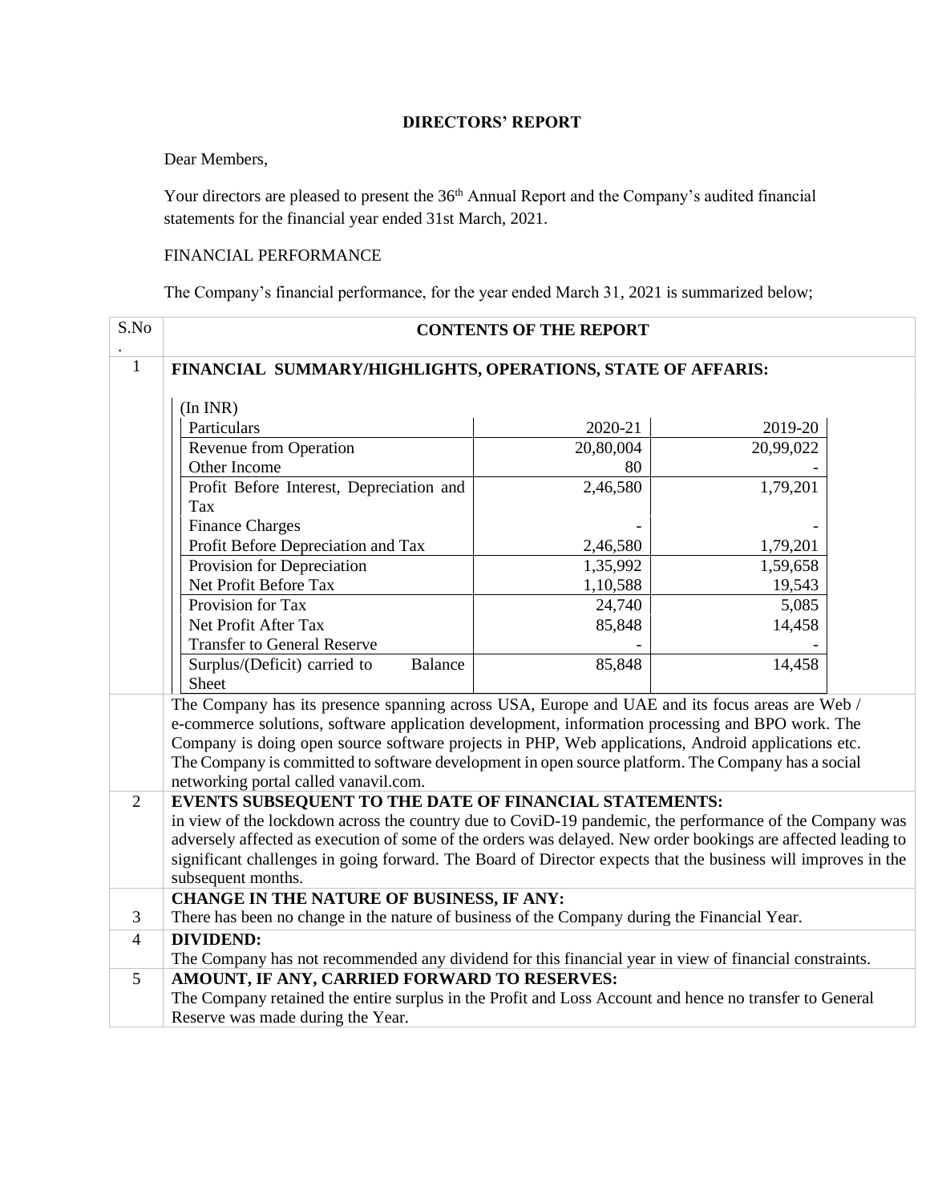**DIRECTORS' REPORT**

Dear Members,

Your directors are pleased to present the 36th Annual Report and the Company's audited financial statements for the financial year ended 31st March, 2021.

FINANCIAL PERFORMANCE

The Company's financial performance, for the year ended March 31, 2021 is summarized below;

| S.No. | CONTENTS OF THE REPORT |
|---|---|
| 1 | **FINANCIAL SUMMARY/HIGHLIGHTS, OPERATIONS, STATE OF AFFARIS:** |

(In INR)

| Particulars | 2020-21 | 2019-20 |
|---|---|---|
| Revenue from Operation | 20,80,004 | 20,99,022 |
| Other Income | 80 | - |
| Profit Before Interest, Depreciation and Tax | 2,46,580 | 1,79,201 |
| Finance Charges | - | - |
| Profit Before Depreciation and Tax | 2,46,580 | 1,79,201 |
| Provision for Depreciation | 1,35,992 | 1,59,658 |
| Net Profit Before Tax | 1,10,588 | 19,543 |
| Provision for Tax | 24,740 | 5,085 |
| Net Profit After Tax | 85,848 | 14,458 |
| Transfer to General Reserve | - | - |
| Surplus/(Deficit) carried to Balance Sheet | 85,848 | 14,458 |

The Company has its presence spanning across USA, Europe and UAE and its focus areas are Web / e-commerce solutions, software application development, information processing and BPO work. The Company is doing open source software projects in PHP, Web applications, Android applications etc. The Company is committed to software development in open source platform. The Company has a social networking portal called vanavil.com.

| S.No. | |
|---|---|
| 2 | **EVENTS SUBSEQUENT TO THE DATE OF FINANCIAL STATEMENTS:** in view of the lockdown across the country due to CoviD-19 pandemic, the performance of the Company was adversely affected as execution of some of the orders was delayed. New order bookings are affected leading to significant challenges in going forward. The Board of Director expects that the business will improves in the subsequent months. |
| 3 | **CHANGE IN THE NATURE OF BUSINESS, IF ANY:** There has been no change in the nature of business of the Company during the Financial Year. |
| 4 | **DIVIDEND:** The Company has not recommended any dividend for this financial year in view of financial constraints. |
| 5 | **AMOUNT, IF ANY, CARRIED FORWARD TO RESERVES:** The Company retained the entire surplus in the Profit and Loss Account and hence no transfer to General Reserve was made during the Year. |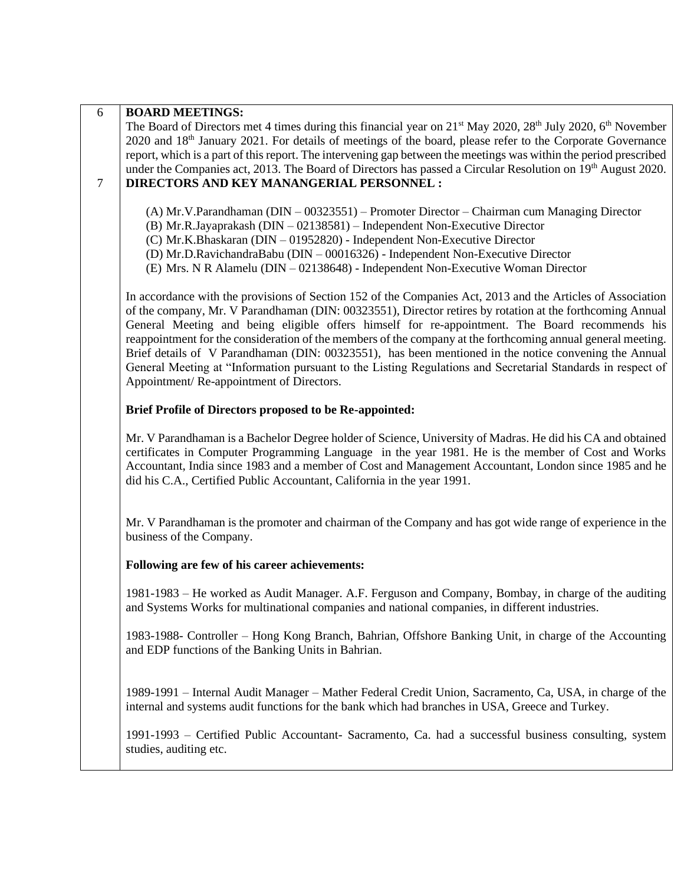6 **BOARD MEETINGS:**

The Board of Directors met 4 times during this financial year on 21st May 2020, 28th July 2020, 6th November 2020 and 18th January 2021. For details of meetings of the board, please refer to the Corporate Governance report, which is a part of this report. The intervening gap between the meetings was within the period prescribed under the Companies act, 2013. The Board of Directors has passed a Circular Resolution on 19th August 2020.

7 **DIRECTORS AND KEY MANANGERIAL PERSONNEL :**

(A) Mr.V.Parandhaman (DIN – 00323551) – Promoter Director – Chairman cum Managing Director
(B) Mr.R.Jayaprakash (DIN – 02138581) – Independent Non-Executive Director
(C) Mr.K.Bhaskaran (DIN – 01952820) - Independent Non-Executive Director
(D) Mr.D.RavichandraBabu (DIN – 00016326) - Independent Non-Executive Director
(E) Mrs. N R Alamelu (DIN – 02138648) - Independent Non-Executive Woman Director

In accordance with the provisions of Section 152 of the Companies Act, 2013 and the Articles of Association of the company, Mr. V Parandhaman (DIN: 00323551), Director retires by rotation at the forthcoming Annual General Meeting and being eligible offers himself for re-appointment. The Board recommends his reappointment for the consideration of the members of the company at the forthcoming annual general meeting. Brief details of V Parandhaman (DIN: 00323551), has been mentioned in the notice convening the Annual General Meeting at "Information pursuant to the Listing Regulations and Secretarial Standards in respect of Appointment/ Re-appointment of Directors.

**Brief Profile of Directors proposed to be Re-appointed:**

Mr. V Parandhaman is a Bachelor Degree holder of Science, University of Madras. He did his CA and obtained certificates in Computer Programming Language in the year 1981. He is the member of Cost and Works Accountant, India since 1983 and a member of Cost and Management Accountant, London since 1985 and he did his C.A., Certified Public Accountant, California in the year 1991.

Mr. V Parandhaman is the promoter and chairman of the Company and has got wide range of experience in the business of the Company.

**Following are few of his career achievements:**

1981-1983 – He worked as Audit Manager. A.F. Ferguson and Company, Bombay, in charge of the auditing and Systems Works for multinational companies and national companies, in different industries.

1983-1988- Controller – Hong Kong Branch, Bahrian, Offshore Banking Unit, in charge of the Accounting and EDP functions of the Banking Units in Bahrian.

1989-1991 – Internal Audit Manager – Mather Federal Credit Union, Sacramento, Ca, USA, in charge of the internal and systems audit functions for the bank which had branches in USA, Greece and Turkey.

1991-1993 – Certified Public Accountant- Sacramento, Ca. had a successful business consulting, system studies, auditing etc.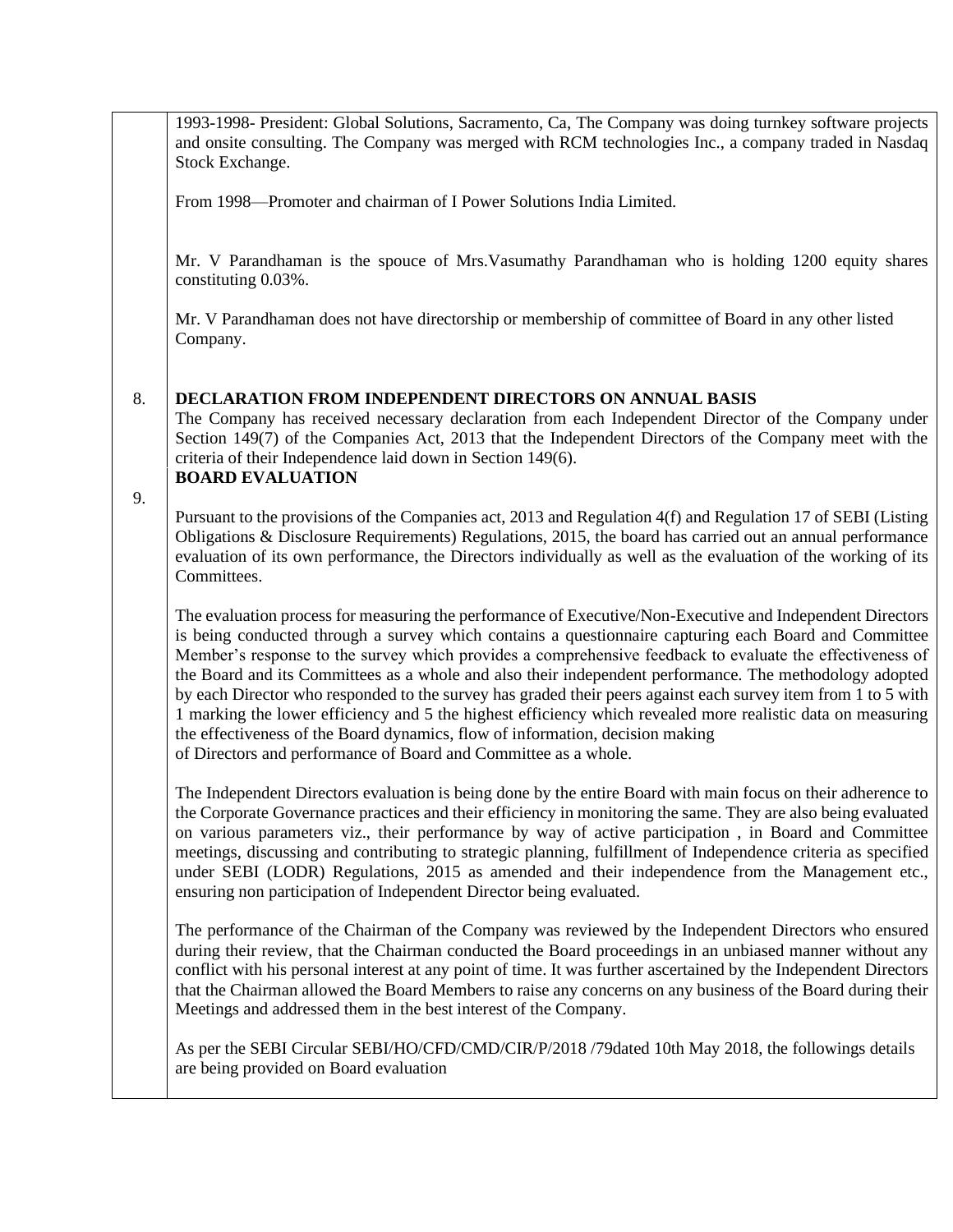1993-1998- President: Global Solutions, Sacramento, Ca, The Company was doing turnkey software projects and onsite consulting. The Company was merged with RCM technologies Inc., a company traded in Nasdaq Stock Exchange.

From 1998—Promoter and chairman of I Power Solutions India Limited.

Mr. V Parandhaman is the spouce of Mrs.Vasumathy Parandhaman who is holding 1200 equity shares constituting 0.03%.

Mr. V Parandhaman does not have directorship or membership of committee of Board in any other listed Company.

8. **DECLARATION FROM INDEPENDENT DIRECTORS ON ANNUAL BASIS**

The Company has received necessary declaration from each Independent Director of the Company under Section 149(7) of the Companies Act, 2013 that the Independent Directors of the Company meet with the criteria of their Independence laid down in Section 149(6).

9. **BOARD EVALUATION**

Pursuant to the provisions of the Companies act, 2013 and Regulation 4(f) and Regulation 17 of SEBI (Listing Obligations & Disclosure Requirements) Regulations, 2015, the board has carried out an annual performance evaluation of its own performance, the Directors individually as well as the evaluation of the working of its Committees.

The evaluation process for measuring the performance of Executive/Non-Executive and Independent Directors is being conducted through a survey which contains a questionnaire capturing each Board and Committee Member's response to the survey which provides a comprehensive feedback to evaluate the effectiveness of the Board and its Committees as a whole and also their independent performance. The methodology adopted by each Director who responded to the survey has graded their peers against each survey item from 1 to 5 with 1 marking the lower efficiency and 5 the highest efficiency which revealed more realistic data on measuring the effectiveness of the Board dynamics, flow of information, decision making of Directors and performance of Board and Committee as a whole.

The Independent Directors evaluation is being done by the entire Board with main focus on their adherence to the Corporate Governance practices and their efficiency in monitoring the same. They are also being evaluated on various parameters viz., their performance by way of active participation , in Board and Committee meetings, discussing and contributing to strategic planning, fulfillment of Independence criteria as specified under SEBI (LODR) Regulations, 2015 as amended and their independence from the Management etc., ensuring non participation of Independent Director being evaluated.

The performance of the Chairman of the Company was reviewed by the Independent Directors who ensured during their review, that the Chairman conducted the Board proceedings in an unbiased manner without any conflict with his personal interest at any point of time. It was further ascertained by the Independent Directors that the Chairman allowed the Board Members to raise any concerns on any business of the Board during their Meetings and addressed them in the best interest of the Company.

As per the SEBI Circular SEBI/HO/CFD/CMD/CIR/P/2018 /79dated 10th May 2018, the followings details are being provided on Board evaluation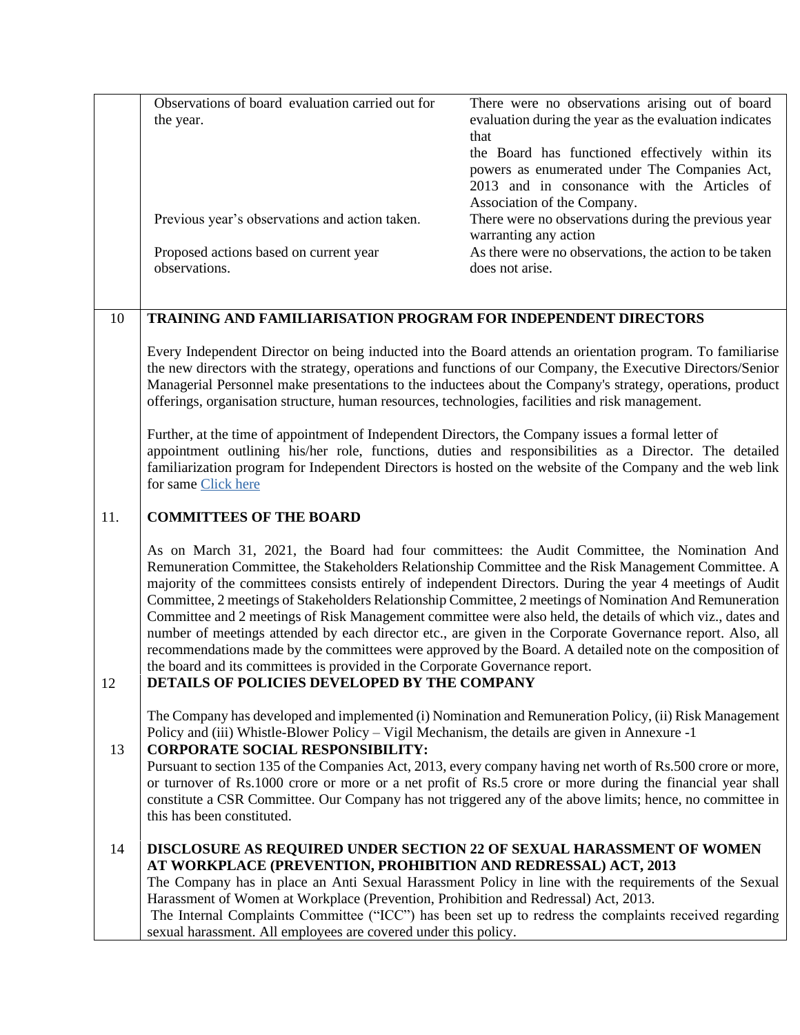| | | |
|---|---|---|
| | Observations of board evaluation carried out for the year. | There were no observations arising out of board evaluation during the year as the evaluation indicates that the Board has functioned effectively within its powers as enumerated under The Companies Act, 2013 and in consonance with the Articles of Association of the Company. |
| | Previous year's observations and action taken. | There were no observations during the previous year warranting any action |
| | Proposed actions based on current year observations. | As there were no observations, the action to be taken does not arise. |

10 **TRAINING AND FAMILIARISATION PROGRAM FOR INDEPENDENT DIRECTORS**

Every Independent Director on being inducted into the Board attends an orientation program. To familiarise the new directors with the strategy, operations and functions of our Company, the Executive Directors/Senior Managerial Personnel make presentations to the inductees about the Company's strategy, operations, product offerings, organisation structure, human resources, technologies, facilities and risk management.

Further, at the time of appointment of Independent Directors, the Company issues a formal letter of appointment outlining his/her role, functions, duties and responsibilities as a Director. The detailed familiarization program for Independent Directors is hosted on the website of the Company and the web link for same Click here

11. **COMMITTEES OF THE BOARD**

As on March 31, 2021, the Board had four committees: the Audit Committee, the Nomination And Remuneration Committee, the Stakeholders Relationship Committee and the Risk Management Committee. A majority of the committees consists entirely of independent Directors. During the year 4 meetings of Audit Committee, 2 meetings of Stakeholders Relationship Committee, 2 meetings of Nomination And Remuneration Committee and 2 meetings of Risk Management committee were also held, the details of which viz., dates and number of meetings attended by each director etc., are given in the Corporate Governance report. Also, all recommendations made by the committees were approved by the Board. A detailed note on the composition of the board and its committees is provided in the Corporate Governance report.

12 **DETAILS OF POLICIES DEVELOPED BY THE COMPANY**

The Company has developed and implemented (i) Nomination and Remuneration Policy, (ii) Risk Management Policy and (iii) Whistle-Blower Policy – Vigil Mechanism, the details are given in Annexure -1

13 **CORPORATE SOCIAL RESPONSIBILITY:**

Pursuant to section 135 of the Companies Act, 2013, every company having net worth of Rs.500 crore or more, or turnover of Rs.1000 crore or more or a net profit of Rs.5 crore or more during the financial year shall constitute a CSR Committee. Our Company has not triggered any of the above limits; hence, no committee in this has been constituted.

14 **DISCLOSURE AS REQUIRED UNDER SECTION 22 OF SEXUAL HARASSMENT OF WOMEN AT WORKPLACE (PREVENTION, PROHIBITION AND REDRESSAL) ACT, 2013**

The Company has in place an Anti Sexual Harassment Policy in line with the requirements of the Sexual Harassment of Women at Workplace (Prevention, Prohibition and Redressal) Act, 2013.

The Internal Complaints Committee ("ICC") has been set up to redress the complaints received regarding sexual harassment. All employees are covered under this policy.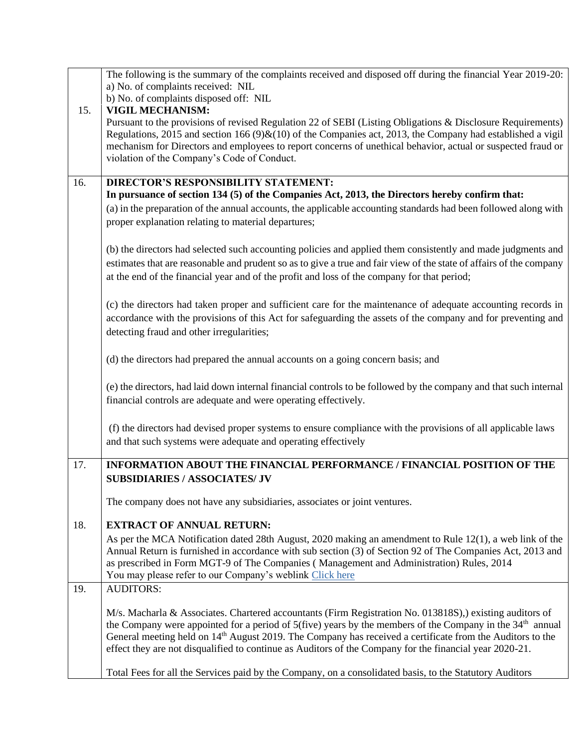The following is the summary of the complaints received and disposed off during the financial Year 2019-20:

a) No. of complaints received: NIL

b) No. of complaints disposed off: NIL

15. **VIGIL MECHANISM:**

Pursuant to the provisions of revised Regulation 22 of SEBI (Listing Obligations & Disclosure Requirements) Regulations, 2015 and section 166 (9)&(10) of the Companies act, 2013, the Company had established a vigil mechanism for Directors and employees to report concerns of unethical behavior, actual or suspected fraud or violation of the Company's Code of Conduct.

16. **DIRECTOR'S RESPONSIBILITY STATEMENT:**

**In pursuance of section 134 (5) of the Companies Act, 2013, the Directors hereby confirm that:**

(a) in the preparation of the annual accounts, the applicable accounting standards had been followed along with proper explanation relating to material departures;

(b) the directors had selected such accounting policies and applied them consistently and made judgments and estimates that are reasonable and prudent so as to give a true and fair view of the state of affairs of the company at the end of the financial year and of the profit and loss of the company for that period;

(c) the directors had taken proper and sufficient care for the maintenance of adequate accounting records in accordance with the provisions of this Act for safeguarding the assets of the company and for preventing and detecting fraud and other irregularities;

(d) the directors had prepared the annual accounts on a going concern basis; and

(e) the directors, had laid down internal financial controls to be followed by the company and that such internal financial controls are adequate and were operating effectively.

(f) the directors had devised proper systems to ensure compliance with the provisions of all applicable laws and that such systems were adequate and operating effectively

17. **INFORMATION ABOUT THE FINANCIAL PERFORMANCE / FINANCIAL POSITION OF THE SUBSIDIARIES / ASSOCIATES/ JV**

The company does not have any subsidiaries, associates or joint ventures.

18. **EXTRACT OF ANNUAL RETURN:**

As per the MCA Notification dated 28th August, 2020 making an amendment to Rule 12(1), a web link of the Annual Return is furnished in accordance with sub section (3) of Section 92 of The Companies Act, 2013 and as prescribed in Form MGT-9 of The Companies ( Management and Administration) Rules, 2014

You may please refer to our Company's weblink Click here

19. AUDITORS:

M/s. Macharla & Associates. Chartered accountants (Firm Registration No. 013818S),) existing auditors of the Company were appointed for a period of 5(five) years by the members of the Company in the 34th annual General meeting held on 14th August 2019. The Company has received a certificate from the Auditors to the effect they are not disqualified to continue as Auditors of the Company for the financial year 2020-21.

Total Fees for all the Services paid by the Company, on a consolidated basis, to the Statutory Auditors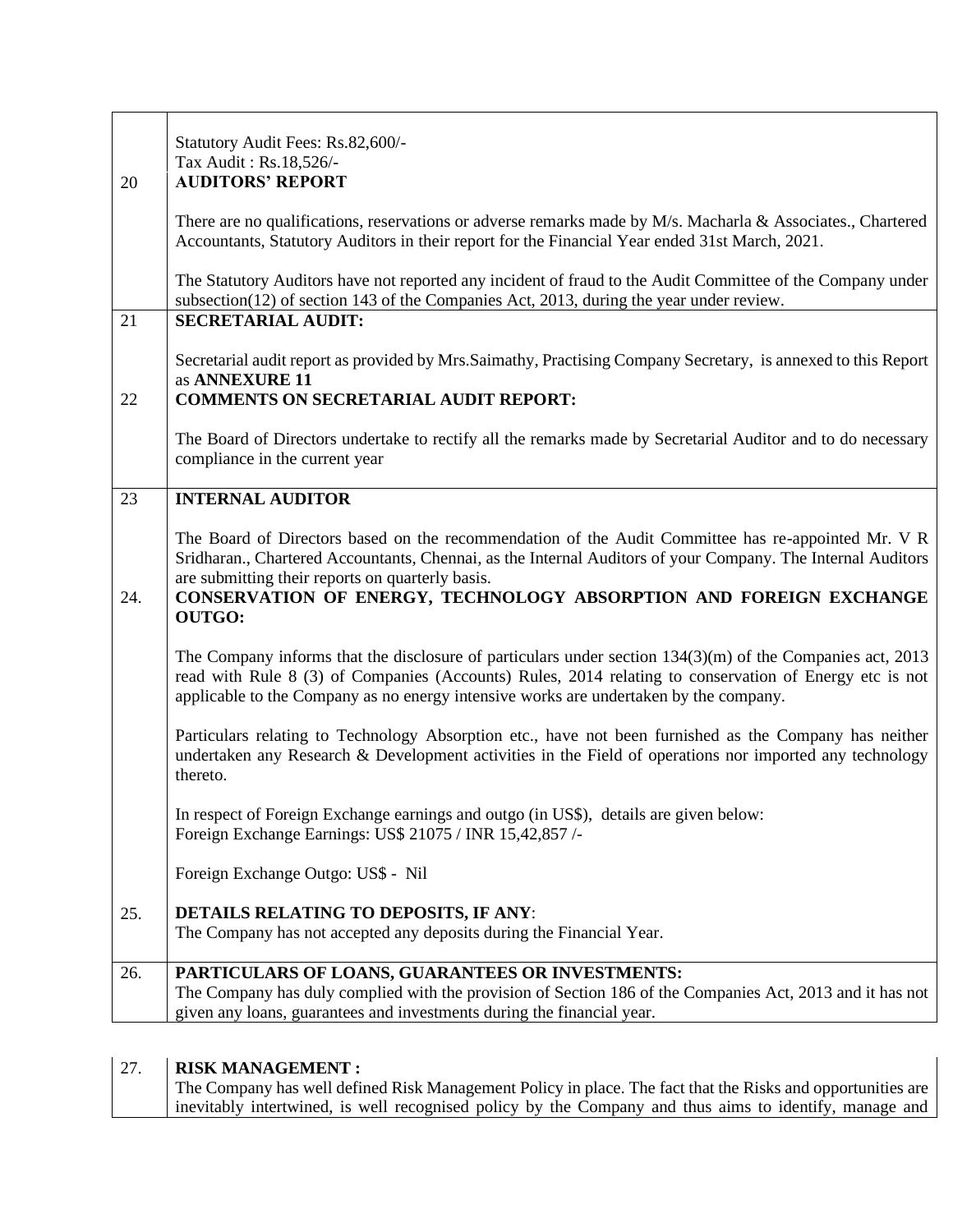| | |
|---|---|
| | Statutory Audit Fees: Rs.82,600/-<br>Tax Audit : Rs.18,526/- |
| 20 | **AUDITORS' REPORT**<br><br>There are no qualifications, reservations or adverse remarks made by M/s. Macharla & Associates., Chartered Accountants, Statutory Auditors in their report for the Financial Year ended 31st March, 2021.<br><br>The Statutory Auditors have not reported any incident of fraud to the Audit Committee of the Company under subsection(12) of section 143 of the Companies Act, 2013, during the year under review. |
| 21 | **SECRETARIAL AUDIT:**<br><br>Secretarial audit report as provided by Mrs.Saimathy, Practising Company Secretary, is annexed to this Report as **ANNEXURE 11** |
| 22 | **COMMENTS ON SECRETARIAL AUDIT REPORT:**<br><br>The Board of Directors undertake to rectify all the remarks made by Secretarial Auditor and to do necessary compliance in the current year |
| 23 | **INTERNAL AUDITOR**<br><br>The Board of Directors based on the recommendation of the Audit Committee has re-appointed Mr. V R Sridharan., Chartered Accountants, Chennai, as the Internal Auditors of your Company. The Internal Auditors are submitting their reports on quarterly basis. |
| 24. | **CONSERVATION OF ENERGY, TECHNOLOGY ABSORPTION AND FOREIGN EXCHANGE OUTGO:**<br><br>The Company informs that the disclosure of particulars under section 134(3)(m) of the Companies act, 2013 read with Rule 8 (3) of Companies (Accounts) Rules, 2014 relating to conservation of Energy etc is not applicable to the Company as no energy intensive works are undertaken by the company.<br><br>Particulars relating to Technology Absorption etc., have not been furnished as the Company has neither undertaken any Research & Development activities in the Field of operations nor imported any technology thereto.<br><br>In respect of Foreign Exchange earnings and outgo (in US$), details are given below:<br>Foreign Exchange Earnings: US$ 21075 / INR 15,42,857 /-<br><br>Foreign Exchange Outgo: US$ - Nil |
| 25. | **DETAILS RELATING TO DEPOSITS, IF ANY**:<br>The Company has not accepted any deposits during the Financial Year. |
| 26. | **PARTICULARS OF LOANS, GUARANTEES OR INVESTMENTS:**<br>The Company has duly complied with the provision of Section 186 of the Companies Act, 2013 and it has not given any loans, guarantees and investments during the financial year. |

| | |
|---|---|
| 27. | **RISK MANAGEMENT :**<br>The Company has well defined Risk Management Policy in place. The fact that the Risks and opportunities are inevitably intertwined, is well recognised policy by the Company and thus aims to identify, manage and |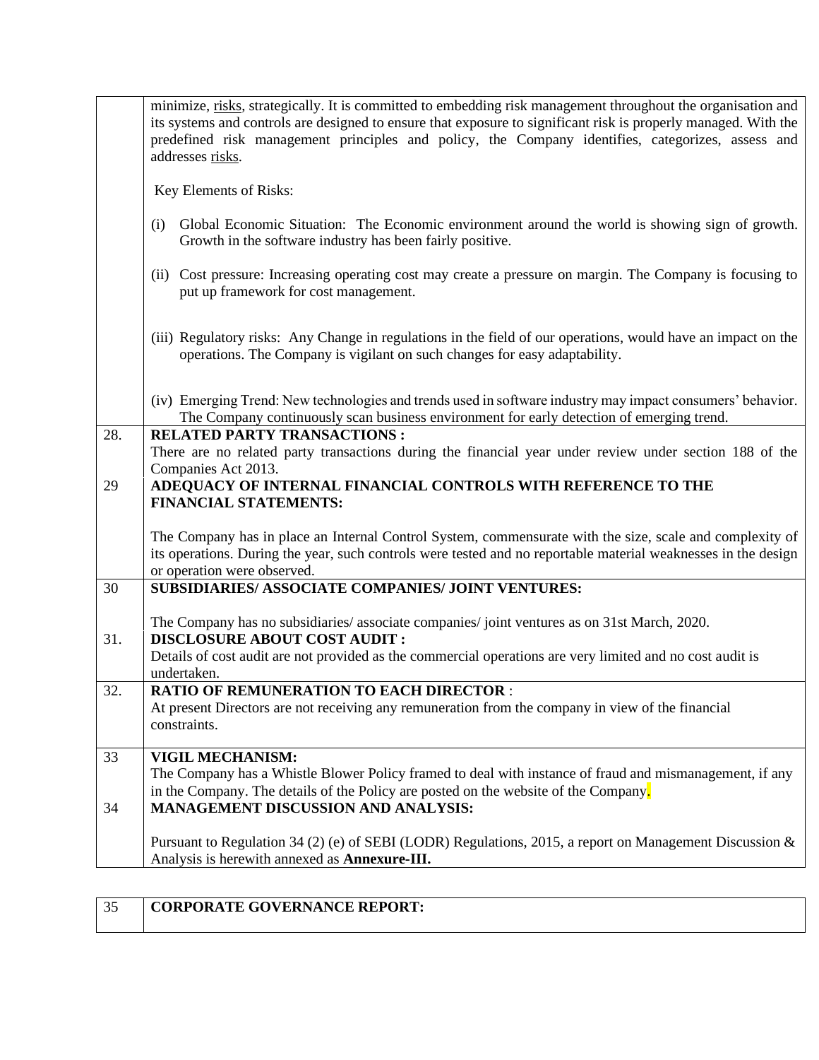| | |
|---|---|
| | minimize, risks, strategically. It is committed to embedding risk management throughout the organisation and its systems and controls are designed to ensure that exposure to significant risk is properly managed. With the predefined risk management principles and policy, the Company identifies, categorizes, assess and addresses risks.<br><br>Key Elements of Risks:<br><br>(i) Global Economic Situation: The Economic environment around the world is showing sign of growth. Growth in the software industry has been fairly positive.<br><br>(ii) Cost pressure: Increasing operating cost may create a pressure on margin. The Company is focusing to put up framework for cost management.<br><br>(iii) Regulatory risks: Any Change in regulations in the field of our operations, would have an impact on the operations. The Company is vigilant on such changes for easy adaptability.<br><br>(iv) Emerging Trend: New technologies and trends used in software industry may impact consumers' behavior. The Company continuously scan business environment for early detection of emerging trend. |
| 28. | **RELATED PARTY TRANSACTIONS :**<br>There are no related party transactions during the financial year under review under section 188 of the Companies Act 2013. |
| 29 | **ADEQUACY OF INTERNAL FINANCIAL CONTROLS WITH REFERENCE TO THE FINANCIAL STATEMENTS:**<br><br>The Company has in place an Internal Control System, commensurate with the size, scale and complexity of its operations. During the year, such controls were tested and no reportable material weaknesses in the design or operation were observed. |
| 30 | **SUBSIDIARIES/ ASSOCIATE COMPANIES/ JOINT VENTURES:**<br><br>The Company has no subsidiaries/ associate companies/ joint ventures as on 31st March, 2020. |
| 31. | **DISCLOSURE ABOUT COST AUDIT :**<br>Details of cost audit are not provided as the commercial operations are very limited and no cost audit is undertaken. |
| 32. | **RATIO OF REMUNERATION TO EACH DIRECTOR** :<br>At present Directors are not receiving any remuneration from the company in view of the financial constraints. |
| 33 | **VIGIL MECHANISM:**<br>The Company has a Whistle Blower Policy framed to deal with instance of fraud and mismanagement, if any in the Company. The details of the Policy are posted on the website of the Company. |
| 34 | **MANAGEMENT DISCUSSION AND ANALYSIS:**<br><br>Pursuant to Regulation 34 (2) (e) of SEBI (LODR) Regulations, 2015, a report on Management Discussion & Analysis is herewith annexed as **Annexure-III.** |

| | |
|---|---|
| 35 | **CORPORATE GOVERNANCE REPORT:** |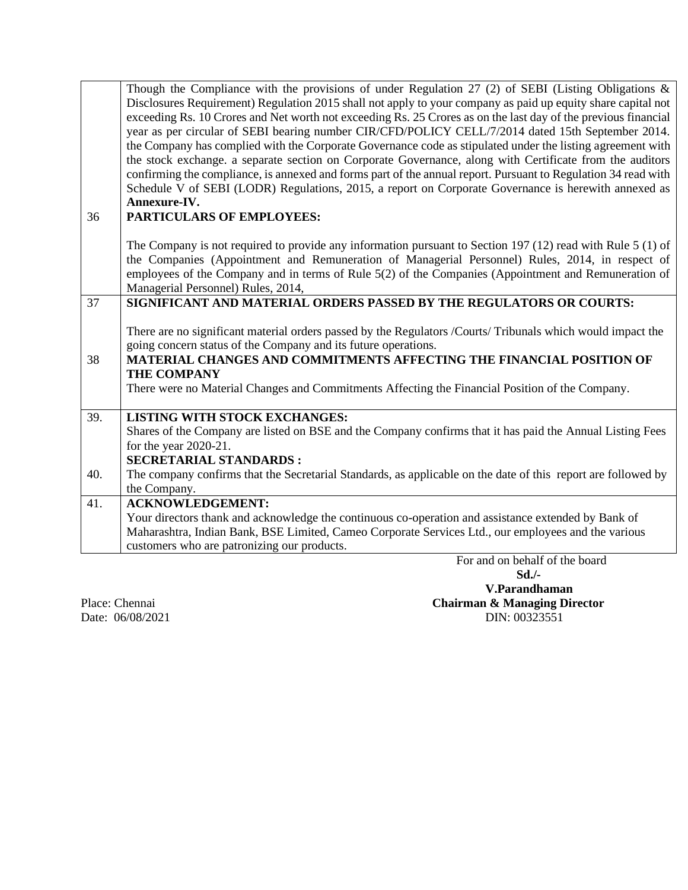| | |
|---|---|
| | Though the Compliance with the provisions of under Regulation 27 (2) of SEBI (Listing Obligations & Disclosures Requirement) Regulation 2015 shall not apply to your company as paid up equity share capital not exceeding Rs. 10 Crores and Net worth not exceeding Rs. 25 Crores as on the last day of the previous financial year as per circular of SEBI bearing number CIR/CFD/POLICY CELL/7/2014 dated 15th September 2014. the Company has complied with the Corporate Governance code as stipulated under the listing agreement with the stock exchange. a separate section on Corporate Governance, along with Certificate from the auditors confirming the compliance, is annexed and forms part of the annual report. Pursuant to Regulation 34 read with Schedule V of SEBI (LODR) Regulations, 2015, a report on Corporate Governance is herewith annexed as **Annexure-IV.** |
| 36 | **PARTICULARS OF EMPLOYEES:**<br><br>The Company is not required to provide any information pursuant to Section 197 (12) read with Rule 5 (1) of the Companies (Appointment and Remuneration of Managerial Personnel) Rules, 2014, in respect of employees of the Company and in terms of Rule 5(2) of the Companies (Appointment and Remuneration of Managerial Personnel) Rules, 2014, |
| 37 | **SIGNIFICANT AND MATERIAL ORDERS PASSED BY THE REGULATORS OR COURTS:**<br><br>There are no significant material orders passed by the Regulators /Courts/ Tribunals which would impact the going concern status of the Company and its future operations. |
| 38 | **MATERIAL CHANGES AND COMMITMENTS AFFECTING THE FINANCIAL POSITION OF THE COMPANY**<br>There were no Material Changes and Commitments Affecting the Financial Position of the Company. |
| 39. | **LISTING WITH STOCK EXCHANGES:**<br>Shares of the Company are listed on BSE and the Company confirms that it has paid the Annual Listing Fees for the year 2020-21. |
| 40. | **SECRETARIAL STANDARDS :**<br>The company confirms that the Secretarial Standards, as applicable on the date of this report are followed by the Company. |
| 41. | **ACKNOWLEDGEMENT:**<br>Your directors thank and acknowledge the continuous co-operation and assistance extended by Bank of Maharashtra, Indian Bank, BSE Limited, Cameo Corporate Services Ltd., our employees and the various customers who are patronizing our products. |

For and on behalf of the board

**Sd./-**

**V.Parandhaman**

**Chairman & Managing Director**

DIN: 00323551

Place: Chennai

Date: 06/08/2021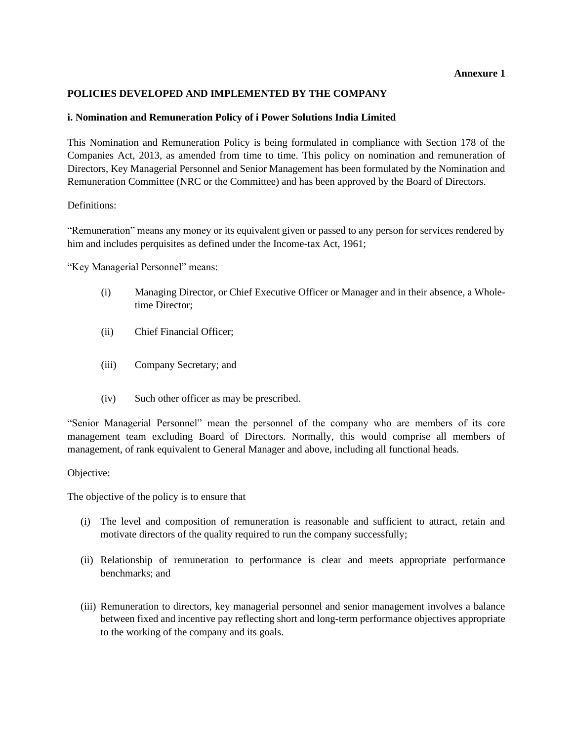**Annexure 1**

## POLICIES DEVELOPED AND IMPLEMENTED BY THE COMPANY

### i. Nomination and Remuneration Policy of i Power Solutions India Limited

This Nomination and Remuneration Policy is being formulated in compliance with Section 178 of the Companies Act, 2013, as amended from time to time. This policy on nomination and remuneration of Directors, Key Managerial Personnel and Senior Management has been formulated by the Nomination and Remuneration Committee (NRC or the Committee) and has been approved by the Board of Directors.

Definitions:

"Remuneration" means any money or its equivalent given or passed to any person for services rendered by him and includes perquisites as defined under the Income-tax Act, 1961;

"Key Managerial Personnel" means:

(i) Managing Director, or Chief Executive Officer or Manager and in their absence, a Whole-time Director;

(ii) Chief Financial Officer;

(iii) Company Secretary; and

(iv) Such other officer as may be prescribed.

"Senior Managerial Personnel" mean the personnel of the company who are members of its core management team excluding Board of Directors. Normally, this would comprise all members of management, of rank equivalent to General Manager and above, including all functional heads.

Objective:

The objective of the policy is to ensure that

(i) The level and composition of remuneration is reasonable and sufficient to attract, retain and motivate directors of the quality required to run the company successfully;

(ii) Relationship of remuneration to performance is clear and meets appropriate performance benchmarks; and

(iii) Remuneration to directors, key managerial personnel and senior management involves a balance between fixed and incentive pay reflecting short and long-term performance objectives appropriate to the working of the company and its goals.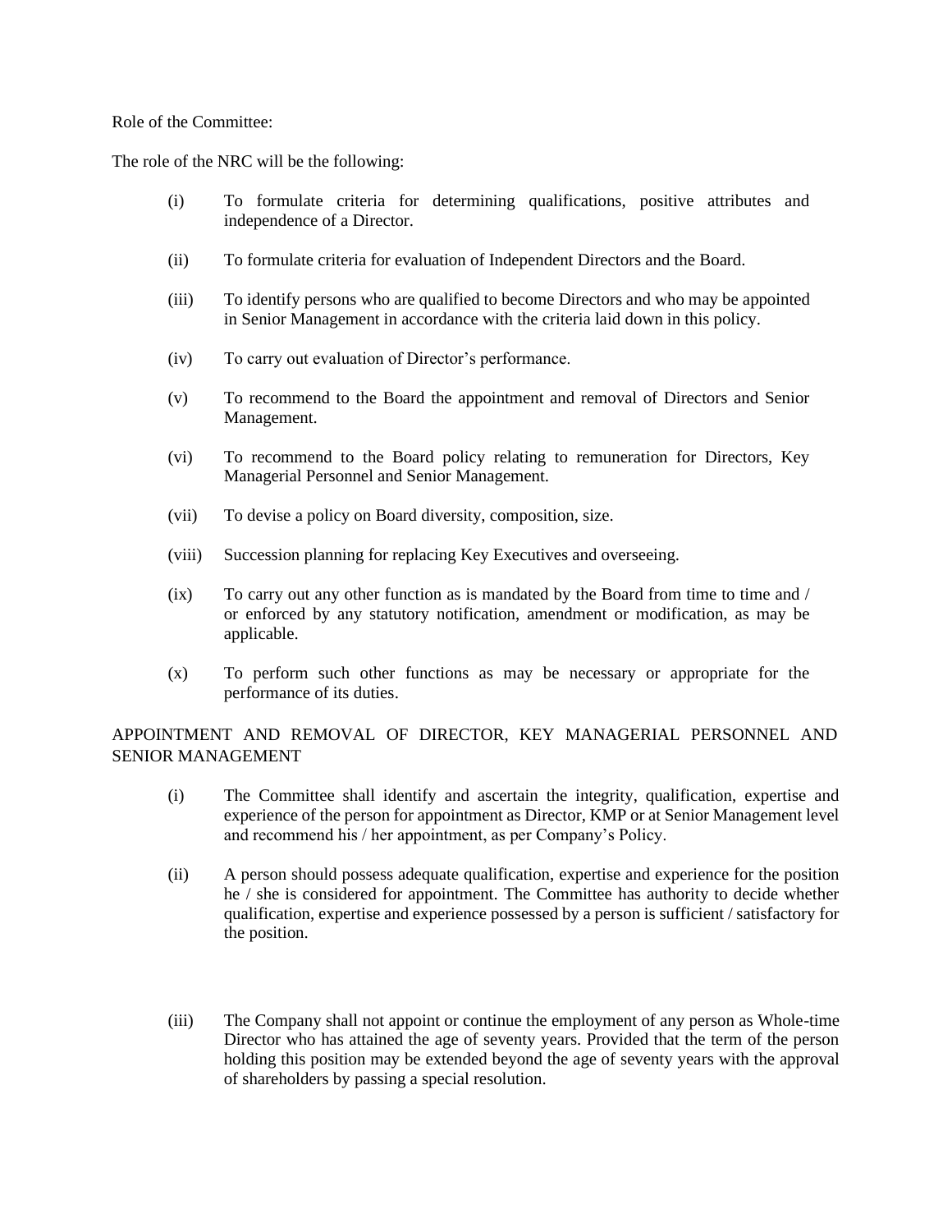Role of the Committee:

The role of the NRC will be the following:

(i) To formulate criteria for determining qualifications, positive attributes and independence of a Director.

(ii) To formulate criteria for evaluation of Independent Directors and the Board.

(iii) To identify persons who are qualified to become Directors and who may be appointed in Senior Management in accordance with the criteria laid down in this policy.

(iv) To carry out evaluation of Director's performance.

(v) To recommend to the Board the appointment and removal of Directors and Senior Management.

(vi) To recommend to the Board policy relating to remuneration for Directors, Key Managerial Personnel and Senior Management.

(vii) To devise a policy on Board diversity, composition, size.

(viii) Succession planning for replacing Key Executives and overseeing.

(ix) To carry out any other function as is mandated by the Board from time to time and / or enforced by any statutory notification, amendment or modification, as may be applicable.

(x) To perform such other functions as may be necessary or appropriate for the performance of its duties.

## APPOINTMENT AND REMOVAL OF DIRECTOR, KEY MANAGERIAL PERSONNEL AND SENIOR MANAGEMENT

(i) The Committee shall identify and ascertain the integrity, qualification, expertise and experience of the person for appointment as Director, KMP or at Senior Management level and recommend his / her appointment, as per Company's Policy.

(ii) A person should possess adequate qualification, expertise and experience for the position he / she is considered for appointment. The Committee has authority to decide whether qualification, expertise and experience possessed by a person is sufficient / satisfactory for the position.

(iii) The Company shall not appoint or continue the employment of any person as Whole-time Director who has attained the age of seventy years. Provided that the term of the person holding this position may be extended beyond the age of seventy years with the approval of shareholders by passing a special resolution.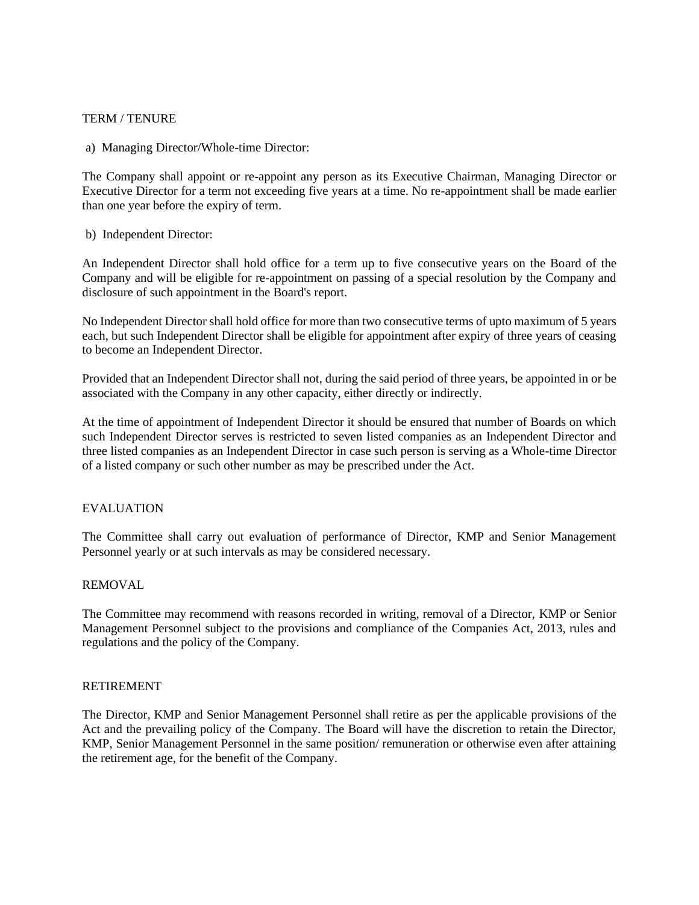## TERM / TENURE

a) Managing Director/Whole-time Director:

The Company shall appoint or re-appoint any person as its Executive Chairman, Managing Director or Executive Director for a term not exceeding five years at a time. No re-appointment shall be made earlier than one year before the expiry of term.

b) Independent Director:

An Independent Director shall hold office for a term up to five consecutive years on the Board of the Company and will be eligible for re-appointment on passing of a special resolution by the Company and disclosure of such appointment in the Board's report.

No Independent Director shall hold office for more than two consecutive terms of upto maximum of 5 years each, but such Independent Director shall be eligible for appointment after expiry of three years of ceasing to become an Independent Director.

Provided that an Independent Director shall not, during the said period of three years, be appointed in or be associated with the Company in any other capacity, either directly or indirectly.

At the time of appointment of Independent Director it should be ensured that number of Boards on which such Independent Director serves is restricted to seven listed companies as an Independent Director and three listed companies as an Independent Director in case such person is serving as a Whole-time Director of a listed company or such other number as may be prescribed under the Act.

## EVALUATION

The Committee shall carry out evaluation of performance of Director, KMP and Senior Management Personnel yearly or at such intervals as may be considered necessary.

## REMOVAL

The Committee may recommend with reasons recorded in writing, removal of a Director, KMP or Senior Management Personnel subject to the provisions and compliance of the Companies Act, 2013, rules and regulations and the policy of the Company.

## RETIREMENT

The Director, KMP and Senior Management Personnel shall retire as per the applicable provisions of the Act and the prevailing policy of the Company. The Board will have the discretion to retain the Director, KMP, Senior Management Personnel in the same position/ remuneration or otherwise even after attaining the retirement age, for the benefit of the Company.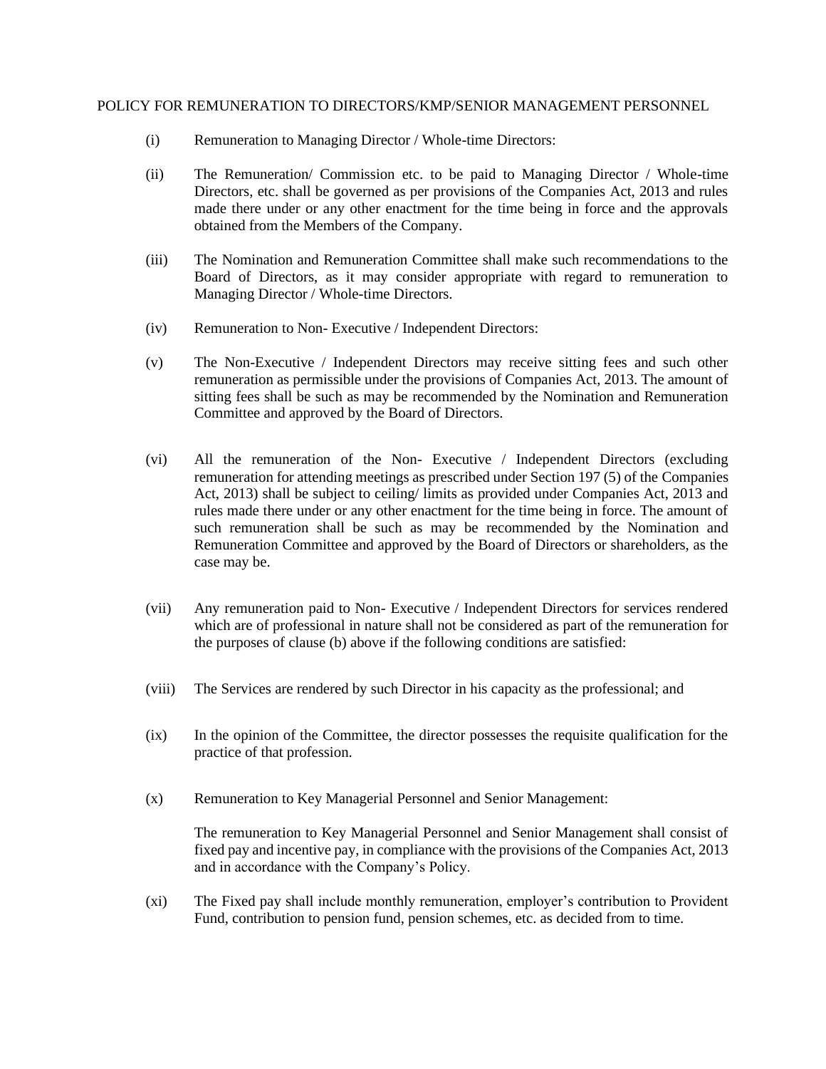POLICY FOR REMUNERATION TO DIRECTORS/KMP/SENIOR MANAGEMENT PERSONNEL

(i) Remuneration to Managing Director / Whole-time Directors:

(ii) The Remuneration/ Commission etc. to be paid to Managing Director / Whole-time Directors, etc. shall be governed as per provisions of the Companies Act, 2013 and rules made there under or any other enactment for the time being in force and the approvals obtained from the Members of the Company.

(iii) The Nomination and Remuneration Committee shall make such recommendations to the Board of Directors, as it may consider appropriate with regard to remuneration to Managing Director / Whole-time Directors.

(iv) Remuneration to Non- Executive / Independent Directors:

(v) The Non-Executive / Independent Directors may receive sitting fees and such other remuneration as permissible under the provisions of Companies Act, 2013. The amount of sitting fees shall be such as may be recommended by the Nomination and Remuneration Committee and approved by the Board of Directors.

(vi) All the remuneration of the Non- Executive / Independent Directors (excluding remuneration for attending meetings as prescribed under Section 197 (5) of the Companies Act, 2013) shall be subject to ceiling/ limits as provided under Companies Act, 2013 and rules made there under or any other enactment for the time being in force. The amount of such remuneration shall be such as may be recommended by the Nomination and Remuneration Committee and approved by the Board of Directors or shareholders, as the case may be.

(vii) Any remuneration paid to Non- Executive / Independent Directors for services rendered which are of professional in nature shall not be considered as part of the remuneration for the purposes of clause (b) above if the following conditions are satisfied:

(viii) The Services are rendered by such Director in his capacity as the professional; and

(ix) In the opinion of the Committee, the director possesses the requisite qualification for the practice of that profession.

(x) Remuneration to Key Managerial Personnel and Senior Management:

The remuneration to Key Managerial Personnel and Senior Management shall consist of fixed pay and incentive pay, in compliance with the provisions of the Companies Act, 2013 and in accordance with the Company's Policy.

(xi) The Fixed pay shall include monthly remuneration, employer's contribution to Provident Fund, contribution to pension fund, pension schemes, etc. as decided from to time.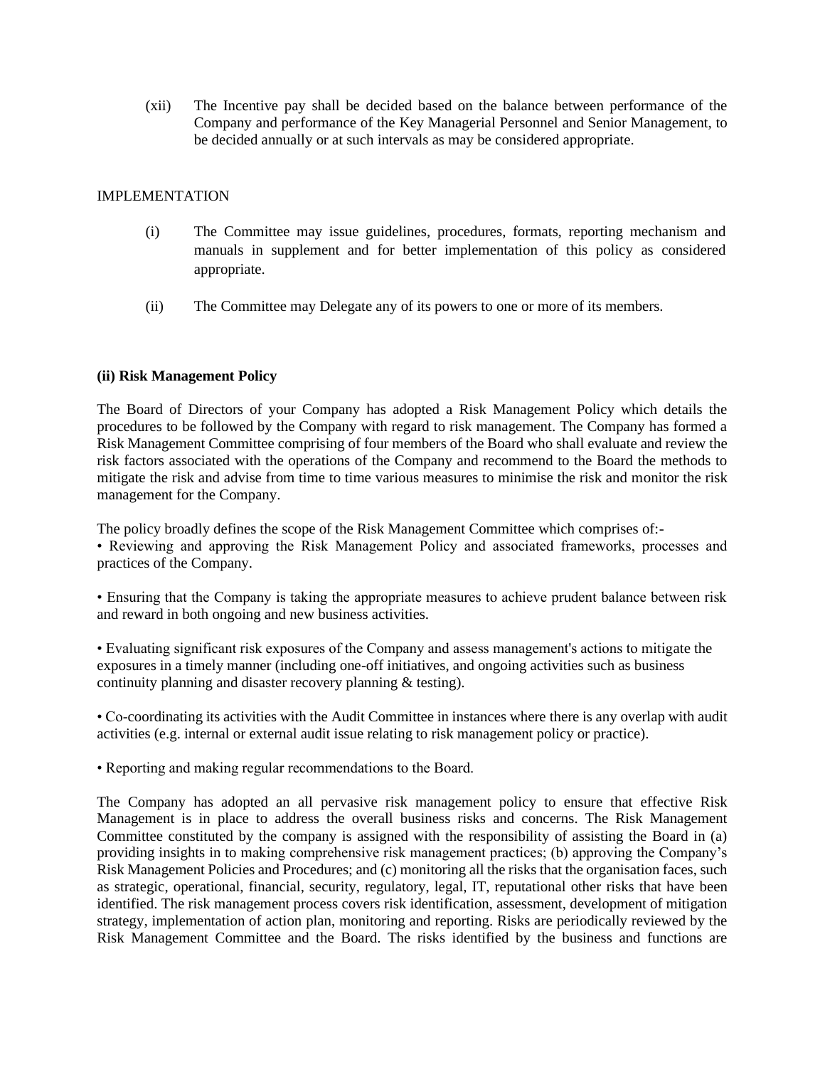(xii) The Incentive pay shall be decided based on the balance between performance of the Company and performance of the Key Managerial Personnel and Senior Management, to be decided annually or at such intervals as may be considered appropriate.

IMPLEMENTATION

(i) The Committee may issue guidelines, procedures, formats, reporting mechanism and manuals in supplement and for better implementation of this policy as considered appropriate.

(ii) The Committee may Delegate any of its powers to one or more of its members.

**(ii) Risk Management Policy**

The Board of Directors of your Company has adopted a Risk Management Policy which details the procedures to be followed by the Company with regard to risk management. The Company has formed a Risk Management Committee comprising of four members of the Board who shall evaluate and review the risk factors associated with the operations of the Company and recommend to the Board the methods to mitigate the risk and advise from time to time various measures to minimise the risk and monitor the risk management for the Company.

The policy broadly defines the scope of the Risk Management Committee which comprises of:-

• Reviewing and approving the Risk Management Policy and associated frameworks, processes and practices of the Company.

• Ensuring that the Company is taking the appropriate measures to achieve prudent balance between risk and reward in both ongoing and new business activities.

• Evaluating significant risk exposures of the Company and assess management's actions to mitigate the exposures in a timely manner (including one-off initiatives, and ongoing activities such as business continuity planning and disaster recovery planning & testing).

• Co-coordinating its activities with the Audit Committee in instances where there is any overlap with audit activities (e.g. internal or external audit issue relating to risk management policy or practice).

• Reporting and making regular recommendations to the Board.

The Company has adopted an all pervasive risk management policy to ensure that effective Risk Management is in place to address the overall business risks and concerns. The Risk Management Committee constituted by the company is assigned with the responsibility of assisting the Board in (a) providing insights in to making comprehensive risk management practices; (b) approving the Company's Risk Management Policies and Procedures; and (c) monitoring all the risks that the organisation faces, such as strategic, operational, financial, security, regulatory, legal, IT, reputational other risks that have been identified. The risk management process covers risk identification, assessment, development of mitigation strategy, implementation of action plan, monitoring and reporting. Risks are periodically reviewed by the Risk Management Committee and the Board. The risks identified by the business and functions are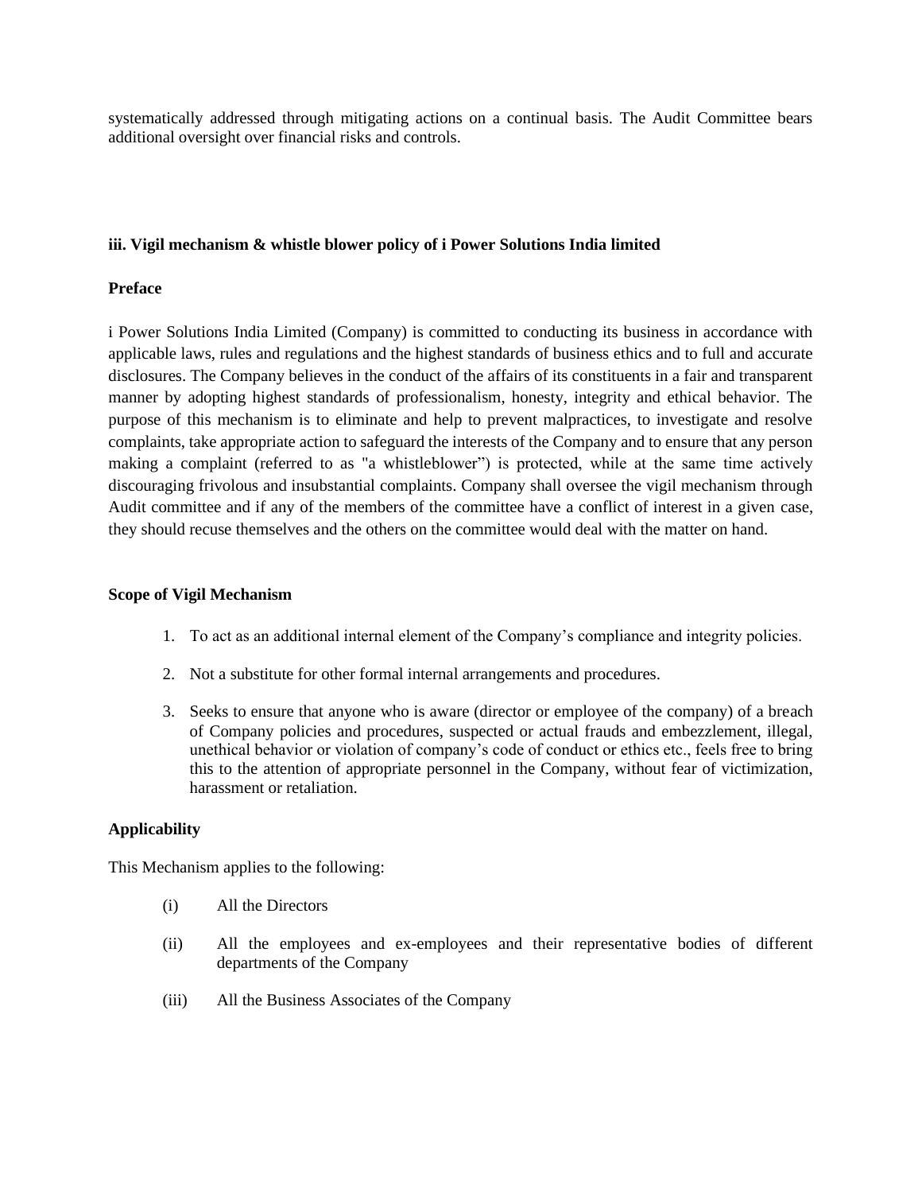systematically addressed through mitigating actions on a continual basis. The Audit Committee bears additional oversight over financial risks and controls.

### iii. Vigil mechanism & whistle blower policy of i Power Solutions India limited

#### Preface

i Power Solutions India Limited (Company) is committed to conducting its business in accordance with applicable laws, rules and regulations and the highest standards of business ethics and to full and accurate disclosures. The Company believes in the conduct of the affairs of its constituents in a fair and transparent manner by adopting highest standards of professionalism, honesty, integrity and ethical behavior. The purpose of this mechanism is to eliminate and help to prevent malpractices, to investigate and resolve complaints, take appropriate action to safeguard the interests of the Company and to ensure that any person making a complaint (referred to as "a whistleblower") is protected, while at the same time actively discouraging frivolous and insubstantial complaints. Company shall oversee the vigil mechanism through Audit committee and if any of the members of the committee have a conflict of interest in a given case, they should recuse themselves and the others on the committee would deal with the matter on hand.

#### Scope of Vigil Mechanism

1. To act as an additional internal element of the Company's compliance and integrity policies.
2. Not a substitute for other formal internal arrangements and procedures.
3. Seeks to ensure that anyone who is aware (director or employee of the company) of a breach of Company policies and procedures, suspected or actual frauds and embezzlement, illegal, unethical behavior or violation of company's code of conduct or ethics etc., feels free to bring this to the attention of appropriate personnel in the Company, without fear of victimization, harassment or retaliation.

#### Applicability

This Mechanism applies to the following:

(i) All the Directors

(ii) All the employees and ex-employees and their representative bodies of different departments of the Company

(iii) All the Business Associates of the Company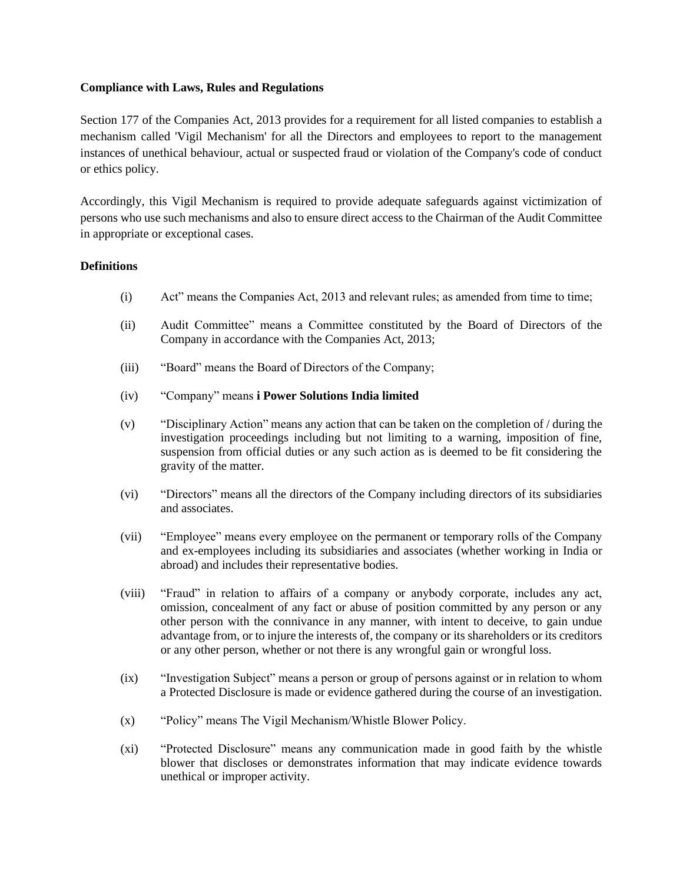**Compliance with Laws, Rules and Regulations**

Section 177 of the Companies Act, 2013 provides for a requirement for all listed companies to establish a mechanism called 'Vigil Mechanism' for all the Directors and employees to report to the management instances of unethical behaviour, actual or suspected fraud or violation of the Company's code of conduct or ethics policy.

Accordingly, this Vigil Mechanism is required to provide adequate safeguards against victimization of persons who use such mechanisms and also to ensure direct access to the Chairman of the Audit Committee in appropriate or exceptional cases.

**Definitions**

(i) Act" means the Companies Act, 2013 and relevant rules; as amended from time to time;

(ii) Audit Committee" means a Committee constituted by the Board of Directors of the Company in accordance with the Companies Act, 2013;

(iii) "Board" means the Board of Directors of the Company;

(iv) "Company" means **i Power Solutions India limited**

(v) "Disciplinary Action" means any action that can be taken on the completion of / during the investigation proceedings including but not limiting to a warning, imposition of fine, suspension from official duties or any such action as is deemed to be fit considering the gravity of the matter.

(vi) "Directors" means all the directors of the Company including directors of its subsidiaries and associates.

(vii) "Employee" means every employee on the permanent or temporary rolls of the Company and ex-employees including its subsidiaries and associates (whether working in India or abroad) and includes their representative bodies.

(viii) "Fraud" in relation to affairs of a company or anybody corporate, includes any act, omission, concealment of any fact or abuse of position committed by any person or any other person with the connivance in any manner, with intent to deceive, to gain undue advantage from, or to injure the interests of, the company or its shareholders or its creditors or any other person, whether or not there is any wrongful gain or wrongful loss.

(ix) "Investigation Subject" means a person or group of persons against or in relation to whom a Protected Disclosure is made or evidence gathered during the course of an investigation.

(x) "Policy" means The Vigil Mechanism/Whistle Blower Policy.

(xi) "Protected Disclosure" means any communication made in good faith by the whistle blower that discloses or demonstrates information that may indicate evidence towards unethical or improper activity.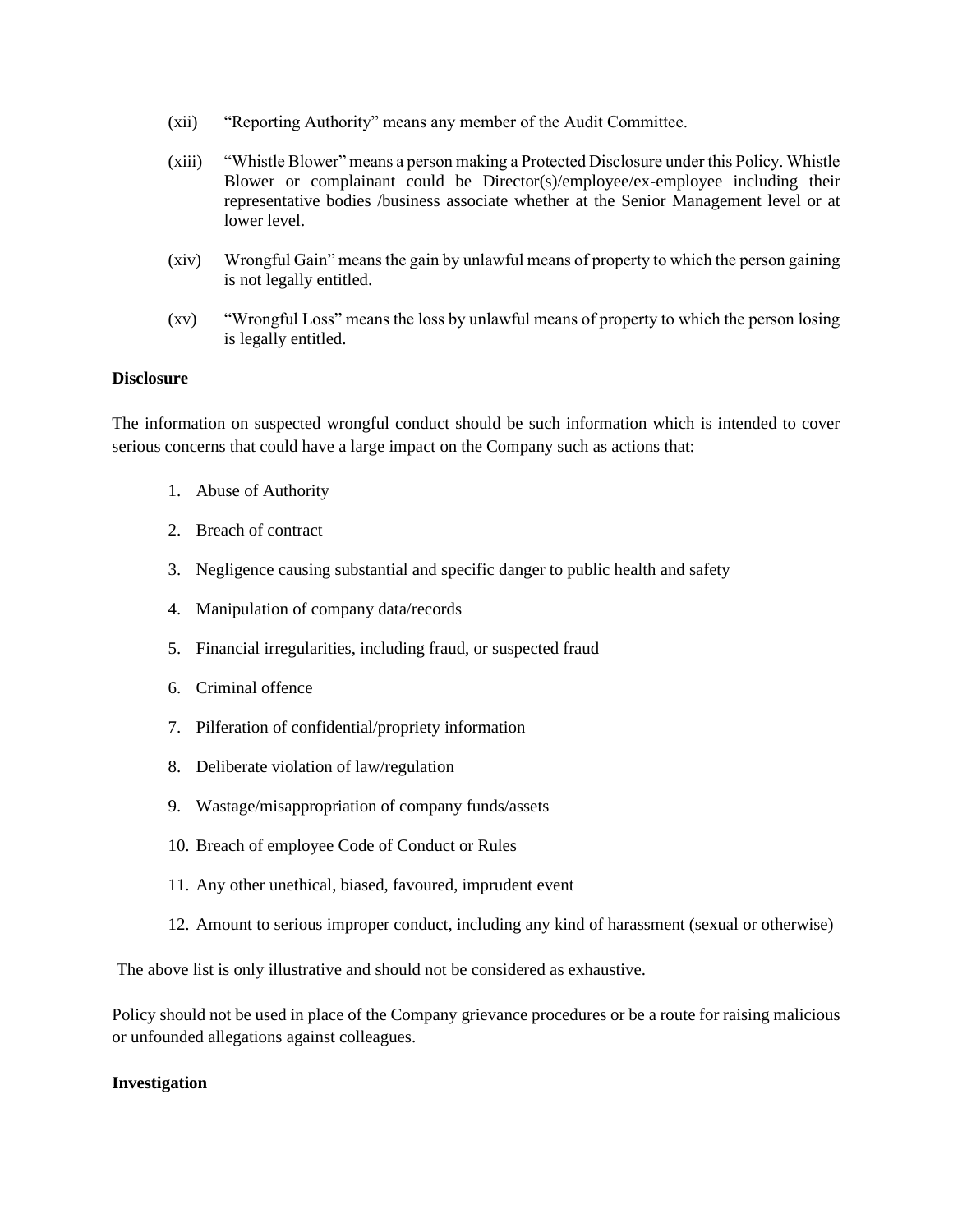(xii) "Reporting Authority" means any member of the Audit Committee.

(xiii) "Whistle Blower" means a person making a Protected Disclosure under this Policy. Whistle Blower or complainant could be Director(s)/employee/ex-employee including their representative bodies /business associate whether at the Senior Management level or at lower level.

(xiv) Wrongful Gain" means the gain by unlawful means of property to which the person gaining is not legally entitled.

(xv) "Wrongful Loss" means the loss by unlawful means of property to which the person losing is legally entitled.

**Disclosure**

The information on suspected wrongful conduct should be such information which is intended to cover serious concerns that could have a large impact on the Company such as actions that:

1. Abuse of Authority
2. Breach of contract
3. Negligence causing substantial and specific danger to public health and safety
4. Manipulation of company data/records
5. Financial irregularities, including fraud, or suspected fraud
6. Criminal offence
7. Pilferation of confidential/propriety information
8. Deliberate violation of law/regulation
9. Wastage/misappropriation of company funds/assets
10. Breach of employee Code of Conduct or Rules
11. Any other unethical, biased, favoured, imprudent event
12. Amount to serious improper conduct, including any kind of harassment (sexual or otherwise)

The above list is only illustrative and should not be considered as exhaustive.

Policy should not be used in place of the Company grievance procedures or be a route for raising malicious or unfounded allegations against colleagues.

**Investigation**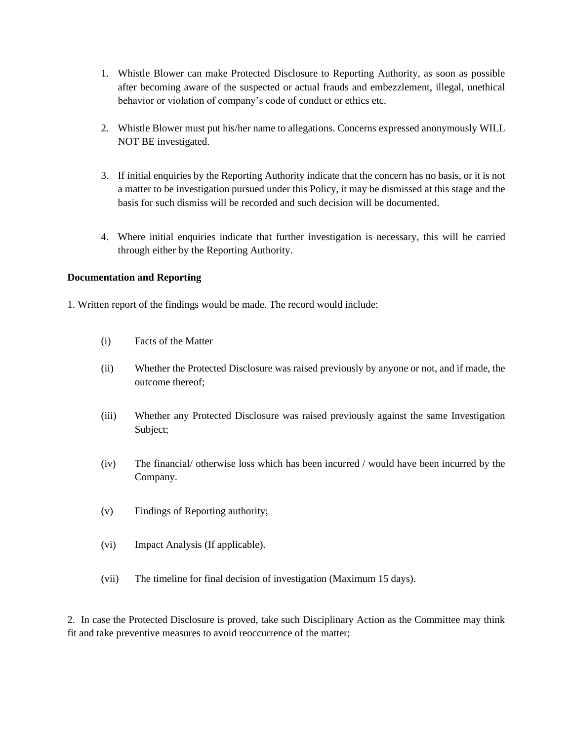1. Whistle Blower can make Protected Disclosure to Reporting Authority, as soon as possible after becoming aware of the suspected or actual frauds and embezzlement, illegal, unethical behavior or violation of company's code of conduct or ethics etc.

2. Whistle Blower must put his/her name to allegations. Concerns expressed anonymously WILL NOT BE investigated.

3. If initial enquiries by the Reporting Authority indicate that the concern has no basis, or it is not a matter to be investigation pursued under this Policy, it may be dismissed at this stage and the basis for such dismiss will be recorded and such decision will be documented.

4. Where initial enquiries indicate that further investigation is necessary, this will be carried through either by the Reporting Authority.

**Documentation and Reporting**

1. Written report of the findings would be made. The record would include:

   (i) Facts of the Matter

   (ii) Whether the Protected Disclosure was raised previously by anyone or not, and if made, the outcome thereof;

   (iii) Whether any Protected Disclosure was raised previously against the same Investigation Subject;

   (iv) The financial/ otherwise loss which has been incurred / would have been incurred by the Company.

   (v) Findings of Reporting authority;

   (vi) Impact Analysis (If applicable).

   (vii) The timeline for final decision of investigation (Maximum 15 days).

2. In case the Protected Disclosure is proved, take such Disciplinary Action as the Committee may think fit and take preventive measures to avoid reoccurrence of the matter;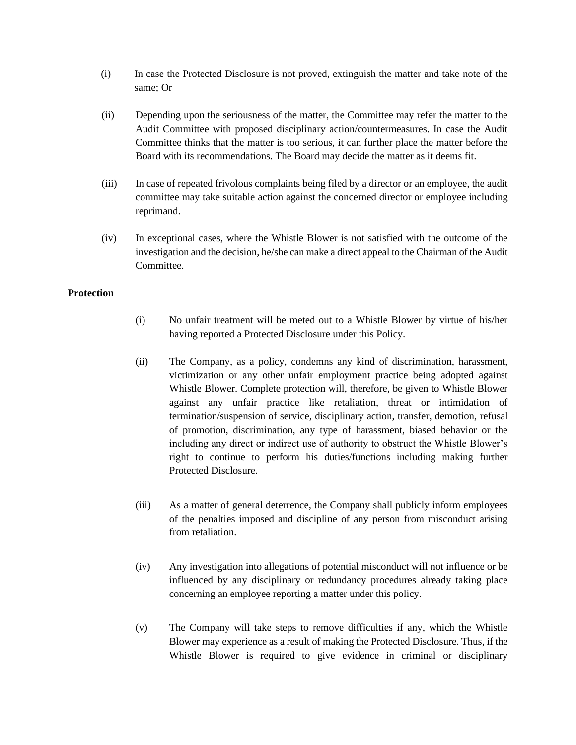(i) In case the Protected Disclosure is not proved, extinguish the matter and take note of the same; Or

(ii) Depending upon the seriousness of the matter, the Committee may refer the matter to the Audit Committee with proposed disciplinary action/countermeasures. In case the Audit Committee thinks that the matter is too serious, it can further place the matter before the Board with its recommendations. The Board may decide the matter as it deems fit.

(iii) In case of repeated frivolous complaints being filed by a director or an employee, the audit committee may take suitable action against the concerned director or employee including reprimand.

(iv) In exceptional cases, where the Whistle Blower is not satisfied with the outcome of the investigation and the decision, he/she can make a direct appeal to the Chairman of the Audit Committee.

**Protection**

(i) No unfair treatment will be meted out to a Whistle Blower by virtue of his/her having reported a Protected Disclosure under this Policy.

(ii) The Company, as a policy, condemns any kind of discrimination, harassment, victimization or any other unfair employment practice being adopted against Whistle Blower. Complete protection will, therefore, be given to Whistle Blower against any unfair practice like retaliation, threat or intimidation of termination/suspension of service, disciplinary action, transfer, demotion, refusal of promotion, discrimination, any type of harassment, biased behavior or the including any direct or indirect use of authority to obstruct the Whistle Blower's right to continue to perform his duties/functions including making further Protected Disclosure.

(iii) As a matter of general deterrence, the Company shall publicly inform employees of the penalties imposed and discipline of any person from misconduct arising from retaliation.

(iv) Any investigation into allegations of potential misconduct will not influence or be influenced by any disciplinary or redundancy procedures already taking place concerning an employee reporting a matter under this policy.

(v) The Company will take steps to remove difficulties if any, which the Whistle Blower may experience as a result of making the Protected Disclosure. Thus, if the Whistle Blower is required to give evidence in criminal or disciplinary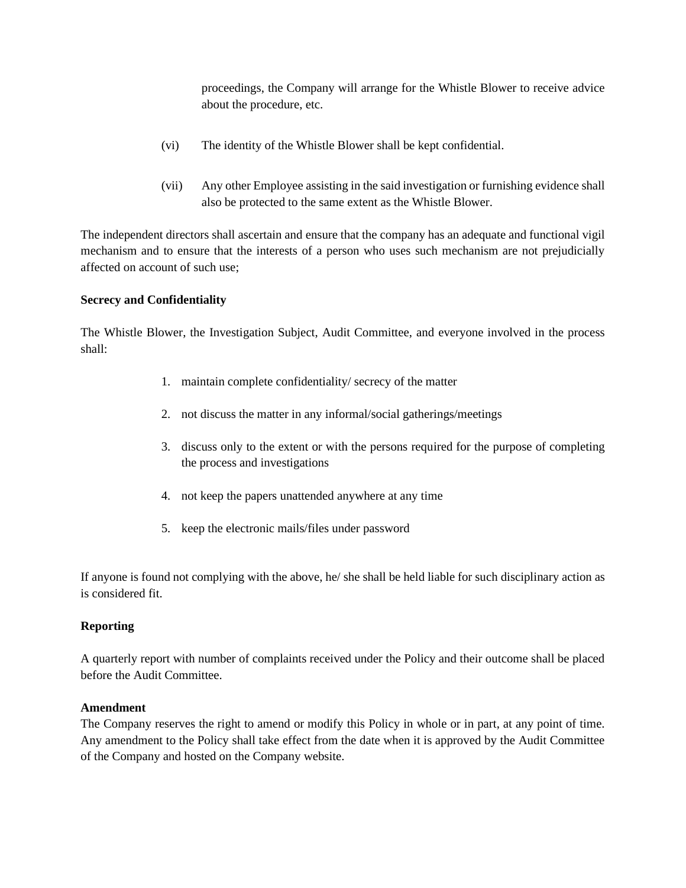proceedings, the Company will arrange for the Whistle Blower to receive advice about the procedure, etc.

(vi) The identity of the Whistle Blower shall be kept confidential.

(vii) Any other Employee assisting in the said investigation or furnishing evidence shall also be protected to the same extent as the Whistle Blower.

The independent directors shall ascertain and ensure that the company has an adequate and functional vigil mechanism and to ensure that the interests of a person who uses such mechanism are not prejudicially affected on account of such use;

**Secrecy and Confidentiality**

The Whistle Blower, the Investigation Subject, Audit Committee, and everyone involved in the process shall:

1. maintain complete confidentiality/ secrecy of the matter
2. not discuss the matter in any informal/social gatherings/meetings
3. discuss only to the extent or with the persons required for the purpose of completing the process and investigations
4. not keep the papers unattended anywhere at any time
5. keep the electronic mails/files under password

If anyone is found not complying with the above, he/ she shall be held liable for such disciplinary action as is considered fit.

**Reporting**

A quarterly report with number of complaints received under the Policy and their outcome shall be placed before the Audit Committee.

**Amendment**

The Company reserves the right to amend or modify this Policy in whole or in part, at any point of time. Any amendment to the Policy shall take effect from the date when it is approved by the Audit Committee of the Company and hosted on the Company website.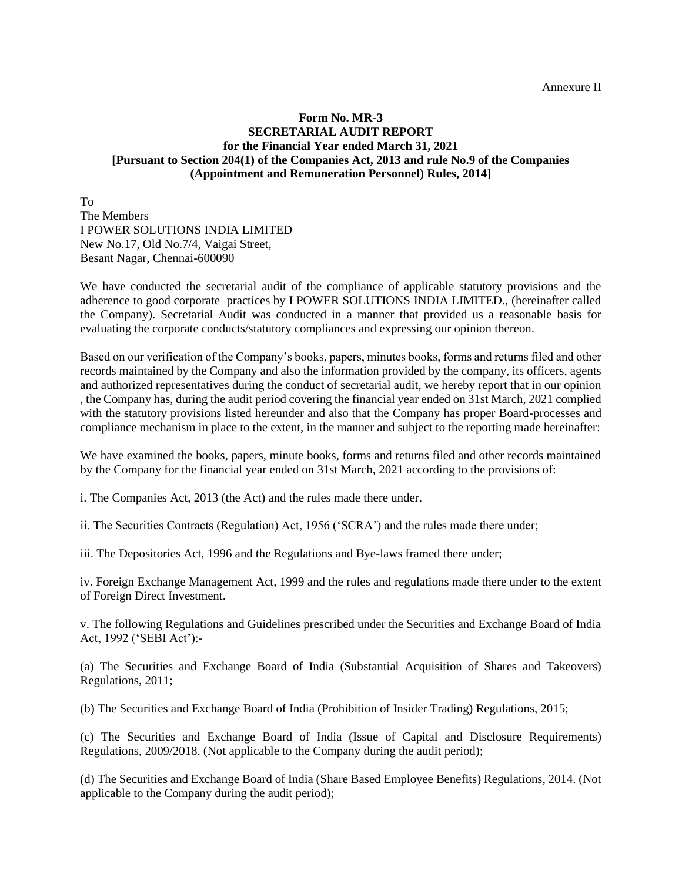Annexure II

**Form No. MR-3**
**SECRETARIAL AUDIT REPORT**
**for the Financial Year ended March 31, 2021**
**[Pursuant to Section 204(1) of the Companies Act, 2013 and rule No.9 of the Companies (Appointment and Remuneration Personnel) Rules, 2014]**

To
The Members
I POWER SOLUTIONS INDIA LIMITED
New No.17, Old No.7/4, Vaigai Street,
Besant Nagar, Chennai-600090

We have conducted the secretarial audit of the compliance of applicable statutory provisions and the adherence to good corporate practices by I POWER SOLUTIONS INDIA LIMITED., (hereinafter called the Company). Secretarial Audit was conducted in a manner that provided us a reasonable basis for evaluating the corporate conducts/statutory compliances and expressing our opinion thereon.

Based on our verification of the Company's books, papers, minutes books, forms and returns filed and other records maintained by the Company and also the information provided by the company, its officers, agents and authorized representatives during the conduct of secretarial audit, we hereby report that in our opinion , the Company has, during the audit period covering the financial year ended on 31st March, 2021 complied with the statutory provisions listed hereunder and also that the Company has proper Board-processes and compliance mechanism in place to the extent, in the manner and subject to the reporting made hereinafter:

We have examined the books, papers, minute books, forms and returns filed and other records maintained by the Company for the financial year ended on 31st March, 2021 according to the provisions of:

i. The Companies Act, 2013 (the Act) and the rules made there under.

ii. The Securities Contracts (Regulation) Act, 1956 ('SCRA') and the rules made there under;

iii. The Depositories Act, 1996 and the Regulations and Bye-laws framed there under;

iv. Foreign Exchange Management Act, 1999 and the rules and regulations made there under to the extent of Foreign Direct Investment.

v. The following Regulations and Guidelines prescribed under the Securities and Exchange Board of India Act, 1992 ('SEBI Act'):-

(a) The Securities and Exchange Board of India (Substantial Acquisition of Shares and Takeovers) Regulations, 2011;

(b) The Securities and Exchange Board of India (Prohibition of Insider Trading) Regulations, 2015;

(c) The Securities and Exchange Board of India (Issue of Capital and Disclosure Requirements) Regulations, 2009/2018. (Not applicable to the Company during the audit period);

(d) The Securities and Exchange Board of India (Share Based Employee Benefits) Regulations, 2014. (Not applicable to the Company during the audit period);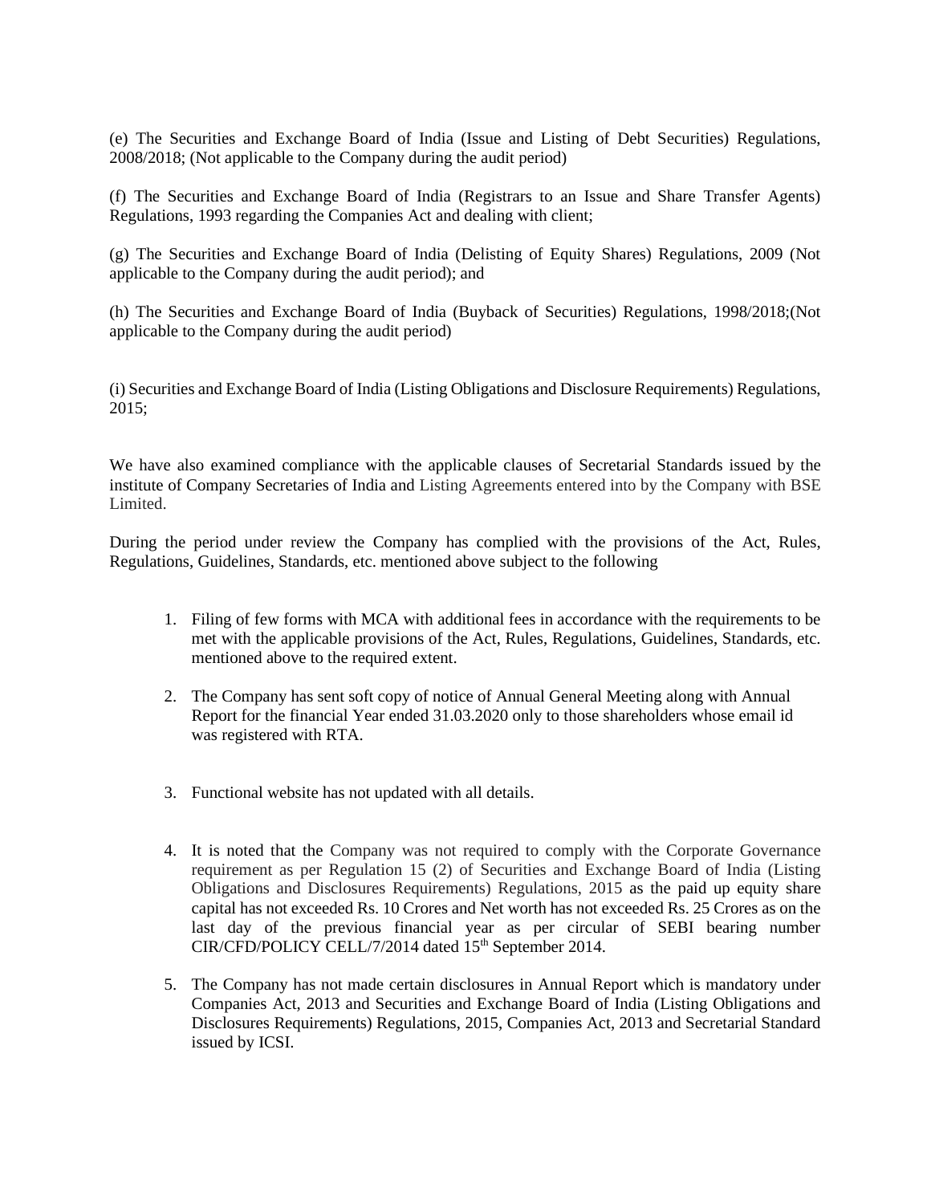(e) The Securities and Exchange Board of India (Issue and Listing of Debt Securities) Regulations, 2008/2018; (Not applicable to the Company during the audit period)

(f) The Securities and Exchange Board of India (Registrars to an Issue and Share Transfer Agents) Regulations, 1993 regarding the Companies Act and dealing with client;

(g) The Securities and Exchange Board of India (Delisting of Equity Shares) Regulations, 2009 (Not applicable to the Company during the audit period); and

(h) The Securities and Exchange Board of India (Buyback of Securities) Regulations, 1998/2018;(Not applicable to the Company during the audit period)

(i) Securities and Exchange Board of India (Listing Obligations and Disclosure Requirements) Regulations, 2015;

We have also examined compliance with the applicable clauses of Secretarial Standards issued by the institute of Company Secretaries of India and Listing Agreements entered into by the Company with BSE Limited.

During the period under review the Company has complied with the provisions of the Act, Rules, Regulations, Guidelines, Standards, etc. mentioned above subject to the following

1. Filing of few forms with MCA with additional fees in accordance with the requirements to be met with the applicable provisions of the Act, Rules, Regulations, Guidelines, Standards, etc. mentioned above to the required extent.

2. The Company has sent soft copy of notice of Annual General Meeting along with Annual Report for the financial Year ended 31.03.2020 only to those shareholders whose email id was registered with RTA.

3. Functional website has not updated with all details.

4. It is noted that the Company was not required to comply with the Corporate Governance requirement as per Regulation 15 (2) of Securities and Exchange Board of India (Listing Obligations and Disclosures Requirements) Regulations, 2015 as the paid up equity share capital has not exceeded Rs. 10 Crores and Net worth has not exceeded Rs. 25 Crores as on the last day of the previous financial year as per circular of SEBI bearing number CIR/CFD/POLICY CELL/7/2014 dated 15th September 2014.

5. The Company has not made certain disclosures in Annual Report which is mandatory under Companies Act, 2013 and Securities and Exchange Board of India (Listing Obligations and Disclosures Requirements) Regulations, 2015, Companies Act, 2013 and Secretarial Standard issued by ICSI.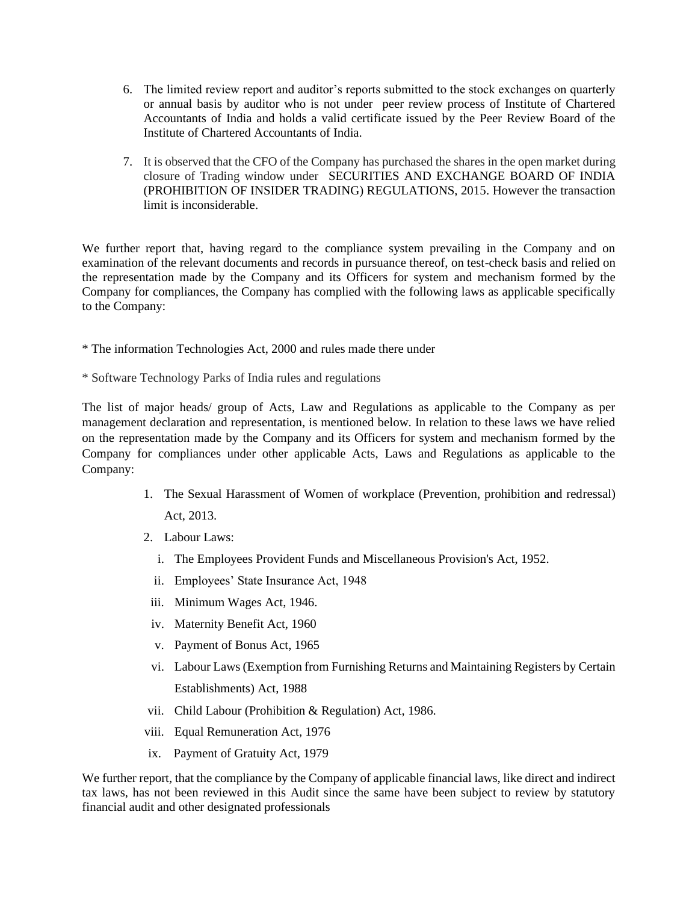6. The limited review report and auditor's reports submitted to the stock exchanges on quarterly or annual basis by auditor who is not under peer review process of Institute of Chartered Accountants of India and holds a valid certificate issued by the Peer Review Board of the Institute of Chartered Accountants of India.

7. It is observed that the CFO of the Company has purchased the shares in the open market during closure of Trading window under SECURITIES AND EXCHANGE BOARD OF INDIA (PROHIBITION OF INSIDER TRADING) REGULATIONS, 2015. However the transaction limit is inconsiderable.

We further report that, having regard to the compliance system prevailing in the Company and on examination of the relevant documents and records in pursuance thereof, on test-check basis and relied on the representation made by the Company and its Officers for system and mechanism formed by the Company for compliances, the Company has complied with the following laws as applicable specifically to the Company:

* The information Technologies Act, 2000 and rules made there under

* Software Technology Parks of India rules and regulations

The list of major heads/ group of Acts, Law and Regulations as applicable to the Company as per management declaration and representation, is mentioned below. In relation to these laws we have relied on the representation made by the Company and its Officers for system and mechanism formed by the Company for compliances under other applicable Acts, Laws and Regulations as applicable to the Company:

1. The Sexual Harassment of Women of workplace (Prevention, prohibition and redressal) Act, 2013.
2. Labour Laws:
   i. The Employees Provident Funds and Miscellaneous Provision's Act, 1952.
   ii. Employees' State Insurance Act, 1948
   iii. Minimum Wages Act, 1946.
   iv. Maternity Benefit Act, 1960
   v. Payment of Bonus Act, 1965
   vi. Labour Laws (Exemption from Furnishing Returns and Maintaining Registers by Certain Establishments) Act, 1988
   vii. Child Labour (Prohibition & Regulation) Act, 1986.
   viii. Equal Remuneration Act, 1976
   ix. Payment of Gratuity Act, 1979

We further report, that the compliance by the Company of applicable financial laws, like direct and indirect tax laws, has not been reviewed in this Audit since the same have been subject to review by statutory financial audit and other designated professionals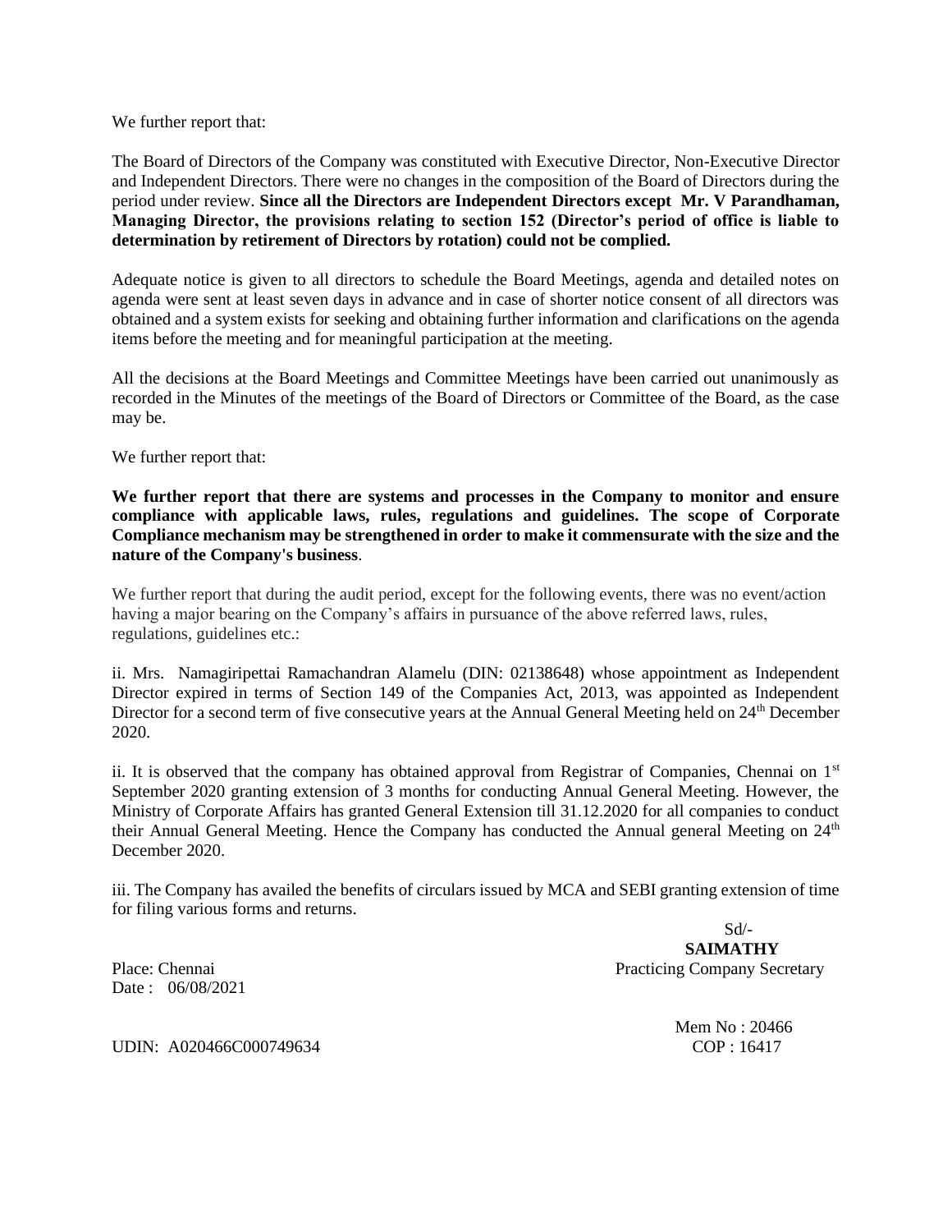We further report that:

The Board of Directors of the Company was constituted with Executive Director, Non-Executive Director and Independent Directors. There were no changes in the composition of the Board of Directors during the period under review. **Since all the Directors are Independent Directors except Mr. V Parandhaman, Managing Director, the provisions relating to section 152 (Director's period of office is liable to determination by retirement of Directors by rotation) could not be complied.**

Adequate notice is given to all directors to schedule the Board Meetings, agenda and detailed notes on agenda were sent at least seven days in advance and in case of shorter notice consent of all directors was obtained and a system exists for seeking and obtaining further information and clarifications on the agenda items before the meeting and for meaningful participation at the meeting.

All the decisions at the Board Meetings and Committee Meetings have been carried out unanimously as recorded in the Minutes of the meetings of the Board of Directors or Committee of the Board, as the case may be.

We further report that:

**We further report that there are systems and processes in the Company to monitor and ensure compliance with applicable laws, rules, regulations and guidelines. The scope of Corporate Compliance mechanism may be strengthened in order to make it commensurate with the size and the nature of the Company's business**.

We further report that during the audit period, except for the following events, there was no event/action having a major bearing on the Company's affairs in pursuance of the above referred laws, rules, regulations, guidelines etc.:

ii. Mrs. Namagiripettai Ramachandran Alamelu (DIN: 02138648) whose appointment as Independent Director expired in terms of Section 149 of the Companies Act, 2013, was appointed as Independent Director for a second term of five consecutive years at the Annual General Meeting held on 24th December 2020.

ii. It is observed that the company has obtained approval from Registrar of Companies, Chennai on 1st September 2020 granting extension of 3 months for conducting Annual General Meeting. However, the Ministry of Corporate Affairs has granted General Extension till 31.12.2020 for all companies to conduct their Annual General Meeting. Hence the Company has conducted the Annual general Meeting on 24th December 2020.

iii. The Company has availed the benefits of circulars issued by MCA and SEBI granting extension of time for filing various forms and returns.

Sd/-
**SAIMATHY**
Practicing Company Secretary

Place: Chennai
Date : 06/08/2021

Mem No : 20466
COP : 16417

UDIN: A020466C000749634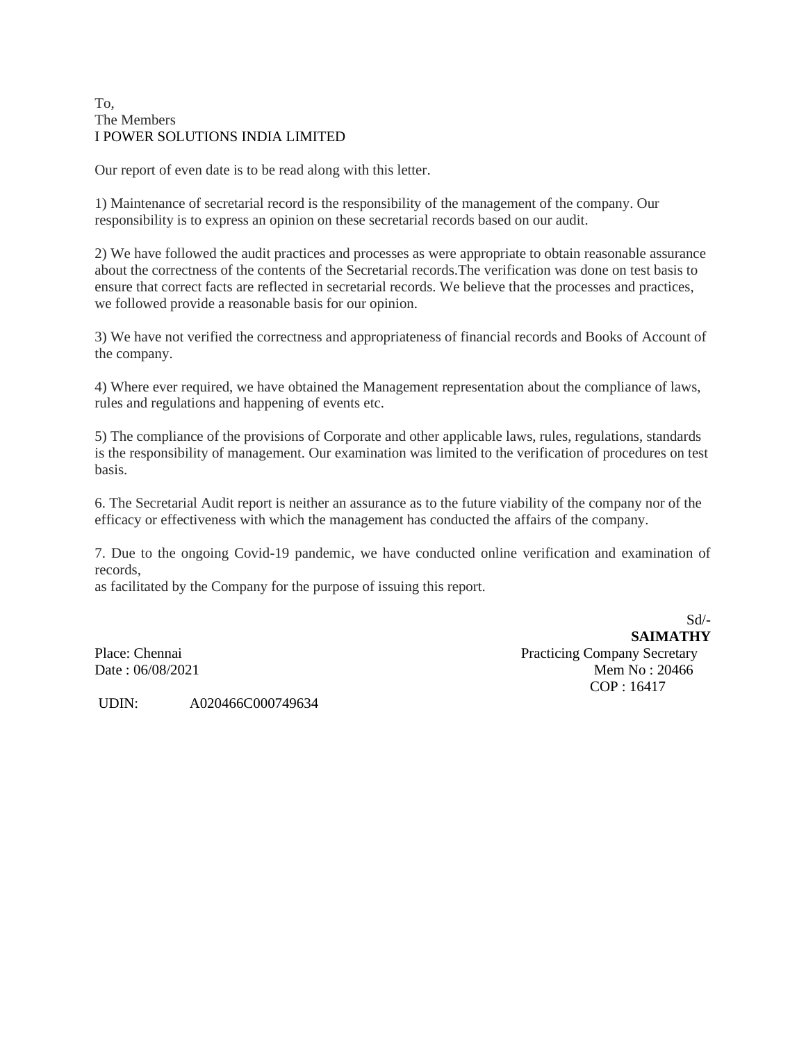To,
The Members
I POWER SOLUTIONS INDIA LIMITED

Our report of even date is to be read along with this letter.

1) Maintenance of secretarial record is the responsibility of the management of the company. Our responsibility is to express an opinion on these secretarial records based on our audit.

2) We have followed the audit practices and processes as were appropriate to obtain reasonable assurance about the correctness of the contents of the Secretarial records.The verification was done on test basis to ensure that correct facts are reflected in secretarial records. We believe that the processes and practices, we followed provide a reasonable basis for our opinion.

3) We have not verified the correctness and appropriateness of financial records and Books of Account of the company.

4) Where ever required, we have obtained the Management representation about the compliance of laws, rules and regulations and happening of events etc.

5) The compliance of the provisions of Corporate and other applicable laws, rules, regulations, standards is the responsibility of management. Our examination was limited to the verification of procedures on test basis.

6. The Secretarial Audit report is neither an assurance as to the future viability of the company nor of the efficacy or effectiveness with which the management has conducted the affairs of the company.

7. Due to the ongoing Covid-19 pandemic, we have conducted online verification and examination of records,
as facilitated by the Company for the purpose of issuing this report.

Sd/-
**SAIMATHY**
Practicing Company Secretary
Mem No : 20466
COP : 16417

Place: Chennai
Date : 06/08/2021

UDIN: A020466C000749634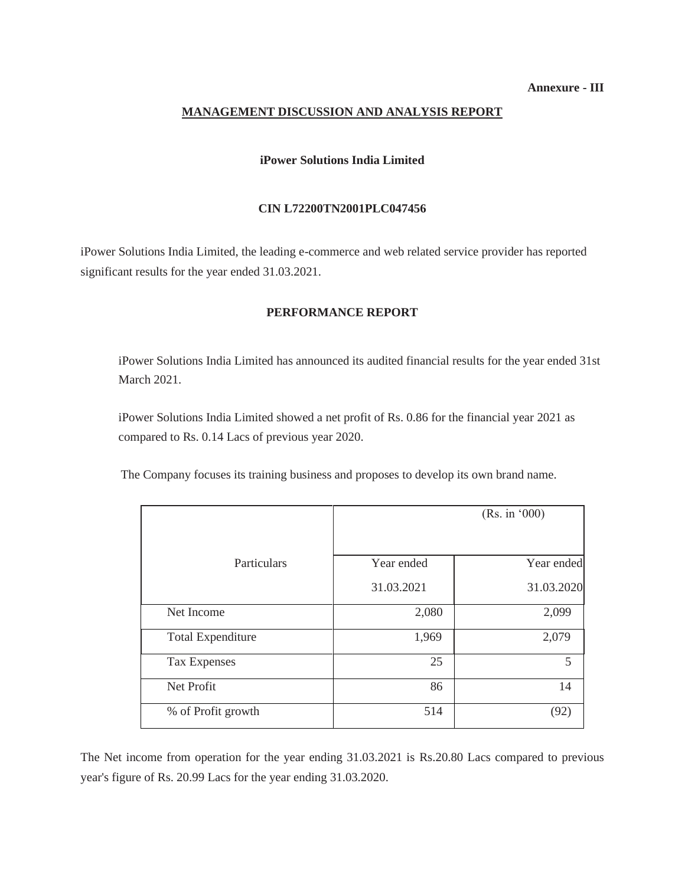**Annexure - III**

## MANAGEMENT DISCUSSION AND ANALYSIS REPORT

**iPower Solutions India Limited**

**CIN L72200TN2001PLC047456**

iPower Solutions India Limited, the leading e-commerce and web related service provider has reported significant results for the year ended 31.03.2021.

### PERFORMANCE REPORT

iPower Solutions India Limited has announced its audited financial results for the year ended 31st March 2021.

iPower Solutions India Limited showed a net profit of Rs. 0.86 for the financial year 2021 as compared to Rs. 0.14 Lacs of previous year 2020.

The Company focuses its training business and proposes to develop its own brand name.

| Particulars | (Rs. in '000) | |
|---|---|---|
| | Year ended 31.03.2021 | Year ended 31.03.2020 |
| Net Income | 2,080 | 2,099 |
| Total Expenditure | 1,969 | 2,079 |
| Tax Expenses | 25 | 5 |
| Net Profit | 86 | 14 |
| % of Profit growth | 514 | (92) |

The Net income from operation for the year ending 31.03.2021 is Rs.20.80 Lacs compared to previous year's figure of Rs. 20.99 Lacs for the year ending 31.03.2020.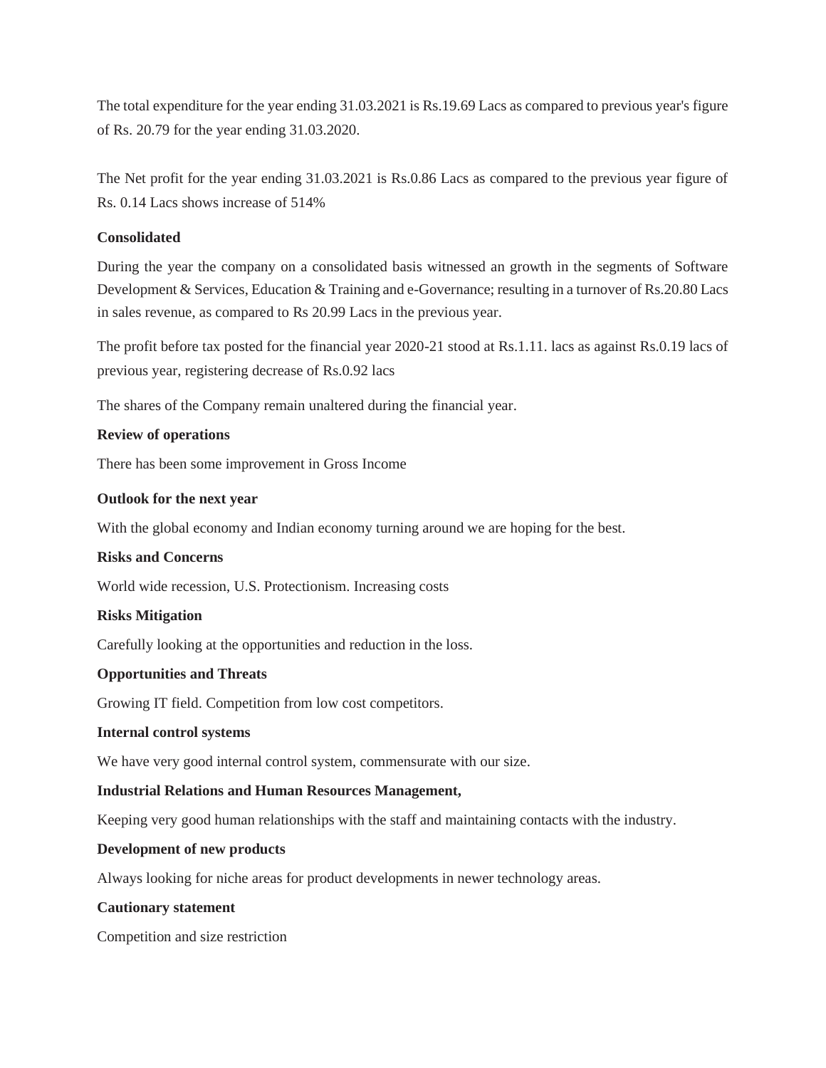The total expenditure for the year ending 31.03.2021 is Rs.19.69 Lacs as compared to previous year's figure of Rs. 20.79 for the year ending 31.03.2020.

The Net profit for the year ending 31.03.2021 is Rs.0.86 Lacs as compared to the previous year figure of Rs. 0.14 Lacs shows increase of 514%

**Consolidated**

During the year the company on a consolidated basis witnessed an growth in the segments of Software Development & Services, Education & Training and e-Governance; resulting in a turnover of Rs.20.80 Lacs in sales revenue, as compared to Rs 20.99 Lacs in the previous year.

The profit before tax posted for the financial year 2020-21 stood at Rs.1.11. lacs as against Rs.0.19 lacs of previous year, registering decrease of Rs.0.92 lacs

The shares of the Company remain unaltered during the financial year.

**Review of operations**

There has been some improvement in Gross Income

**Outlook for the next year**

With the global economy and Indian economy turning around we are hoping for the best.

**Risks and Concerns**

World wide recession, U.S. Protectionism. Increasing costs

**Risks Mitigation**

Carefully looking at the opportunities and reduction in the loss.

**Opportunities and Threats**

Growing IT field. Competition from low cost competitors.

**Internal control systems**

We have very good internal control system, commensurate with our size.

**Industrial Relations and Human Resources Management,**

Keeping very good human relationships with the staff and maintaining contacts with the industry.

**Development of new products**

Always looking for niche areas for product developments in newer technology areas.

**Cautionary statement**

Competition and size restriction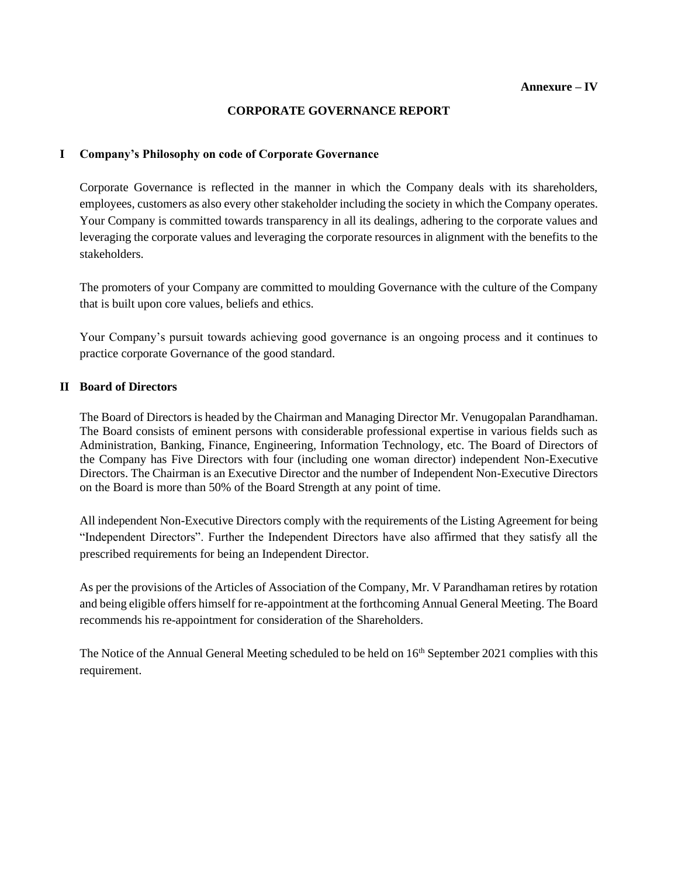**Annexure – IV**

# CORPORATE GOVERNANCE REPORT

## I Company's Philosophy on code of Corporate Governance

Corporate Governance is reflected in the manner in which the Company deals with its shareholders, employees, customers as also every other stakeholder including the society in which the Company operates. Your Company is committed towards transparency in all its dealings, adhering to the corporate values and leveraging the corporate values and leveraging the corporate resources in alignment with the benefits to the stakeholders.

The promoters of your Company are committed to moulding Governance with the culture of the Company that is built upon core values, beliefs and ethics.

Your Company's pursuit towards achieving good governance is an ongoing process and it continues to practice corporate Governance of the good standard.

## II Board of Directors

The Board of Directors is headed by the Chairman and Managing Director Mr. Venugopalan Parandhaman. The Board consists of eminent persons with considerable professional expertise in various fields such as Administration, Banking, Finance, Engineering, Information Technology, etc. The Board of Directors of the Company has Five Directors with four (including one woman director) independent Non-Executive Directors. The Chairman is an Executive Director and the number of Independent Non-Executive Directors on the Board is more than 50% of the Board Strength at any point of time.

All independent Non-Executive Directors comply with the requirements of the Listing Agreement for being "Independent Directors". Further the Independent Directors have also affirmed that they satisfy all the prescribed requirements for being an Independent Director.

As per the provisions of the Articles of Association of the Company, Mr. V Parandhaman retires by rotation and being eligible offers himself for re-appointment at the forthcoming Annual General Meeting. The Board recommends his re-appointment for consideration of the Shareholders.

The Notice of the Annual General Meeting scheduled to be held on 16th September 2021 complies with this requirement.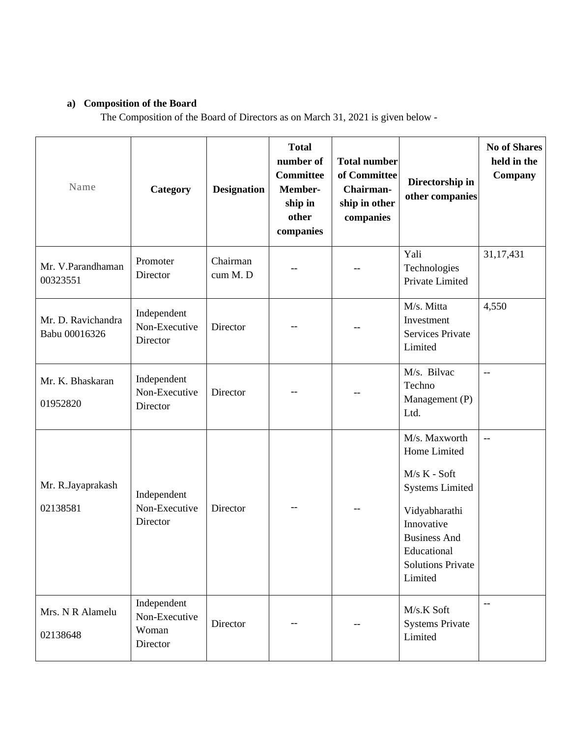**a) Composition of the Board**

The Composition of the Board of Directors as on March 31, 2021 is given below -

| Name | Category | Designation | Total number of Committee Member-ship in other companies | Total number of Committee Chairman-ship in other companies | Directorship in other companies | No of Shares held in the Company |
|---|---|---|---|---|---|---|
| Mr. V.Parandhaman 00323551 | Promoter Director | Chairman cum M. D | -- | -- | Yali Technologies Private Limited | 31,17,431 |
| Mr. D. Ravichandra Babu 00016326 | Independent Non-Executive Director | Director | -- | -- | M/s. Mitta Investment Services Private Limited | 4,550 |
| Mr. K. Bhaskaran 01952820 | Independent Non-Executive Director | Director | -- | -- | M/s. Bilvac Techno Management (P) Ltd. | -- |
| Mr. R.Jayaprakash 02138581 | Independent Non-Executive Director | Director | -- | -- | M/s. Maxworth Home Limited<br>M/s K - Soft Systems Limited<br>Vidyabharathi Innovative Business And Educational Solutions Private Limited | -- |
| Mrs. N R Alamelu 02138648 | Independent Non-Executive Woman Director | Director | -- | -- | M/s.K Soft Systems Private Limited | -- |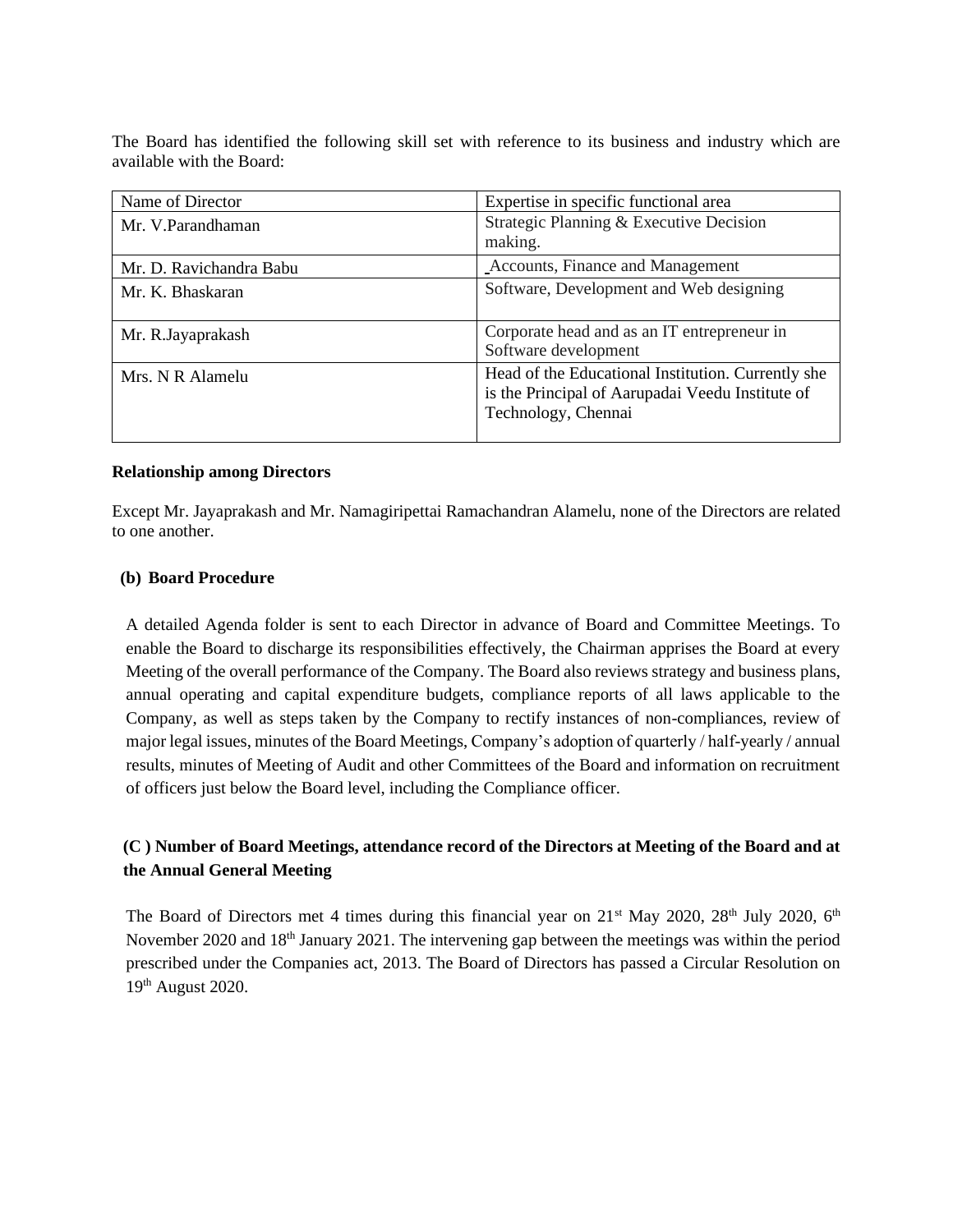The Board has identified the following skill set with reference to its business and industry which are available with the Board:

| Name of Director | Expertise in specific functional area |
| --- | --- |
| Mr. V.Parandhaman | Strategic Planning & Executive Decision making. |
| Mr. D. Ravichandra Babu | Accounts, Finance and Management |
| Mr. K. Bhaskaran | Software, Development and Web designing |
| Mr. R.Jayaprakash | Corporate head and as an IT entrepreneur in Software development |
| Mrs. N R Alamelu | Head of the Educational Institution. Currently she is the Principal of Aarupadai Veedu Institute of Technology, Chennai |

**Relationship among Directors**

Except Mr. Jayaprakash and Mr. Namagiripettai Ramachandran Alamelu, none of the Directors are related to one another.

**(b) Board Procedure**

A detailed Agenda folder is sent to each Director in advance of Board and Committee Meetings. To enable the Board to discharge its responsibilities effectively, the Chairman apprises the Board at every Meeting of the overall performance of the Company. The Board also reviews strategy and business plans, annual operating and capital expenditure budgets, compliance reports of all laws applicable to the Company, as well as steps taken by the Company to rectify instances of non-compliances, review of major legal issues, minutes of the Board Meetings, Company's adoption of quarterly / half-yearly / annual results, minutes of Meeting of Audit and other Committees of the Board and information on recruitment of officers just below the Board level, including the Compliance officer.

**(C ) Number of Board Meetings, attendance record of the Directors at Meeting of the Board and at the Annual General Meeting**

The Board of Directors met 4 times during this financial year on 21st May 2020, 28th July 2020, 6th November 2020 and 18th January 2021. The intervening gap between the meetings was within the period prescribed under the Companies act, 2013. The Board of Directors has passed a Circular Resolution on 19th August 2020.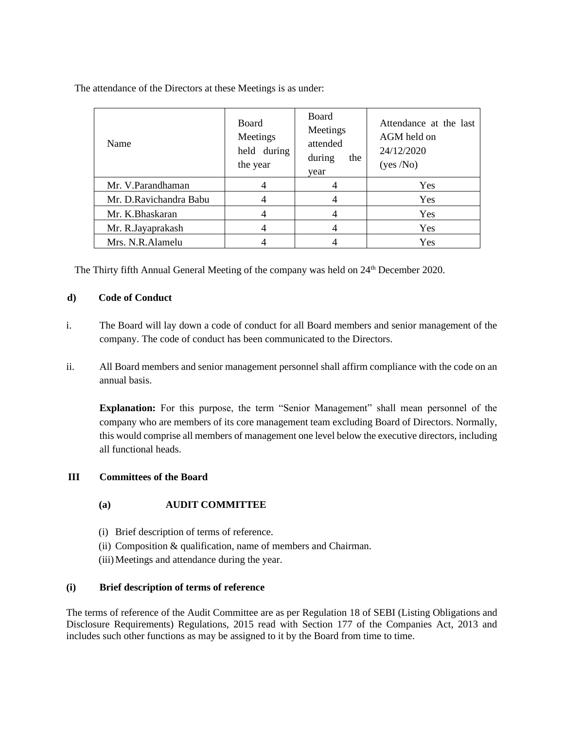The attendance of the Directors at these Meetings is as under:

| Name | Board Meetings held during the year | Board Meetings attended during the year | Attendance at the last AGM held on 24/12/2020 (yes /No) |
|---|---|---|---|
| Mr. V.Parandhaman | 4 | 4 | Yes |
| Mr. D.Ravichandra Babu | 4 | 4 | Yes |
| Mr. K.Bhaskaran | 4 | 4 | Yes |
| Mr. R.Jayaprakash | 4 | 4 | Yes |
| Mrs. N.R.Alamelu | 4 | 4 | Yes |

The Thirty fifth Annual General Meeting of the company was held on 24th December 2020.

**d) Code of Conduct**

i. The Board will lay down a code of conduct for all Board members and senior management of the company. The code of conduct has been communicated to the Directors.

ii. All Board members and senior management personnel shall affirm compliance with the code on an annual basis.

**Explanation:** For this purpose, the term "Senior Management" shall mean personnel of the company who are members of its core management team excluding Board of Directors. Normally, this would comprise all members of management one level below the executive directors, including all functional heads.

## III Committees of the Board

### (a) AUDIT COMMITTEE

(i) Brief description of terms of reference.
(ii) Composition & qualification, name of members and Chairman.
(iii) Meetings and attendance during the year.

**(i) Brief description of terms of reference**

The terms of reference of the Audit Committee are as per Regulation 18 of SEBI (Listing Obligations and Disclosure Requirements) Regulations, 2015 read with Section 177 of the Companies Act, 2013 and includes such other functions as may be assigned to it by the Board from time to time.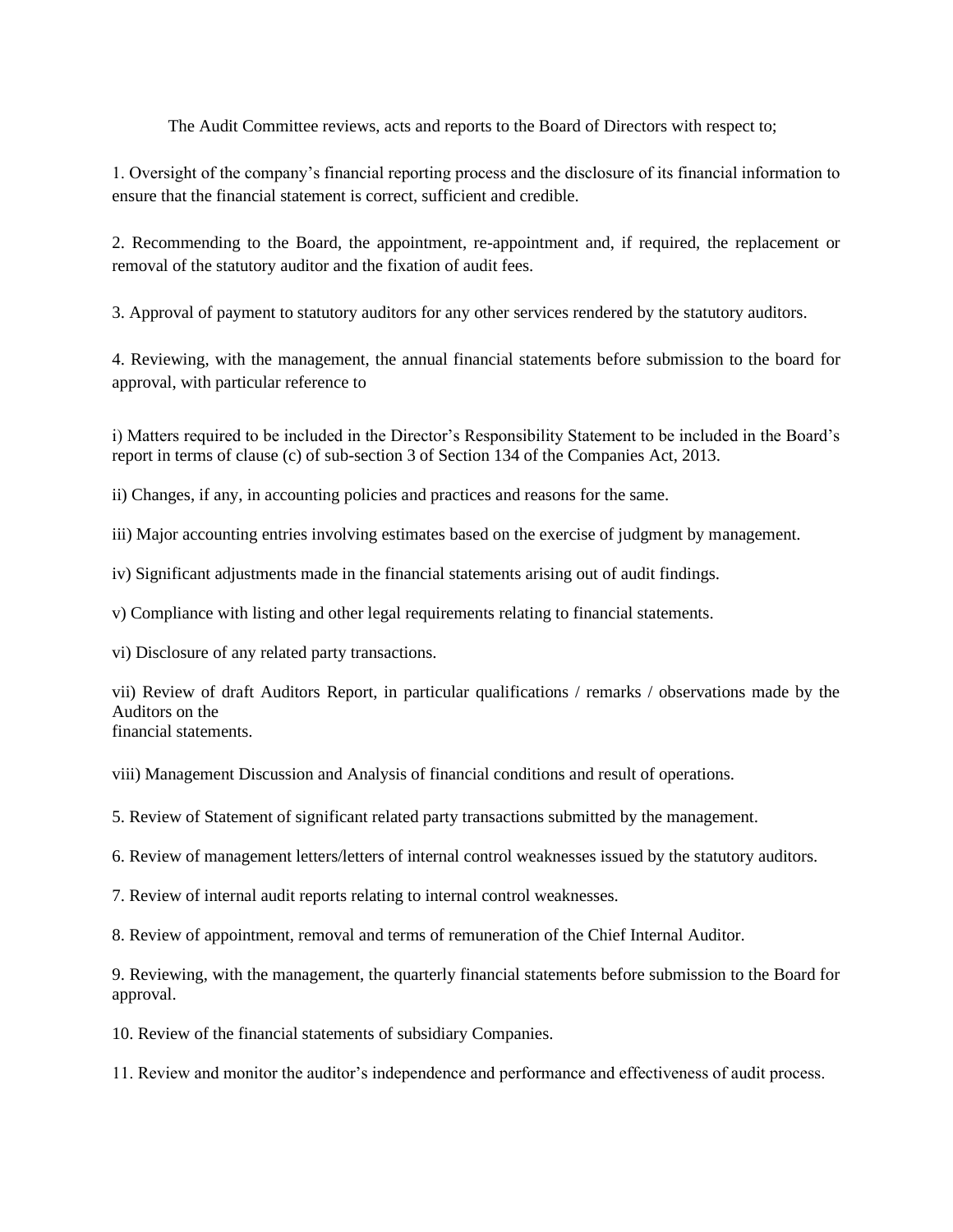The Audit Committee reviews, acts and reports to the Board of Directors with respect to;

1. Oversight of the company's financial reporting process and the disclosure of its financial information to ensure that the financial statement is correct, sufficient and credible.

2. Recommending to the Board, the appointment, re-appointment and, if required, the replacement or removal of the statutory auditor and the fixation of audit fees.

3. Approval of payment to statutory auditors for any other services rendered by the statutory auditors.

4. Reviewing, with the management, the annual financial statements before submission to the board for approval, with particular reference to

i) Matters required to be included in the Director's Responsibility Statement to be included in the Board's report in terms of clause (c) of sub-section 3 of Section 134 of the Companies Act, 2013.

ii) Changes, if any, in accounting policies and practices and reasons for the same.

iii) Major accounting entries involving estimates based on the exercise of judgment by management.

iv) Significant adjustments made in the financial statements arising out of audit findings.

v) Compliance with listing and other legal requirements relating to financial statements.

vi) Disclosure of any related party transactions.

vii) Review of draft Auditors Report, in particular qualifications / remarks / observations made by the Auditors on the financial statements.

viii) Management Discussion and Analysis of financial conditions and result of operations.

5. Review of Statement of significant related party transactions submitted by the management.

6. Review of management letters/letters of internal control weaknesses issued by the statutory auditors.

7. Review of internal audit reports relating to internal control weaknesses.

8. Review of appointment, removal and terms of remuneration of the Chief Internal Auditor.

9. Reviewing, with the management, the quarterly financial statements before submission to the Board for approval.

10. Review of the financial statements of subsidiary Companies.

11. Review and monitor the auditor's independence and performance and effectiveness of audit process.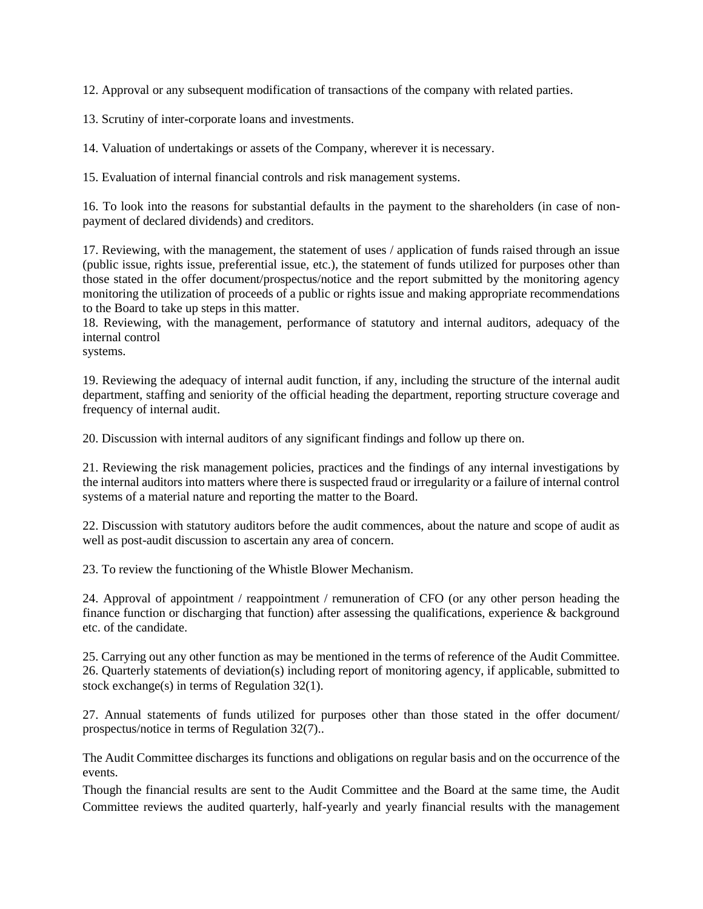12. Approval or any subsequent modification of transactions of the company with related parties.

13. Scrutiny of inter-corporate loans and investments.

14. Valuation of undertakings or assets of the Company, wherever it is necessary.

15. Evaluation of internal financial controls and risk management systems.

16. To look into the reasons for substantial defaults in the payment to the shareholders (in case of non-payment of declared dividends) and creditors.

17. Reviewing, with the management, the statement of uses / application of funds raised through an issue (public issue, rights issue, preferential issue, etc.), the statement of funds utilized for purposes other than those stated in the offer document/prospectus/notice and the report submitted by the monitoring agency monitoring the utilization of proceeds of a public or rights issue and making appropriate recommendations to the Board to take up steps in this matter.

18. Reviewing, with the management, performance of statutory and internal auditors, adequacy of the internal control systems.

19. Reviewing the adequacy of internal audit function, if any, including the structure of the internal audit department, staffing and seniority of the official heading the department, reporting structure coverage and frequency of internal audit.

20. Discussion with internal auditors of any significant findings and follow up there on.

21. Reviewing the risk management policies, practices and the findings of any internal investigations by the internal auditors into matters where there is suspected fraud or irregularity or a failure of internal control systems of a material nature and reporting the matter to the Board.

22. Discussion with statutory auditors before the audit commences, about the nature and scope of audit as well as post-audit discussion to ascertain any area of concern.

23. To review the functioning of the Whistle Blower Mechanism.

24. Approval of appointment / reappointment / remuneration of CFO (or any other person heading the finance function or discharging that function) after assessing the qualifications, experience & background etc. of the candidate.

25. Carrying out any other function as may be mentioned in the terms of reference of the Audit Committee.

26. Quarterly statements of deviation(s) including report of monitoring agency, if applicable, submitted to stock exchange(s) in terms of Regulation 32(1).

27. Annual statements of funds utilized for purposes other than those stated in the offer document/ prospectus/notice in terms of Regulation 32(7)..

The Audit Committee discharges its functions and obligations on regular basis and on the occurrence of the events.

Though the financial results are sent to the Audit Committee and the Board at the same time, the Audit Committee reviews the audited quarterly, half-yearly and yearly financial results with the management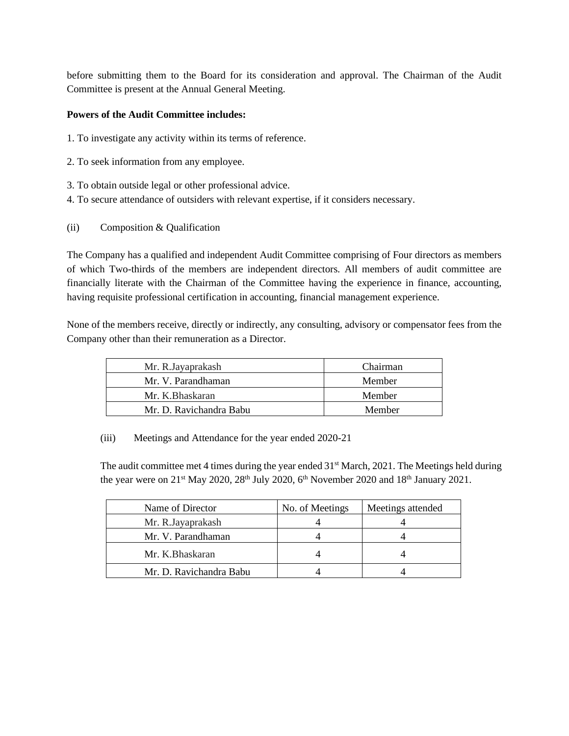before submitting them to the Board for its consideration and approval. The Chairman of the Audit Committee is present at the Annual General Meeting.

**Powers of the Audit Committee includes:**

1. To investigate any activity within its terms of reference.

2. To seek information from any employee.

3. To obtain outside legal or other professional advice.
4. To secure attendance of outsiders with relevant expertise, if it considers necessary.

(ii) Composition & Qualification

The Company has a qualified and independent Audit Committee comprising of Four directors as members of which Two-thirds of the members are independent directors. All members of audit committee are financially literate with the Chairman of the Committee having the experience in finance, accounting, having requisite professional certification in accounting, financial management experience.

None of the members receive, directly or indirectly, any consulting, advisory or compensator fees from the Company other than their remuneration as a Director.

| | |
|---|---|
| Mr. R.Jayaprakash | Chairman |
| Mr. V. Parandhaman | Member |
| Mr. K.Bhaskaran | Member |
| Mr. D. Ravichandra Babu | Member |

(iii) Meetings and Attendance for the year ended 2020-21

The audit committee met 4 times during the year ended 31st March, 2021. The Meetings held during the year were on 21st May 2020, 28th July 2020, 6th November 2020 and 18th January 2021.

| Name of Director | No. of Meetings | Meetings attended |
|---|---|---|
| Mr. R.Jayaprakash | 4 | 4 |
| Mr. V. Parandhaman | 4 | 4 |
| Mr. K.Bhaskaran | 4 | 4 |
| Mr. D. Ravichandra Babu | 4 | 4 |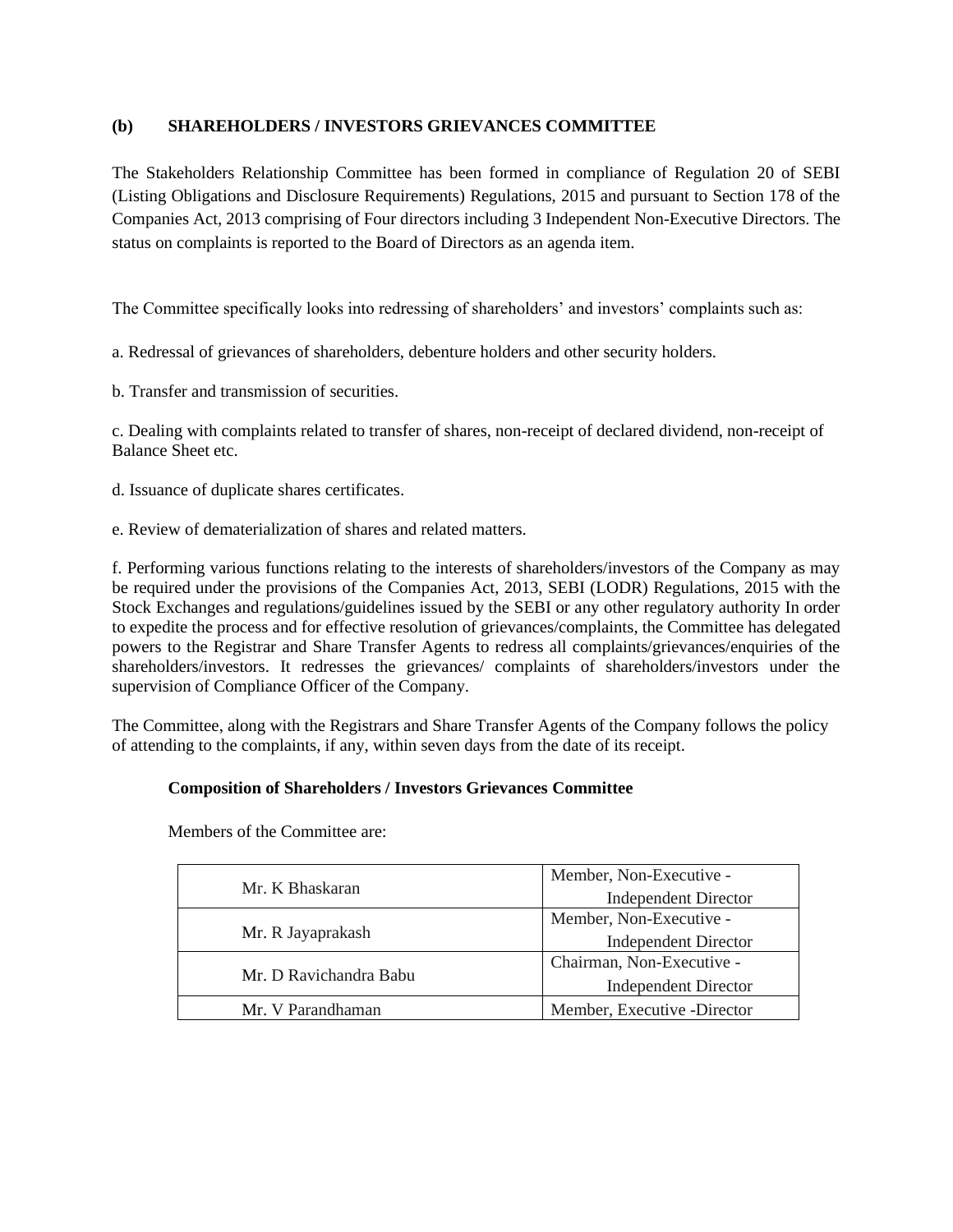## (b) SHAREHOLDERS / INVESTORS GRIEVANCES COMMITTEE

The Stakeholders Relationship Committee has been formed in compliance of Regulation 20 of SEBI (Listing Obligations and Disclosure Requirements) Regulations, 2015 and pursuant to Section 178 of the Companies Act, 2013 comprising of Four directors including 3 Independent Non-Executive Directors. The status on complaints is reported to the Board of Directors as an agenda item.

The Committee specifically looks into redressing of shareholders' and investors' complaints such as:

a. Redressal of grievances of shareholders, debenture holders and other security holders.

b. Transfer and transmission of securities.

c. Dealing with complaints related to transfer of shares, non-receipt of declared dividend, non-receipt of Balance Sheet etc.

d. Issuance of duplicate shares certificates.

e. Review of dematerialization of shares and related matters.

f. Performing various functions relating to the interests of shareholders/investors of the Company as may be required under the provisions of the Companies Act, 2013, SEBI (LODR) Regulations, 2015 with the Stock Exchanges and regulations/guidelines issued by the SEBI or any other regulatory authority In order to expedite the process and for effective resolution of grievances/complaints, the Committee has delegated powers to the Registrar and Share Transfer Agents to redress all complaints/grievances/enquiries of the shareholders/investors. It redresses the grievances/ complaints of shareholders/investors under the supervision of Compliance Officer of the Company.

The Committee, along with the Registrars and Share Transfer Agents of the Company follows the policy of attending to the complaints, if any, within seven days from the date of its receipt.

**Composition of Shareholders / Investors Grievances Committee**

Members of the Committee are:

| Name | Designation |
|---|---|
| Mr. K Bhaskaran | Member, Non-Executive - Independent Director |
| Mr. R Jayaprakash | Member, Non-Executive - Independent Director |
| Mr. D Ravichandra Babu | Chairman, Non-Executive - Independent Director |
| Mr. V Parandhaman | Member, Executive -Director |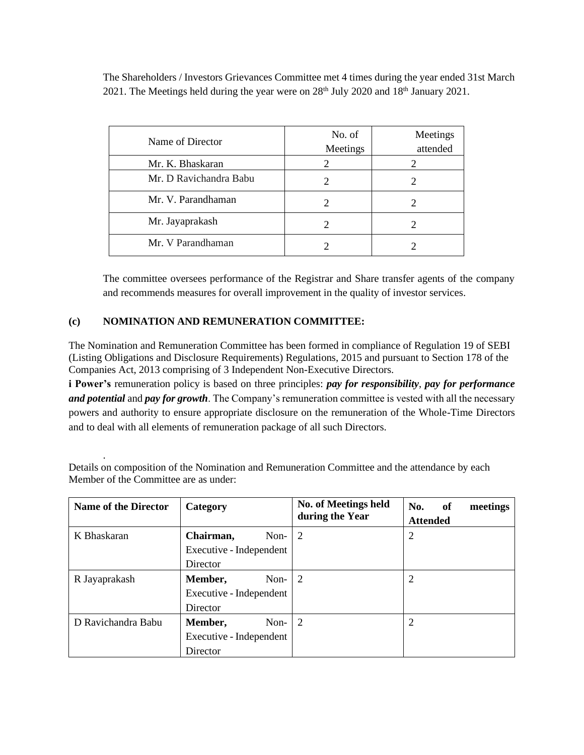The Shareholders / Investors Grievances Committee met 4 times during the year ended 31st March 2021. The Meetings held during the year were on 28th July 2020 and 18th January 2021.

| Name of Director | No. of Meetings | Meetings attended |
|---|---|---|
| Mr. K. Bhaskaran | 2 | 2 |
| Mr. D Ravichandra Babu | 2 | 2 |
| Mr. V. Parandhaman | 2 | 2 |
| Mr. Jayaprakash | 2 | 2 |
| Mr. V Parandhaman | 2 | 2 |

The committee oversees performance of the Registrar and Share transfer agents of the company and recommends measures for overall improvement in the quality of investor services.

**(c) NOMINATION AND REMUNERATION COMMITTEE:**

The Nomination and Remuneration Committee has been formed in compliance of Regulation 19 of SEBI (Listing Obligations and Disclosure Requirements) Regulations, 2015 and pursuant to Section 178 of the Companies Act, 2013 comprising of 3 Independent Non-Executive Directors.

**i Power's** remuneration policy is based on three principles: ***pay for responsibility***, ***pay for performance and potential*** and ***pay for growth***. The Company's remuneration committee is vested with all the necessary powers and authority to ensure appropriate disclosure on the remuneration of the Whole-Time Directors and to deal with all elements of remuneration package of all such Directors.

.

Details on composition of the Nomination and Remuneration Committee and the attendance by each Member of the Committee are as under:

| Name of the Director | Category | No. of Meetings held during the Year | No. of meetings Attended |
|---|---|---|---|
| K Bhaskaran | **Chairman,** Non-Executive - Independent Director | 2 | 2 |
| R Jayaprakash | **Member,** Non-Executive - Independent Director | 2 | 2 |
| D Ravichandra Babu | **Member,** Non-Executive - Independent Director | 2 | 2 |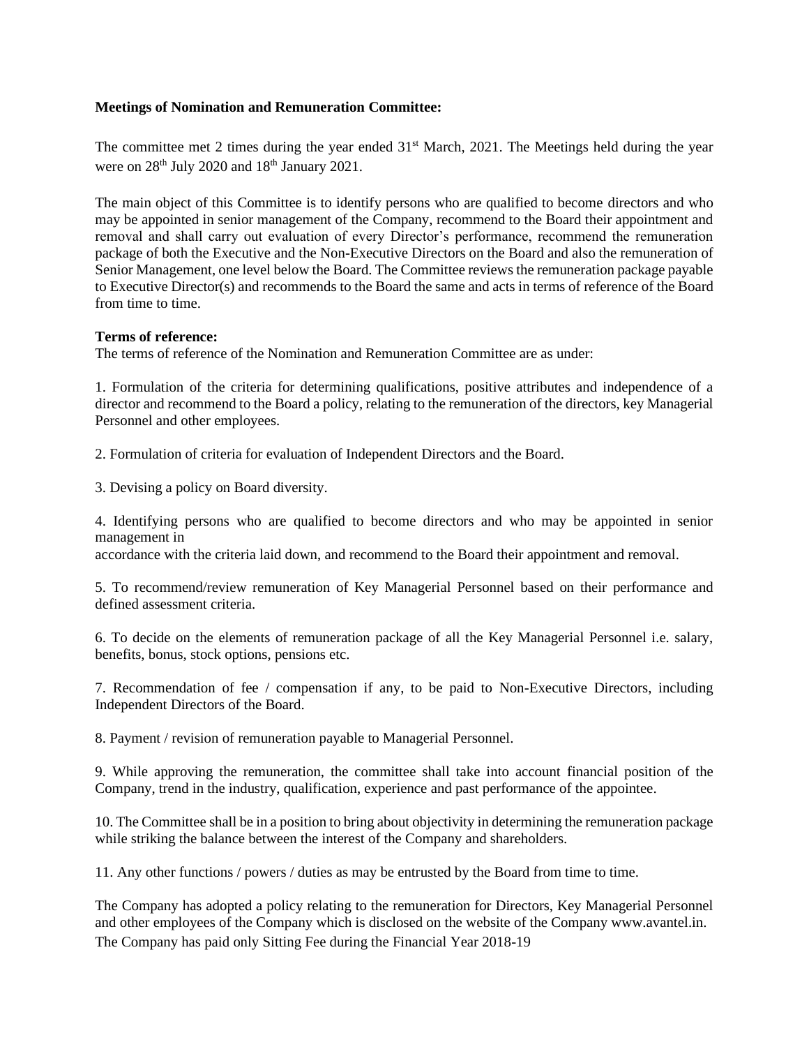**Meetings of Nomination and Remuneration Committee:**

The committee met 2 times during the year ended 31st March, 2021. The Meetings held during the year were on 28th July 2020 and 18th January 2021.

The main object of this Committee is to identify persons who are qualified to become directors and who may be appointed in senior management of the Company, recommend to the Board their appointment and removal and shall carry out evaluation of every Director's performance, recommend the remuneration package of both the Executive and the Non-Executive Directors on the Board and also the remuneration of Senior Management, one level below the Board. The Committee reviews the remuneration package payable to Executive Director(s) and recommends to the Board the same and acts in terms of reference of the Board from time to time.

**Terms of reference:**

The terms of reference of the Nomination and Remuneration Committee are as under:

1. Formulation of the criteria for determining qualifications, positive attributes and independence of a director and recommend to the Board a policy, relating to the remuneration of the directors, key Managerial Personnel and other employees.

2. Formulation of criteria for evaluation of Independent Directors and the Board.

3. Devising a policy on Board diversity.

4. Identifying persons who are qualified to become directors and who may be appointed in senior management in accordance with the criteria laid down, and recommend to the Board their appointment and removal.

5. To recommend/review remuneration of Key Managerial Personnel based on their performance and defined assessment criteria.

6. To decide on the elements of remuneration package of all the Key Managerial Personnel i.e. salary, benefits, bonus, stock options, pensions etc.

7. Recommendation of fee / compensation if any, to be paid to Non-Executive Directors, including Independent Directors of the Board.

8. Payment / revision of remuneration payable to Managerial Personnel.

9. While approving the remuneration, the committee shall take into account financial position of the Company, trend in the industry, qualification, experience and past performance of the appointee.

10. The Committee shall be in a position to bring about objectivity in determining the remuneration package while striking the balance between the interest of the Company and shareholders.

11. Any other functions / powers / duties as may be entrusted by the Board from time to time.

The Company has adopted a policy relating to the remuneration for Directors, Key Managerial Personnel and other employees of the Company which is disclosed on the website of the Company www.avantel.in. The Company has paid only Sitting Fee during the Financial Year 2018-19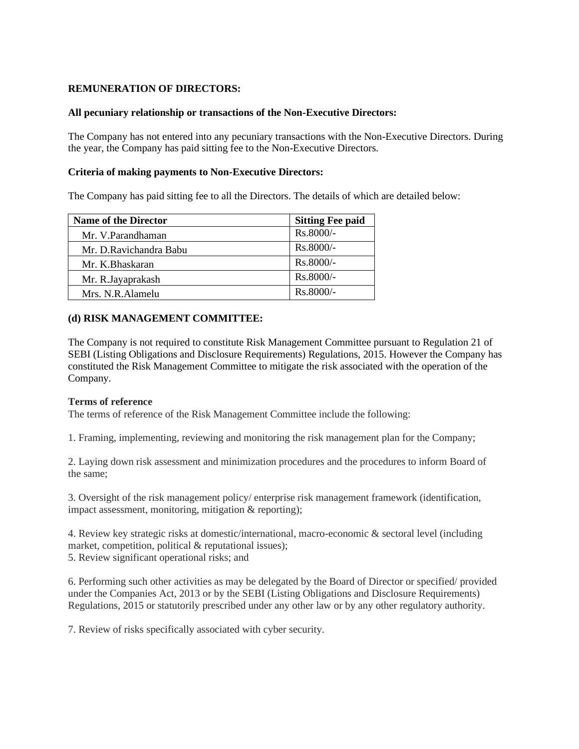**REMUNERATION OF DIRECTORS:**

**All pecuniary relationship or transactions of the Non-Executive Directors:**

The Company has not entered into any pecuniary transactions with the Non-Executive Directors. During the year, the Company has paid sitting fee to the Non-Executive Directors.

**Criteria of making payments to Non-Executive Directors:**

The Company has paid sitting fee to all the Directors. The details of which are detailed below:

| Name of the Director | Sitting Fee paid |
|---|---|
| Mr. V.Parandhaman | Rs.8000/- |
| Mr. D.Ravichandra Babu | Rs.8000/- |
| Mr. K.Bhaskaran | Rs.8000/- |
| Mr. R.Jayaprakash | Rs.8000/- |
| Mrs. N.R.Alamelu | Rs.8000/- |

**(d) RISK MANAGEMENT COMMITTEE:**

The Company is not required to constitute Risk Management Committee pursuant to Regulation 21 of SEBI (Listing Obligations and Disclosure Requirements) Regulations, 2015. However the Company has constituted the Risk Management Committee to mitigate the risk associated with the operation of the Company.

**Terms of reference**

The terms of reference of the Risk Management Committee include the following:

1. Framing, implementing, reviewing and monitoring the risk management plan for the Company;

2. Laying down risk assessment and minimization procedures and the procedures to inform Board of the same;

3. Oversight of the risk management policy/ enterprise risk management framework (identification, impact assessment, monitoring, mitigation & reporting);

4. Review key strategic risks at domestic/international, macro-economic & sectoral level (including market, competition, political & reputational issues);

5. Review significant operational risks; and

6. Performing such other activities as may be delegated by the Board of Director or specified/ provided under the Companies Act, 2013 or by the SEBI (Listing Obligations and Disclosure Requirements) Regulations, 2015 or statutorily prescribed under any other law or by any other regulatory authority.

7. Review of risks specifically associated with cyber security.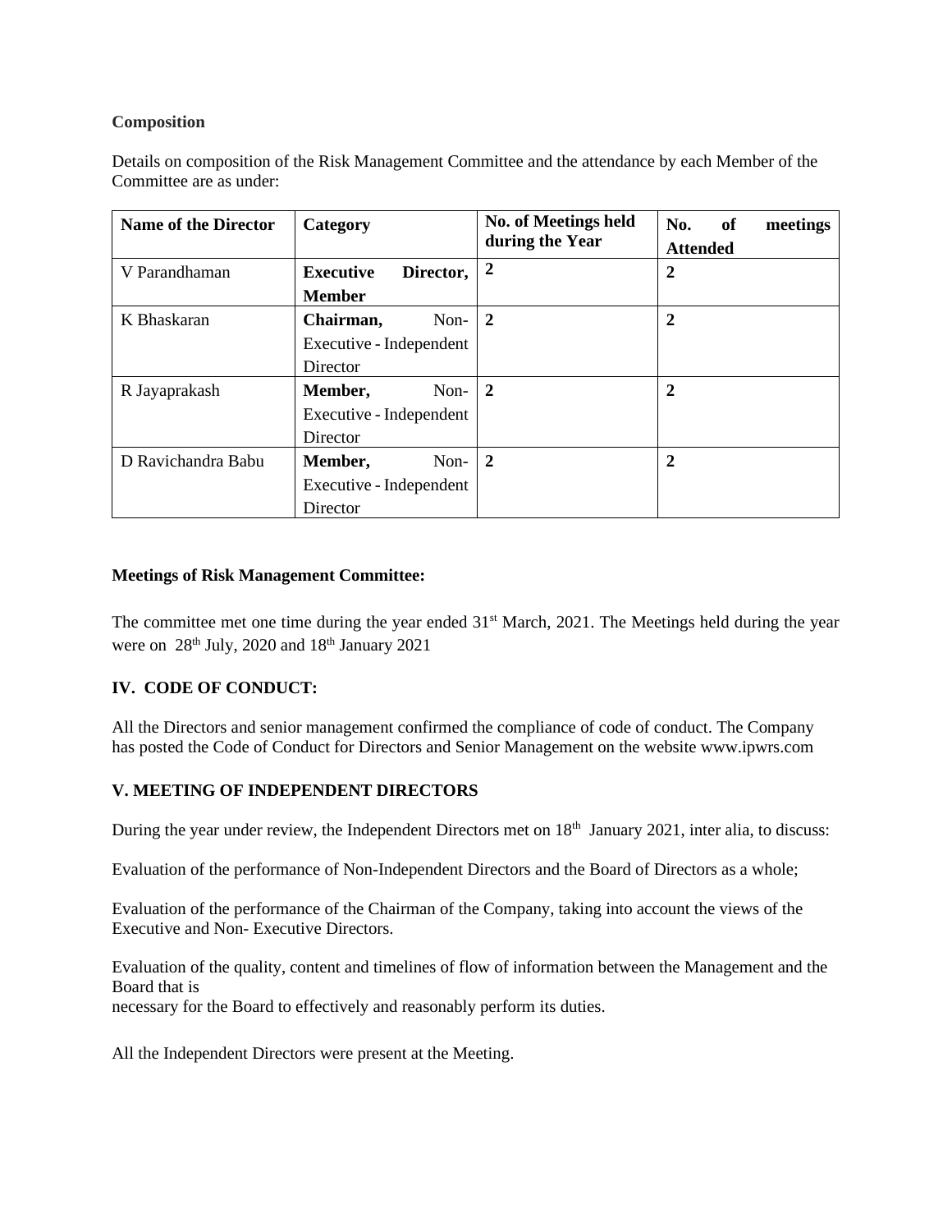**Composition**

Details on composition of the Risk Management Committee and the attendance by each Member of the Committee are as under:

| Name of the Director | Category | No. of Meetings held during the Year | No. of meetings Attended |
|---|---|---|---|
| V Parandhaman | **Executive Director, Member** | **2** | **2** |
| K Bhaskaran | **Chairman,** Non-Executive - Independent Director | **2** | **2** |
| R Jayaprakash | **Member,** Non-Executive - Independent Director | **2** | **2** |
| D Ravichandra Babu | **Member,** Non-Executive - Independent Director | **2** | **2** |

**Meetings of Risk Management Committee:**

The committee met one time during the year ended 31st March, 2021. The Meetings held during the year were on 28th July, 2020 and 18th January 2021

**IV. CODE OF CONDUCT:**

All the Directors and senior management confirmed the compliance of code of conduct. The Company has posted the Code of Conduct for Directors and Senior Management on the website www.ipwrs.com

**V. MEETING OF INDEPENDENT DIRECTORS**

During the year under review, the Independent Directors met on 18th January 2021, inter alia, to discuss:

Evaluation of the performance of Non-Independent Directors and the Board of Directors as a whole;

Evaluation of the performance of the Chairman of the Company, taking into account the views of the Executive and Non- Executive Directors.

Evaluation of the quality, content and timelines of flow of information between the Management and the Board that is
necessary for the Board to effectively and reasonably perform its duties.

All the Independent Directors were present at the Meeting.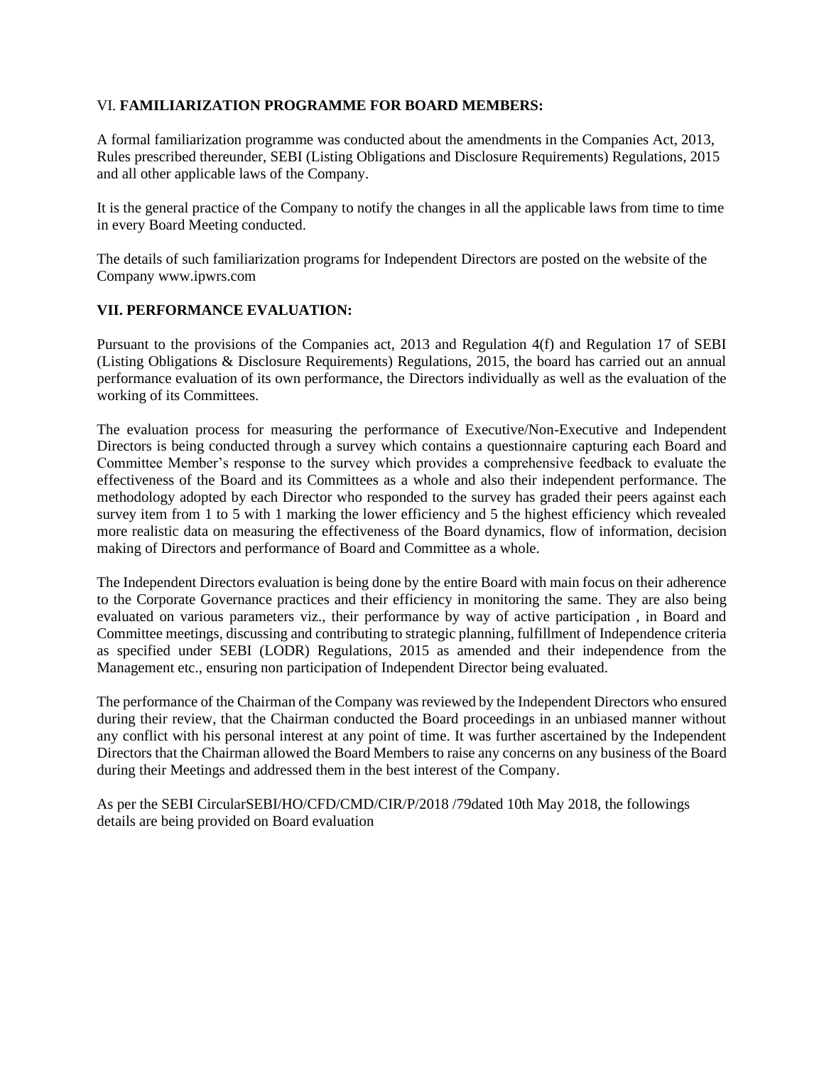## VI. **FAMILIARIZATION PROGRAMME FOR BOARD MEMBERS:**

A formal familiarization programme was conducted about the amendments in the Companies Act, 2013, Rules prescribed thereunder, SEBI (Listing Obligations and Disclosure Requirements) Regulations, 2015 and all other applicable laws of the Company.

It is the general practice of the Company to notify the changes in all the applicable laws from time to time in every Board Meeting conducted.

The details of such familiarization programs for Independent Directors are posted on the website of the Company www.ipwrs.com

## VII. PERFORMANCE EVALUATION:

Pursuant to the provisions of the Companies act, 2013 and Regulation 4(f) and Regulation 17 of SEBI (Listing Obligations & Disclosure Requirements) Regulations, 2015, the board has carried out an annual performance evaluation of its own performance, the Directors individually as well as the evaluation of the working of its Committees.

The evaluation process for measuring the performance of Executive/Non-Executive and Independent Directors is being conducted through a survey which contains a questionnaire capturing each Board and Committee Member's response to the survey which provides a comprehensive feedback to evaluate the effectiveness of the Board and its Committees as a whole and also their independent performance. The methodology adopted by each Director who responded to the survey has graded their peers against each survey item from 1 to 5 with 1 marking the lower efficiency and 5 the highest efficiency which revealed more realistic data on measuring the effectiveness of the Board dynamics, flow of information, decision making of Directors and performance of Board and Committee as a whole.

The Independent Directors evaluation is being done by the entire Board with main focus on their adherence to the Corporate Governance practices and their efficiency in monitoring the same. They are also being evaluated on various parameters viz., their performance by way of active participation , in Board and Committee meetings, discussing and contributing to strategic planning, fulfillment of Independence criteria as specified under SEBI (LODR) Regulations, 2015 as amended and their independence from the Management etc., ensuring non participation of Independent Director being evaluated.

The performance of the Chairman of the Company was reviewed by the Independent Directors who ensured during their review, that the Chairman conducted the Board proceedings in an unbiased manner without any conflict with his personal interest at any point of time. It was further ascertained by the Independent Directors that the Chairman allowed the Board Members to raise any concerns on any business of the Board during their Meetings and addressed them in the best interest of the Company.

As per the SEBI CircularSEBI/HO/CFD/CMD/CIR/P/2018 /79dated 10th May 2018, the followings details are being provided on Board evaluation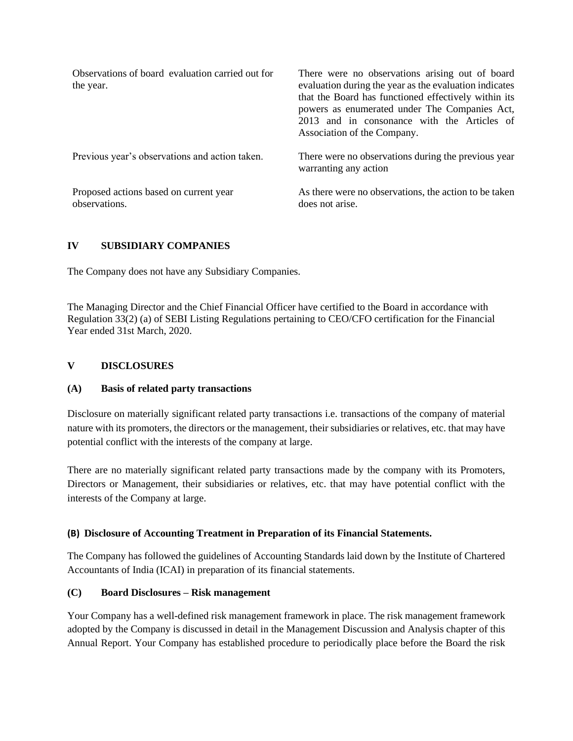| | |
|---|---|
| Observations of board evaluation carried out for the year. | There were no observations arising out of board evaluation during the year as the evaluation indicates that the Board has functioned effectively within its powers as enumerated under The Companies Act, 2013 and in consonance with the Articles of Association of the Company. |
| Previous year's observations and action taken. | There were no observations during the previous year warranting any action |
| Proposed actions based on current year observations. | As there were no observations, the action to be taken does not arise. |

## IV SUBSIDIARY COMPANIES

The Company does not have any Subsidiary Companies.

The Managing Director and the Chief Financial Officer have certified to the Board in accordance with Regulation 33(2) (a) of SEBI Listing Regulations pertaining to CEO/CFO certification for the Financial Year ended 31st March, 2020.

## V DISCLOSURES

### (A) Basis of related party transactions

Disclosure on materially significant related party transactions i.e. transactions of the company of material nature with its promoters, the directors or the management, their subsidiaries or relatives, etc. that may have potential conflict with the interests of the company at large.

There are no materially significant related party transactions made by the company with its Promoters, Directors or Management, their subsidiaries or relatives, etc. that may have potential conflict with the interests of the Company at large.

### (B) Disclosure of Accounting Treatment in Preparation of its Financial Statements.

The Company has followed the guidelines of Accounting Standards laid down by the Institute of Chartered Accountants of India (ICAI) in preparation of its financial statements.

### (C) Board Disclosures – Risk management

Your Company has a well-defined risk management framework in place. The risk management framework adopted by the Company is discussed in detail in the Management Discussion and Analysis chapter of this Annual Report. Your Company has established procedure to periodically place before the Board the risk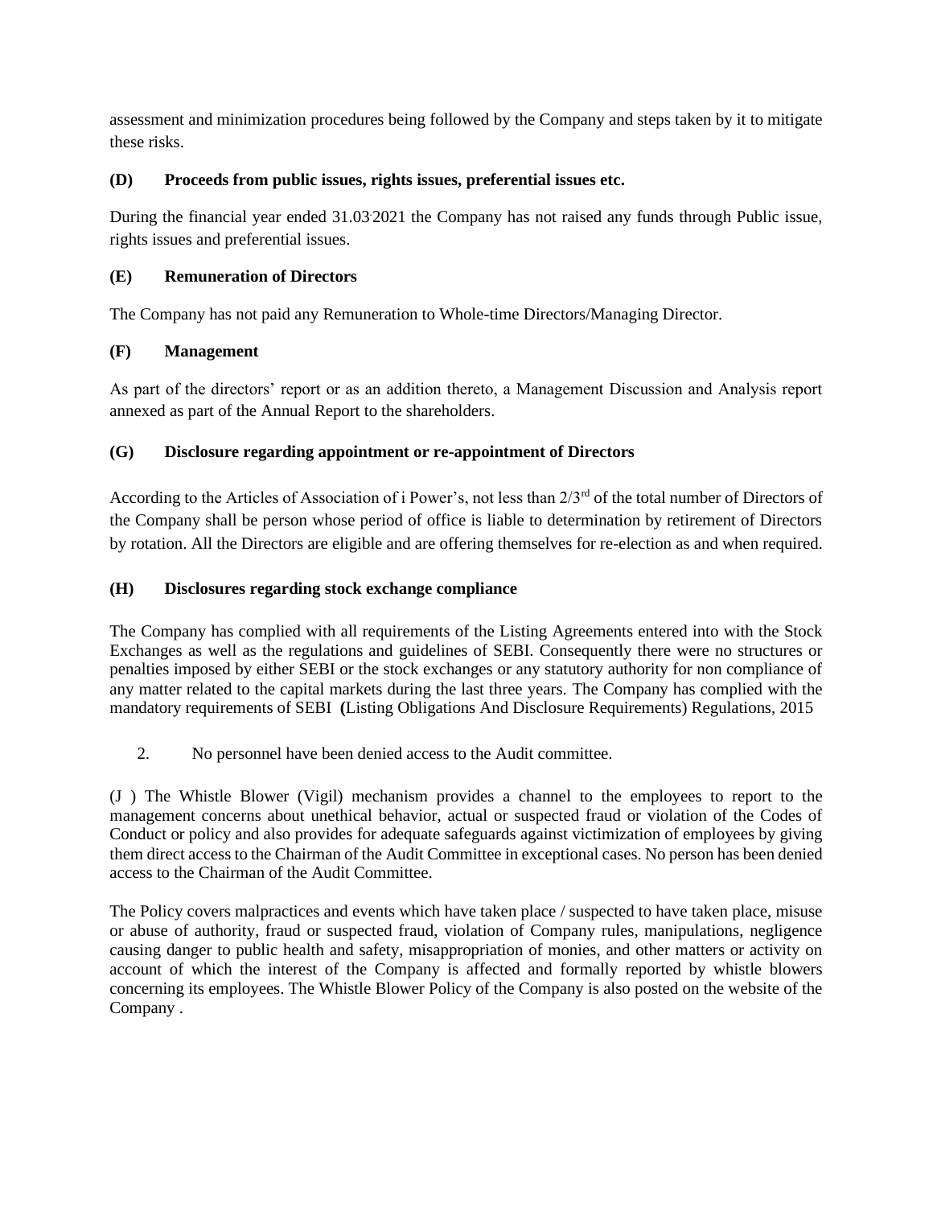assessment and minimization procedures being followed by the Company and steps taken by it to mitigate these risks.

**(D) Proceeds from public issues, rights issues, preferential issues etc.**

During the financial year ended 31.03.2021 the Company has not raised any funds through Public issue, rights issues and preferential issues.

**(E) Remuneration of Directors**

The Company has not paid any Remuneration to Whole-time Directors/Managing Director.

**(F) Management**

As part of the directors' report or as an addition thereto, a Management Discussion and Analysis report annexed as part of the Annual Report to the shareholders.

**(G) Disclosure regarding appointment or re-appointment of Directors**

According to the Articles of Association of i Power's, not less than 2/3rd of the total number of Directors of the Company shall be person whose period of office is liable to determination by retirement of Directors by rotation. All the Directors are eligible and are offering themselves for re-election as and when required.

**(H) Disclosures regarding stock exchange compliance**

The Company has complied with all requirements of the Listing Agreements entered into with the Stock Exchanges as well as the regulations and guidelines of SEBI. Consequently there were no structures or penalties imposed by either SEBI or the stock exchanges or any statutory authority for non compliance of any matter related to the capital markets during the last three years. The Company has complied with the mandatory requirements of SEBI **(**Listing Obligations And Disclosure Requirements) Regulations, 2015

2. No personnel have been denied access to the Audit committee.

(J ) The Whistle Blower (Vigil) mechanism provides a channel to the employees to report to the management concerns about unethical behavior, actual or suspected fraud or violation of the Codes of Conduct or policy and also provides for adequate safeguards against victimization of employees by giving them direct access to the Chairman of the Audit Committee in exceptional cases. No person has been denied access to the Chairman of the Audit Committee.

The Policy covers malpractices and events which have taken place / suspected to have taken place, misuse or abuse of authority, fraud or suspected fraud, violation of Company rules, manipulations, negligence causing danger to public health and safety, misappropriation of monies, and other matters or activity on account of which the interest of the Company is affected and formally reported by whistle blowers concerning its employees. The Whistle Blower Policy of the Company is also posted on the website of the Company .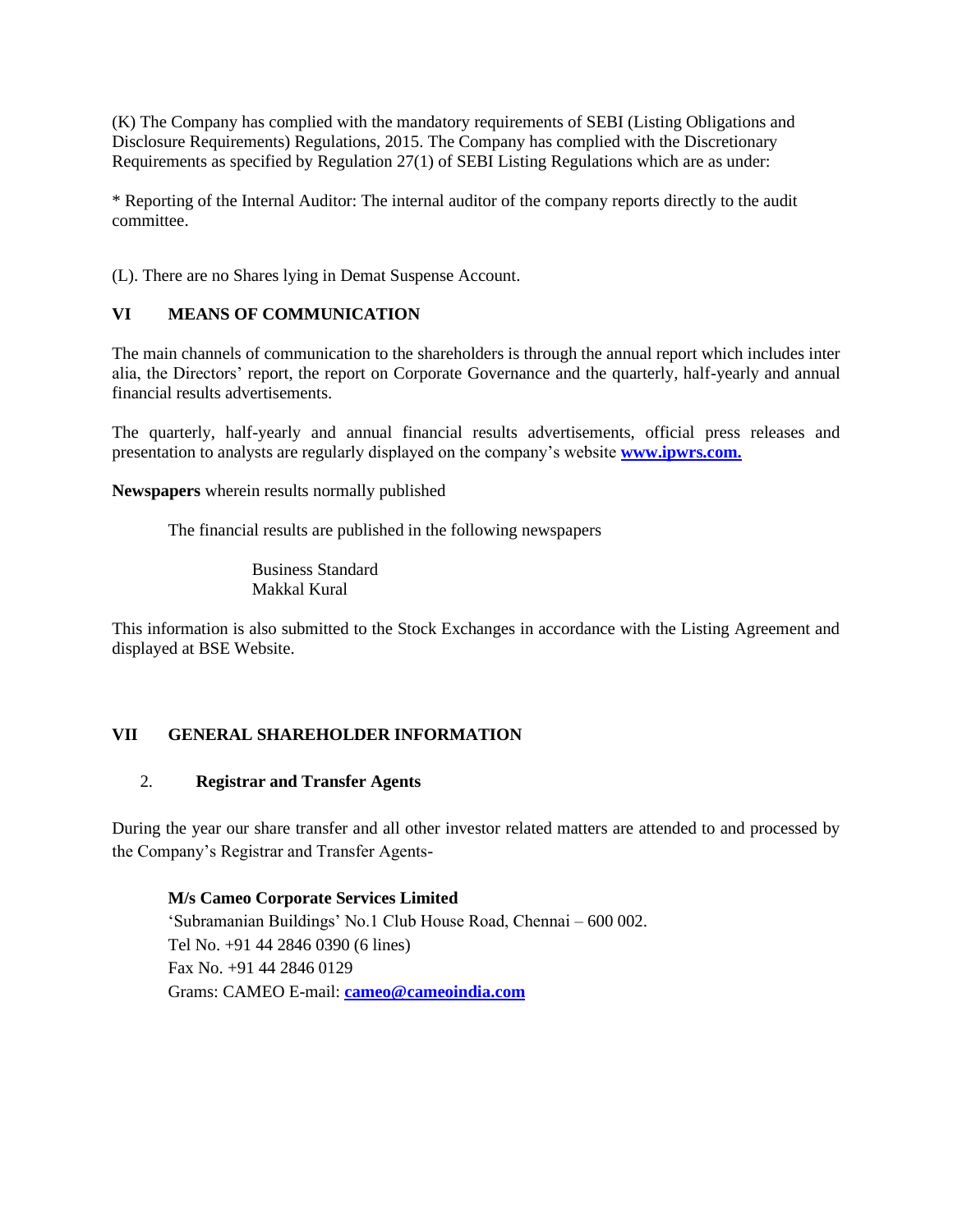(K) The Company has complied with the mandatory requirements of SEBI (Listing Obligations and Disclosure Requirements) Regulations, 2015. The Company has complied with the Discretionary Requirements as specified by Regulation 27(1) of SEBI Listing Regulations which are as under:

* Reporting of the Internal Auditor: The internal auditor of the company reports directly to the audit committee.

(L). There are no Shares lying in Demat Suspense Account.

## VI MEANS OF COMMUNICATION

The main channels of communication to the shareholders is through the annual report which includes inter alia, the Directors' report, the report on Corporate Governance and the quarterly, half-yearly and annual financial results advertisements.

The quarterly, half-yearly and annual financial results advertisements, official press releases and presentation to analysts are regularly displayed on the company's website **www.ipwrs.com.**

**Newspapers** wherein results normally published

The financial results are published in the following newspapers

Business Standard
Makkal Kural

This information is also submitted to the Stock Exchanges in accordance with the Listing Agreement and displayed at BSE Website.

## VII GENERAL SHAREHOLDER INFORMATION

### 2. Registrar and Transfer Agents

During the year our share transfer and all other investor related matters are attended to and processed by the Company's Registrar and Transfer Agents-

**M/s Cameo Corporate Services Limited**
'Subramanian Buildings' No.1 Club House Road, Chennai – 600 002.
Tel No. +91 44 2846 0390 (6 lines)
Fax No. +91 44 2846 0129
Grams: CAMEO E-mail: **cameo@cameoindia.com**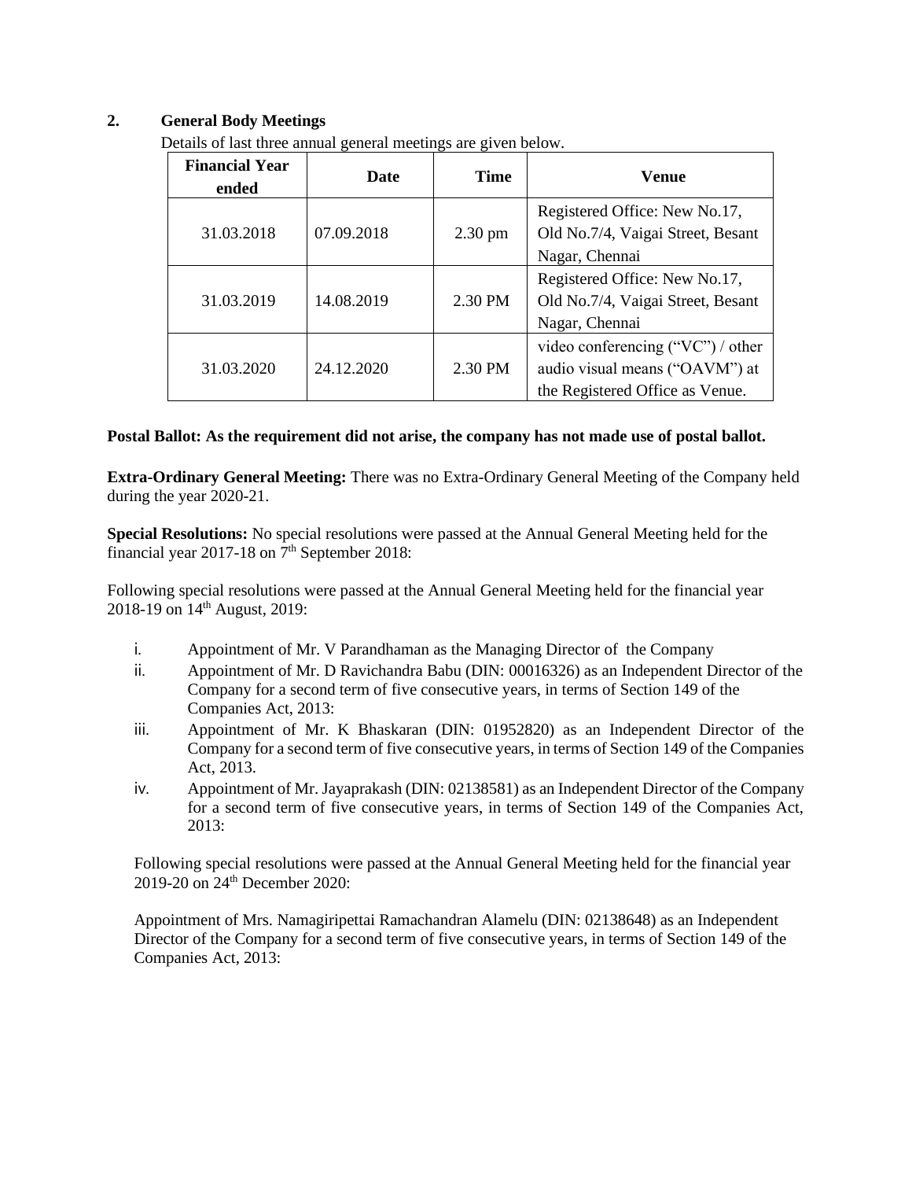## 2. General Body Meetings

Details of last three annual general meetings are given below.

| Financial Year ended | Date | Time | Venue |
|---|---|---|---|
| 31.03.2018 | 07.09.2018 | 2.30 pm | Registered Office: New No.17, Old No.7/4, Vaigai Street, Besant Nagar, Chennai |
| 31.03.2019 | 14.08.2019 | 2.30 PM | Registered Office: New No.17, Old No.7/4, Vaigai Street, Besant Nagar, Chennai |
| 31.03.2020 | 24.12.2020 | 2.30 PM | video conferencing ("VC") / other audio visual means ("OAVM") at the Registered Office as Venue. |

**Postal Ballot: As the requirement did not arise, the company has not made use of postal ballot.**

**Extra-Ordinary General Meeting:** There was no Extra-Ordinary General Meeting of the Company held during the year 2020-21.

**Special Resolutions:** No special resolutions were passed at the Annual General Meeting held for the financial year 2017-18 on 7th September 2018:

Following special resolutions were passed at the Annual General Meeting held for the financial year 2018-19 on 14th August, 2019:

i. Appointment of Mr. V Parandhaman as the Managing Director of the Company
ii. Appointment of Mr. D Ravichandra Babu (DIN: 00016326) as an Independent Director of the Company for a second term of five consecutive years, in terms of Section 149 of the Companies Act, 2013:
iii. Appointment of Mr. K Bhaskaran (DIN: 01952820) as an Independent Director of the Company for a second term of five consecutive years, in terms of Section 149 of the Companies Act, 2013.
iv. Appointment of Mr. Jayaprakash (DIN: 02138581) as an Independent Director of the Company for a second term of five consecutive years, in terms of Section 149 of the Companies Act, 2013:

Following special resolutions were passed at the Annual General Meeting held for the financial year 2019-20 on 24th December 2020:

Appointment of Mrs. Namagiripettai Ramachandran Alamelu (DIN: 02138648) as an Independent Director of the Company for a second term of five consecutive years, in terms of Section 149 of the Companies Act, 2013: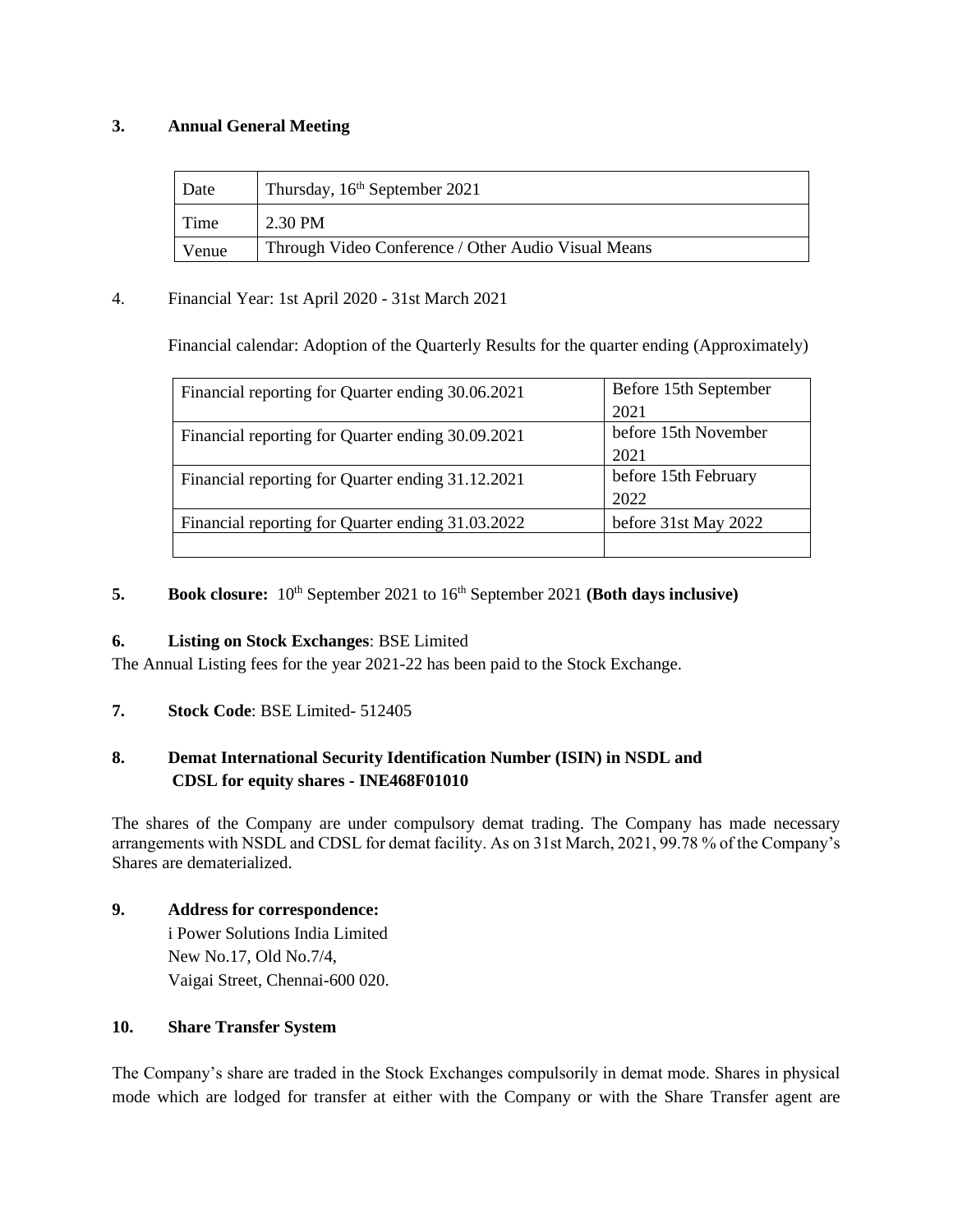**3. Annual General Meeting**

| Date | Thursday, 16th September 2021 |
|---|---|
| Time | 2.30 PM |
| Venue | Through Video Conference / Other Audio Visual Means |

4. Financial Year: 1st April 2020 - 31st March 2021

Financial calendar: Adoption of the Quarterly Results for the quarter ending (Approximately)

| Financial reporting for Quarter ending 30.06.2021 | Before 15th September 2021 |
|---|---|
| Financial reporting for Quarter ending 30.09.2021 | before 15th November 2021 |
| Financial reporting for Quarter ending 31.12.2021 | before 15th February 2022 |
| Financial reporting for Quarter ending 31.03.2022 | before 31st May 2022 |
| | |

**5. Book closure:** 10th September 2021 to 16th September 2021 **(Both days inclusive)**

**6. Listing on Stock Exchanges**: BSE Limited

The Annual Listing fees for the year 2021-22 has been paid to the Stock Exchange.

**7. Stock Code**: BSE Limited- 512405

**8. Demat International Security Identification Number (ISIN) in NSDL and CDSL for equity shares - INE468F01010**

The shares of the Company are under compulsory demat trading. The Company has made necessary arrangements with NSDL and CDSL for demat facility. As on 31st March, 2021, 99.78 % of the Company's Shares are dematerialized.

**9. Address for correspondence:**

i Power Solutions India Limited
New No.17, Old No.7/4,
Vaigai Street, Chennai-600 020.

**10. Share Transfer System**

The Company's share are traded in the Stock Exchanges compulsorily in demat mode. Shares in physical mode which are lodged for transfer at either with the Company or with the Share Transfer agent are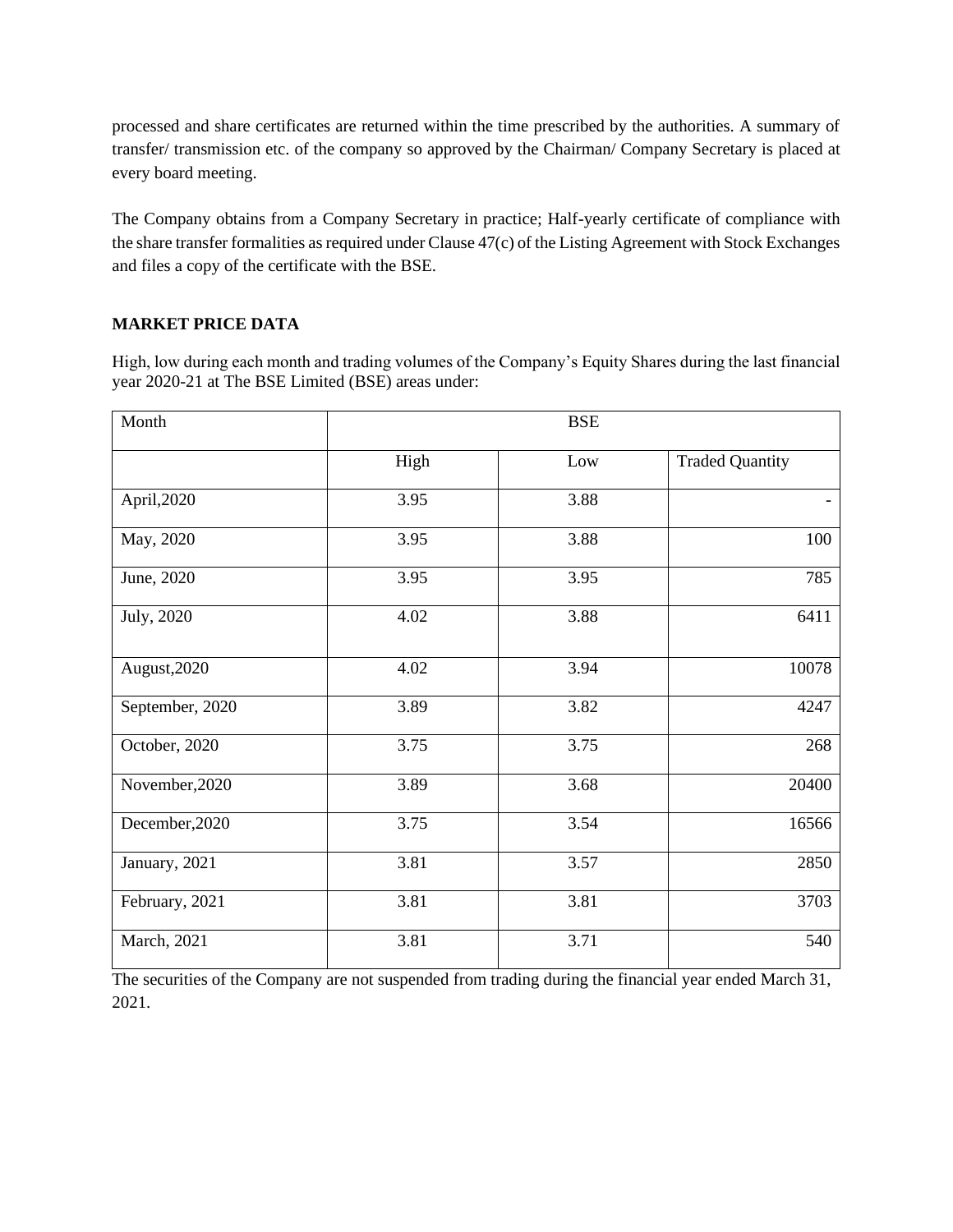processed and share certificates are returned within the time prescribed by the authorities. A summary of transfer/ transmission etc. of the company so approved by the Chairman/ Company Secretary is placed at every board meeting.

The Company obtains from a Company Secretary in practice; Half-yearly certificate of compliance with the share transfer formalities as required under Clause 47(c) of the Listing Agreement with Stock Exchanges and files a copy of the certificate with the BSE.

**MARKET PRICE DATA**

High, low during each month and trading volumes of the Company's Equity Shares during the last financial year 2020-21 at The BSE Limited (BSE) areas under:

| Month | BSE | | |
|---|---|---|---|
| | High | Low | Traded Quantity |
| April,2020 | 3.95 | 3.88 | - |
| May, 2020 | 3.95 | 3.88 | 100 |
| June, 2020 | 3.95 | 3.95 | 785 |
| July, 2020 | 4.02 | 3.88 | 6411 |
| August,2020 | 4.02 | 3.94 | 10078 |
| September, 2020 | 3.89 | 3.82 | 4247 |
| October, 2020 | 3.75 | 3.75 | 268 |
| November,2020 | 3.89 | 3.68 | 20400 |
| December,2020 | 3.75 | 3.54 | 16566 |
| January, 2021 | 3.81 | 3.57 | 2850 |
| February, 2021 | 3.81 | 3.81 | 3703 |
| March, 2021 | 3.81 | 3.71 | 540 |

The securities of the Company are not suspended from trading during the financial year ended March 31, 2021.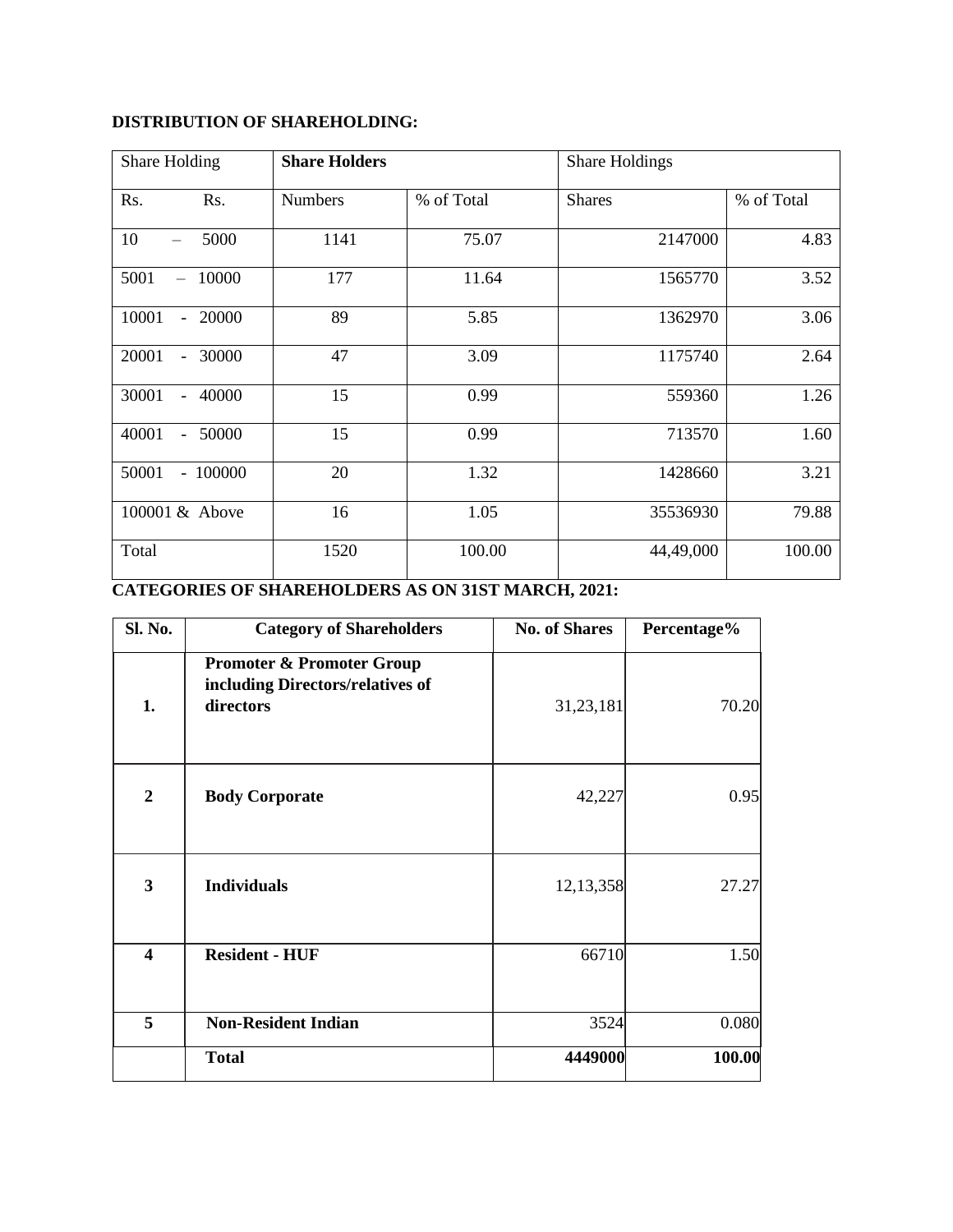**DISTRIBUTION OF SHAREHOLDING:**

| Share Holding | | **Share Holders** | | Share Holdings | |
|---|---|---|---|---|---|
| Rs. | Rs. | Numbers | % of Total | Shares | % of Total |
| 10 | – 5000 | 1141 | 75.07 | 2147000 | 4.83 |
| 5001 | – 10000 | 177 | 11.64 | 1565770 | 3.52 |
| 10001 | - 20000 | 89 | 5.85 | 1362970 | 3.06 |
| 20001 | - 30000 | 47 | 3.09 | 1175740 | 2.64 |
| 30001 | - 40000 | 15 | 0.99 | 559360 | 1.26 |
| 40001 | - 50000 | 15 | 0.99 | 713570 | 1.60 |
| 50001 | - 100000 | 20 | 1.32 | 1428660 | 3.21 |
| 100001 & Above | | 16 | 1.05 | 35536930 | 79.88 |
| Total | | 1520 | 100.00 | 44,49,000 | 100.00 |

**CATEGORIES OF SHAREHOLDERS AS ON 31ST MARCH, 2021:**

| **Sl. No.** | **Category of Shareholders** | **No. of Shares** | **Percentage%** |
|---|---|---|---|
| **1.** | **Promoter & Promoter Group including Directors/relatives of directors** | 31,23,181 | 70.20 |
| **2** | **Body Corporate** | 42,227 | 0.95 |
| **3** | **Individuals** | 12,13,358 | 27.27 |
| **4** | **Resident - HUF** | 66710 | 1.50 |
| **5** | **Non-Resident Indian** | 3524 | 0.080 |
| | **Total** | **4449000** | **100.00** |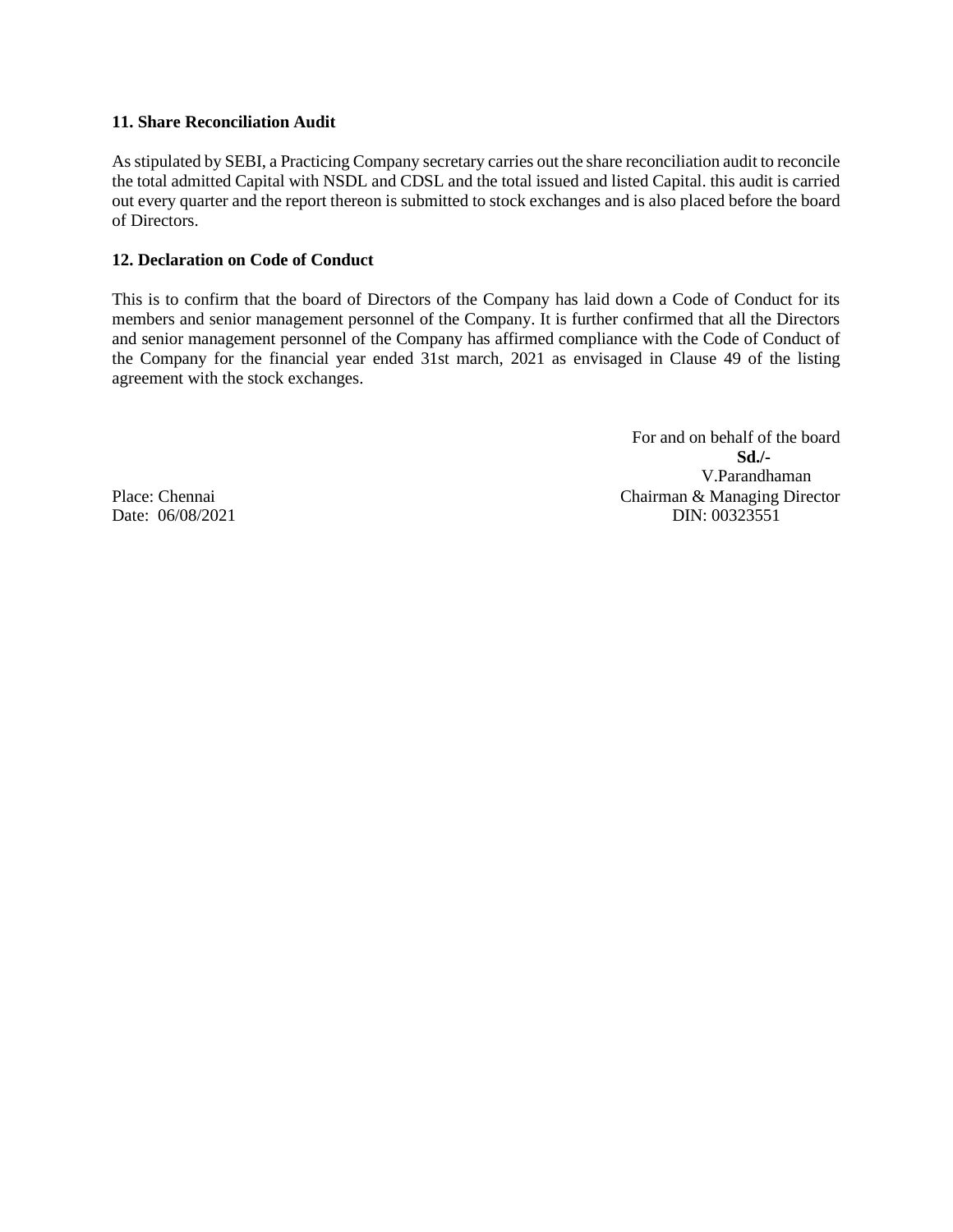**11. Share Reconciliation Audit**

As stipulated by SEBI, a Practicing Company secretary carries out the share reconciliation audit to reconcile the total admitted Capital with NSDL and CDSL and the total issued and listed Capital. this audit is carried out every quarter and the report thereon is submitted to stock exchanges and is also placed before the board of Directors.

**12. Declaration on Code of Conduct**

This is to confirm that the board of Directors of the Company has laid down a Code of Conduct for its members and senior management personnel of the Company. It is further confirmed that all the Directors and senior management personnel of the Company has affirmed compliance with the Code of Conduct of the Company for the financial year ended 31st march, 2021 as envisaged in Clause 49 of the listing agreement with the stock exchanges.

For and on behalf of the board

**Sd./-**

V.Parandhaman

Chairman & Managing Director

DIN: 00323551

Place: Chennai

Date: 06/08/2021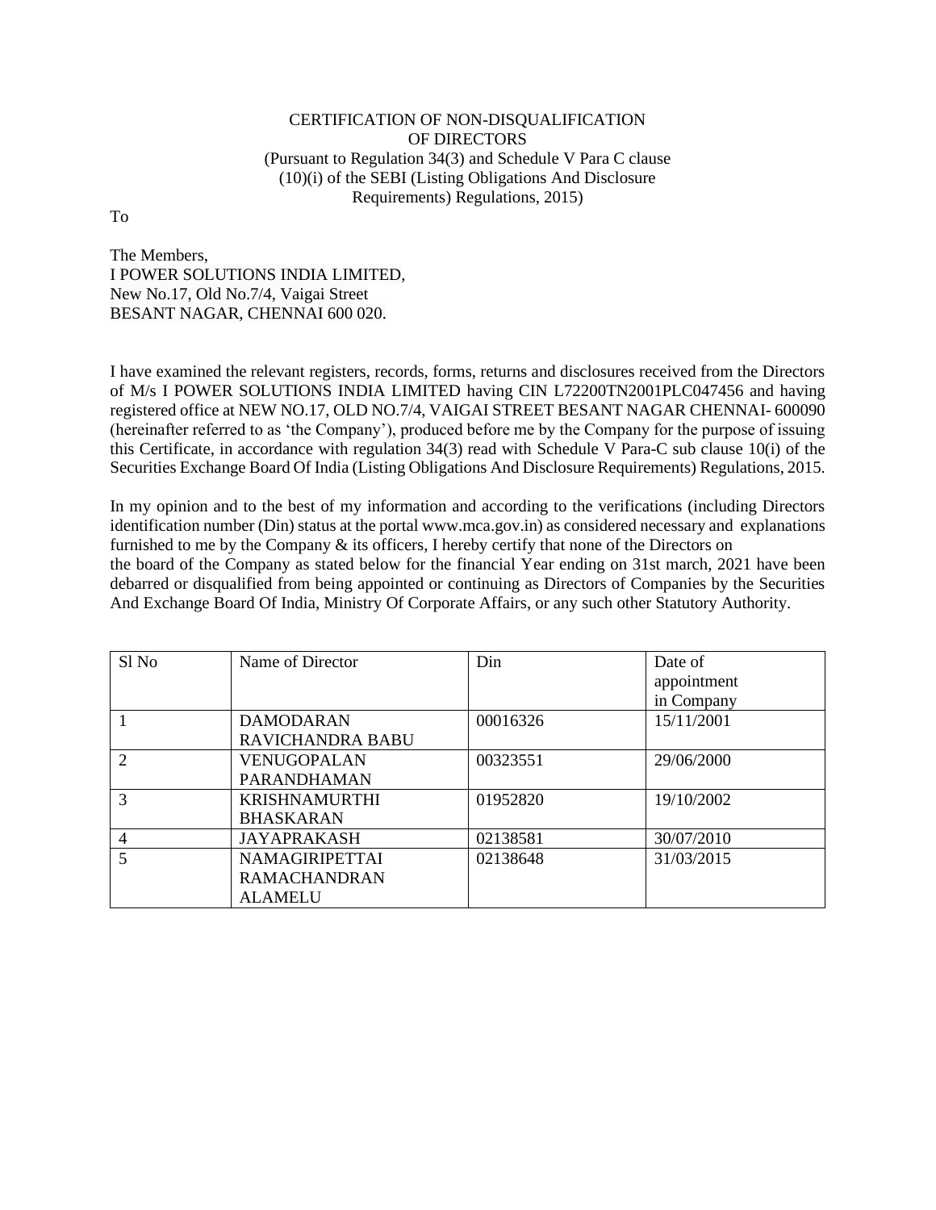CERTIFICATION OF NON-DISQUALIFICATION OF DIRECTORS
(Pursuant to Regulation 34(3) and Schedule V Para C clause (10)(i) of the SEBI (Listing Obligations And Disclosure Requirements) Regulations, 2015)

To

The Members,
I POWER SOLUTIONS INDIA LIMITED,
New No.17, Old No.7/4, Vaigai Street
BESANT NAGAR, CHENNAI 600 020.

I have examined the relevant registers, records, forms, returns and disclosures received from the Directors of M/s I POWER SOLUTIONS INDIA LIMITED having CIN L72200TN2001PLC047456 and having registered office at NEW NO.17, OLD NO.7/4, VAIGAI STREET BESANT NAGAR CHENNAI- 600090 (hereinafter referred to as 'the Company'), produced before me by the Company for the purpose of issuing this Certificate, in accordance with regulation 34(3) read with Schedule V Para-C sub clause 10(i) of the Securities Exchange Board Of India (Listing Obligations And Disclosure Requirements) Regulations, 2015.

In my opinion and to the best of my information and according to the verifications (including Directors identification number (Din) status at the portal www.mca.gov.in) as considered necessary and explanations furnished to me by the Company & its officers, I hereby certify that none of the Directors on the board of the Company as stated below for the financial Year ending on 31st march, 2021 have been debarred or disqualified from being appointed or continuing as Directors of Companies by the Securities And Exchange Board Of India, Ministry Of Corporate Affairs, or any such other Statutory Authority.

| Sl No | Name of Director | Din | Date of appointment in Company |
|---|---|---|---|
| 1 | DAMODARAN RAVICHANDRA BABU | 00016326 | 15/11/2001 |
| 2 | VENUGOPALAN PARANDHAMAN | 00323551 | 29/06/2000 |
| 3 | KRISHNAMURTHI BHASKARAN | 01952820 | 19/10/2002 |
| 4 | JAYAPRAKASH | 02138581 | 30/07/2010 |
| 5 | NAMAGIRIPETTAI RAMACHANDRAN ALAMELU | 02138648 | 31/03/2015 |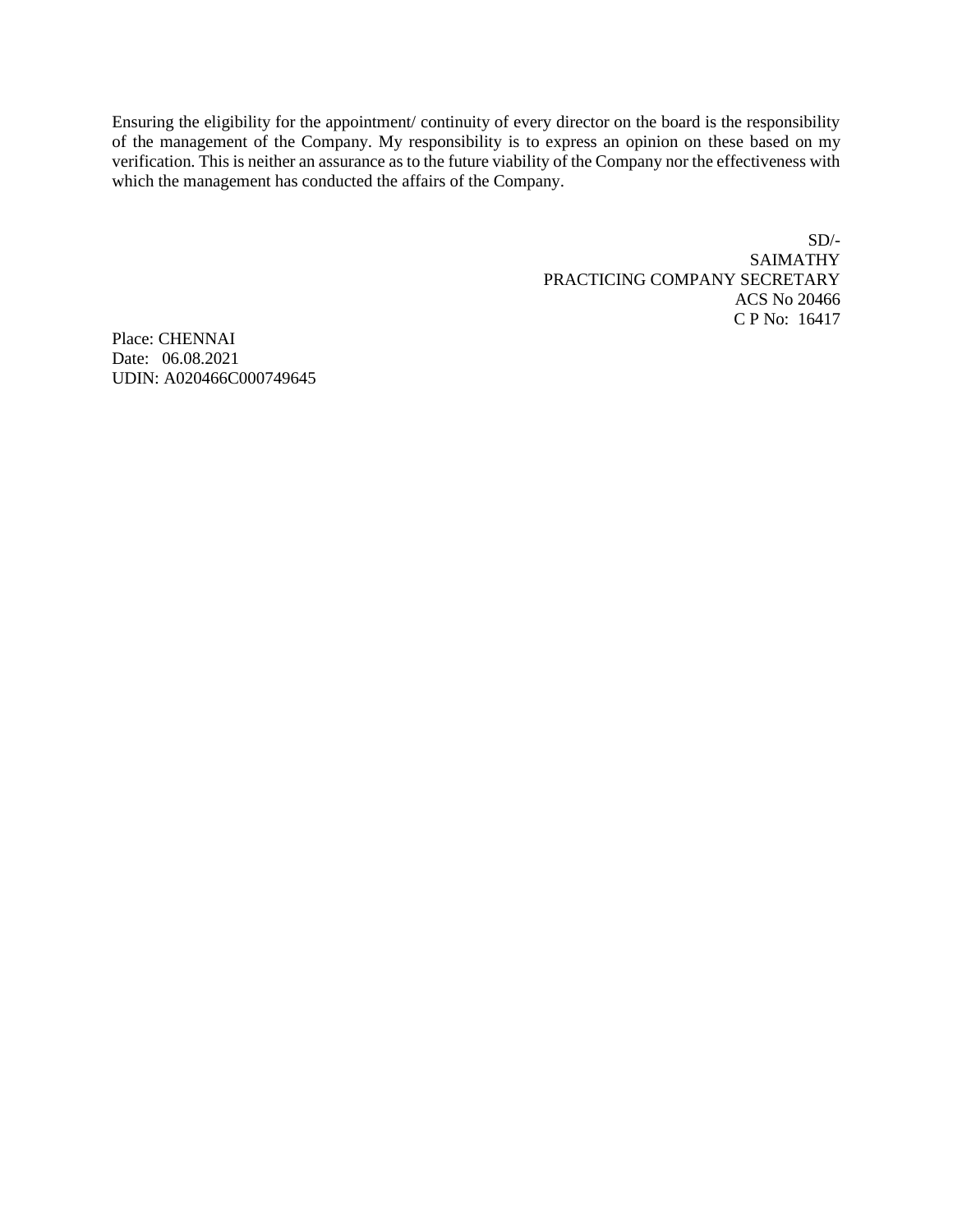Ensuring the eligibility for the appointment/ continuity of every director on the board is the responsibility of the management of the Company. My responsibility is to express an opinion on these based on my verification. This is neither an assurance as to the future viability of the Company nor the effectiveness with which the management has conducted the affairs of the Company.

SD/-
SAIMATHY
PRACTICING COMPANY SECRETARY
ACS No 20466
C P No: 16417

Place: CHENNAI
Date: 06.08.2021
UDIN: A020466C000749645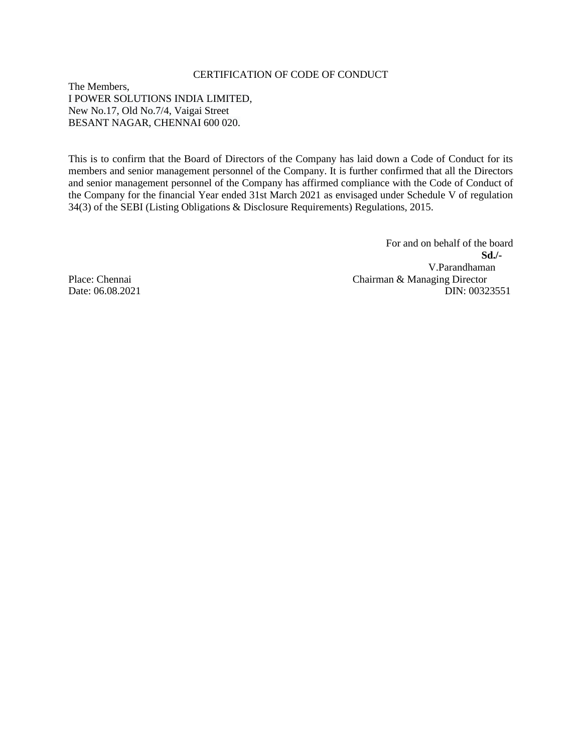## CERTIFICATION OF CODE OF CONDUCT

The Members,
I POWER SOLUTIONS INDIA LIMITED,
New No.17, Old No.7/4, Vaigai Street
BESANT NAGAR, CHENNAI 600 020.

This is to confirm that the Board of Directors of the Company has laid down a Code of Conduct for its members and senior management personnel of the Company. It is further confirmed that all the Directors and senior management personnel of the Company has affirmed compliance with the Code of Conduct of the Company for the financial Year ended 31st March 2021 as envisaged under Schedule V of regulation 34(3) of the SEBI (Listing Obligations & Disclosure Requirements) Regulations, 2015.

For and on behalf of the board
**Sd./-**
V.Parandhaman
Chairman & Managing Director
DIN: 00323551

Place: Chennai
Date: 06.08.2021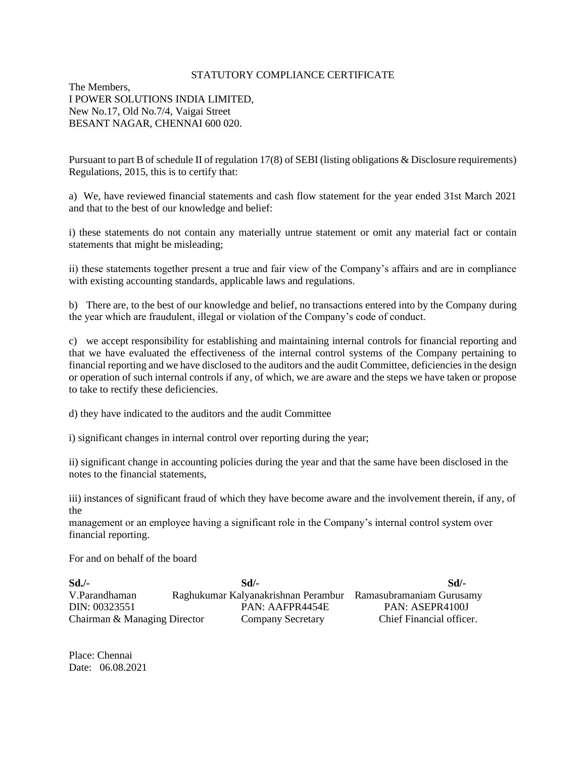## STATUTORY COMPLIANCE CERTIFICATE

The Members,
I POWER SOLUTIONS INDIA LIMITED,
New No.17, Old No.7/4, Vaigai Street
BESANT NAGAR, CHENNAI 600 020.

Pursuant to part B of schedule II of regulation 17(8) of SEBI (listing obligations & Disclosure requirements) Regulations, 2015, this is to certify that:

a) We, have reviewed financial statements and cash flow statement for the year ended 31st March 2021 and that to the best of our knowledge and belief:

i) these statements do not contain any materially untrue statement or omit any material fact or contain statements that might be misleading;

ii) these statements together present a true and fair view of the Company's affairs and are in compliance with existing accounting standards, applicable laws and regulations.

b) There are, to the best of our knowledge and belief, no transactions entered into by the Company during the year which are fraudulent, illegal or violation of the Company's code of conduct.

c) we accept responsibility for establishing and maintaining internal controls for financial reporting and that we have evaluated the effectiveness of the internal control systems of the Company pertaining to financial reporting and we have disclosed to the auditors and the audit Committee, deficiencies in the design or operation of such internal controls if any, of which, we are aware and the steps we have taken or propose to take to rectify these deficiencies.

d) they have indicated to the auditors and the audit Committee

i) significant changes in internal control over reporting during the year;

ii) significant change in accounting policies during the year and that the same have been disclosed in the notes to the financial statements,

iii) instances of significant fraud of which they have become aware and the involvement therein, if any, of the
management or an employee having a significant role in the Company's internal control system over financial reporting.

For and on behalf of the board

| **Sd./-** | **Sd/-** | **Sd/-** |
|---|---|---|
| V.Parandhaman | Raghukumar Kalyanakrishnan Perambur | Ramasubramaniam Gurusamy |
| DIN: 00323551 | PAN: AAFPR4454E | PAN: ASEPR4100J |
| Chairman & Managing Director | Company Secretary | Chief Financial officer. |

Place: Chennai
Date: 06.08.2021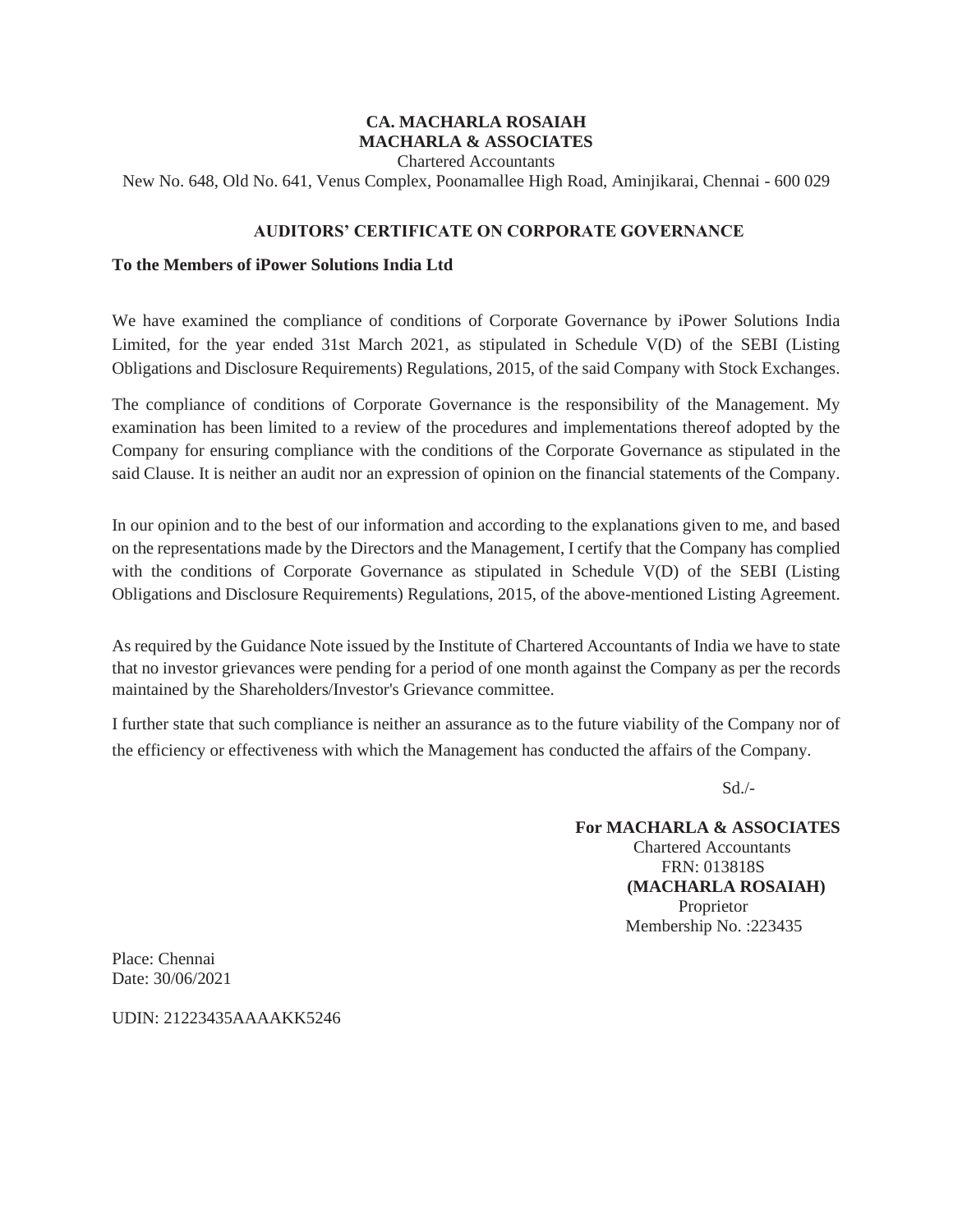**CA. MACHARLA ROSAIAH**
**MACHARLA & ASSOCIATES**
Chartered Accountants
New No. 648, Old No. 641, Venus Complex, Poonamallee High Road, Aminjikarai, Chennai - 600 029

## AUDITORS' CERTIFICATE ON CORPORATE GOVERNANCE

**To the Members of iPower Solutions India Ltd**

We have examined the compliance of conditions of Corporate Governance by iPower Solutions India Limited, for the year ended 31st March 2021, as stipulated in Schedule V(D) of the SEBI (Listing Obligations and Disclosure Requirements) Regulations, 2015, of the said Company with Stock Exchanges.

The compliance of conditions of Corporate Governance is the responsibility of the Management. My examination has been limited to a review of the procedures and implementations thereof adopted by the Company for ensuring compliance with the conditions of the Corporate Governance as stipulated in the said Clause. It is neither an audit nor an expression of opinion on the financial statements of the Company.

In our opinion and to the best of our information and according to the explanations given to me, and based on the representations made by the Directors and the Management, I certify that the Company has complied with the conditions of Corporate Governance as stipulated in Schedule V(D) of the SEBI (Listing Obligations and Disclosure Requirements) Regulations, 2015, of the above-mentioned Listing Agreement.

As required by the Guidance Note issued by the Institute of Chartered Accountants of India we have to state that no investor grievances were pending for a period of one month against the Company as per the records maintained by the Shareholders/Investor's Grievance committee.

I further state that such compliance is neither an assurance as to the future viability of the Company nor of the efficiency or effectiveness with which the Management has conducted the affairs of the Company.

Sd./-

**For MACHARLA & ASSOCIATES**
Chartered Accountants
FRN: 013818S
**(MACHARLA ROSAIAH)**
Proprietor
Membership No. :223435

Place: Chennai
Date: 30/06/2021

UDIN: 21223435AAAAKK5246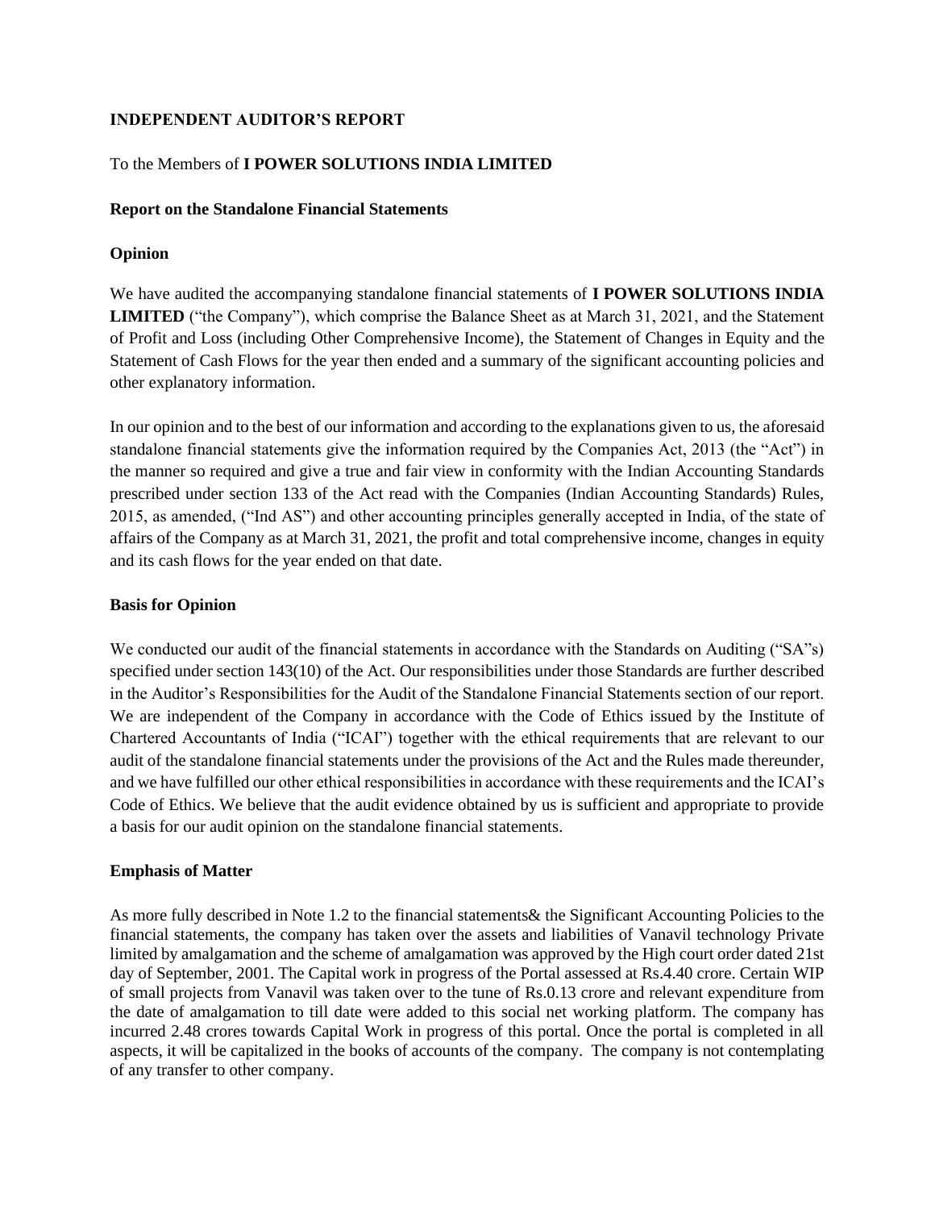## INDEPENDENT AUDITOR'S REPORT

To the Members of **I POWER SOLUTIONS INDIA LIMITED**

### Report on the Standalone Financial Statements

### Opinion

We have audited the accompanying standalone financial statements of **I POWER SOLUTIONS INDIA LIMITED** ("the Company"), which comprise the Balance Sheet as at March 31, 2021, and the Statement of Profit and Loss (including Other Comprehensive Income), the Statement of Changes in Equity and the Statement of Cash Flows for the year then ended and a summary of the significant accounting policies and other explanatory information.

In our opinion and to the best of our information and according to the explanations given to us, the aforesaid standalone financial statements give the information required by the Companies Act, 2013 (the "Act") in the manner so required and give a true and fair view in conformity with the Indian Accounting Standards prescribed under section 133 of the Act read with the Companies (Indian Accounting Standards) Rules, 2015, as amended, ("Ind AS") and other accounting principles generally accepted in India, of the state of affairs of the Company as at March 31, 2021, the profit and total comprehensive income, changes in equity and its cash flows for the year ended on that date.

### Basis for Opinion

We conducted our audit of the financial statements in accordance with the Standards on Auditing ("SA"s) specified under section 143(10) of the Act. Our responsibilities under those Standards are further described in the Auditor's Responsibilities for the Audit of the Standalone Financial Statements section of our report. We are independent of the Company in accordance with the Code of Ethics issued by the Institute of Chartered Accountants of India ("ICAI") together with the ethical requirements that are relevant to our audit of the standalone financial statements under the provisions of the Act and the Rules made thereunder, and we have fulfilled our other ethical responsibilities in accordance with these requirements and the ICAI's Code of Ethics. We believe that the audit evidence obtained by us is sufficient and appropriate to provide a basis for our audit opinion on the standalone financial statements.

### Emphasis of Matter

As more fully described in Note 1.2 to the financial statements& the Significant Accounting Policies to the financial statements, the company has taken over the assets and liabilities of Vanavil technology Private limited by amalgamation and the scheme of amalgamation was approved by the High court order dated 21st day of September, 2001. The Capital work in progress of the Portal assessed at Rs.4.40 crore. Certain WIP of small projects from Vanavil was taken over to the tune of Rs.0.13 crore and relevant expenditure from the date of amalgamation to till date were added to this social net working platform. The company has incurred 2.48 crores towards Capital Work in progress of this portal. Once the portal is completed in all aspects, it will be capitalized in the books of accounts of the company. The company is not contemplating of any transfer to other company.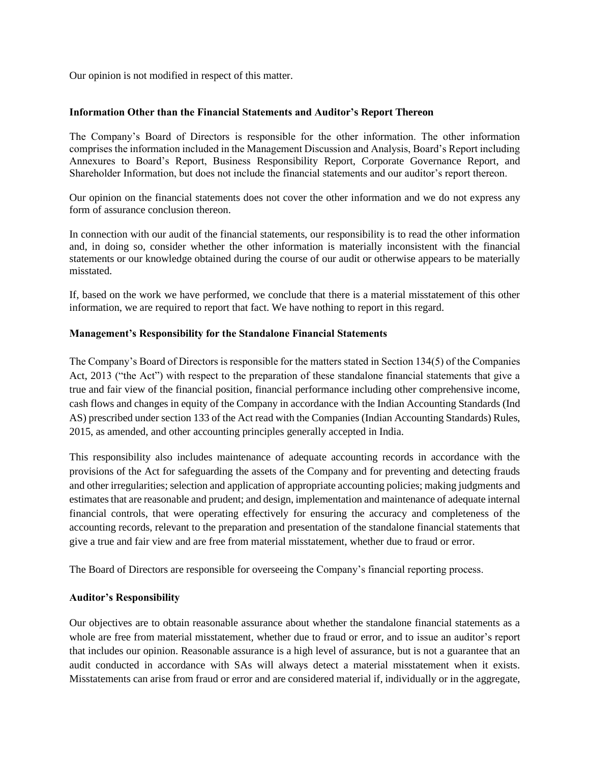Our opinion is not modified in respect of this matter.

### Information Other than the Financial Statements and Auditor's Report Thereon

The Company's Board of Directors is responsible for the other information. The other information comprises the information included in the Management Discussion and Analysis, Board's Report including Annexures to Board's Report, Business Responsibility Report, Corporate Governance Report, and Shareholder Information, but does not include the financial statements and our auditor's report thereon.

Our opinion on the financial statements does not cover the other information and we do not express any form of assurance conclusion thereon.

In connection with our audit of the financial statements, our responsibility is to read the other information and, in doing so, consider whether the other information is materially inconsistent with the financial statements or our knowledge obtained during the course of our audit or otherwise appears to be materially misstated.

If, based on the work we have performed, we conclude that there is a material misstatement of this other information, we are required to report that fact. We have nothing to report in this regard.

### Management's Responsibility for the Standalone Financial Statements

The Company's Board of Directors is responsible for the matters stated in Section 134(5) of the Companies Act, 2013 ("the Act") with respect to the preparation of these standalone financial statements that give a true and fair view of the financial position, financial performance including other comprehensive income, cash flows and changes in equity of the Company in accordance with the Indian Accounting Standards (Ind AS) prescribed under section 133 of the Act read with the Companies (Indian Accounting Standards) Rules, 2015, as amended, and other accounting principles generally accepted in India.

This responsibility also includes maintenance of adequate accounting records in accordance with the provisions of the Act for safeguarding the assets of the Company and for preventing and detecting frauds and other irregularities; selection and application of appropriate accounting policies; making judgments and estimates that are reasonable and prudent; and design, implementation and maintenance of adequate internal financial controls, that were operating effectively for ensuring the accuracy and completeness of the accounting records, relevant to the preparation and presentation of the standalone financial statements that give a true and fair view and are free from material misstatement, whether due to fraud or error.

The Board of Directors are responsible for overseeing the Company's financial reporting process.

### Auditor's Responsibility

Our objectives are to obtain reasonable assurance about whether the standalone financial statements as a whole are free from material misstatement, whether due to fraud or error, and to issue an auditor's report that includes our opinion. Reasonable assurance is a high level of assurance, but is not a guarantee that an audit conducted in accordance with SAs will always detect a material misstatement when it exists. Misstatements can arise from fraud or error and are considered material if, individually or in the aggregate,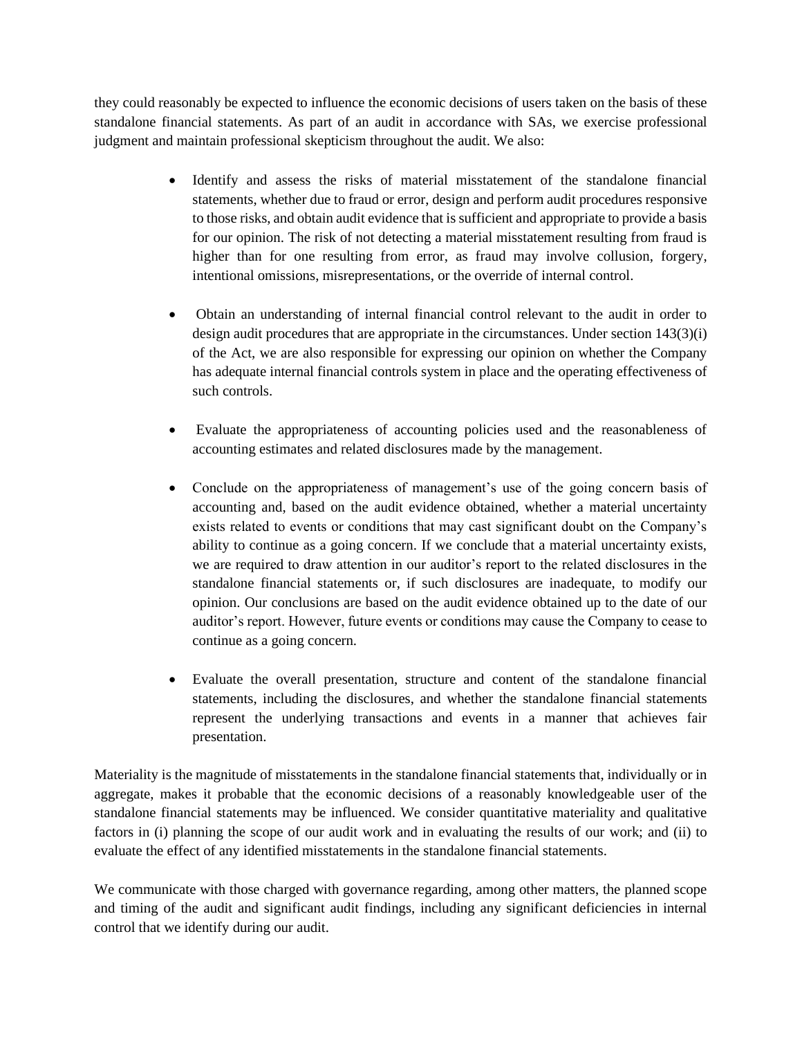they could reasonably be expected to influence the economic decisions of users taken on the basis of these standalone financial statements. As part of an audit in accordance with SAs, we exercise professional judgment and maintain professional skepticism throughout the audit. We also:

- Identify and assess the risks of material misstatement of the standalone financial statements, whether due to fraud or error, design and perform audit procedures responsive to those risks, and obtain audit evidence that is sufficient and appropriate to provide a basis for our opinion. The risk of not detecting a material misstatement resulting from fraud is higher than for one resulting from error, as fraud may involve collusion, forgery, intentional omissions, misrepresentations, or the override of internal control.

- Obtain an understanding of internal financial control relevant to the audit in order to design audit procedures that are appropriate in the circumstances. Under section 143(3)(i) of the Act, we are also responsible for expressing our opinion on whether the Company has adequate internal financial controls system in place and the operating effectiveness of such controls.

- Evaluate the appropriateness of accounting policies used and the reasonableness of accounting estimates and related disclosures made by the management.

- Conclude on the appropriateness of management's use of the going concern basis of accounting and, based on the audit evidence obtained, whether a material uncertainty exists related to events or conditions that may cast significant doubt on the Company's ability to continue as a going concern. If we conclude that a material uncertainty exists, we are required to draw attention in our auditor's report to the related disclosures in the standalone financial statements or, if such disclosures are inadequate, to modify our opinion. Our conclusions are based on the audit evidence obtained up to the date of our auditor's report. However, future events or conditions may cause the Company to cease to continue as a going concern.

- Evaluate the overall presentation, structure and content of the standalone financial statements, including the disclosures, and whether the standalone financial statements represent the underlying transactions and events in a manner that achieves fair presentation.

Materiality is the magnitude of misstatements in the standalone financial statements that, individually or in aggregate, makes it probable that the economic decisions of a reasonably knowledgeable user of the standalone financial statements may be influenced. We consider quantitative materiality and qualitative factors in (i) planning the scope of our audit work and in evaluating the results of our work; and (ii) to evaluate the effect of any identified misstatements in the standalone financial statements.

We communicate with those charged with governance regarding, among other matters, the planned scope and timing of the audit and significant audit findings, including any significant deficiencies in internal control that we identify during our audit.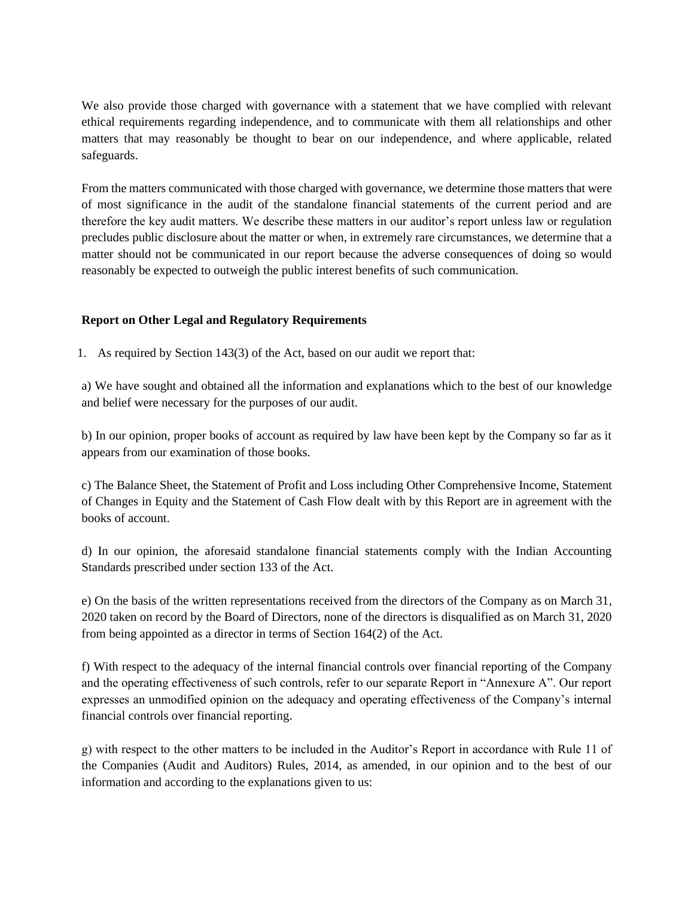We also provide those charged with governance with a statement that we have complied with relevant ethical requirements regarding independence, and to communicate with them all relationships and other matters that may reasonably be thought to bear on our independence, and where applicable, related safeguards.

From the matters communicated with those charged with governance, we determine those matters that were of most significance in the audit of the standalone financial statements of the current period and are therefore the key audit matters. We describe these matters in our auditor's report unless law or regulation precludes public disclosure about the matter or when, in extremely rare circumstances, we determine that a matter should not be communicated in our report because the adverse consequences of doing so would reasonably be expected to outweigh the public interest benefits of such communication.

**Report on Other Legal and Regulatory Requirements**

1. As required by Section 143(3) of the Act, based on our audit we report that:

a) We have sought and obtained all the information and explanations which to the best of our knowledge and belief were necessary for the purposes of our audit.

b) In our opinion, proper books of account as required by law have been kept by the Company so far as it appears from our examination of those books.

c) The Balance Sheet, the Statement of Profit and Loss including Other Comprehensive Income, Statement of Changes in Equity and the Statement of Cash Flow dealt with by this Report are in agreement with the books of account.

d) In our opinion, the aforesaid standalone financial statements comply with the Indian Accounting Standards prescribed under section 133 of the Act.

e) On the basis of the written representations received from the directors of the Company as on March 31, 2020 taken on record by the Board of Directors, none of the directors is disqualified as on March 31, 2020 from being appointed as a director in terms of Section 164(2) of the Act.

f) With respect to the adequacy of the internal financial controls over financial reporting of the Company and the operating effectiveness of such controls, refer to our separate Report in "Annexure A". Our report expresses an unmodified opinion on the adequacy and operating effectiveness of the Company's internal financial controls over financial reporting.

g) with respect to the other matters to be included in the Auditor's Report in accordance with Rule 11 of the Companies (Audit and Auditors) Rules, 2014, as amended, in our opinion and to the best of our information and according to the explanations given to us: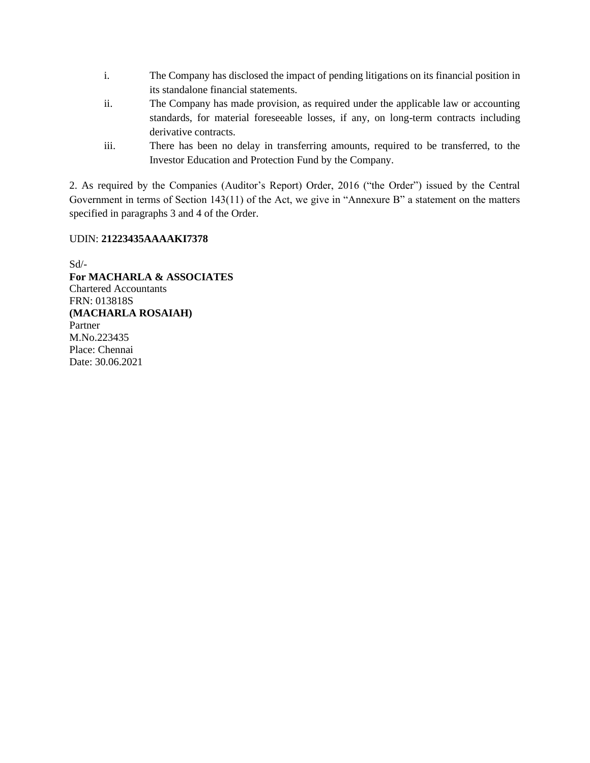i. The Company has disclosed the impact of pending litigations on its financial position in its standalone financial statements.

ii. The Company has made provision, as required under the applicable law or accounting standards, for material foreseeable losses, if any, on long-term contracts including derivative contracts.

iii. There has been no delay in transferring amounts, required to be transferred, to the Investor Education and Protection Fund by the Company.

2. As required by the Companies (Auditor's Report) Order, 2016 ("the Order") issued by the Central Government in terms of Section 143(11) of the Act, we give in "Annexure B" a statement on the matters specified in paragraphs 3 and 4 of the Order.

UDIN: **21223435AAAAKI7378**

Sd/-
**For MACHARLA & ASSOCIATES**
Chartered Accountants
FRN: 013818S
**(MACHARLA ROSAIAH)**
Partner
M.No.223435
Place: Chennai
Date: 30.06.2021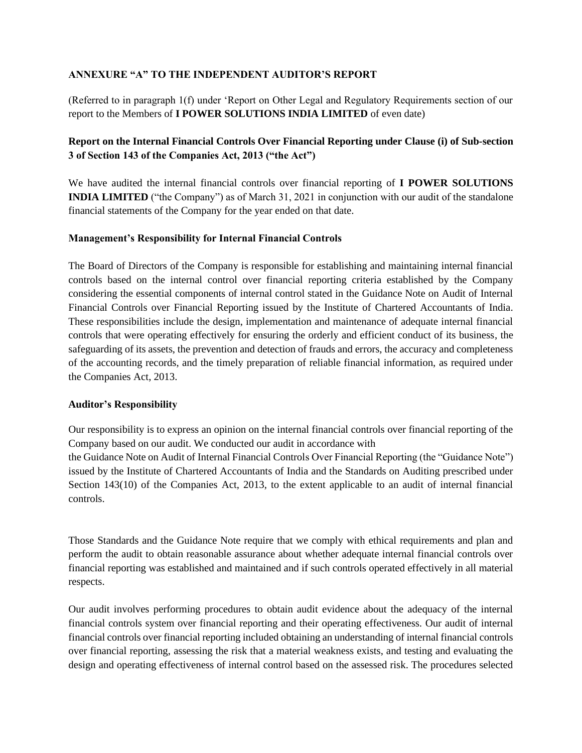**ANNEXURE "A" TO THE INDEPENDENT AUDITOR'S REPORT**

(Referred to in paragraph 1(f) under 'Report on Other Legal and Regulatory Requirements section of our report to the Members of **I POWER SOLUTIONS INDIA LIMITED** of even date)

**Report on the Internal Financial Controls Over Financial Reporting under Clause (i) of Sub-section 3 of Section 143 of the Companies Act, 2013 ("the Act")**

We have audited the internal financial controls over financial reporting of **I POWER SOLUTIONS INDIA LIMITED** ("the Company") as of March 31, 2021 in conjunction with our audit of the standalone financial statements of the Company for the year ended on that date.

**Management's Responsibility for Internal Financial Controls**

The Board of Directors of the Company is responsible for establishing and maintaining internal financial controls based on the internal control over financial reporting criteria established by the Company considering the essential components of internal control stated in the Guidance Note on Audit of Internal Financial Controls over Financial Reporting issued by the Institute of Chartered Accountants of India. These responsibilities include the design, implementation and maintenance of adequate internal financial controls that were operating effectively for ensuring the orderly and efficient conduct of its business, the safeguarding of its assets, the prevention and detection of frauds and errors, the accuracy and completeness of the accounting records, and the timely preparation of reliable financial information, as required under the Companies Act, 2013.

**Auditor's Responsibility**

Our responsibility is to express an opinion on the internal financial controls over financial reporting of the Company based on our audit. We conducted our audit in accordance with the Guidance Note on Audit of Internal Financial Controls Over Financial Reporting (the "Guidance Note") issued by the Institute of Chartered Accountants of India and the Standards on Auditing prescribed under Section 143(10) of the Companies Act, 2013, to the extent applicable to an audit of internal financial controls.

Those Standards and the Guidance Note require that we comply with ethical requirements and plan and perform the audit to obtain reasonable assurance about whether adequate internal financial controls over financial reporting was established and maintained and if such controls operated effectively in all material respects.

Our audit involves performing procedures to obtain audit evidence about the adequacy of the internal financial controls system over financial reporting and their operating effectiveness. Our audit of internal financial controls over financial reporting included obtaining an understanding of internal financial controls over financial reporting, assessing the risk that a material weakness exists, and testing and evaluating the design and operating effectiveness of internal control based on the assessed risk. The procedures selected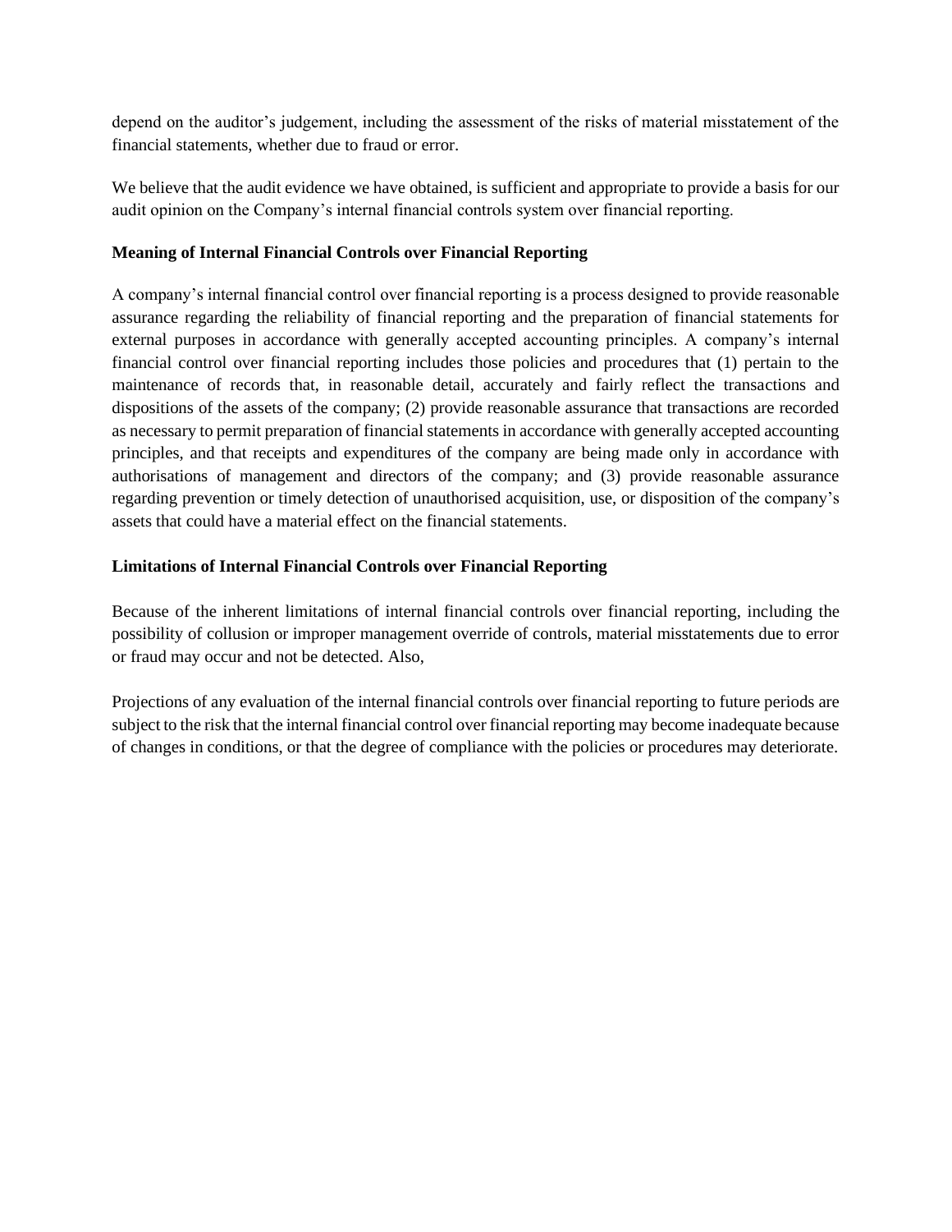depend on the auditor's judgement, including the assessment of the risks of material misstatement of the financial statements, whether due to fraud or error.

We believe that the audit evidence we have obtained, is sufficient and appropriate to provide a basis for our audit opinion on the Company's internal financial controls system over financial reporting.

**Meaning of Internal Financial Controls over Financial Reporting**

A company's internal financial control over financial reporting is a process designed to provide reasonable assurance regarding the reliability of financial reporting and the preparation of financial statements for external purposes in accordance with generally accepted accounting principles. A company's internal financial control over financial reporting includes those policies and procedures that (1) pertain to the maintenance of records that, in reasonable detail, accurately and fairly reflect the transactions and dispositions of the assets of the company; (2) provide reasonable assurance that transactions are recorded as necessary to permit preparation of financial statements in accordance with generally accepted accounting principles, and that receipts and expenditures of the company are being made only in accordance with authorisations of management and directors of the company; and (3) provide reasonable assurance regarding prevention or timely detection of unauthorised acquisition, use, or disposition of the company's assets that could have a material effect on the financial statements.

**Limitations of Internal Financial Controls over Financial Reporting**

Because of the inherent limitations of internal financial controls over financial reporting, including the possibility of collusion or improper management override of controls, material misstatements due to error or fraud may occur and not be detected. Also,

Projections of any evaluation of the internal financial controls over financial reporting to future periods are subject to the risk that the internal financial control over financial reporting may become inadequate because of changes in conditions, or that the degree of compliance with the policies or procedures may deteriorate.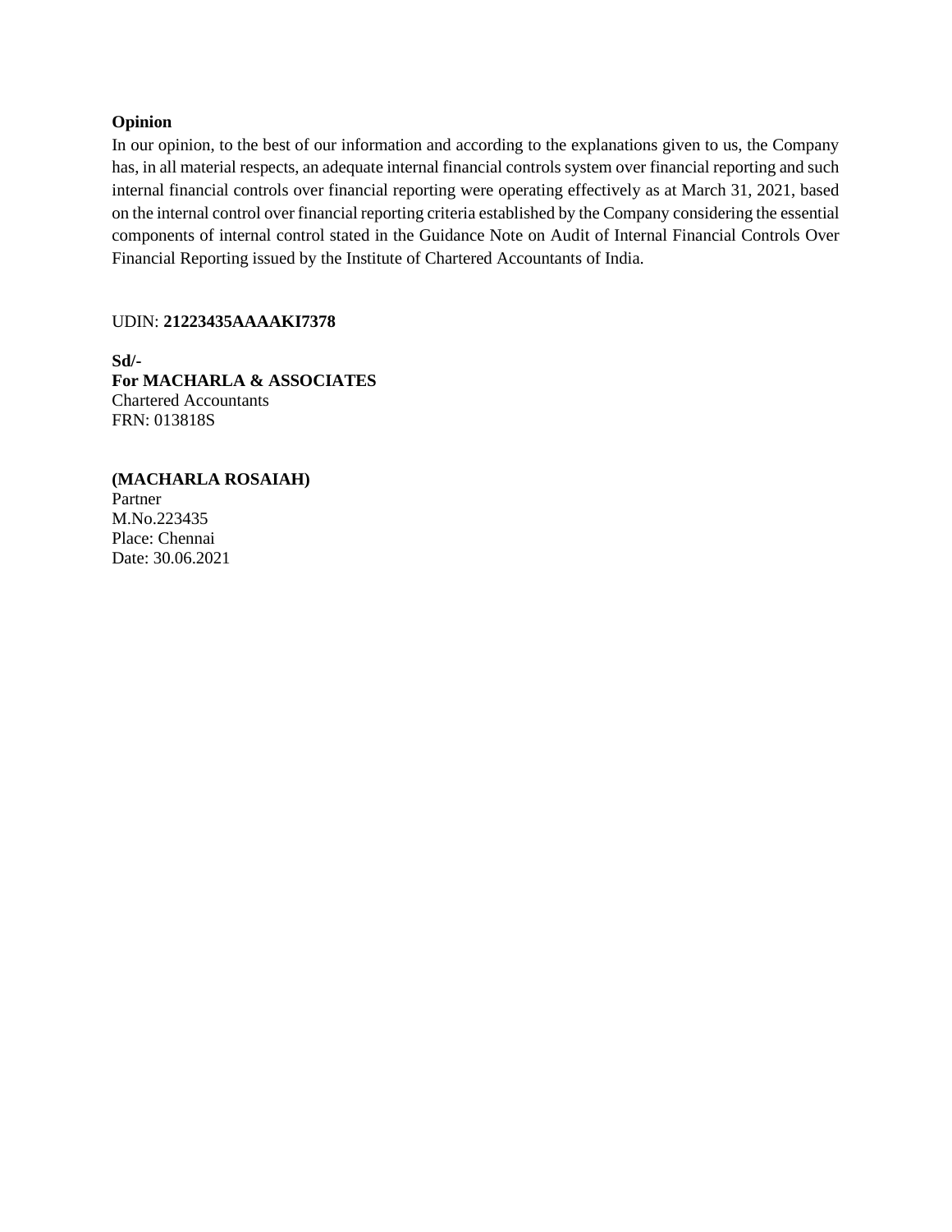**Opinion**

In our opinion, to the best of our information and according to the explanations given to us, the Company has, in all material respects, an adequate internal financial controls system over financial reporting and such internal financial controls over financial reporting were operating effectively as at March 31, 2021, based on the internal control over financial reporting criteria established by the Company considering the essential components of internal control stated in the Guidance Note on Audit of Internal Financial Controls Over Financial Reporting issued by the Institute of Chartered Accountants of India.

UDIN: **21223435AAAAKI7378**

**Sd/-**
**For MACHARLA & ASSOCIATES**
Chartered Accountants
FRN: 013818S

**(MACHARLA ROSAIAH)**
Partner
M.No.223435
Place: Chennai
Date: 30.06.2021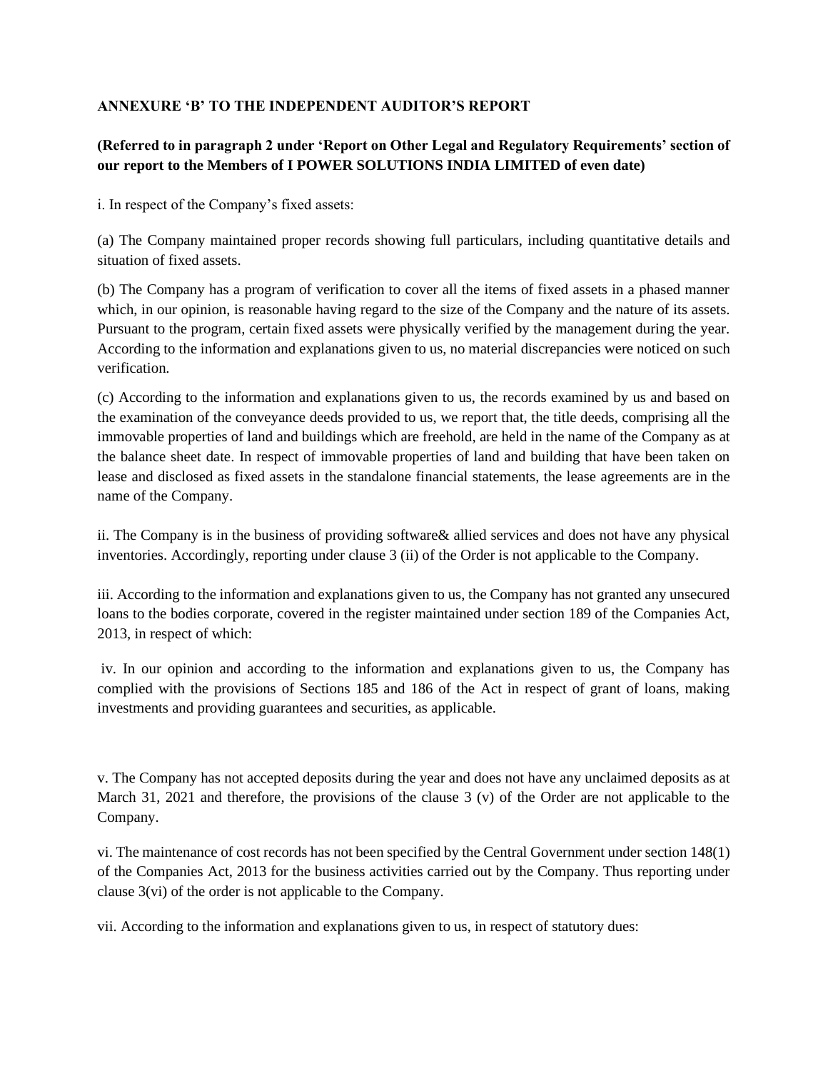**ANNEXURE 'B' TO THE INDEPENDENT AUDITOR'S REPORT**

**(Referred to in paragraph 2 under 'Report on Other Legal and Regulatory Requirements' section of our report to the Members of I POWER SOLUTIONS INDIA LIMITED of even date)**

i. In respect of the Company's fixed assets:

(a) The Company maintained proper records showing full particulars, including quantitative details and situation of fixed assets.

(b) The Company has a program of verification to cover all the items of fixed assets in a phased manner which, in our opinion, is reasonable having regard to the size of the Company and the nature of its assets. Pursuant to the program, certain fixed assets were physically verified by the management during the year. According to the information and explanations given to us, no material discrepancies were noticed on such verification.

(c) According to the information and explanations given to us, the records examined by us and based on the examination of the conveyance deeds provided to us, we report that, the title deeds, comprising all the immovable properties of land and buildings which are freehold, are held in the name of the Company as at the balance sheet date. In respect of immovable properties of land and building that have been taken on lease and disclosed as fixed assets in the standalone financial statements, the lease agreements are in the name of the Company.

ii. The Company is in the business of providing software& allied services and does not have any physical inventories. Accordingly, reporting under clause 3 (ii) of the Order is not applicable to the Company.

iii. According to the information and explanations given to us, the Company has not granted any unsecured loans to the bodies corporate, covered in the register maintained under section 189 of the Companies Act, 2013, in respect of which:

iv. In our opinion and according to the information and explanations given to us, the Company has complied with the provisions of Sections 185 and 186 of the Act in respect of grant of loans, making investments and providing guarantees and securities, as applicable.

v. The Company has not accepted deposits during the year and does not have any unclaimed deposits as at March 31, 2021 and therefore, the provisions of the clause 3 (v) of the Order are not applicable to the Company.

vi. The maintenance of cost records has not been specified by the Central Government under section 148(1) of the Companies Act, 2013 for the business activities carried out by the Company. Thus reporting under clause 3(vi) of the order is not applicable to the Company.

vii. According to the information and explanations given to us, in respect of statutory dues: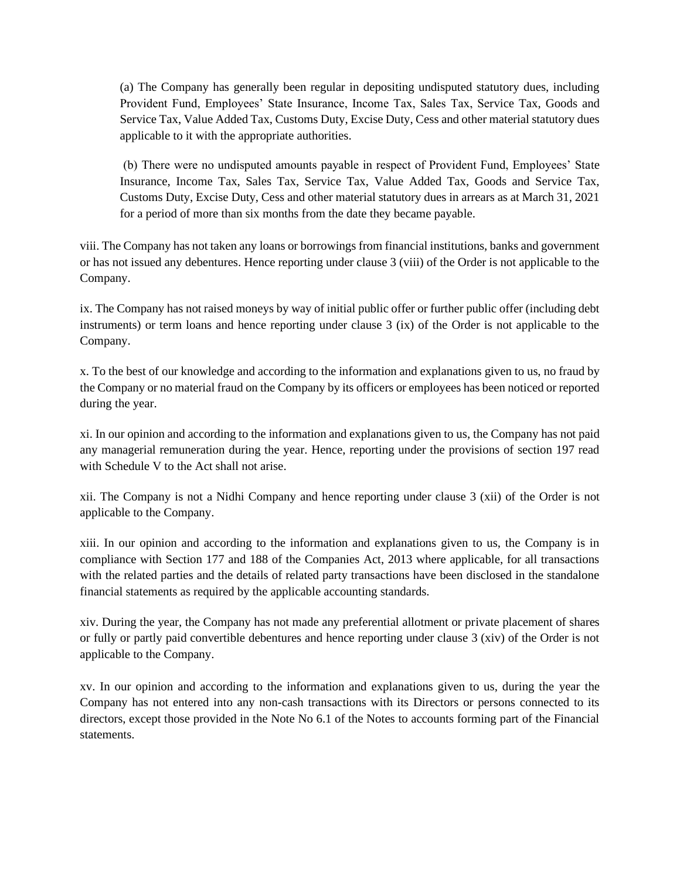(a) The Company has generally been regular in depositing undisputed statutory dues, including Provident Fund, Employees' State Insurance, Income Tax, Sales Tax, Service Tax, Goods and Service Tax, Value Added Tax, Customs Duty, Excise Duty, Cess and other material statutory dues applicable to it with the appropriate authorities.

(b) There were no undisputed amounts payable in respect of Provident Fund, Employees' State Insurance, Income Tax, Sales Tax, Service Tax, Value Added Tax, Goods and Service Tax, Customs Duty, Excise Duty, Cess and other material statutory dues in arrears as at March 31, 2021 for a period of more than six months from the date they became payable.

viii. The Company has not taken any loans or borrowings from financial institutions, banks and government or has not issued any debentures. Hence reporting under clause 3 (viii) of the Order is not applicable to the Company.

ix. The Company has not raised moneys by way of initial public offer or further public offer (including debt instruments) or term loans and hence reporting under clause 3 (ix) of the Order is not applicable to the Company.

x. To the best of our knowledge and according to the information and explanations given to us, no fraud by the Company or no material fraud on the Company by its officers or employees has been noticed or reported during the year.

xi. In our opinion and according to the information and explanations given to us, the Company has not paid any managerial remuneration during the year. Hence, reporting under the provisions of section 197 read with Schedule V to the Act shall not arise.

xii. The Company is not a Nidhi Company and hence reporting under clause 3 (xii) of the Order is not applicable to the Company.

xiii. In our opinion and according to the information and explanations given to us, the Company is in compliance with Section 177 and 188 of the Companies Act, 2013 where applicable, for all transactions with the related parties and the details of related party transactions have been disclosed in the standalone financial statements as required by the applicable accounting standards.

xiv. During the year, the Company has not made any preferential allotment or private placement of shares or fully or partly paid convertible debentures and hence reporting under clause 3 (xiv) of the Order is not applicable to the Company.

xv. In our opinion and according to the information and explanations given to us, during the year the Company has not entered into any non-cash transactions with its Directors or persons connected to its directors, except those provided in the Note No 6.1 of the Notes to accounts forming part of the Financial statements.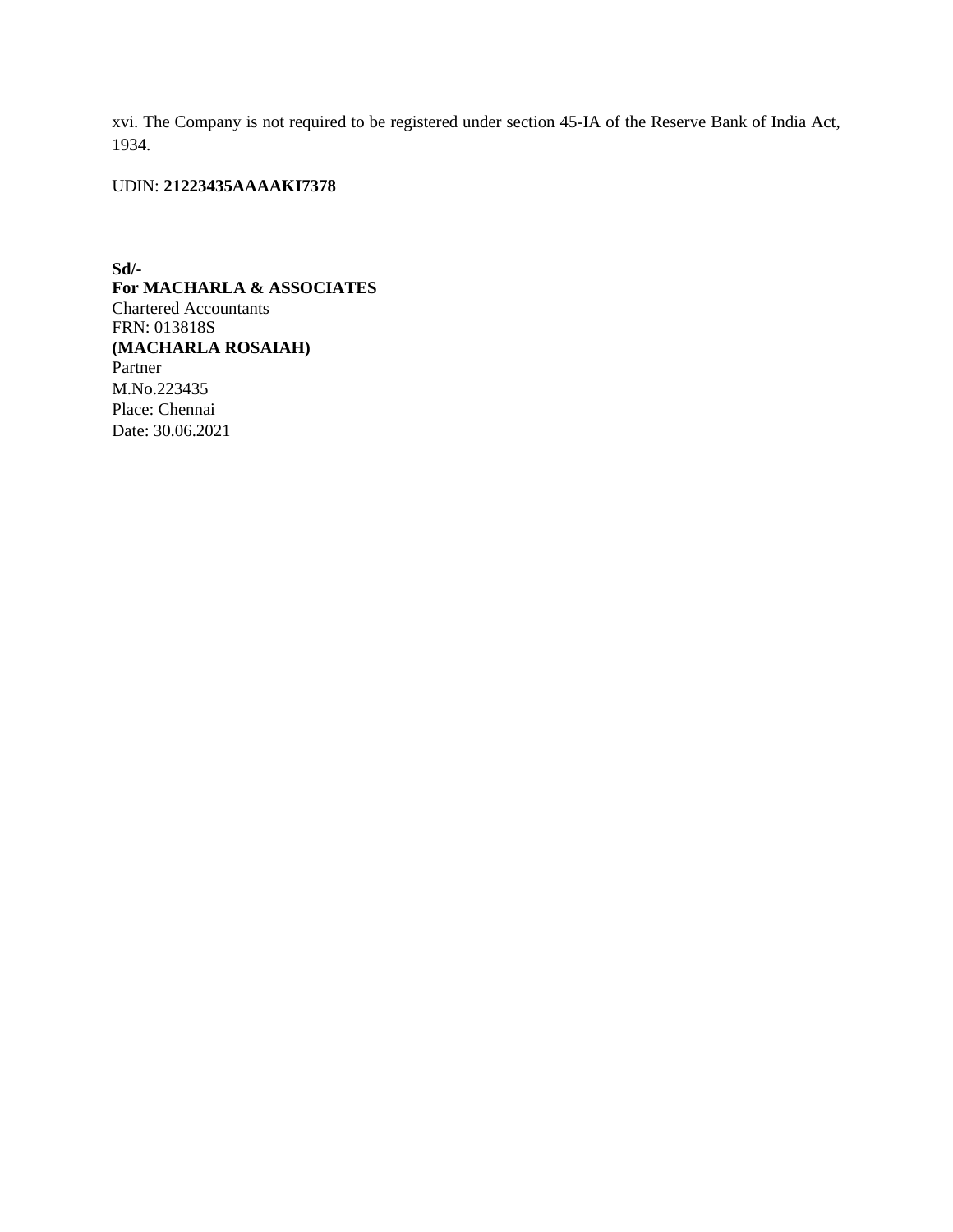xvi. The Company is not required to be registered under section 45-IA of the Reserve Bank of India Act, 1934.

UDIN: **21223435AAAAKI7378**

**Sd/-**  
**For MACHARLA & ASSOCIATES**  
Chartered Accountants  
FRN: 013818S  
**(MACHARLA ROSAIAH)**  
Partner  
M.No.223435  
Place: Chennai  
Date: 30.06.2021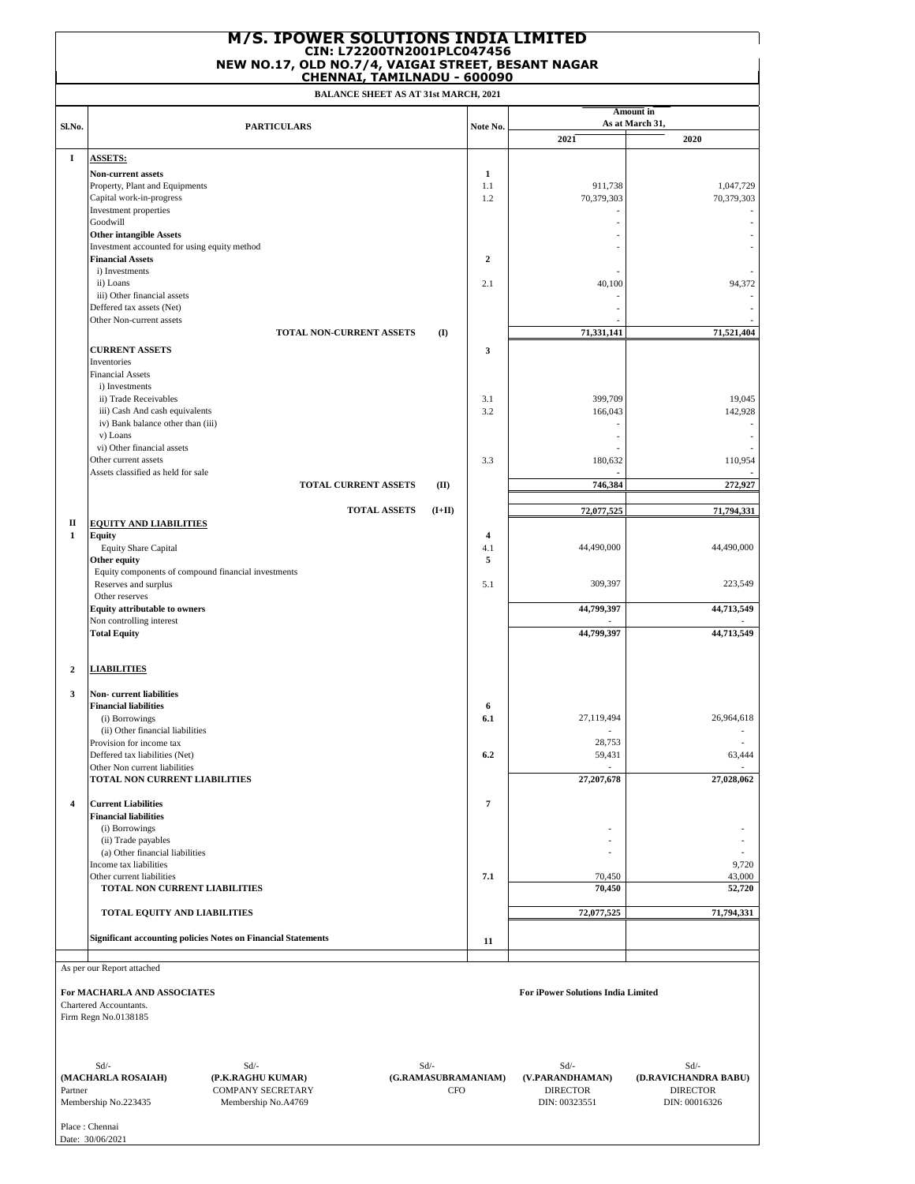# M/S. IPOWER SOLUTIONS INDIA LIMITED

**CIN: L72200TN2001PLC047456**

**NEW NO.17, OLD NO.7/4, VAIGAI STREET, BESANT NAGAR**

**CHENNAI, TAMILNADU - 600090**

**BALANCE SHEET AS AT 31st MARCH, 2021**

| Sl.No. | PARTICULARS | | Note No. | Amount in As at March 31, 2021 | 2020 |
|---|---|---|---|---|---|
| I | **ASSETS:** | | | | |
| | **Non-current assets** | | **1** | | |
| | Property, Plant and Equipments | | 1.1 | 911,738 | 1,047,729 |
| | Capital work-in-progress | | 1.2 | 70,379,303 | 70,379,303 |
| | Investment properties | | | - | - |
| | Goodwill | | | - | - |
| | **Other intangible Assets** | | | - | - |
| | Investment accounted for using equity method | | | - | - |
| | **Financial Assets** | | **2** | | |
| | i) Investments | | | - | - |
| | ii) Loans | | 2.1 | 40,100 | 94,372 |
| | iii) Other financial assets | | | - | - |
| | Deffered tax assets (Net) | | | - | - |
| | Other Non-current assets | | | - | - |
| | **TOTAL NON-CURRENT ASSETS** | **(I)** | | **71,331,141** | **71,521,404** |
| | **CURRENT ASSETS** | | **3** | | |
| | Inventories | | | | |
| | Financial Assets | | | | |
| | i) Investments | | | | |
| | ii) Trade Receivables | | 3.1 | 399,709 | 19,045 |
| | iii) Cash And cash equivalents | | 3.2 | 166,043 | 142,928 |
| | iv) Bank balance other than (iii) | | | - | - |
| | v) Loans | | | - | - |
| | vi) Other financial assets | | | - | - |
| | Other current assets | | 3.3 | 180,632 | 110,954 |
| | Assets classified as held for sale | | | - | - |
| | **TOTAL CURRENT ASSETS** | **(II)** | | **746,384** | **272,927** |
| | **TOTAL ASSETS** | **(I+II)** | | **72,077,525** | **71,794,331** |
| II | **EQUITY AND LIABILITIES** | | | | |
| 1 | **Equity** | | **4** | | |
| | Equity Share Capital | | 4.1 | 44,490,000 | 44,490,000 |
| | **Other equity** | | **5** | | |
| | Equity components of compound financial investments | | | | |
| | Reserves and surplus | | 5.1 | 309,397 | 223,549 |
| | Other reserves | | | | |
| | **Equity attributable to owners** | | | **44,799,397** | **44,713,549** |
| | Non controlling interest | | | - | - |
| | **Total Equity** | | | **44,799,397** | **44,713,549** |
| 2 | **LIABILITIES** | | | | |
| 3 | **Non- current liabilities** | | | | |
| | **Financial liabilities** | | **6** | | |
| | (i) Borrowings | | **6.1** | 27,119,494 | 26,964,618 |
| | (ii) Other financial liabilities | | | - | - |
| | Provision for income tax | | | 28,753 | - |
| | Deffered tax liabilities (Net) | | **6.2** | 59,431 | 63,444 |
| | Other Non current liabilities | | | - | - |
| | **TOTAL NON CURRENT LIABILITIES** | | | **27,207,678** | **27,028,062** |
| 4 | **Current Liabilities** | | **7** | | |
| | **Financial liabilities** | | | | |
| | (i) Borrowings | | | - | - |
| | (ii) Trade payables | | | - | - |
| | (a) Other financial liabilities | | | - | - |
| | Income tax liabilities | | | | 9,720 |
| | Other current liabilities | | **7.1** | 70,450 | 43,000 |
| | **TOTAL NON CURRENT LIABILITIES** | | | **70,450** | **52,720** |
| | **TOTAL EQUITY AND LIABILITIES** | | | **72,077,525** | **71,794,331** |
| | **Significant accounting policies Notes on Financial Statements** | | **11** | | |

As per our Report attached

**For MACHARLA AND ASSOCIATES**
Chartered Accountants.
Firm Regn No.0138185

**For iPower Solutions India Limited**

| Sd/- | Sd/- | Sd/- | Sd/- | Sd/- |
|---|---|---|---|---|
| **(MACHARLA ROSAIAH)** | **(P.K.RAGHU KUMAR)** | **(G.RAMASUBRAMANIAM)** | **(V.PARANDHAMAN)** | **(D.RAVICHANDRA BABU)** |
| Partner | COMPANY SECRETARY | CFO | DIRECTOR | DIRECTOR |
| Membership No.223435 | Membership No.A4769 | | DIN: 00323551 | DIN: 00016326 |

Place : Chennai
Date: 30/06/2021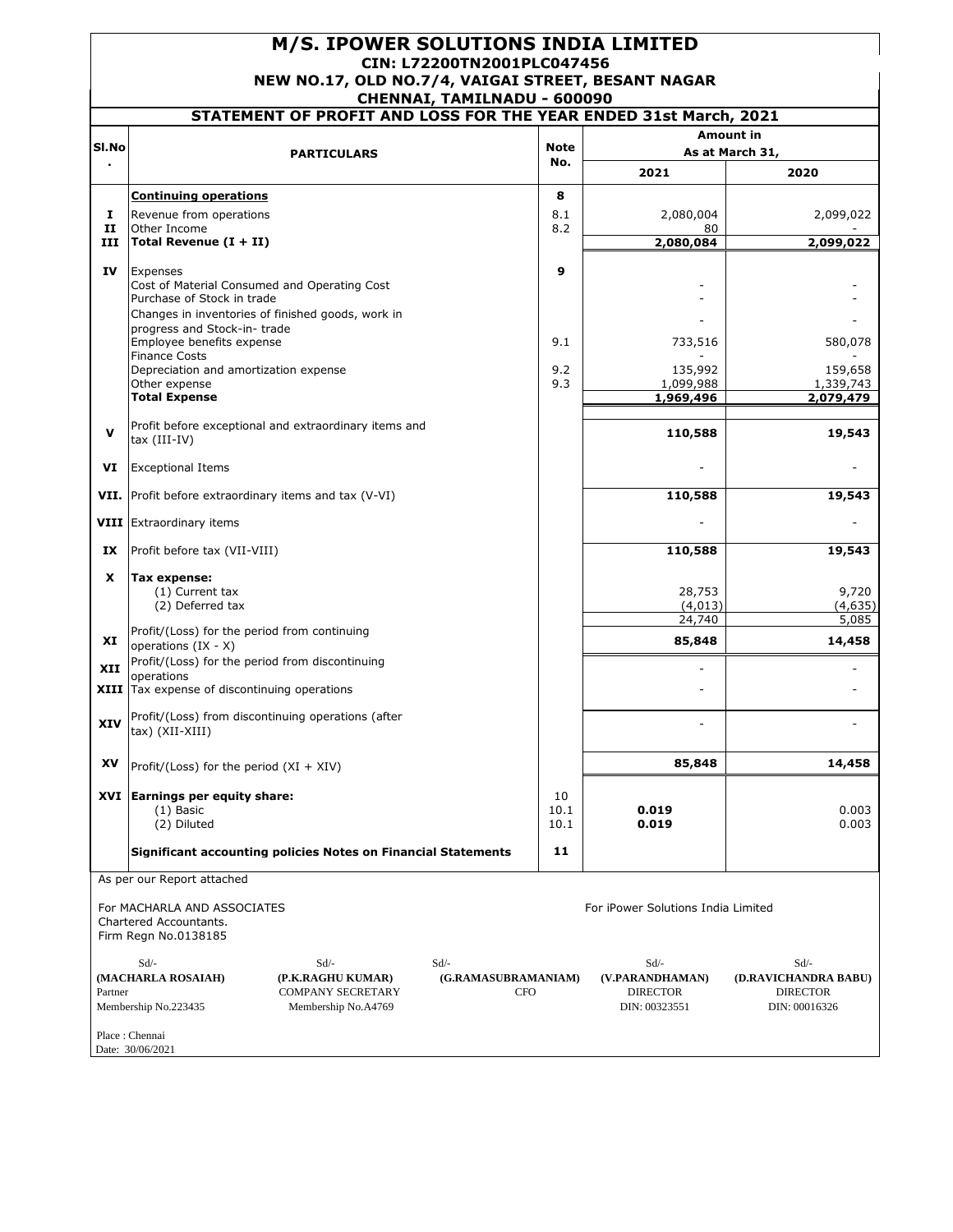# M/S. IPOWER SOLUTIONS INDIA LIMITED

**CIN: L72200TN2001PLC047456**

**NEW NO.17, OLD NO.7/4, VAIGAI STREET, BESANT NAGAR**

**CHENNAI, TAMILNADU - 600090**

## STATEMENT OF PROFIT AND LOSS FOR THE YEAR ENDED 31st March, 2021

| Sl.No. | PARTICULARS | Note No. | Amount in As at March 31, 2021 | 2020 |
|---|---|---|---|---|
| | **Continuing operations** | **8** | | |
| **I** | Revenue from operations | 8.1 | 2,080,004 | 2,099,022 |
| **II** | Other Income | 8.2 | 80 | - |
| **III** | **Total Revenue (I + II)** | | **2,080,084** | **2,099,022** |
| **IV** | Expenses | **9** | | |
| | Cost of Material Consumed and Operating Cost | | - | - |
| | Purchase of Stock in trade | | - | - |
| | Changes in inventories of finished goods, work in progress and Stock-in- trade | | - | - |
| | Employee benefits expense | 9.1 | 733,516 | 580,078 |
| | Finance Costs | | - | - |
| | Depreciation and amortization expense | 9.2 | 135,992 | 159,658 |
| | Other expense | 9.3 | 1,099,988 | 1,339,743 |
| | **Total Expense** | | **1,969,496** | **2,079,479** |
| **V** | Profit before exceptional and extraordinary items and tax (III-IV) | | **110,588** | **19,543** |
| **VI** | Exceptional Items | | - | - |
| **VII.** | Profit before extraordinary items and tax (V-VI) | | **110,588** | **19,543** |
| **VIII** | Extraordinary items | | - | - |
| **IX** | Profit before tax (VII-VIII) | | **110,588** | **19,543** |
| **X** | **Tax expense:** | | | |
| | (1) Current tax | | 28,753 | 9,720 |
| | (2) Deferred tax | | (4,013) | (4,635) |
| | | | 24,740 | 5,085 |
| **XI** | Profit/(Loss) for the period from continuing operations (IX - X) | | **85,848** | **14,458** |
| **XII** | Profit/(Loss) for the period from discontinuing operations | | - | - |
| **XIII** | Tax expense of discontinuing operations | | - | - |
| **XIV** | Profit/(Loss) from discontinuing operations (after tax) (XII-XIII) | | - | - |
| **XV** | Profit/(Loss) for the period (XI + XIV) | | **85,848** | **14,458** |
| **XVI** | **Earnings per equity share:** | 10 | | |
| | (1) Basic | 10.1 | **0.019** | 0.003 |
| | (2) Diluted | 10.1 | **0.019** | 0.003 |
| | **Significant accounting policies Notes on Financial Statements** | **11** | | |

As per our Report attached

For MACHARLA AND ASSOCIATES
Chartered Accountants.
Firm Regn No.0138185

For iPower Solutions India Limited

| Sd/- | Sd/- | Sd/- | Sd/- | Sd/- |
|---|---|---|---|---|
| **(MACHARLA ROSAIAH)** | **(P.K.RAGHU KUMAR)** | **(G.RAMASUBRAMANIAM)** | **(V.PARANDHAMAN)** | **(D.RAVICHANDRA BABU)** |
| Partner | COMPANY SECRETARY | CFO | DIRECTOR | DIRECTOR |
| Membership No.223435 | Membership No.A4769 | | DIN: 00323551 | DIN: 00016326 |

Place : Chennai
Date: 30/06/2021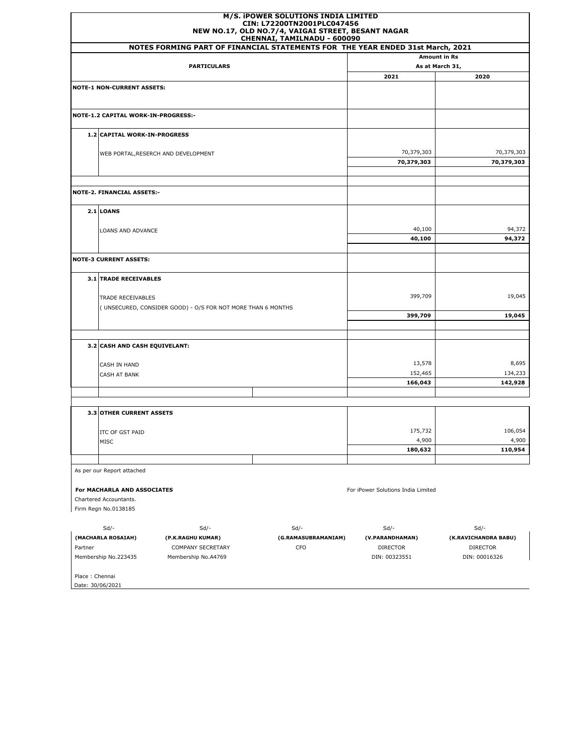**M/S. iPOWER SOLUTIONS INDIA LIMITED**
**CIN: L72200TN2001PLC047456**
**NEW NO.17, OLD NO.7/4, VAIGAI STREET, BESANT NAGAR**
**CHENNAI, TAMILNADU - 600090**

**NOTES FORMING PART OF FINANCIAL STATEMENTS FOR THE YEAR ENDED 31st March, 2021**

| PARTICULARS | | Amount in Rs As at March 31, 2021 | 2020 |
|---|---|---|---|
| **NOTE-1 NON-CURRENT ASSETS:** | | | |
| **NOTE-1.2 CAPITAL WORK-IN-PROGRESS:-** | | | |
| **1.2** | **CAPITAL WORK-IN-PROGRESS** | | |
| | WEB PORTAL,RESERCH AND DEVELOPMENT | 70,379,303 | 70,379,303 |
| | | **70,379,303** | **70,379,303** |
| **NOTE-2. FINANCIAL ASSETS:-** | | | |
| **2.1** | **LOANS** | | |
| | LOANS AND ADVANCE | 40,100 | 94,372 |
| | | **40,100** | **94,372** |
| **NOTE-3 CURRENT ASSETS:** | | | |
| **3.1** | **TRADE RECEIVABLES** | | |
| | TRADE RECEIVABLES ( UNSECURED, CONSIDER GOOD) - O/S FOR NOT MORE THAN 6 MONTHS | 399,709 | 19,045 |
| | | **399,709** | **19,045** |
| **3.2** | **CASH AND CASH EQUIVELANT:** | | |
| | CASH IN HAND | 13,578 | 8,695 |
| | CASH AT BANK | 152,465 | 134,233 |
| | | **166,043** | **142,928** |
| **3.3** | **OTHER CURRENT ASSETS** | | |
| | ITC OF GST PAID | 175,732 | 106,054 |
| | MISC | 4,900 | 4,900 |
| | | **180,632** | **110,954** |

As per our Report attached

**For MACHARLA AND ASSOCIATES**
Chartered Accountants.
Firm Regn No.0138185

For iPower Solutions India Limited

| Sd/- | Sd/- | Sd/- | Sd/- | Sd/- |
|---|---|---|---|---|
| **(MACHARLA ROSAIAH)** | **(P.K.RAGHU KUMAR)** | **(G.RAMASUBRAMANIAM)** | **(V.PARANDHAMAN)** | **(K.RAVICHANDRA BABU)** |
| Partner | COMPANY SECRETARY | CFO | DIRECTOR | DIRECTOR |
| Membership No.223435 | Membership No.A4769 | | DIN: 00323551 | DIN: 00016326 |

Place : Chennai
Date: 30/06/2021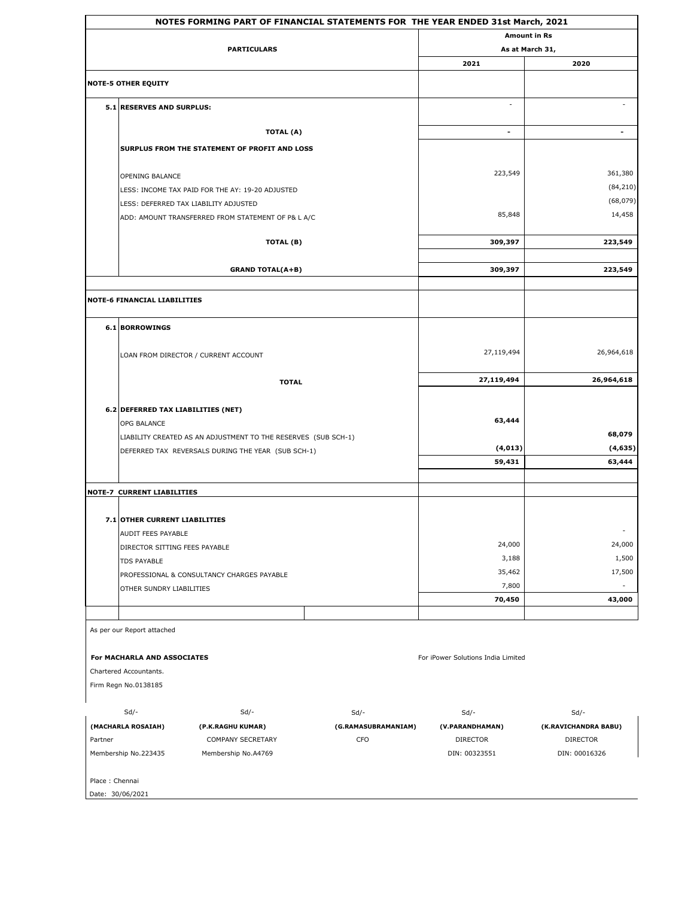## NOTES FORMING PART OF FINANCIAL STATEMENTS FOR THE YEAR ENDED 31st March, 2021

| | PARTICULARS | Amount in Rs As at March 31, 2021 | 2020 |
|---|---|---|---|
| **NOTE-5 OTHER EQUITY** | | | |
| **5.1** | **RESERVES AND SURPLUS:** | - | - |
| | **TOTAL (A)** | **-** | **-** |
| | **SURPLUS FROM THE STATEMENT OF PROFIT AND LOSS** | | |
| | OPENING BALANCE | 223,549 | 361,380 |
| | LESS: INCOME TAX PAID FOR THE AY: 19-20 ADJUSTED | | (84,210) |
| | LESS: DEFERRED TAX LIABILITY ADJUSTED | | (68,079) |
| | ADD: AMOUNT TRANSFERRED FROM STATEMENT OF P& L A/C | 85,848 | 14,458 |
| | **TOTAL (B)** | **309,397** | **223,549** |
| | **GRAND TOTAL(A+B)** | **309,397** | **223,549** |
| **NOTE-6 FINANCIAL LIABILITIES** | | | |
| **6.1** | **BORROWINGS** | | |
| | LOAN FROM DIRECTOR / CURRENT ACCOUNT | 27,119,494 | 26,964,618 |
| | **TOTAL** | **27,119,494** | **26,964,618** |
| **6.2** | **DEFERRED TAX LIABILITIES (NET)** | | |
| | OPG BALANCE | **63,444** | |
| | LIABILITY CREATED AS AN ADJUSTMENT TO THE RESERVES (SUB SCH-1) | | **68,079** |
| | DEFERRED TAX REVERSALS DURING THE YEAR (SUB SCH-1) | **(4,013)** | **(4,635)** |
| | | **59,431** | **63,444** |
| **NOTE-7 CURRENT LIABILITIES** | | | |
| **7.1** | **OTHER CURRENT LIABILITIES** | | |
| | AUDIT FEES PAYABLE | | - |
| | DIRECTOR SITTING FEES PAYABLE | 24,000 | 24,000 |
| | TDS PAYABLE | 3,188 | 1,500 |
| | PROFESSIONAL & CONSULTANCY CHARGES PAYABLE | 35,462 | 17,500 |
| | OTHER SUNDRY LIABILITIES | 7,800 | - |
| | | **70,450** | **43,000** |

As per our Report attached

**For MACHARLA AND ASSOCIATES**
Chartered Accountants.
Firm Regn No.0138185

For iPower Solutions India Limited

| Sd/- | Sd/- | Sd/- | Sd/- | Sd/- |
|---|---|---|---|---|
| **(MACHARLA ROSAIAH)** | **(P.K.RAGHU KUMAR)** | **(G.RAMASUBRAMANIAM)** | **(V.PARANDHAMAN)** | **(K.RAVICHANDRA BABU)** |
| Partner | COMPANY SECRETARY | CFO | DIRECTOR | DIRECTOR |
| Membership No.223435 | Membership No.A4769 | | DIN: 00323551 | DIN: 00016326 |

Place : Chennai
Date: 30/06/2021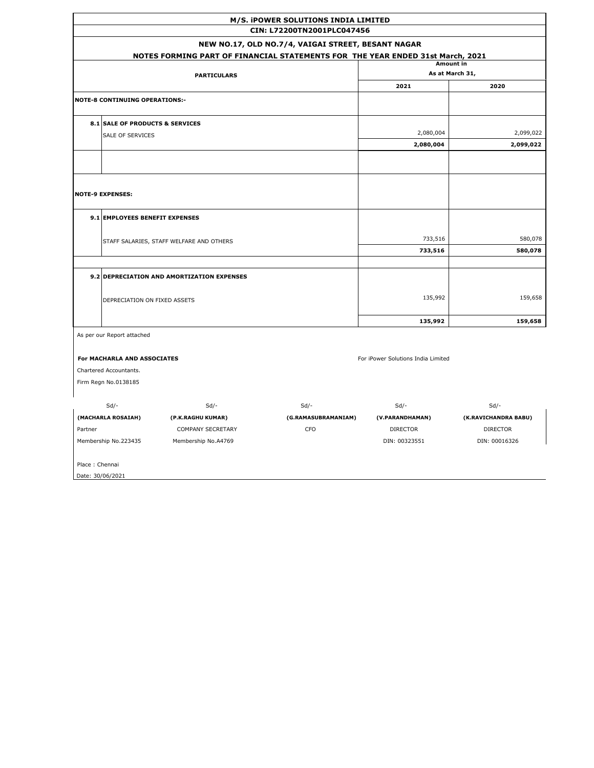**M/S. iPOWER SOLUTIONS INDIA LIMITED**

**CIN: L72200TN2001PLC047456**

**NEW NO.17, OLD NO.7/4, VAIGAI STREET, BESANT NAGAR**

**NOTES FORMING PART OF FINANCIAL STATEMENTS FOR THE YEAR ENDED 31st March, 2021**

| | PARTICULARS | Amount in As at March 31, 2021 | 2020 |
|---|---|---|---|
| **NOTE-8 CONTINUING OPERATIONS:-** | | | |
| **8.1** | **SALE OF PRODUCTS & SERVICES** | | |
| | SALE OF SERVICES | 2,080,004 | 2,099,022 |
| | | **2,080,004** | **2,099,022** |
| **NOTE-9 EXPENSES:** | | | |
| **9.1** | **EMPLOYEES BENEFIT EXPENSES** | | |
| | STAFF SALARIES, STAFF WELFARE AND OTHERS | 733,516 | 580,078 |
| | | **733,516** | **580,078** |
| **9.2** | **DEPRECIATION AND AMORTIZATION EXPENSES** | | |
| | DEPRECIATION ON FIXED ASSETS | 135,992 | 159,658 |
| | | **135,992** | **159,658** |

As per our Report attached

**For MACHARLA AND ASSOCIATES**

Chartered Accountants.

Firm Regn No.0138185

For iPower Solutions India Limited

| Sd/- | Sd/- | Sd/- | Sd/- | Sd/- |
|---|---|---|---|---|
| **(MACHARLA ROSAIAH)** | **(P.K.RAGHU KUMAR)** | **(G.RAMASUBRAMANIAM)** | **(V.PARANDHAMAN)** | **(K.RAVICHANDRA BABU)** |
| Partner | COMPANY SECRETARY | CFO | DIRECTOR | DIRECTOR |
| Membership No.223435 | Membership No.A4769 | | DIN: 00323551 | DIN: 00016326 |

Place : Chennai

Date: 30/06/2021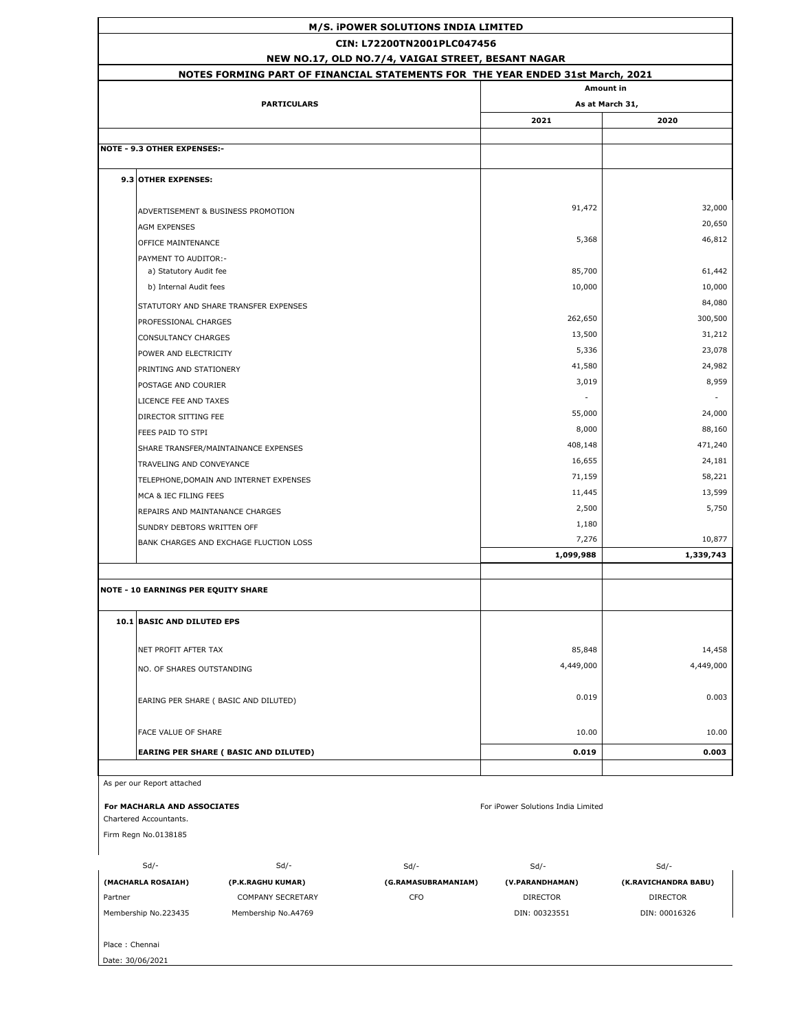**M/S. iPOWER SOLUTIONS INDIA LIMITED**

**CIN: L72200TN2001PLC047456**

**NEW NO.17, OLD NO.7/4, VAIGAI STREET, BESANT NAGAR**

**NOTES FORMING PART OF FINANCIAL STATEMENTS FOR THE YEAR ENDED 31st March, 2021**

| PARTICULARS | | Amount in As at March 31, 2021 | 2020 |
|---|---|---|---|
| **NOTE - 9.3 OTHER EXPENSES:-** | | | |
| **9.3** | **OTHER EXPENSES:** | | |
| | ADVERTISEMENT & BUSINESS PROMOTION | 91,472 | 32,000 |
| | AGM EXPENSES | | 20,650 |
| | OFFICE MAINTENANCE | 5,368 | 46,812 |
| | PAYMENT TO AUDITOR:- | | |
| | a) Statutory Audit fee | 85,700 | 61,442 |
| | b) Internal Audit fees | 10,000 | 10,000 |
| | STATUTORY AND SHARE TRANSFER EXPENSES | | 84,080 |
| | PROFESSIONAL CHARGES | 262,650 | 300,500 |
| | CONSULTANCY CHARGES | 13,500 | 31,212 |
| | POWER AND ELECTRICITY | 5,336 | 23,078 |
| | PRINTING AND STATIONERY | 41,580 | 24,982 |
| | POSTAGE AND COURIER | 3,019 | 8,959 |
| | LICENCE FEE AND TAXES | - | - |
| | DIRECTOR SITTING FEE | 55,000 | 24,000 |
| | FEES PAID TO STPI | 8,000 | 88,160 |
| | SHARE TRANSFER/MAINTAINANCE EXPENSES | 408,148 | 471,240 |
| | TRAVELING AND CONVEYANCE | 16,655 | 24,181 |
| | TELEPHONE,DOMAIN AND INTERNET EXPENSES | 71,159 | 58,221 |
| | MCA & IEC FILING FEES | 11,445 | 13,599 |
| | REPAIRS AND MAINTANANCE CHARGES | 2,500 | 5,750 |
| | SUNDRY DEBTORS WRITTEN OFF | 1,180 | |
| | BANK CHARGES AND EXCHAGE FLUCTION LOSS | 7,276 | 10,877 |
| | | **1,099,988** | **1,339,743** |
| **NOTE - 10 EARNINGS PER EQUITY SHARE** | | | |
| **10.1** | **BASIC AND DILUTED EPS** | | |
| | NET PROFIT AFTER TAX | 85,848 | 14,458 |
| | NO. OF SHARES OUTSTANDING | 4,449,000 | 4,449,000 |
| | EARING PER SHARE ( BASIC AND DILUTED) | 0.019 | 0.003 |
| | FACE VALUE OF SHARE | 10.00 | 10.00 |
| | **EARING PER SHARE ( BASIC AND DILUTED)** | **0.019** | **0.003** |

As per our Report attached

**For MACHARLA AND ASSOCIATES**
Chartered Accountants.
Firm Regn No.0138185

For iPower Solutions India Limited

| Sd/- | Sd/- | Sd/- | Sd/- | Sd/- |
|---|---|---|---|---|
| **(MACHARLA ROSAIAH)** | **(P.K.RAGHU KUMAR)** | **(G.RAMASUBRAMANIAM)** | **(V.PARANDHAMAN)** | **(K.RAVICHANDRA BABU)** |
| Partner | COMPANY SECRETARY | CFO | DIRECTOR | DIRECTOR |
| Membership No.223435 | Membership No.A4769 | | DIN: 00323551 | DIN: 00016326 |

Place : Chennai
Date: 30/06/2021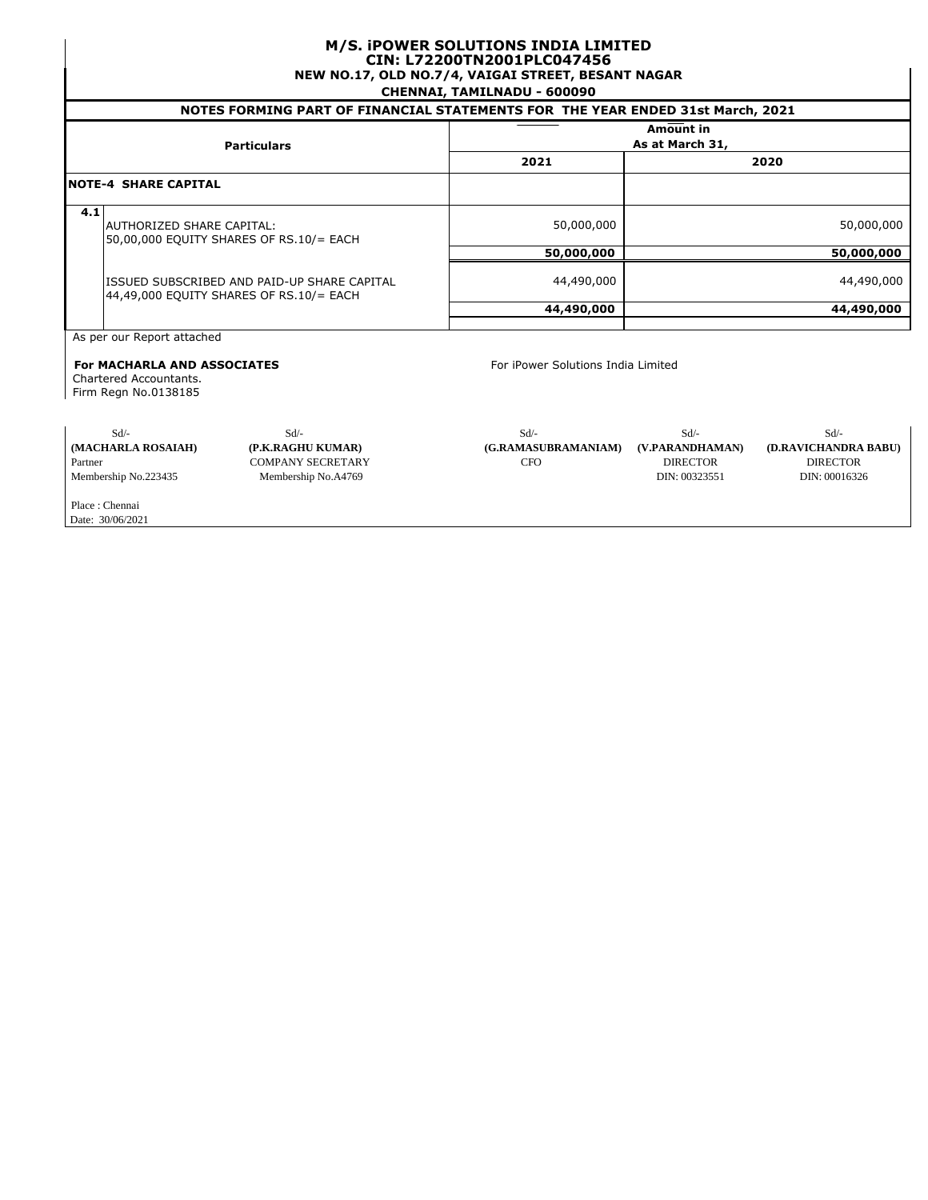**M/S. iPOWER SOLUTIONS INDIA LIMITED**
**CIN: L72200TN2001PLC047456**
**NEW NO.17, OLD NO.7/4, VAIGAI STREET, BESANT NAGAR**
**CHENNAI, TAMILNADU - 600090**

**NOTES FORMING PART OF FINANCIAL STATEMENTS FOR THE YEAR ENDED 31st March, 2021**

| Particulars | | Amount in As at March 31, 2021 | 2020 |
|---|---|---|---|
| **NOTE-4 SHARE CAPITAL** | | | |
| **4.1** | AUTHORIZED SHARE CAPITAL: 50,00,000 EQUITY SHARES OF RS.10/= EACH | 50,000,000 | 50,000,000 |
| | | **50,000,000** | **50,000,000** |
| | ISSUED SUBSCRIBED AND PAID-UP SHARE CAPITAL 44,49,000 EQUITY SHARES OF RS.10/= EACH | 44,490,000 | 44,490,000 |
| | | **44,490,000** | **44,490,000** |

As per our Report attached

**For MACHARLA AND ASSOCIATES**
Chartered Accountants.
Firm Regn No.0138185

For iPower Solutions India Limited

| Sd/- | Sd/- | Sd/- | Sd/- | Sd/- |
|---|---|---|---|---|
| **(MACHARLA ROSAIAH)** | **(P.K.RAGHU KUMAR)** | **(G.RAMASUBRAMANIAM)** | **(V.PARANDHAMAN)** | **(D.RAVICHANDRA BABU)** |
| Partner | COMPANY SECRETARY | CFO | DIRECTOR | DIRECTOR |
| Membership No.223435 | Membership No.A4769 | | DIN: 00323551 | DIN: 00016326 |

Place : Chennai
Date: 30/06/2021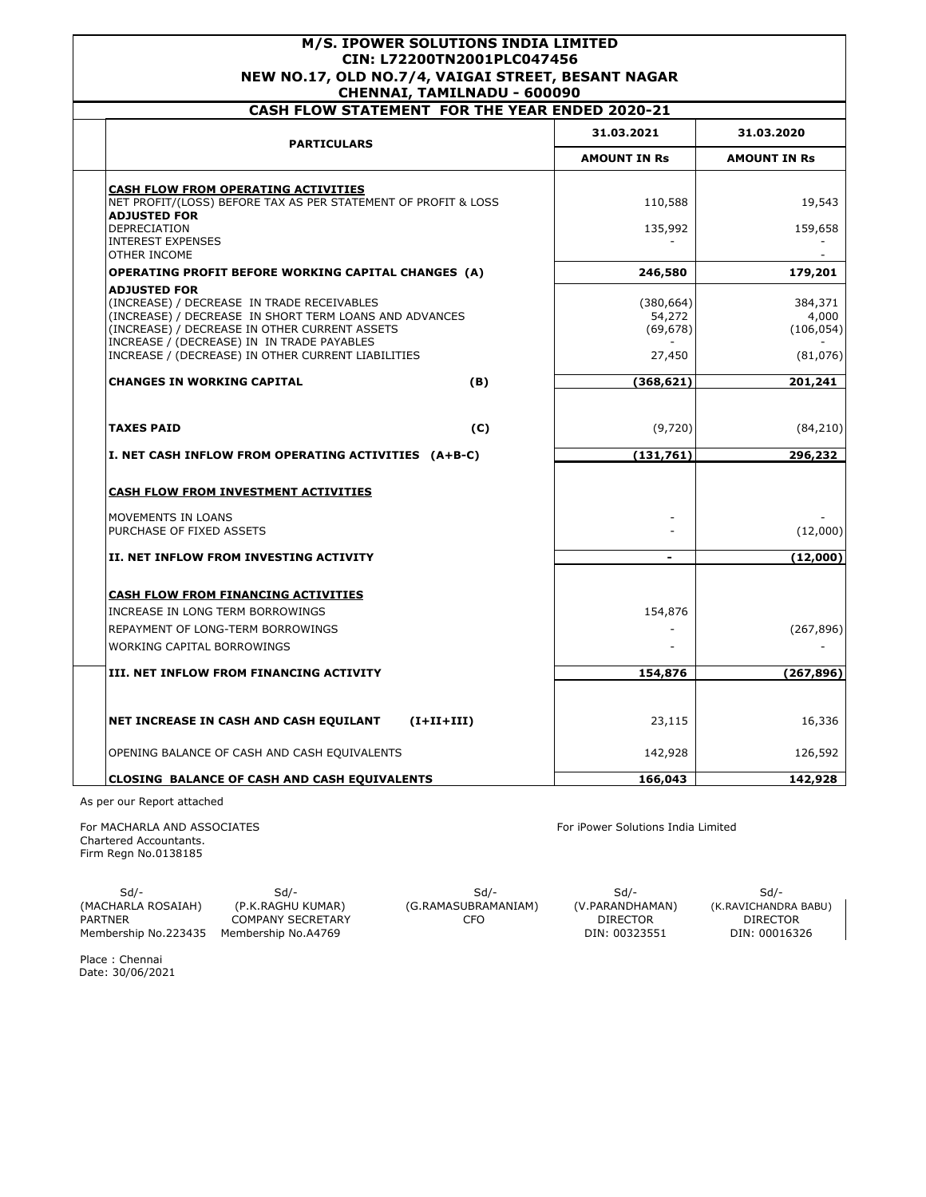# M/S. IPOWER SOLUTIONS INDIA LIMITED
## CIN: L72200TN2001PLC047456
## NEW NO.17, OLD NO.7/4, VAIGAI STREET, BESANT NAGAR
## CHENNAI, TAMILNADU - 600090

### CASH FLOW STATEMENT FOR THE YEAR ENDED 2020-21

| PARTICULARS | | 31.03.2021 | 31.03.2020 |
|---|---|---|---|
| | | **AMOUNT IN Rs** | **AMOUNT IN Rs** |
| **CASH FLOW FROM OPERATING ACTIVITIES** | | | |
| NET PROFIT/(LOSS) BEFORE TAX AS PER STATEMENT OF PROFIT & LOSS | | 110,588 | 19,543 |
| **ADJUSTED FOR** | | | |
| DEPRECIATION | | 135,992 | 159,658 |
| INTEREST EXPENSES | | - | - |
| OTHER INCOME | | | - |
| **OPERATING PROFIT BEFORE WORKING CAPITAL CHANGES (A)** | | **246,580** | **179,201** |
| **ADJUSTED FOR** | | | |
| (INCREASE) / DECREASE IN TRADE RECEIVABLES | | (380,664) | 384,371 |
| (INCREASE) / DECREASE IN SHORT TERM LOANS AND ADVANCES | | 54,272 | 4,000 |
| (INCREASE) / DECREASE IN OTHER CURRENT ASSETS | | (69,678) | (106,054) |
| INCREASE / (DECREASE) IN IN TRADE PAYABLES | | - | - |
| INCREASE / (DECREASE) IN OTHER CURRENT LIABILITIES | | 27,450 | (81,076) |
| **CHANGES IN WORKING CAPITAL** | **(B)** | **(368,621)** | **201,241** |
| **TAXES PAID** | **(C)** | (9,720) | (84,210) |
| **I. NET CASH INFLOW FROM OPERATING ACTIVITIES (A+B-C)** | | **(131,761)** | **296,232** |
| **CASH FLOW FROM INVESTMENT ACTIVITIES** | | | |
| MOVEMENTS IN LOANS | | - | - |
| PURCHASE OF FIXED ASSETS | | - | (12,000) |
| **II. NET INFLOW FROM INVESTING ACTIVITY** | | **-** | **(12,000)** |
| **CASH FLOW FROM FINANCING ACTIVITIES** | | | |
| INCREASE IN LONG TERM BORROWINGS | | 154,876 | |
| REPAYMENT OF LONG-TERM BORROWINGS | | - | (267,896) |
| WORKING CAPITAL BORROWINGS | | - | - |
| **III. NET INFLOW FROM FINANCING ACTIVITY** | | **154,876** | **(267,896)** |
| **NET INCREASE IN CASH AND CASH EQUILANT** | **(I+II+III)** | 23,115 | 16,336 |
| OPENING BALANCE OF CASH AND CASH EQUIVALENTS | | 142,928 | 126,592 |
| **CLOSING BALANCE OF CASH AND CASH EQUIVALENTS** | | **166,043** | **142,928** |

As per our Report attached

For MACHARLA AND ASSOCIATES
Chartered Accountants.
Firm Regn No.0138185

For iPower Solutions India Limited

| Sd/- | Sd/- | Sd/- | Sd/- | Sd/- |
|---|---|---|---|---|
| (MACHARLA ROSAIAH) | (P.K.RAGHU KUMAR) | (G.RAMASUBRAMANIAM) | (V.PARANDHAMAN) | (K.RAVICHANDRA BABU) |
| PARTNER | COMPANY SECRETARY | CFO | DIRECTOR | DIRECTOR |
| Membership No.223435 | Membership No.A4769 | | DIN: 00323551 | DIN: 00016326 |

Place : Chennai
Date: 30/06/2021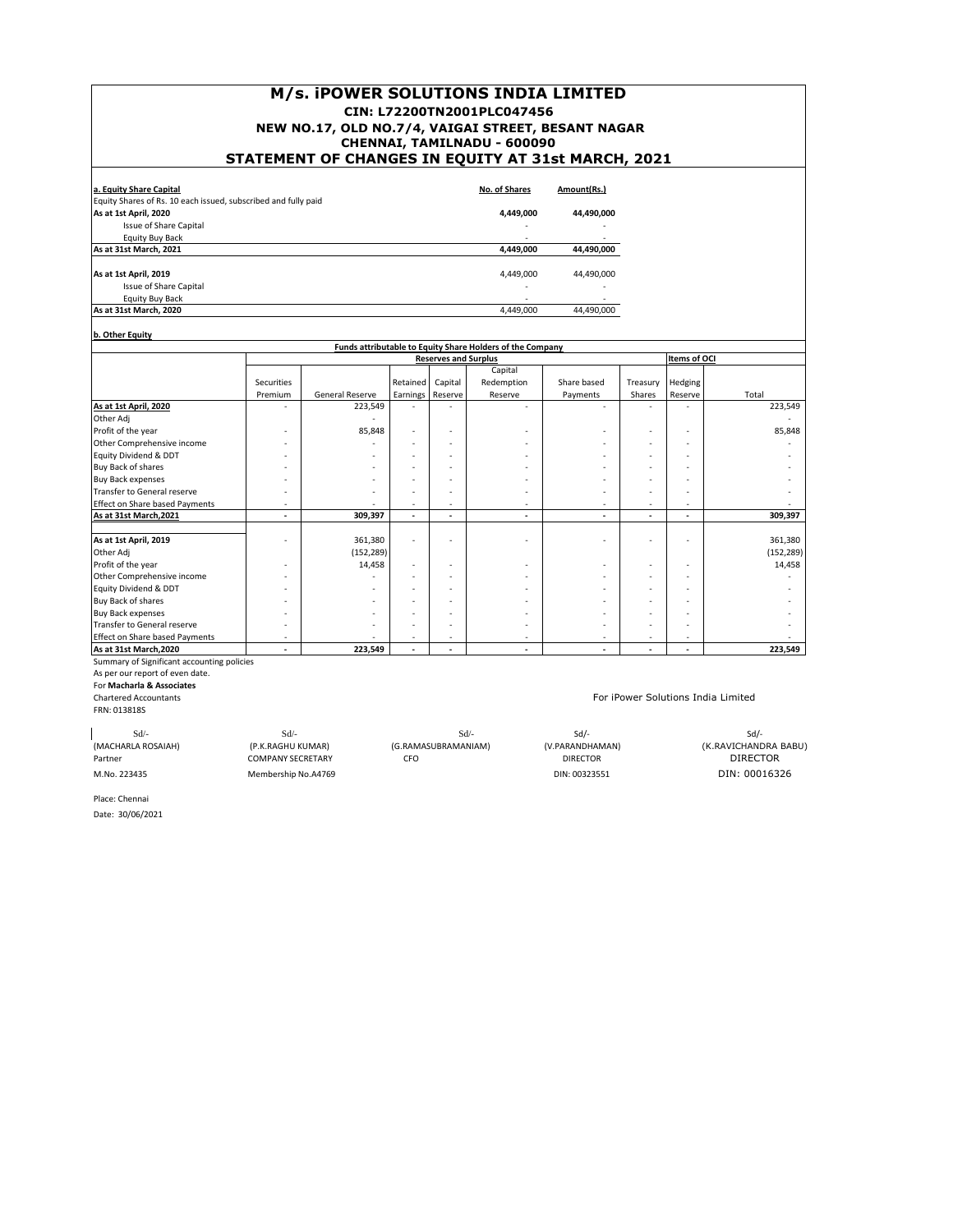# M/s. iPOWER SOLUTIONS INDIA LIMITED

## CIN: L72200TN2001PLC047456

## NEW NO.17, OLD NO.7/4, VAIGAI STREET, BESANT NAGAR

## CHENNAI, TAMILNADU - 600090

## STATEMENT OF CHANGES IN EQUITY AT 31st MARCH, 2021

**a. Equity Share Capital**

| Equity Shares of Rs. 10 each issued, subscribed and fully paid | No. of Shares | Amount(Rs.) |
|---|---|---|
| **As at 1st April, 2020** | **4,449,000** | **44,490,000** |
| Issue of Share Capital | - | - |
| Equity Buy Back | - | - |
| **As at 31st March, 2021** | **4,449,000** | **44,490,000** |
| | | |
| **As at 1st April, 2019** | 4,449,000 | 44,490,000 |
| Issue of Share Capital | - | - |
| Equity Buy Back | - | - |
| **As at 31st March, 2020** | 4,449,000 | 44,490,000 |

**b. Other Equity**

| | Funds attributable to Equity Share Holders of the Company | | | | | | | | |
|---|---|---|---|---|---|---|---|---|---|
| | Reserves and Surplus | | | | | | | Items of OCI | |
| | Securities Premium | General Reserve | Retained Earnings | Capital Reserve | Capital Redemption Reserve | Share based Payments | Treasury Shares | Hedging Reserve | Total |
| **As at 1st April, 2020** | - | 223,549 | - | - | - | - | - | - | 223,549 |
| Other Adj | | - | | | | | | | - |
| Profit of the year | - | 85,848 | - | - | - | - | - | - | 85,848 |
| Other Comprehensive income | - | - | - | - | - | - | - | - | - |
| Equity Dividend & DDT | - | - | - | - | - | - | - | - | - |
| Buy Back of shares | - | - | - | - | - | - | - | - | - |
| Buy Back expenses | - | - | - | - | - | - | - | - | - |
| Transfer to General reserve | - | - | - | - | - | - | - | - | - |
| Effect on Share based Payments | - | - | - | - | - | - | - | - | - |
| **As at 31st March,2021** | **-** | **309,397** | **-** | **-** | **-** | **-** | **-** | **-** | **309,397** |
| | | | | | | | | | |
| **As at 1st April, 2019** | - | 361,380 | - | - | - | - | - | - | 361,380 |
| Other Adj | | (152,289) | | | | | | | (152,289) |
| Profit of the year | - | 14,458 | - | - | - | - | - | - | 14,458 |
| Other Comprehensive income | - | - | - | - | - | - | - | - | - |
| Equity Dividend & DDT | - | - | - | - | - | - | - | - | - |
| Buy Back of shares | - | - | - | - | - | - | - | - | - |
| Buy Back expenses | - | - | - | - | - | - | - | - | - |
| Transfer to General reserve | - | - | - | - | - | - | - | - | - |
| Effect on Share based Payments | - | - | - | - | - | - | - | - | - |
| **As at 31st March,2020** | **-** | **223,549** | **-** | **-** | **-** | **-** | **-** | **-** | **223,549** |

Summary of Significant accounting policies

As per our report of even date.

For **Macharla & Associates**

Chartered Accountants

FRN: 013818S

For iPower Solutions India Limited

| Sd/- | Sd/- | Sd/- | Sd/- | Sd/- |
|---|---|---|---|---|
| (MACHARLA ROSAIAH) | (P.K.RAGHU KUMAR) | (G.RAMASUBRAMANIAM) | (V.PARANDHAMAN) | (K.RAVICHANDRA BABU) |
| Partner | COMPANY SECRETARY | CFO | DIRECTOR | DIRECTOR |
| M.No. 223435 | Membership No.A4769 | | DIN: 00323551 | DIN: 00016326 |

Place: Chennai

Date: 30/06/2021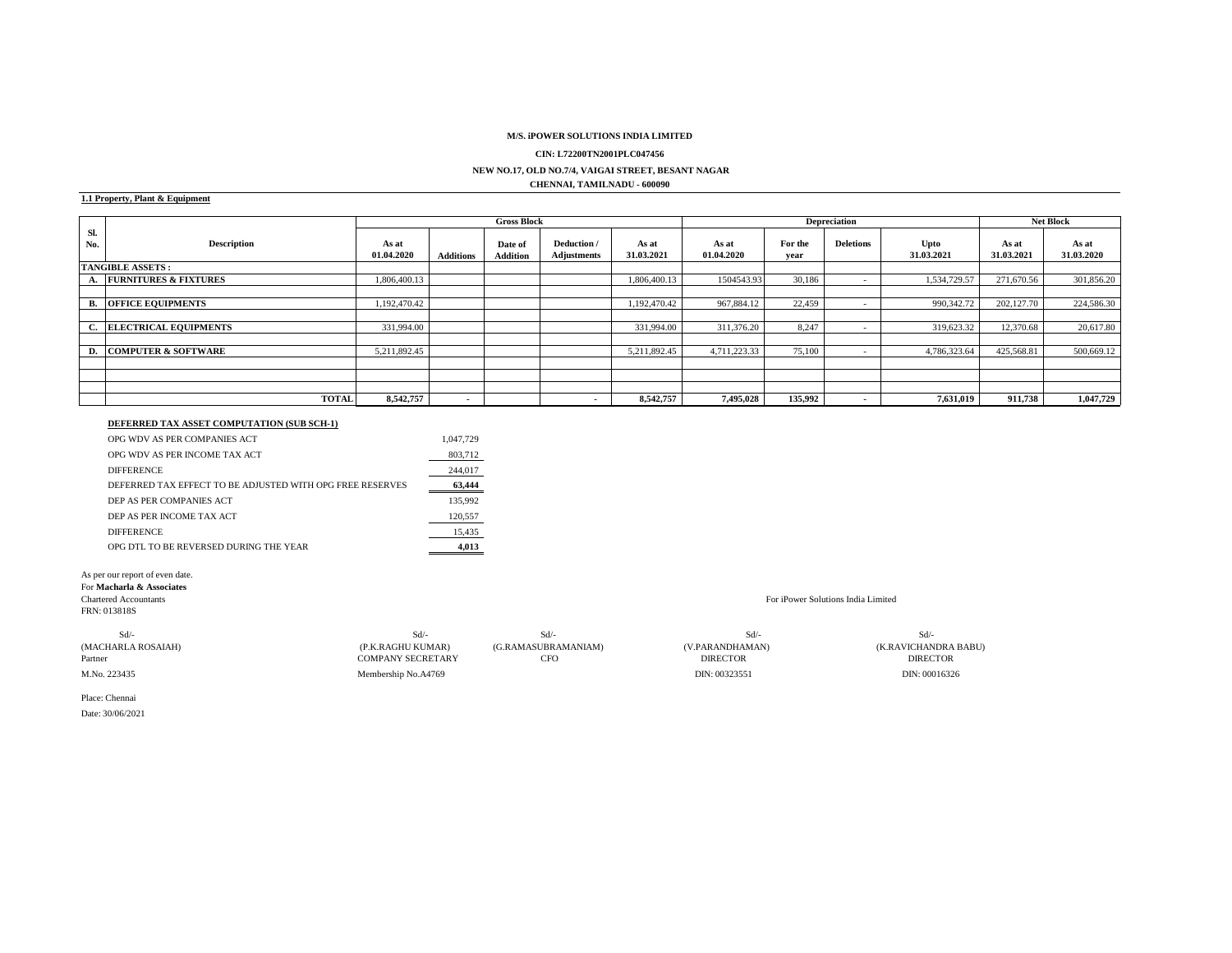**M/S. iPOWER SOLUTIONS INDIA LIMITED**

**CIN: L72200TN2001PLC047456**

**NEW NO.17, OLD NO.7/4, VAIGAI STREET, BESANT NAGAR**

**CHENNAI, TAMILNADU - 600090**

**1.1 Property, Plant & Equipment**

| Sl. No. | Description | Gross Block | | | | | Depreciation | | | | Net Block | |
|---|---|---|---|---|---|---|---|---|---|---|---|---|
| | | As at 01.04.2020 | Additions | Date of Addition | Deduction / Adjustments | As at 31.03.2021 | As at 01.04.2020 | For the year | Deletions | Upto 31.03.2021 | As at 31.03.2021 | As at 31.03.2020 |
| **TANGIBLE ASSETS :** | | | | | | | | | | | | |
| A. | **FURNITURES & FIXTURES** | 1,806,400.13 | | | | 1,806,400.13 | 1504543.93 | 30,186 | - | 1,534,729.57 | 271,670.56 | 301,856.20 |
| B. | **OFFICE EQUIPMENTS** | 1,192,470.42 | | | | 1,192,470.42 | 967,884.12 | 22,459 | - | 990,342.72 | 202,127.70 | 224,586.30 |
| C. | **ELECTRICAL EQUIPMENTS** | 331,994.00 | | | | 331,994.00 | 311,376.20 | 8,247 | - | 319,623.32 | 12,370.68 | 20,617.80 |
| D. | **COMPUTER & SOFTWARE** | 5,211,892.45 | | | | 5,211,892.45 | 4,711,223.33 | 75,100 | - | 4,786,323.64 | 425,568.81 | 500,669.12 |
| | **TOTAL** | **8,542,757** | - | | - | **8,542,757** | **7,495,028** | **135,992** | - | **7,631,019** | **911,738** | **1,047,729** |

**DEFERRED TAX ASSET COMPUTATION (SUB SCH-1)**

| | |
|---|---|
| OPG WDV AS PER COMPANIES ACT | 1,047,729 |
| OPG WDV AS PER INCOME TAX ACT | 803,712 |
| DIFFERENCE | 244,017 |
| DEFERRED TAX EFFECT TO BE ADJUSTED WITH OPG FREE RESERVES | **63,444** |
| DEP AS PER COMPANIES ACT | 135,992 |
| DEP AS PER INCOME TAX ACT | 120,557 |
| DIFFERENCE | 15,435 |
| OPG DTL TO BE REVERSED DURING THE YEAR | **4,013** |

As per our report of even date.
For **Macharla & Associates**
Chartered Accountants
FRN: 013818S

For iPower Solutions India Limited

| Sd/- | Sd/- | Sd/- | Sd/- | Sd/- |
|---|---|---|---|---|
| (MACHARLA ROSAIAH) | (P.K.RAGHU KUMAR) | (G.RAMASUBRAMANIAM) | (V.PARANDHAMAN) | (K.RAVICHANDRA BABU) |
| Partner | COMPANY SECRETARY | CFO | DIRECTOR | DIRECTOR |
| M.No. 223435 | Membership No.A4769 | | DIN: 00323551 | DIN: 00016326 |

Place: Chennai

Date: 30/06/2021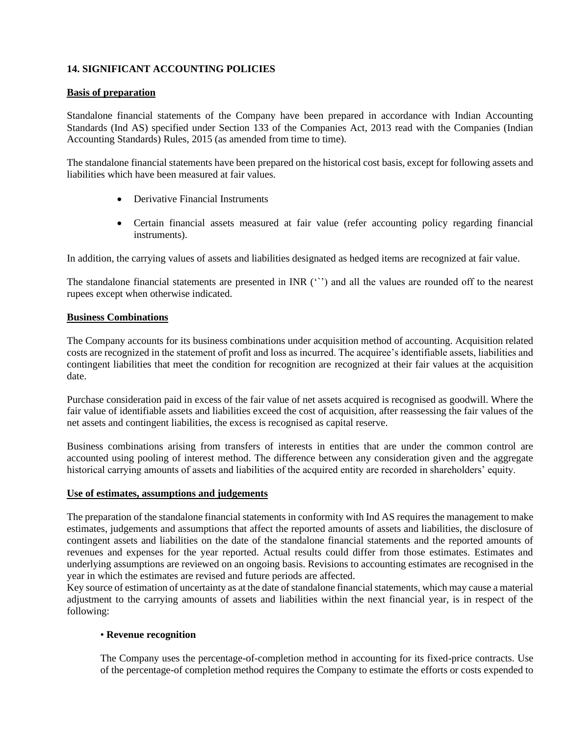## 14. SIGNIFICANT ACCOUNTING POLICIES

**Basis of preparation**

Standalone financial statements of the Company have been prepared in accordance with Indian Accounting Standards (Ind AS) specified under Section 133 of the Companies Act, 2013 read with the Companies (Indian Accounting Standards) Rules, 2015 (as amended from time to time).

The standalone financial statements have been prepared on the historical cost basis, except for following assets and liabilities which have been measured at fair values.

- Derivative Financial Instruments
- Certain financial assets measured at fair value (refer accounting policy regarding financial instruments).

In addition, the carrying values of assets and liabilities designated as hedged items are recognized at fair value.

The standalone financial statements are presented in INR (‘``’) and all the values are rounded off to the nearest rupees except when otherwise indicated.

**Business Combinations**

The Company accounts for its business combinations under acquisition method of accounting. Acquisition related costs are recognized in the statement of profit and loss as incurred. The acquiree’s identifiable assets, liabilities and contingent liabilities that meet the condition for recognition are recognized at their fair values at the acquisition date.

Purchase consideration paid in excess of the fair value of net assets acquired is recognised as goodwill. Where the fair value of identifiable assets and liabilities exceed the cost of acquisition, after reassessing the fair values of the net assets and contingent liabilities, the excess is recognised as capital reserve.

Business combinations arising from transfers of interests in entities that are under the common control are accounted using pooling of interest method. The difference between any consideration given and the aggregate historical carrying amounts of assets and liabilities of the acquired entity are recorded in shareholders’ equity.

**Use of estimates, assumptions and judgements**

The preparation of the standalone financial statements in conformity with Ind AS requires the management to make estimates, judgements and assumptions that affect the reported amounts of assets and liabilities, the disclosure of contingent assets and liabilities on the date of the standalone financial statements and the reported amounts of revenues and expenses for the year reported. Actual results could differ from those estimates. Estimates and underlying assumptions are reviewed on an ongoing basis. Revisions to accounting estimates are recognised in the year in which the estimates are revised and future periods are affected.
Key source of estimation of uncertainty as at the date of standalone financial statements, which may cause a material adjustment to the carrying amounts of assets and liabilities within the next financial year, is in respect of the following:

- **Revenue recognition**

  The Company uses the percentage-of-completion method in accounting for its fixed-price contracts. Use of the percentage-of completion method requires the Company to estimate the efforts or costs expended to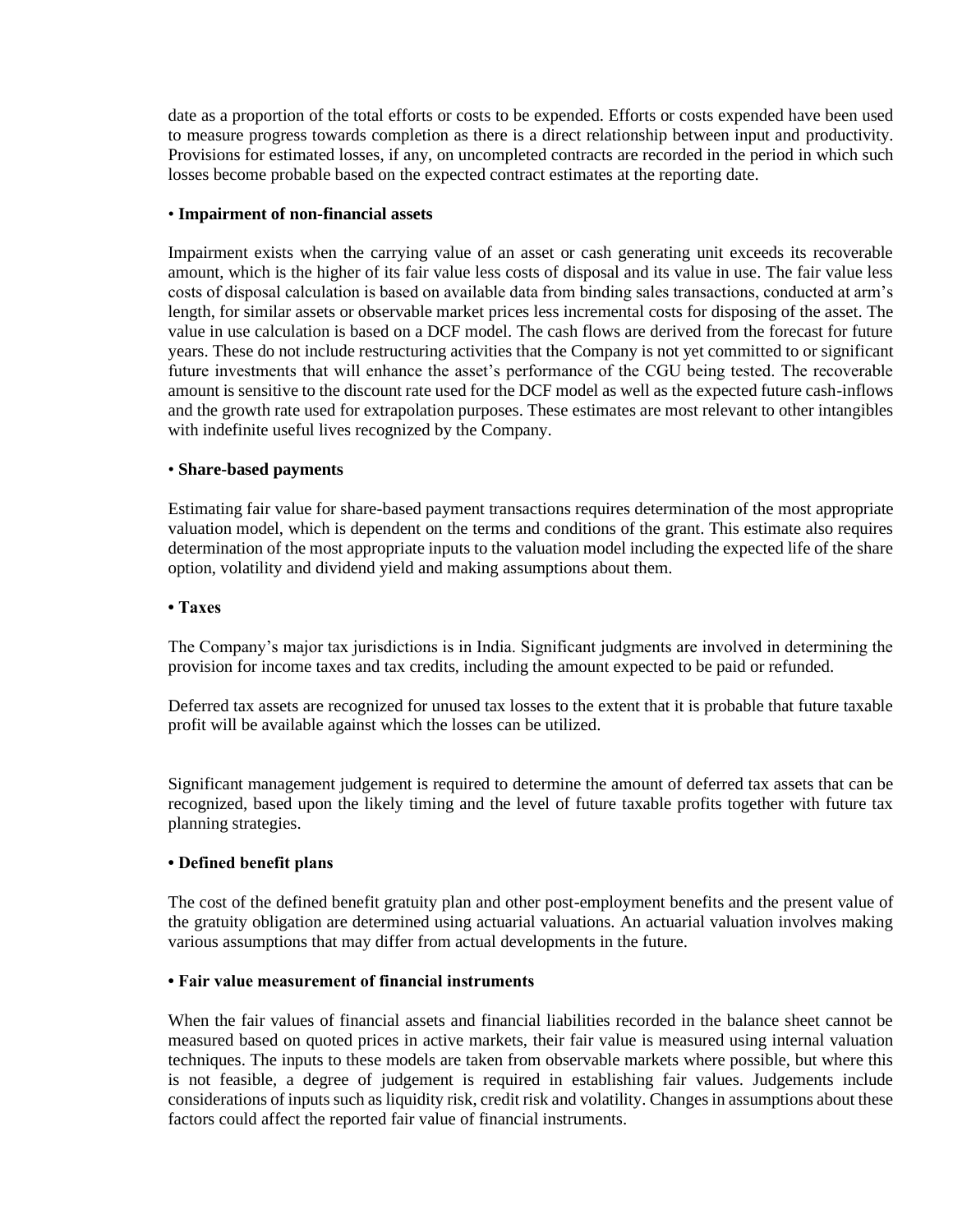date as a proportion of the total efforts or costs to be expended. Efforts or costs expended have been used to measure progress towards completion as there is a direct relationship between input and productivity. Provisions for estimated losses, if any, on uncompleted contracts are recorded in the period in which such losses become probable based on the expected contract estimates at the reporting date.

- **Impairment of non-financial assets**

Impairment exists when the carrying value of an asset or cash generating unit exceeds its recoverable amount, which is the higher of its fair value less costs of disposal and its value in use. The fair value less costs of disposal calculation is based on available data from binding sales transactions, conducted at arm's length, for similar assets or observable market prices less incremental costs for disposing of the asset. The value in use calculation is based on a DCF model. The cash flows are derived from the forecast for future years. These do not include restructuring activities that the Company is not yet committed to or significant future investments that will enhance the asset's performance of the CGU being tested. The recoverable amount is sensitive to the discount rate used for the DCF model as well as the expected future cash-inflows and the growth rate used for extrapolation purposes. These estimates are most relevant to other intangibles with indefinite useful lives recognized by the Company.

- **Share-based payments**

Estimating fair value for share-based payment transactions requires determination of the most appropriate valuation model, which is dependent on the terms and conditions of the grant. This estimate also requires determination of the most appropriate inputs to the valuation model including the expected life of the share option, volatility and dividend yield and making assumptions about them.

- **Taxes**

The Company's major tax jurisdictions is in India. Significant judgments are involved in determining the provision for income taxes and tax credits, including the amount expected to be paid or refunded.

Deferred tax assets are recognized for unused tax losses to the extent that it is probable that future taxable profit will be available against which the losses can be utilized.

Significant management judgement is required to determine the amount of deferred tax assets that can be recognized, based upon the likely timing and the level of future taxable profits together with future tax planning strategies.

- **Defined benefit plans**

The cost of the defined benefit gratuity plan and other post-employment benefits and the present value of the gratuity obligation are determined using actuarial valuations. An actuarial valuation involves making various assumptions that may differ from actual developments in the future.

- **Fair value measurement of financial instruments**

When the fair values of financial assets and financial liabilities recorded in the balance sheet cannot be measured based on quoted prices in active markets, their fair value is measured using internal valuation techniques. The inputs to these models are taken from observable markets where possible, but where this is not feasible, a degree of judgement is required in establishing fair values. Judgements include considerations of inputs such as liquidity risk, credit risk and volatility. Changes in assumptions about these factors could affect the reported fair value of financial instruments.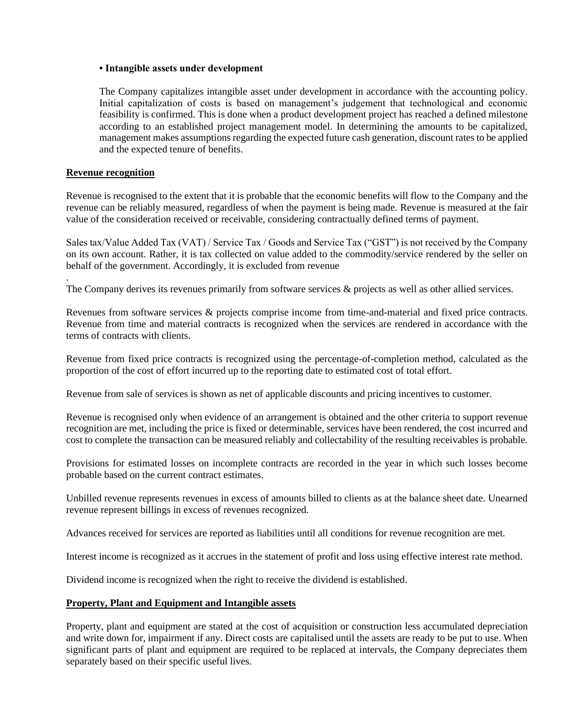**• Intangible assets under development**

The Company capitalizes intangible asset under development in accordance with the accounting policy. Initial capitalization of costs is based on management's judgement that technological and economic feasibility is confirmed. This is done when a product development project has reached a defined milestone according to an established project management model. In determining the amounts to be capitalized, management makes assumptions regarding the expected future cash generation, discount rates to be applied and the expected tenure of benefits.

**Revenue recognition**

Revenue is recognised to the extent that it is probable that the economic benefits will flow to the Company and the revenue can be reliably measured, regardless of when the payment is being made. Revenue is measured at the fair value of the consideration received or receivable, considering contractually defined terms of payment.

Sales tax/Value Added Tax (VAT) / Service Tax / Goods and Service Tax ("GST") is not received by the Company on its own account. Rather, it is tax collected on value added to the commodity/service rendered by the seller on behalf of the government. Accordingly, it is excluded from revenue

.
The Company derives its revenues primarily from software services & projects as well as other allied services.

Revenues from software services & projects comprise income from time-and-material and fixed price contracts. Revenue from time and material contracts is recognized when the services are rendered in accordance with the terms of contracts with clients.

Revenue from fixed price contracts is recognized using the percentage-of-completion method, calculated as the proportion of the cost of effort incurred up to the reporting date to estimated cost of total effort.

Revenue from sale of services is shown as net of applicable discounts and pricing incentives to customer.

Revenue is recognised only when evidence of an arrangement is obtained and the other criteria to support revenue recognition are met, including the price is fixed or determinable, services have been rendered, the cost incurred and cost to complete the transaction can be measured reliably and collectability of the resulting receivables is probable.

Provisions for estimated losses on incomplete contracts are recorded in the year in which such losses become probable based on the current contract estimates.

Unbilled revenue represents revenues in excess of amounts billed to clients as at the balance sheet date. Unearned revenue represent billings in excess of revenues recognized.

Advances received for services are reported as liabilities until all conditions for revenue recognition are met.

Interest income is recognized as it accrues in the statement of profit and loss using effective interest rate method.

Dividend income is recognized when the right to receive the dividend is established.

**Property, Plant and Equipment and Intangible assets**

Property, plant and equipment are stated at the cost of acquisition or construction less accumulated depreciation and write down for, impairment if any. Direct costs are capitalised until the assets are ready to be put to use. When significant parts of plant and equipment are required to be replaced at intervals, the Company depreciates them separately based on their specific useful lives.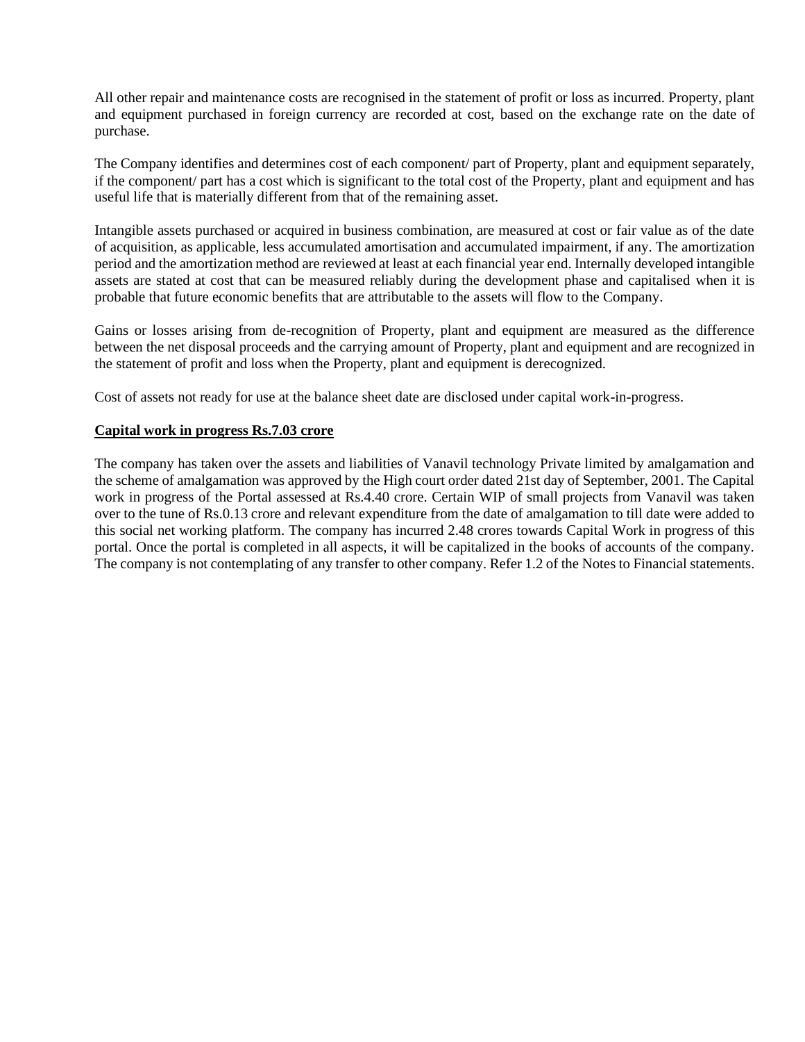All other repair and maintenance costs are recognised in the statement of profit or loss as incurred. Property, plant and equipment purchased in foreign currency are recorded at cost, based on the exchange rate on the date of purchase.

The Company identifies and determines cost of each component/ part of Property, plant and equipment separately, if the component/ part has a cost which is significant to the total cost of the Property, plant and equipment and has useful life that is materially different from that of the remaining asset.

Intangible assets purchased or acquired in business combination, are measured at cost or fair value as of the date of acquisition, as applicable, less accumulated amortisation and accumulated impairment, if any. The amortization period and the amortization method are reviewed at least at each financial year end. Internally developed intangible assets are stated at cost that can be measured reliably during the development phase and capitalised when it is probable that future economic benefits that are attributable to the assets will flow to the Company.

Gains or losses arising from de-recognition of Property, plant and equipment are measured as the difference between the net disposal proceeds and the carrying amount of Property, plant and equipment and are recognized in the statement of profit and loss when the Property, plant and equipment is derecognized.

Cost of assets not ready for use at the balance sheet date are disclosed under capital work-in-progress.

**Capital work in progress Rs.7.03 crore**

The company has taken over the assets and liabilities of Vanavil technology Private limited by amalgamation and the scheme of amalgamation was approved by the High court order dated 21st day of September, 2001. The Capital work in progress of the Portal assessed at Rs.4.40 crore. Certain WIP of small projects from Vanavil was taken over to the tune of Rs.0.13 crore and relevant expenditure from the date of amalgamation to till date were added to this social net working platform. The company has incurred 2.48 crores towards Capital Work in progress of this portal. Once the portal is completed in all aspects, it will be capitalized in the books of accounts of the company. The company is not contemplating of any transfer to other company. Refer 1.2 of the Notes to Financial statements.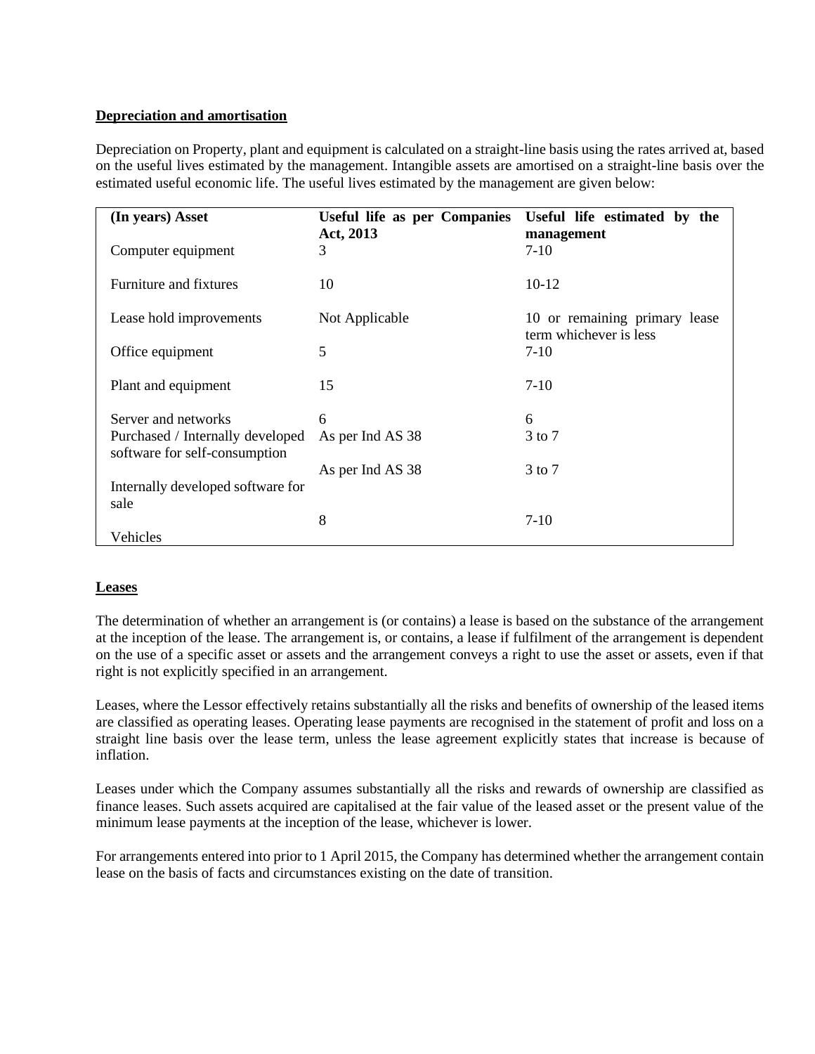**Depreciation and amortisation**

Depreciation on Property, plant and equipment is calculated on a straight-line basis using the rates arrived at, based on the useful lives estimated by the management. Intangible assets are amortised on a straight-line basis over the estimated useful economic life. The useful lives estimated by the management are given below:

| (In years) Asset | Useful life as per Companies Act, 2013 | Useful life estimated by the management |
|---|---|---|
| Computer equipment | 3 | 7-10 |
| Furniture and fixtures | 10 | 10-12 |
| Lease hold improvements | Not Applicable | 10 or remaining primary lease term whichever is less |
| Office equipment | 5 | 7-10 |
| Plant and equipment | 15 | 7-10 |
| Server and networks | 6 | 6 |
| Purchased / Internally developed software for self-consumption | As per Ind AS 38 | 3 to 7 |
| Internally developed software for sale | As per Ind AS 38 | 3 to 7 |
| Vehicles | 8 | 7-10 |

**Leases**

The determination of whether an arrangement is (or contains) a lease is based on the substance of the arrangement at the inception of the lease. The arrangement is, or contains, a lease if fulfilment of the arrangement is dependent on the use of a specific asset or assets and the arrangement conveys a right to use the asset or assets, even if that right is not explicitly specified in an arrangement.

Leases, where the Lessor effectively retains substantially all the risks and benefits of ownership of the leased items are classified as operating leases. Operating lease payments are recognised in the statement of profit and loss on a straight line basis over the lease term, unless the lease agreement explicitly states that increase is because of inflation.

Leases under which the Company assumes substantially all the risks and rewards of ownership are classified as finance leases. Such assets acquired are capitalised at the fair value of the leased asset or the present value of the minimum lease payments at the inception of the lease, whichever is lower.

For arrangements entered into prior to 1 April 2015, the Company has determined whether the arrangement contain lease on the basis of facts and circumstances existing on the date of transition.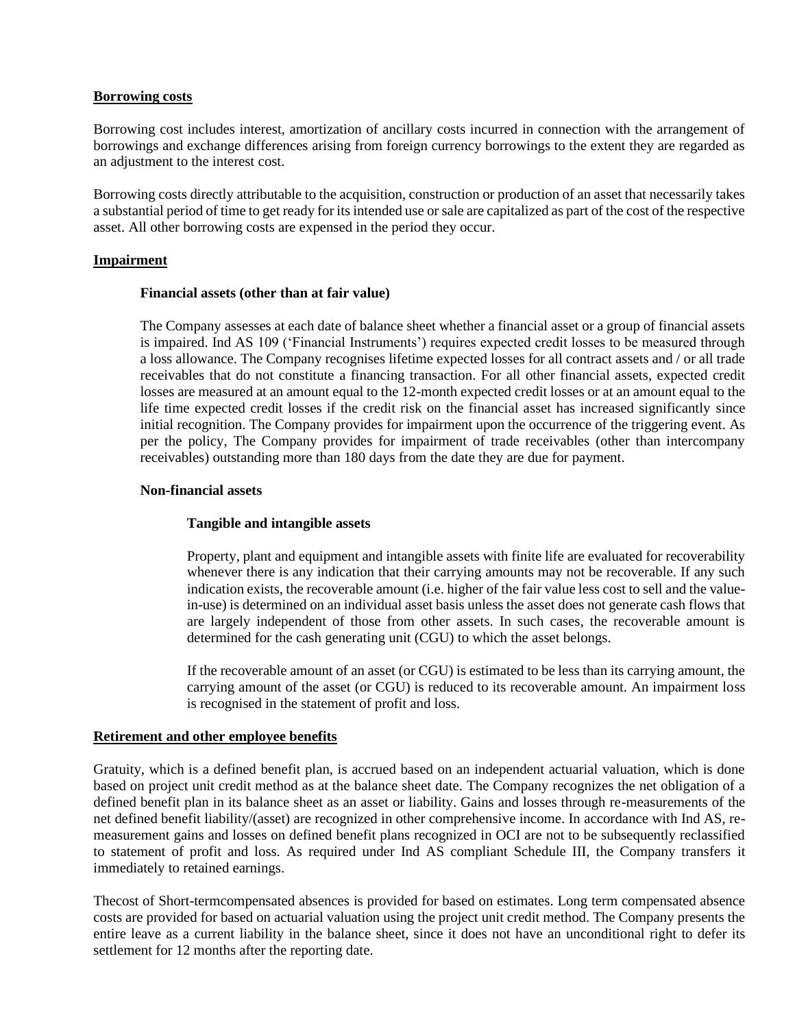## Borrowing costs

Borrowing cost includes interest, amortization of ancillary costs incurred in connection with the arrangement of borrowings and exchange differences arising from foreign currency borrowings to the extent they are regarded as an adjustment to the interest cost.

Borrowing costs directly attributable to the acquisition, construction or production of an asset that necessarily takes a substantial period of time to get ready for its intended use or sale are capitalized as part of the cost of the respective asset. All other borrowing costs are expensed in the period they occur.

## Impairment

### Financial assets (other than at fair value)

The Company assesses at each date of balance sheet whether a financial asset or a group of financial assets is impaired. Ind AS 109 ('Financial Instruments') requires expected credit losses to be measured through a loss allowance. The Company recognises lifetime expected losses for all contract assets and / or all trade receivables that do not constitute a financing transaction. For all other financial assets, expected credit losses are measured at an amount equal to the 12-month expected credit losses or at an amount equal to the life time expected credit losses if the credit risk on the financial asset has increased significantly since initial recognition. The Company provides for impairment upon the occurrence of the triggering event. As per the policy, The Company provides for impairment of trade receivables (other than intercompany receivables) outstanding more than 180 days from the date they are due for payment.

### Non-financial assets

#### Tangible and intangible assets

Property, plant and equipment and intangible assets with finite life are evaluated for recoverability whenever there is any indication that their carrying amounts may not be recoverable. If any such indication exists, the recoverable amount (i.e. higher of the fair value less cost to sell and the value-in-use) is determined on an individual asset basis unless the asset does not generate cash flows that are largely independent of those from other assets. In such cases, the recoverable amount is determined for the cash generating unit (CGU) to which the asset belongs.

If the recoverable amount of an asset (or CGU) is estimated to be less than its carrying amount, the carrying amount of the asset (or CGU) is reduced to its recoverable amount. An impairment loss is recognised in the statement of profit and loss.

## Retirement and other employee benefits

Gratuity, which is a defined benefit plan, is accrued based on an independent actuarial valuation, which is done based on project unit credit method as at the balance sheet date. The Company recognizes the net obligation of a defined benefit plan in its balance sheet as an asset or liability. Gains and losses through re-measurements of the net defined benefit liability/(asset) are recognized in other comprehensive income. In accordance with Ind AS, re-measurement gains and losses on defined benefit plans recognized in OCI are not to be subsequently reclassified to statement of profit and loss. As required under Ind AS compliant Schedule III, the Company transfers it immediately to retained earnings.

Thecost of Short-termcompensated absences is provided for based on estimates. Long term compensated absence costs are provided for based on actuarial valuation using the project unit credit method. The Company presents the entire leave as a current liability in the balance sheet, since it does not have an unconditional right to defer its settlement for 12 months after the reporting date.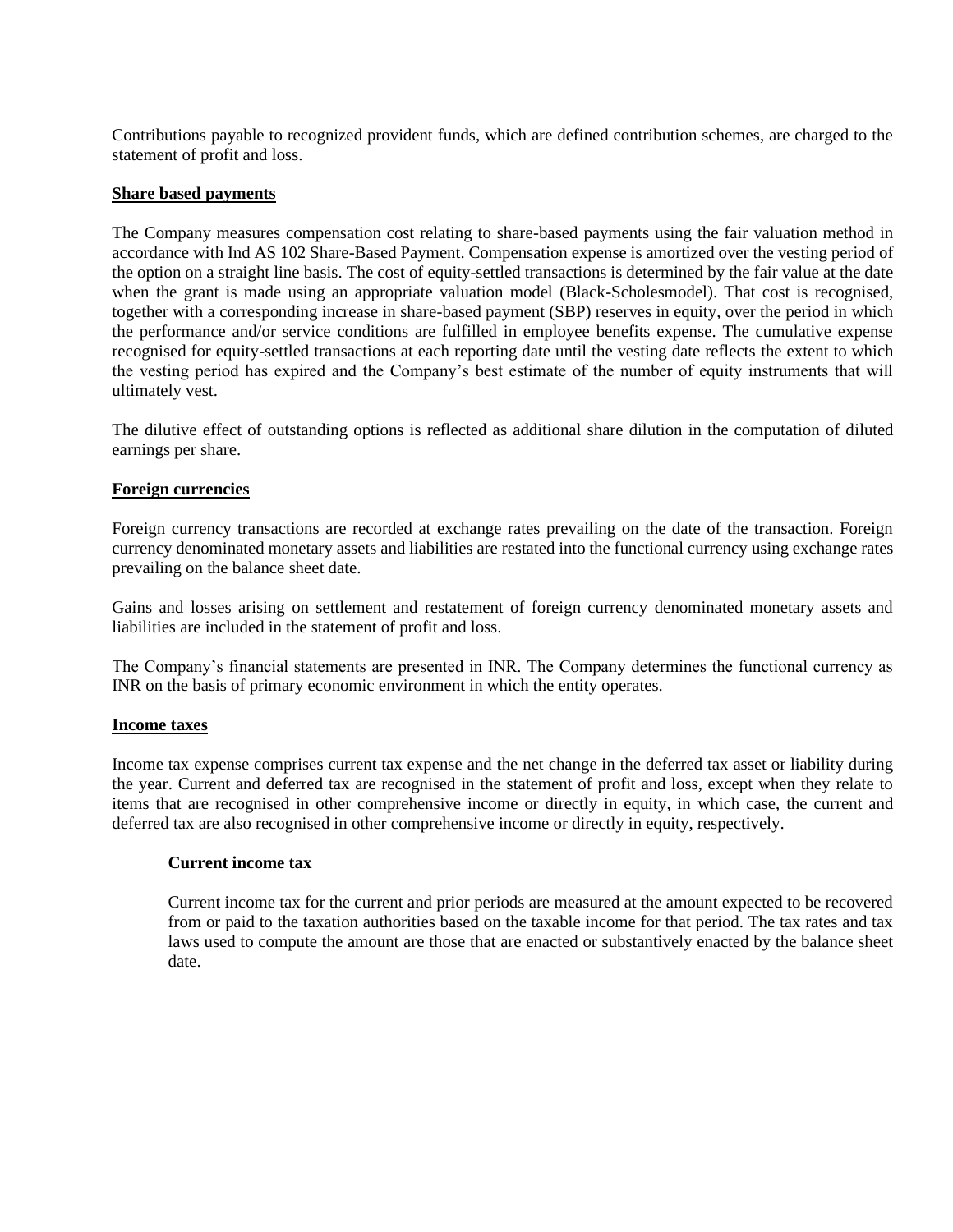Contributions payable to recognized provident funds, which are defined contribution schemes, are charged to the statement of profit and loss.

**Share based payments**

The Company measures compensation cost relating to share-based payments using the fair valuation method in accordance with Ind AS 102 Share-Based Payment. Compensation expense is amortized over the vesting period of the option on a straight line basis. The cost of equity-settled transactions is determined by the fair value at the date when the grant is made using an appropriate valuation model (Black-Scholesmodel). That cost is recognised, together with a corresponding increase in share-based payment (SBP) reserves in equity, over the period in which the performance and/or service conditions are fulfilled in employee benefits expense. The cumulative expense recognised for equity-settled transactions at each reporting date until the vesting date reflects the extent to which the vesting period has expired and the Company's best estimate of the number of equity instruments that will ultimately vest.

The dilutive effect of outstanding options is reflected as additional share dilution in the computation of diluted earnings per share.

**Foreign currencies**

Foreign currency transactions are recorded at exchange rates prevailing on the date of the transaction. Foreign currency denominated monetary assets and liabilities are restated into the functional currency using exchange rates prevailing on the balance sheet date.

Gains and losses arising on settlement and restatement of foreign currency denominated monetary assets and liabilities are included in the statement of profit and loss.

The Company's financial statements are presented in INR. The Company determines the functional currency as INR on the basis of primary economic environment in which the entity operates.

**Income taxes**

Income tax expense comprises current tax expense and the net change in the deferred tax asset or liability during the year. Current and deferred tax are recognised in the statement of profit and loss, except when they relate to items that are recognised in other comprehensive income or directly in equity, in which case, the current and deferred tax are also recognised in other comprehensive income or directly in equity, respectively.

**Current income tax**

Current income tax for the current and prior periods are measured at the amount expected to be recovered from or paid to the taxation authorities based on the taxable income for that period. The tax rates and tax laws used to compute the amount are those that are enacted or substantively enacted by the balance sheet date.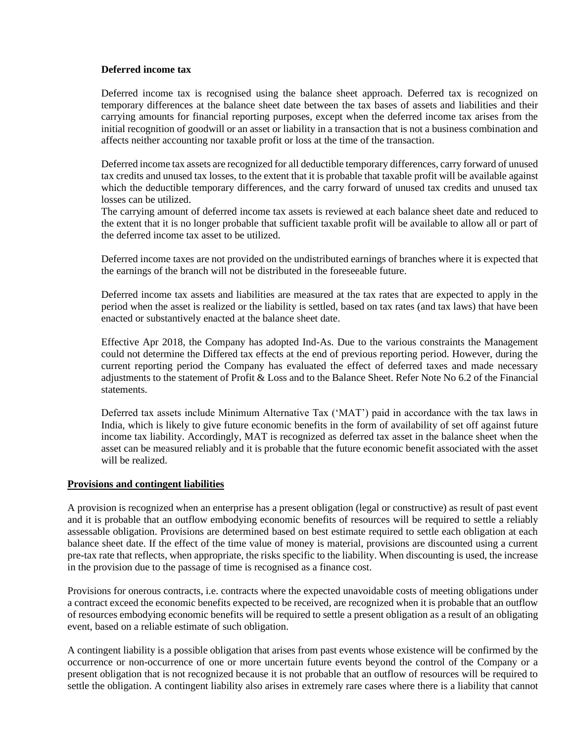**Deferred income tax**

Deferred income tax is recognised using the balance sheet approach. Deferred tax is recognized on temporary differences at the balance sheet date between the tax bases of assets and liabilities and their carrying amounts for financial reporting purposes, except when the deferred income tax arises from the initial recognition of goodwill or an asset or liability in a transaction that is not a business combination and affects neither accounting nor taxable profit or loss at the time of the transaction.

Deferred income tax assets are recognized for all deductible temporary differences, carry forward of unused tax credits and unused tax losses, to the extent that it is probable that taxable profit will be available against which the deductible temporary differences, and the carry forward of unused tax credits and unused tax losses can be utilized.
The carrying amount of deferred income tax assets is reviewed at each balance sheet date and reduced to the extent that it is no longer probable that sufficient taxable profit will be available to allow all or part of the deferred income tax asset to be utilized.

Deferred income taxes are not provided on the undistributed earnings of branches where it is expected that the earnings of the branch will not be distributed in the foreseeable future.

Deferred income tax assets and liabilities are measured at the tax rates that are expected to apply in the period when the asset is realized or the liability is settled, based on tax rates (and tax laws) that have been enacted or substantively enacted at the balance sheet date.

Effective Apr 2018, the Company has adopted Ind-As. Due to the various constraints the Management could not determine the Differed tax effects at the end of previous reporting period. However, during the current reporting period the Company has evaluated the effect of deferred taxes and made necessary adjustments to the statement of Profit & Loss and to the Balance Sheet. Refer Note No 6.2 of the Financial statements.

Deferred tax assets include Minimum Alternative Tax ('MAT') paid in accordance with the tax laws in India, which is likely to give future economic benefits in the form of availability of set off against future income tax liability. Accordingly, MAT is recognized as deferred tax asset in the balance sheet when the asset can be measured reliably and it is probable that the future economic benefit associated with the asset will be realized.

**Provisions and contingent liabilities**

A provision is recognized when an enterprise has a present obligation (legal or constructive) as result of past event and it is probable that an outflow embodying economic benefits of resources will be required to settle a reliably assessable obligation. Provisions are determined based on best estimate required to settle each obligation at each balance sheet date. If the effect of the time value of money is material, provisions are discounted using a current pre-tax rate that reflects, when appropriate, the risks specific to the liability. When discounting is used, the increase in the provision due to the passage of time is recognised as a finance cost.

Provisions for onerous contracts, i.e. contracts where the expected unavoidable costs of meeting obligations under a contract exceed the economic benefits expected to be received, are recognized when it is probable that an outflow of resources embodying economic benefits will be required to settle a present obligation as a result of an obligating event, based on a reliable estimate of such obligation.

A contingent liability is a possible obligation that arises from past events whose existence will be confirmed by the occurrence or non-occurrence of one or more uncertain future events beyond the control of the Company or a present obligation that is not recognized because it is not probable that an outflow of resources will be required to settle the obligation. A contingent liability also arises in extremely rare cases where there is a liability that cannot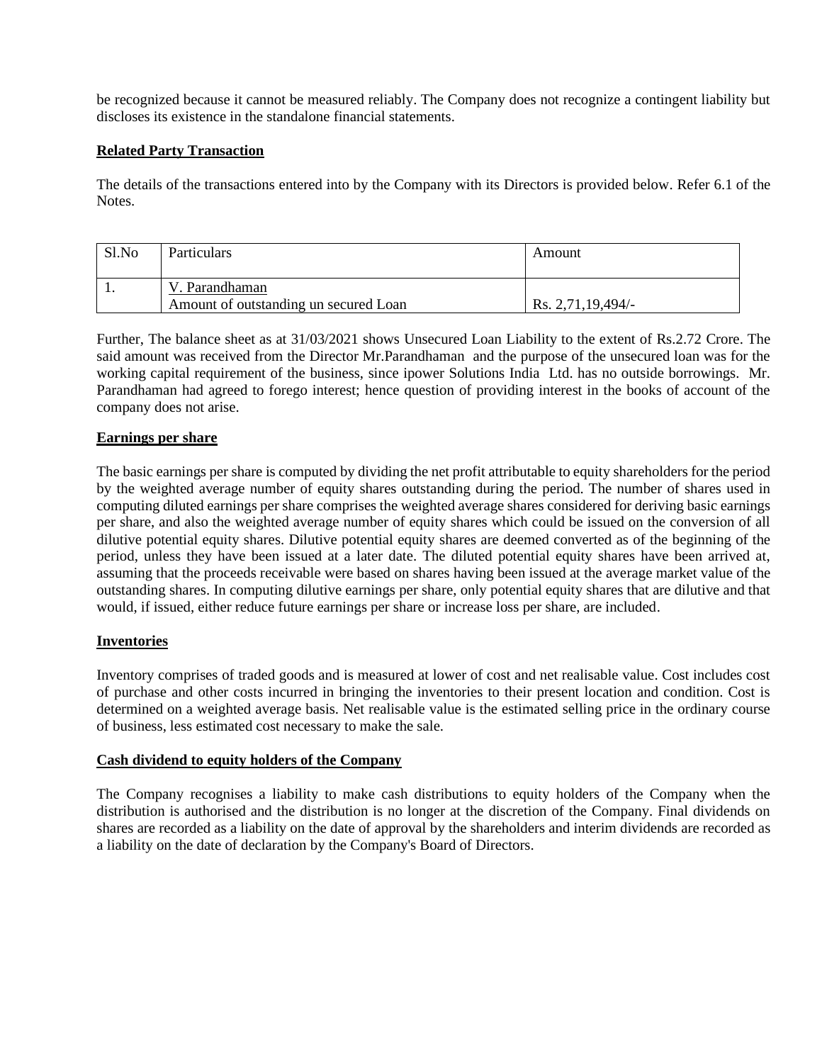be recognized because it cannot be measured reliably. The Company does not recognize a contingent liability but discloses its existence in the standalone financial statements.

**Related Party Transaction**

The details of the transactions entered into by the Company with its Directors is provided below. Refer 6.1 of the Notes.

| Sl.No | Particulars | Amount |
|---|---|---|
| 1. | V. Parandhaman<br>Amount of outstanding un secured Loan | Rs. 2,71,19,494/- |

Further, The balance sheet as at 31/03/2021 shows Unsecured Loan Liability to the extent of Rs.2.72 Crore. The said amount was received from the Director Mr.Parandhaman and the purpose of the unsecured loan was for the working capital requirement of the business, since ipower Solutions India Ltd. has no outside borrowings. Mr. Parandhaman had agreed to forego interest; hence question of providing interest in the books of account of the company does not arise.

**Earnings per share**

The basic earnings per share is computed by dividing the net profit attributable to equity shareholders for the period by the weighted average number of equity shares outstanding during the period. The number of shares used in computing diluted earnings per share comprises the weighted average shares considered for deriving basic earnings per share, and also the weighted average number of equity shares which could be issued on the conversion of all dilutive potential equity shares. Dilutive potential equity shares are deemed converted as of the beginning of the period, unless they have been issued at a later date. The diluted potential equity shares have been arrived at, assuming that the proceeds receivable were based on shares having been issued at the average market value of the outstanding shares. In computing dilutive earnings per share, only potential equity shares that are dilutive and that would, if issued, either reduce future earnings per share or increase loss per share, are included.

**Inventories**

Inventory comprises of traded goods and is measured at lower of cost and net realisable value. Cost includes cost of purchase and other costs incurred in bringing the inventories to their present location and condition. Cost is determined on a weighted average basis. Net realisable value is the estimated selling price in the ordinary course of business, less estimated cost necessary to make the sale.

**Cash dividend to equity holders of the Company**

The Company recognises a liability to make cash distributions to equity holders of the Company when the distribution is authorised and the distribution is no longer at the discretion of the Company. Final dividends on shares are recorded as a liability on the date of approval by the shareholders and interim dividends are recorded as a liability on the date of declaration by the Company's Board of Directors.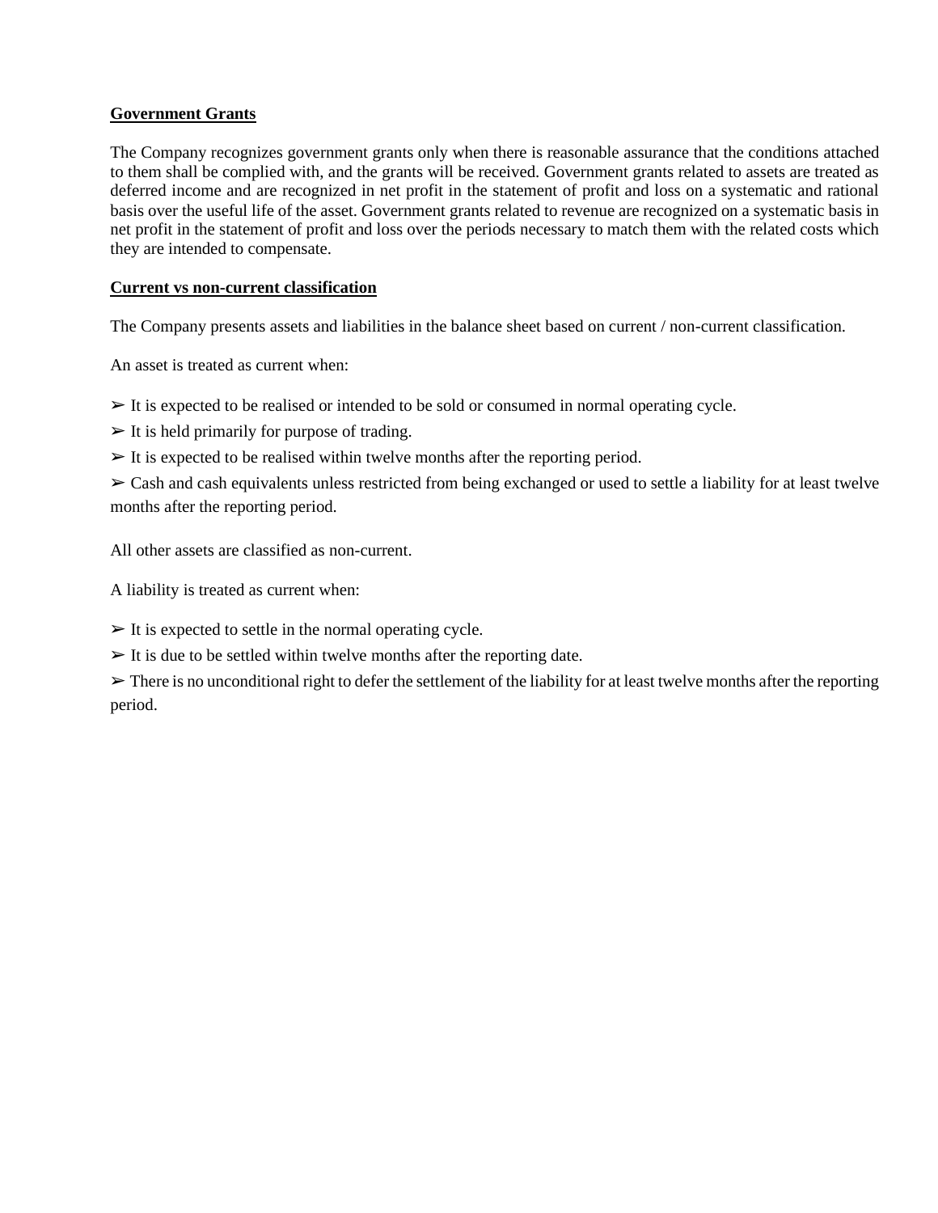**Government Grants**

The Company recognizes government grants only when there is reasonable assurance that the conditions attached to them shall be complied with, and the grants will be received. Government grants related to assets are treated as deferred income and are recognized in net profit in the statement of profit and loss on a systematic and rational basis over the useful life of the asset. Government grants related to revenue are recognized on a systematic basis in net profit in the statement of profit and loss over the periods necessary to match them with the related costs which they are intended to compensate.

**Current vs non-current classification**

The Company presents assets and liabilities in the balance sheet based on current / non-current classification.

An asset is treated as current when:

➢ It is expected to be realised or intended to be sold or consumed in normal operating cycle.

➢ It is held primarily for purpose of trading.

➢ It is expected to be realised within twelve months after the reporting period.

➢ Cash and cash equivalents unless restricted from being exchanged or used to settle a liability for at least twelve months after the reporting period.

All other assets are classified as non-current.

A liability is treated as current when:

➢ It is expected to settle in the normal operating cycle.

➢ It is due to be settled within twelve months after the reporting date.

➢ There is no unconditional right to defer the settlement of the liability for at least twelve months after the reporting period.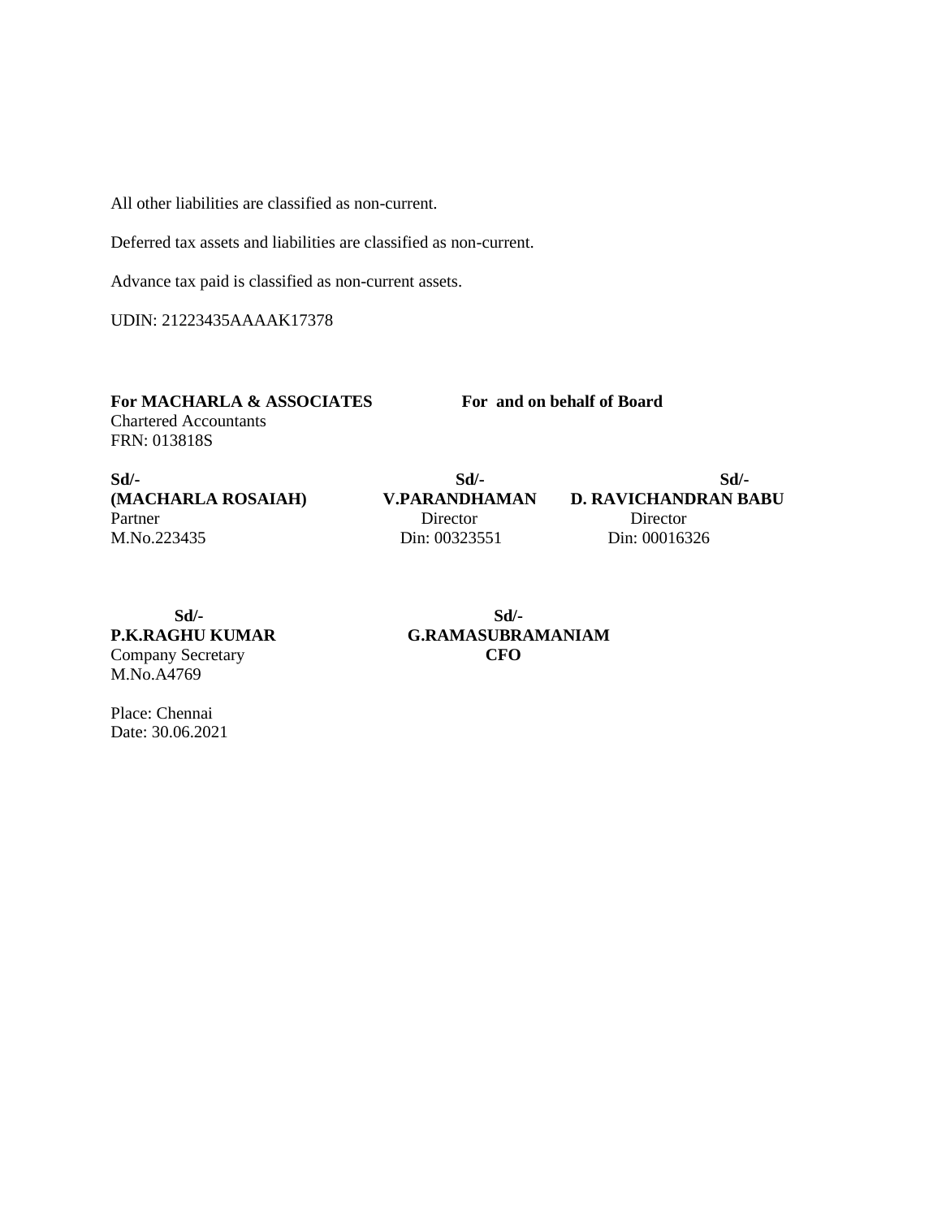All other liabilities are classified as non-current.

Deferred tax assets and liabilities are classified as non-current.

Advance tax paid is classified as non-current assets.

UDIN: 21223435AAAAK17378

**For MACHARLA & ASSOCIATES**
Chartered Accountants
FRN: 013818S

**For and on behalf of Board**

| | | |
|---|---|---|
| **Sd/-** | **Sd/-** | **Sd/-** |
| **(MACHARLA ROSAIAH)** | **V.PARANDHAMAN** | **D. RAVICHANDRAN BABU** |
| Partner | Director | Director |
| M.No.223435 | Din: 00323551 | Din: 00016326 |

| | |
|---|---|
| **Sd/-** | **Sd/-** |
| **P.K.RAGHU KUMAR** | **G.RAMASUBRAMANIAM** |
| Company Secretary | **CFO** |
| M.No.A4769 | |

Place: Chennai
Date: 30.06.2021